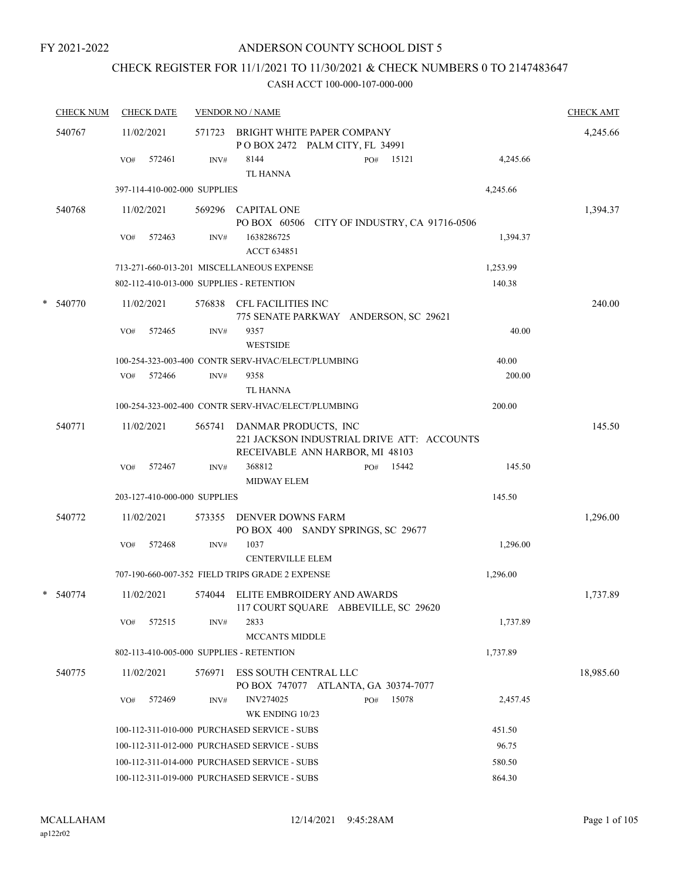FY 2021-2022

# ANDERSON COUNTY SCHOOL DIST 5

## CHECK REGISTER FOR 11/1/2021 TO 11/30/2021 & CHECK NUMBERS 0 TO 2147483647

### CASH ACCT 100-000-107-000-000

| CHECK NUM | CHECK DATE | VENDOR NO / NAME | | CHECK AMT |
|---|---|---|---|---|
| 540767 | 11/02/2021 | 571723 BRIGHT WHITE PAPER COMPANY<br>P O BOX 2472 PALM CITY, FL 34991 | | 4,245.66 |
| | VO# 572461 | INV# 8144 PO# 15121<br>TL HANNA | 4,245.66 | |
| | 397-114-410-002-000 SUPPLIES | | 4,245.66 | |
| 540768 | 11/02/2021 | 569296 CAPITAL ONE<br>PO BOX 60506 CITY OF INDUSTRY, CA 91716-0506 | | 1,394.37 |
| | VO# 572463 | INV# 1638286725<br>ACCT 634851 | 1,394.37 | |
| | 713-271-660-013-201 MISCELLANEOUS EXPENSE | | 1,253.99 | |
| | 802-112-410-013-000 SUPPLIES - RETENTION | | 140.38 | |
| * 540770 | 11/02/2021 | 576838 CFL FACILITIES INC<br>775 SENATE PARKWAY ANDERSON, SC 29621 | | 240.00 |
| | VO# 572465 | INV# 9357<br>WESTSIDE | 40.00 | |
| | 100-254-323-003-400 CONTR SERV-HVAC/ELECT/PLUMBING | | 40.00 | |
| | VO# 572466 | INV# 9358<br>TL HANNA | 200.00 | |
| | 100-254-323-002-400 CONTR SERV-HVAC/ELECT/PLUMBING | | 200.00 | |
| 540771 | 11/02/2021 | 565741 DANMAR PRODUCTS, INC<br>221 JACKSON INDUSTRIAL DRIVE ATT: ACCOUNTS RECEIVABLE ANN HARBOR, MI 48103 | | 145.50 |
| | VO# 572467 | INV# 368812 PO# 15442<br>MIDWAY ELEM | 145.50 | |
| | 203-127-410-000-000 SUPPLIES | | 145.50 | |
| 540772 | 11/02/2021 | 573355 DENVER DOWNS FARM<br>PO BOX 400 SANDY SPRINGS, SC 29677 | | 1,296.00 |
| | VO# 572468 | INV# 1037<br>CENTERVILLE ELEM | 1,296.00 | |
| | 707-190-660-007-352 FIELD TRIPS GRADE 2 EXPENSE | | 1,296.00 | |
| * 540774 | 11/02/2021 | 574044 ELITE EMBROIDERY AND AWARDS<br>117 COURT SQUARE ABBEVILLE, SC 29620 | | 1,737.89 |
| | VO# 572515 | INV# 2833<br>MCCANTS MIDDLE | 1,737.89 | |
| | 802-113-410-005-000 SUPPLIES - RETENTION | | 1,737.89 | |
| 540775 | 11/02/2021 | 576971 ESS SOUTH CENTRAL LLC<br>PO BOX 747077 ATLANTA, GA 30374-7077 | | 18,985.60 |
| | VO# 572469 | INV# INV274025 PO# 15078<br>WK ENDING 10/23 | 2,457.45 | |
| | 100-112-311-010-000 PURCHASED SERVICE - SUBS | | 451.50 | |
| | 100-112-311-012-000 PURCHASED SERVICE - SUBS | | 96.75 | |
| | 100-112-311-014-000 PURCHASED SERVICE - SUBS | | 580.50 | |
| | 100-112-311-019-000 PURCHASED SERVICE - SUBS | | 864.30 | |

MCALLAHAM
ap122r02

12/14/2021 9:45:28AM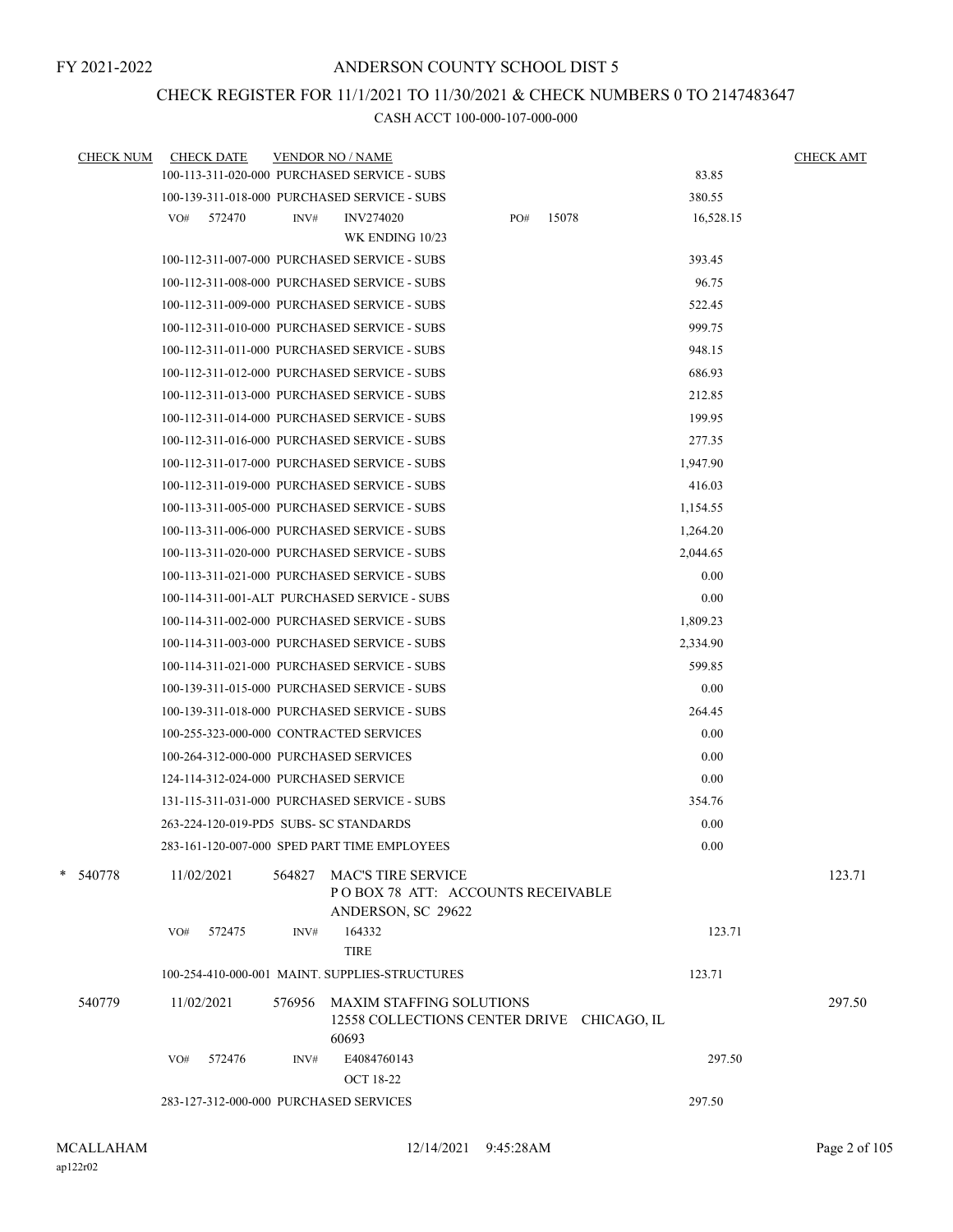FY 2021-2022

# ANDERSON COUNTY SCHOOL DIST 5

## CHECK REGISTER FOR 11/1/2021 TO 11/30/2021 & CHECK NUMBERS 0 TO 2147483647

### CASH ACCT 100-000-107-000-000

| CHECK NUM | CHECK DATE | VENDOR NO / NAME | | CHECK AMT |
|---|---|---|---|---|
| | 100-113-311-020-000 PURCHASED SERVICE - SUBS | | 83.85 | |
| | 100-139-311-018-000 PURCHASED SERVICE - SUBS | | 380.55 | |
| | VO# 572470 | INV# INV274020 WK ENDING 10/23 PO# 15078 | 16,528.15 | |
| | 100-112-311-007-000 PURCHASED SERVICE - SUBS | | 393.45 | |
| | 100-112-311-008-000 PURCHASED SERVICE - SUBS | | 96.75 | |
| | 100-112-311-009-000 PURCHASED SERVICE - SUBS | | 522.45 | |
| | 100-112-311-010-000 PURCHASED SERVICE - SUBS | | 999.75 | |
| | 100-112-311-011-000 PURCHASED SERVICE - SUBS | | 948.15 | |
| | 100-112-311-012-000 PURCHASED SERVICE - SUBS | | 686.93 | |
| | 100-112-311-013-000 PURCHASED SERVICE - SUBS | | 212.85 | |
| | 100-112-311-014-000 PURCHASED SERVICE - SUBS | | 199.95 | |
| | 100-112-311-016-000 PURCHASED SERVICE - SUBS | | 277.35 | |
| | 100-112-311-017-000 PURCHASED SERVICE - SUBS | | 1,947.90 | |
| | 100-112-311-019-000 PURCHASED SERVICE - SUBS | | 416.03 | |
| | 100-113-311-005-000 PURCHASED SERVICE - SUBS | | 1,154.55 | |
| | 100-113-311-006-000 PURCHASED SERVICE - SUBS | | 1,264.20 | |
| | 100-113-311-020-000 PURCHASED SERVICE - SUBS | | 2,044.65 | |
| | 100-113-311-021-000 PURCHASED SERVICE - SUBS | | 0.00 | |
| | 100-114-311-001-ALT PURCHASED SERVICE - SUBS | | 0.00 | |
| | 100-114-311-002-000 PURCHASED SERVICE - SUBS | | 1,809.23 | |
| | 100-114-311-003-000 PURCHASED SERVICE - SUBS | | 2,334.90 | |
| | 100-114-311-021-000 PURCHASED SERVICE - SUBS | | 599.85 | |
| | 100-139-311-015-000 PURCHASED SERVICE - SUBS | | 0.00 | |
| | 100-139-311-018-000 PURCHASED SERVICE - SUBS | | 264.45 | |
| | 100-255-323-000-000 CONTRACTED SERVICES | | 0.00 | |
| | 100-264-312-000-000 PURCHASED SERVICES | | 0.00 | |
| | 124-114-312-024-000 PURCHASED SERVICE | | 0.00 | |
| | 131-115-311-031-000 PURCHASED SERVICE - SUBS | | 354.76 | |
| | 263-224-120-019-PD5 SUBS- SC STANDARDS | | 0.00 | |
| | 283-161-120-007-000 SPED PART TIME EMPLOYEES | | 0.00 | |
| * 540778 | 11/02/2021 | 564827 MAC'S TIRE SERVICE P O BOX 78 ATT: ACCOUNTS RECEIVABLE ANDERSON, SC 29622 | | 123.71 |
| | VO# 572475 | INV# 164332 TIRE | 123.71 | |
| | 100-254-410-000-001 MAINT. SUPPLIES-STRUCTURES | | 123.71 | |
| 540779 | 11/02/2021 | 576956 MAXIM STAFFING SOLUTIONS 12558 COLLECTIONS CENTER DRIVE CHICAGO, IL 60693 | | 297.50 |
| | VO# 572476 | INV# E4084760143 OCT 18-22 | 297.50 | |
| | 283-127-312-000-000 PURCHASED SERVICES | | 297.50 | |

MCALLAHAM
ap122r02

12/14/2021 9:45:28AM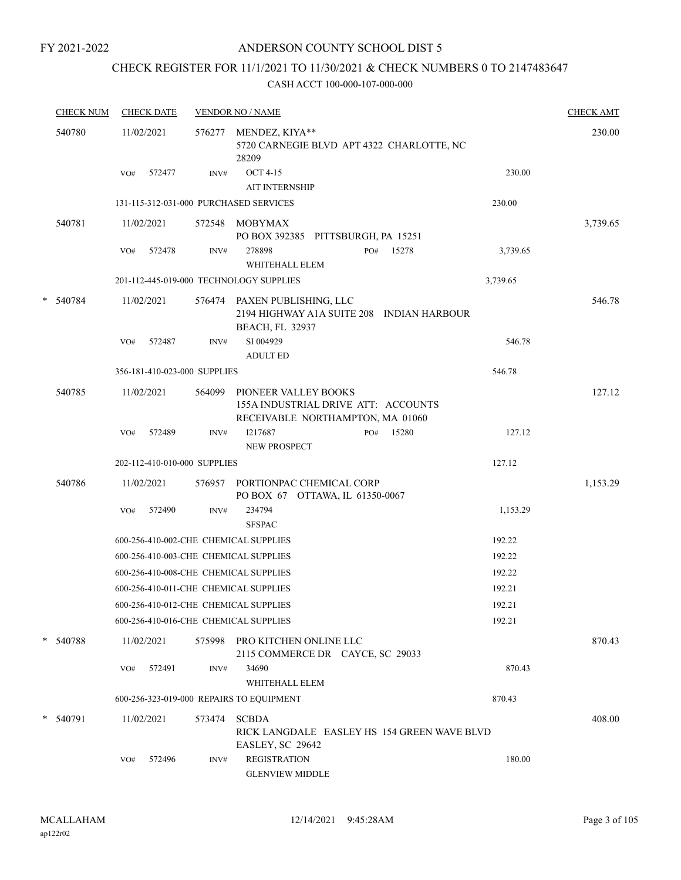FY 2021-2022

# ANDERSON COUNTY SCHOOL DIST 5

## CHECK REGISTER FOR 11/1/2021 TO 11/30/2021 & CHECK NUMBERS 0 TO 2147483647

CASH ACCT 100-000-107-000-000

| CHECK NUM | CHECK DATE | VENDOR NO / NAME | | CHECK AMT |
|---|---|---|---|---|
| 540780 | 11/02/2021 | 576277 MENDEZ, KIYA** 5720 CARNEGIE BLVD APT 4322 CHARLOTTE, NC 28209 | | 230.00 |
| | VO# 572477 | INV# OCT 4-15 AIT INTERNSHIP | 230.00 | |
| | 131-115-312-031-000 PURCHASED SERVICES | | 230.00 | |
| 540781 | 11/02/2021 | 572548 MOBYMAX PO BOX 392385 PITTSBURGH, PA 15251 | | 3,739.65 |
| | VO# 572478 | INV# 278898 PO# 15278 WHITEHALL ELEM | 3,739.65 | |
| | 201-112-445-019-000 TECHNOLOGY SUPPLIES | | 3,739.65 | |
| * 540784 | 11/02/2021 | 576474 PAXEN PUBLISHING, LLC 2194 HIGHWAY A1A SUITE 208 INDIAN HARBOUR BEACH, FL 32937 | | 546.78 |
| | VO# 572487 | INV# SI 004929 ADULT ED | 546.78 | |
| | 356-181-410-023-000 SUPPLIES | | 546.78 | |
| 540785 | 11/02/2021 | 564099 PIONEER VALLEY BOOKS 155A INDUSTRIAL DRIVE ATT: ACCOUNTS RECEIVABLE NORTHAMPTON, MA 01060 | | 127.12 |
| | VO# 572489 | INV# I217687 PO# 15280 NEW PROSPECT | 127.12 | |
| | 202-112-410-010-000 SUPPLIES | | 127.12 | |
| 540786 | 11/02/2021 | 576957 PORTIONPAC CHEMICAL CORP PO BOX 67 OTTAWA, IL 61350-0067 | | 1,153.29 |
| | VO# 572490 | INV# 234794 SFSPAC | 1,153.29 | |
| | 600-256-410-002-CHE CHEMICAL SUPPLIES | | 192.22 | |
| | 600-256-410-003-CHE CHEMICAL SUPPLIES | | 192.22 | |
| | 600-256-410-008-CHE CHEMICAL SUPPLIES | | 192.22 | |
| | 600-256-410-011-CHE CHEMICAL SUPPLIES | | 192.21 | |
| | 600-256-410-012-CHE CHEMICAL SUPPLIES | | 192.21 | |
| | 600-256-410-016-CHE CHEMICAL SUPPLIES | | 192.21 | |
| * 540788 | 11/02/2021 | 575998 PRO KITCHEN ONLINE LLC 2115 COMMERCE DR CAYCE, SC 29033 | | 870.43 |
| | VO# 572491 | INV# 34690 WHITEHALL ELEM | 870.43 | |
| | 600-256-323-019-000 REPAIRS TO EQUIPMENT | | 870.43 | |
| * 540791 | 11/02/2021 | 573474 SCBDA RICK LANGDALE EASLEY HS 154 GREEN WAVE BLVD EASLEY, SC 29642 | | 408.00 |
| | VO# 572496 | INV# REGISTRATION GLENVIEW MIDDLE | 180.00 | |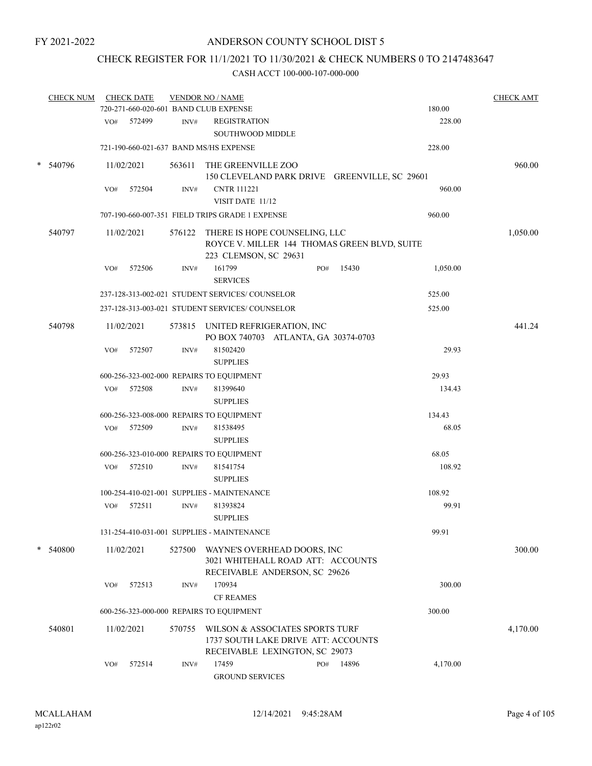FY 2021-2022

# ANDERSON COUNTY SCHOOL DIST 5

## CHECK REGISTER FOR 11/1/2021 TO 11/30/2021 & CHECK NUMBERS 0 TO 2147483647

### CASH ACCT 100-000-107-000-000

| CHECK NUM | CHECK DATE | VENDOR NO / NAME | | CHECK AMT |
|---|---|---|---|---|
| | 720-271-660-020-601 BAND CLUB EXPENSE | | 180.00 | |
| | VO# 572499 | INV# REGISTRATION SOUTHWOOD MIDDLE | 228.00 | |
| | 721-190-660-021-637 BAND MS/HS EXPENSE | | 228.00 | |
| * 540796 | 11/02/2021 | 563611 THE GREENVILLE ZOO 150 CLEVELAND PARK DRIVE GREENVILLE, SC 29601 | | 960.00 |
| | VO# 572504 | INV# CNTR 111221 VISIT DATE 11/12 | 960.00 | |
| | 707-190-660-007-351 FIELD TRIPS GRADE 1 EXPENSE | | 960.00 | |
| 540797 | 11/02/2021 | 576122 THERE IS HOPE COUNSELING, LLC ROYCE V. MILLER 144 THOMAS GREEN BLVD, SUITE 223 CLEMSON, SC 29631 | | 1,050.00 |
| | VO# 572506 | INV# 161799 PO# 15430 SERVICES | 1,050.00 | |
| | 237-128-313-002-021 STUDENT SERVICES/ COUNSELOR | | 525.00 | |
| | 237-128-313-003-021 STUDENT SERVICES/ COUNSELOR | | 525.00 | |
| 540798 | 11/02/2021 | 573815 UNITED REFRIGERATION, INC PO BOX 740703 ATLANTA, GA 30374-0703 | | 441.24 |
| | VO# 572507 | INV# 81502420 SUPPLIES | 29.93 | |
| | 600-256-323-002-000 REPAIRS TO EQUIPMENT | | 29.93 | |
| | VO# 572508 | INV# 81399640 SUPPLIES | 134.43 | |
| | 600-256-323-008-000 REPAIRS TO EQUIPMENT | | 134.43 | |
| | VO# 572509 | INV# 81538495 SUPPLIES | 68.05 | |
| | 600-256-323-010-000 REPAIRS TO EQUIPMENT | | 68.05 | |
| | VO# 572510 | INV# 81541754 SUPPLIES | 108.92 | |
| | 100-254-410-021-001 SUPPLIES - MAINTENANCE | | 108.92 | |
| | VO# 572511 | INV# 81393824 SUPPLIES | 99.91 | |
| | 131-254-410-031-001 SUPPLIES - MAINTENANCE | | 99.91 | |
| * 540800 | 11/02/2021 | 527500 WAYNE'S OVERHEAD DOORS, INC 3021 WHITEHALL ROAD ATT: ACCOUNTS RECEIVABLE ANDERSON, SC 29626 | | 300.00 |
| | VO# 572513 | INV# 170934 CF REAMES | 300.00 | |
| | 600-256-323-000-000 REPAIRS TO EQUIPMENT | | 300.00 | |
| 540801 | 11/02/2021 | 570755 WILSON & ASSOCIATES SPORTS TURF 1737 SOUTH LAKE DRIVE ATT: ACCOUNTS RECEIVABLE LEXINGTON, SC 29073 | | 4,170.00 |
| | VO# 572514 | INV# 17459 PO# 14896 GROUND SERVICES | 4,170.00 | |

MCALLAHAM
ap122r02
12/14/2021 9:45:28AM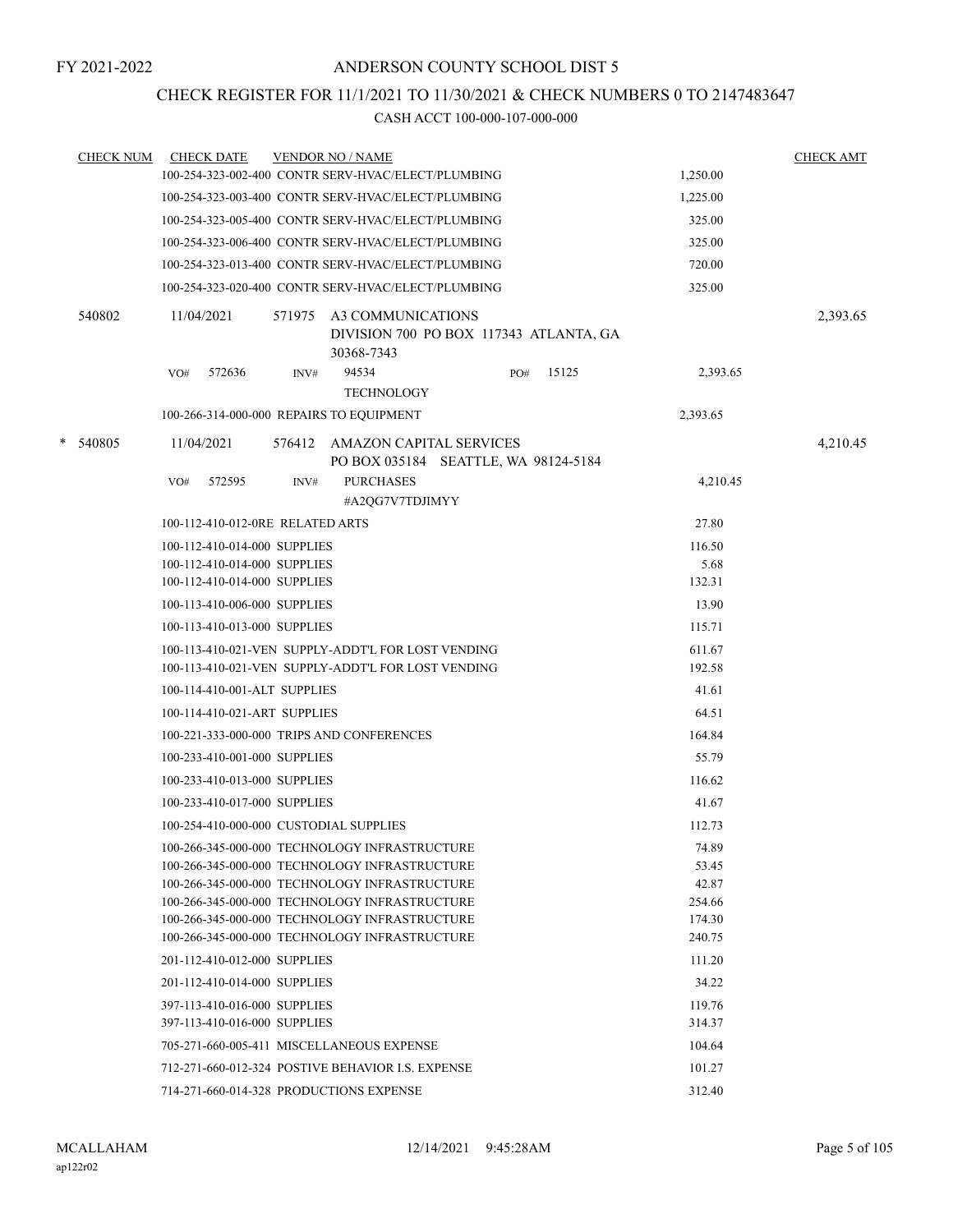FY 2021-2022

# ANDERSON COUNTY SCHOOL DIST 5

## CHECK REGISTER FOR 11/1/2021 TO 11/30/2021 & CHECK NUMBERS 0 TO 2147483647

### CASH ACCT 100-000-107-000-000

| CHECK NUM | CHECK DATE | VENDOR NO / NAME | | CHECK AMT |
|---|---|---|---|---|
| | | 100-254-323-002-400 CONTR SERV-HVAC/ELECT/PLUMBING | 1,250.00 | |
| | | 100-254-323-003-400 CONTR SERV-HVAC/ELECT/PLUMBING | 1,225.00 | |
| | | 100-254-323-005-400 CONTR SERV-HVAC/ELECT/PLUMBING | 325.00 | |
| | | 100-254-323-006-400 CONTR SERV-HVAC/ELECT/PLUMBING | 325.00 | |
| | | 100-254-323-013-400 CONTR SERV-HVAC/ELECT/PLUMBING | 720.00 | |
| | | 100-254-323-020-400 CONTR SERV-HVAC/ELECT/PLUMBING | 325.00 | |
| 540802 | 11/04/2021 | 571975 A3 COMMUNICATIONS DIVISION 700 PO BOX 117343 ATLANTA, GA 30368-7343 | | 2,393.65 |
| | VO# 572636 | INV# 94534 TECHNOLOGY PO# 15125 | 2,393.65 | |
| | | 100-266-314-000-000 REPAIRS TO EQUIPMENT | 2,393.65 | |
| * 540805 | 11/04/2021 | 576412 AMAZON CAPITAL SERVICES PO BOX 035184 SEATTLE, WA 98124-5184 | | 4,210.45 |
| | VO# 572595 | INV# PURCHASES #A2QG7V7TDJIMYY | 4,210.45 | |
| | | 100-112-410-012-0RE RELATED ARTS | 27.80 | |
| | | 100-112-410-014-000 SUPPLIES | 116.50 | |
| | | 100-112-410-014-000 SUPPLIES | 5.68 | |
| | | 100-112-410-014-000 SUPPLIES | 132.31 | |
| | | 100-113-410-006-000 SUPPLIES | 13.90 | |
| | | 100-113-410-013-000 SUPPLIES | 115.71 | |
| | | 100-113-410-021-VEN SUPPLY-ADDT'L FOR LOST VENDING | 611.67 | |
| | | 100-113-410-021-VEN SUPPLY-ADDT'L FOR LOST VENDING | 192.58 | |
| | | 100-114-410-001-ALT SUPPLIES | 41.61 | |
| | | 100-114-410-021-ART SUPPLIES | 64.51 | |
| | | 100-221-333-000-000 TRIPS AND CONFERENCES | 164.84 | |
| | | 100-233-410-001-000 SUPPLIES | 55.79 | |
| | | 100-233-410-013-000 SUPPLIES | 116.62 | |
| | | 100-233-410-017-000 SUPPLIES | 41.67 | |
| | | 100-254-410-000-000 CUSTODIAL SUPPLIES | 112.73 | |
| | | 100-266-345-000-000 TECHNOLOGY INFRASTRUCTURE | 74.89 | |
| | | 100-266-345-000-000 TECHNOLOGY INFRASTRUCTURE | 53.45 | |
| | | 100-266-345-000-000 TECHNOLOGY INFRASTRUCTURE | 42.87 | |
| | | 100-266-345-000-000 TECHNOLOGY INFRASTRUCTURE | 254.66 | |
| | | 100-266-345-000-000 TECHNOLOGY INFRASTRUCTURE | 174.30 | |
| | | 100-266-345-000-000 TECHNOLOGY INFRASTRUCTURE | 240.75 | |
| | | 201-112-410-012-000 SUPPLIES | 111.20 | |
| | | 201-112-410-014-000 SUPPLIES | 34.22 | |
| | | 397-113-410-016-000 SUPPLIES | 119.76 | |
| | | 397-113-410-016-000 SUPPLIES | 314.37 | |
| | | 705-271-660-005-411 MISCELLANEOUS EXPENSE | 104.64 | |
| | | 712-271-660-012-324 POSTIVE BEHAVIOR I.S. EXPENSE | 101.27 | |
| | | 714-271-660-014-328 PRODUCTIONS EXPENSE | 312.40 | |

MCALLAHAM
ap122r02

12/14/2021 9:45:28AM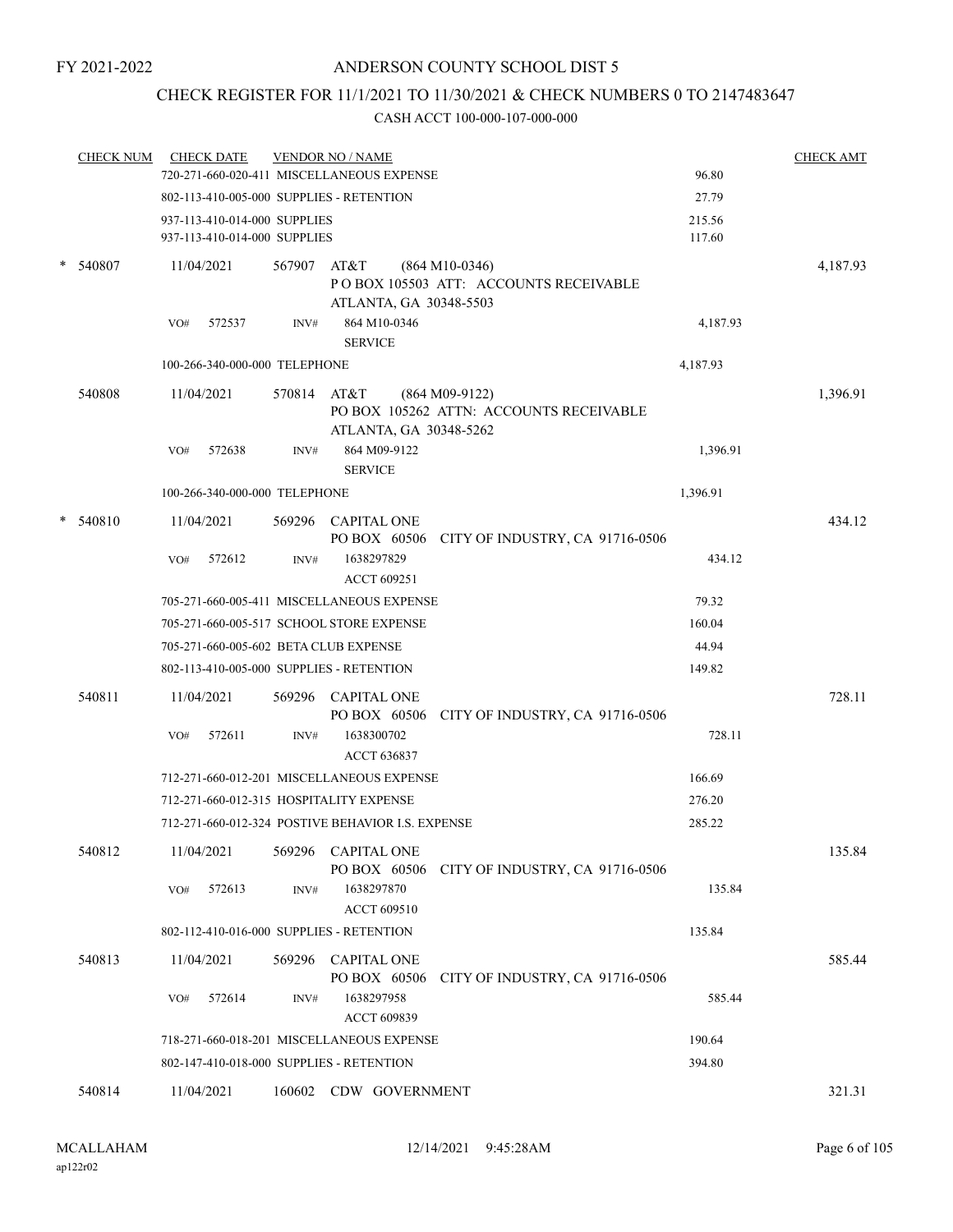FY 2021-2022

# ANDERSON COUNTY SCHOOL DIST 5

## CHECK REGISTER FOR 11/1/2021 TO 11/30/2021 & CHECK NUMBERS 0 TO 2147483647

### CASH ACCT 100-000-107-000-000

| CHECK NUM | CHECK DATE | VENDOR NO / NAME | | CHECK AMT |
|---|---|---|---|---|
| | 720-271-660-020-411 MISCELLANEOUS EXPENSE | | 96.80 | |
| | 802-113-410-005-000 SUPPLIES - RETENTION | | 27.79 | |
| | 937-113-410-014-000 SUPPLIES | | 215.56 | |
| | 937-113-410-014-000 SUPPLIES | | 117.60 | |
| * 540807 | 11/04/2021 | 567907 AT&T (864 M10-0346) P O BOX 105503 ATT: ACCOUNTS RECEIVABLE ATLANTA, GA 30348-5503 | | 4,187.93 |
| | VO# 572537 INV# | 864 M10-0346 SERVICE | 4,187.93 | |
| | 100-266-340-000-000 TELEPHONE | | 4,187.93 | |
| 540808 | 11/04/2021 | 570814 AT&T (864 M09-9122) PO BOX 105262 ATTN: ACCOUNTS RECEIVABLE ATLANTA, GA 30348-5262 | | 1,396.91 |
| | VO# 572638 INV# | 864 M09-9122 SERVICE | 1,396.91 | |
| | 100-266-340-000-000 TELEPHONE | | 1,396.91 | |
| * 540810 | 11/04/2021 | 569296 CAPITAL ONE PO BOX 60506 CITY OF INDUSTRY, CA 91716-0506 | | 434.12 |
| | VO# 572612 INV# | 1638297829 ACCT 609251 | 434.12 | |
| | 705-271-660-005-411 MISCELLANEOUS EXPENSE | | 79.32 | |
| | 705-271-660-005-517 SCHOOL STORE EXPENSE | | 160.04 | |
| | 705-271-660-005-602 BETA CLUB EXPENSE | | 44.94 | |
| | 802-113-410-005-000 SUPPLIES - RETENTION | | 149.82 | |
| 540811 | 11/04/2021 | 569296 CAPITAL ONE PO BOX 60506 CITY OF INDUSTRY, CA 91716-0506 | | 728.11 |
| | VO# 572611 INV# | 1638300702 ACCT 636837 | 728.11 | |
| | 712-271-660-012-201 MISCELLANEOUS EXPENSE | | 166.69 | |
| | 712-271-660-012-315 HOSPITALITY EXPENSE | | 276.20 | |
| | 712-271-660-012-324 POSTIVE BEHAVIOR I.S. EXPENSE | | 285.22 | |
| 540812 | 11/04/2021 | 569296 CAPITAL ONE PO BOX 60506 CITY OF INDUSTRY, CA 91716-0506 | | 135.84 |
| | VO# 572613 INV# | 1638297870 ACCT 609510 | 135.84 | |
| | 802-112-410-016-000 SUPPLIES - RETENTION | | 135.84 | |
| 540813 | 11/04/2021 | 569296 CAPITAL ONE PO BOX 60506 CITY OF INDUSTRY, CA 91716-0506 | | 585.44 |
| | VO# 572614 INV# | 1638297958 ACCT 609839 | 585.44 | |
| | 718-271-660-018-201 MISCELLANEOUS EXPENSE | | 190.64 | |
| | 802-147-410-018-000 SUPPLIES - RETENTION | | 394.80 | |
| 540814 | 11/04/2021 | 160602 CDW GOVERNMENT | | 321.31 |

MCALLAHAM ap122r02 12/14/2021 9:45:28AM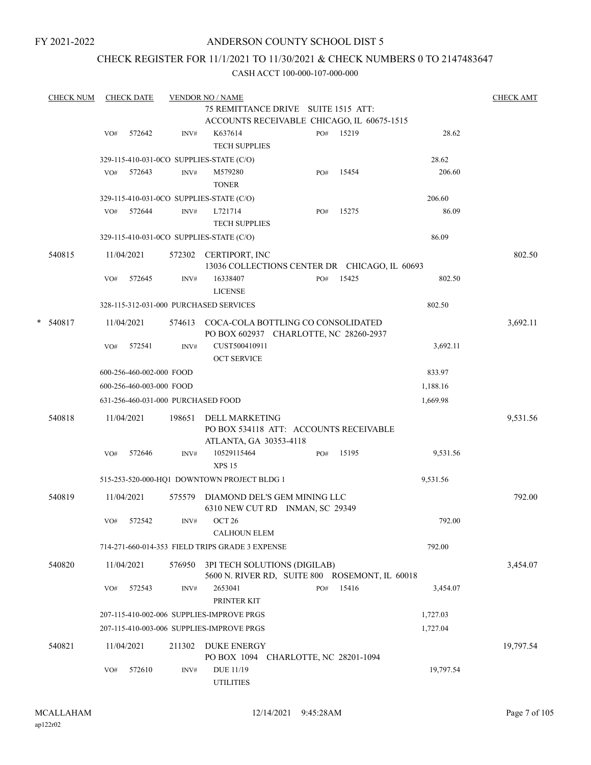FY 2021-2022

# ANDERSON COUNTY SCHOOL DIST 5

## CHECK REGISTER FOR 11/1/2021 TO 11/30/2021 & CHECK NUMBERS 0 TO 2147483647

CASH ACCT 100-000-107-000-000

| CHECK NUM | CHECK DATE | VENDOR NO / NAME | | | | CHECK AMT |
|---|---|---|---|---|---|---|
| | | | 75 REMITTANCE DRIVE SUITE 1515 ATT: ACCOUNTS RECEIVABLE CHICAGO, IL 60675-1515 | | | |
| | VO# 572642 | INV# | K637614 TECH SUPPLIES | PO# 15219 | 28.62 | |
| | 329-115-410-031-0CO SUPPLIES-STATE (C/O) | | | | 28.62 | |
| | VO# 572643 | INV# | M579280 TONER | PO# 15454 | 206.60 | |
| | 329-115-410-031-0CO SUPPLIES-STATE (C/O) | | | | 206.60 | |
| | VO# 572644 | INV# | L721714 TECH SUPPLIES | PO# 15275 | 86.09 | |
| | 329-115-410-031-0CO SUPPLIES-STATE (C/O) | | | | 86.09 | |
| 540815 | 11/04/2021 | 572302 | CERTIPORT, INC 13036 COLLECTIONS CENTER DR CHICAGO, IL 60693 | | | 802.50 |
| | VO# 572645 | INV# | 16338407 LICENSE | PO# 15425 | 802.50 | |
| | 328-115-312-031-000 PURCHASED SERVICES | | | | 802.50 | |
| * 540817 | 11/04/2021 | 574613 | COCA-COLA BOTTLING CO CONSOLIDATED PO BOX 602937 CHARLOTTE, NC 28260-2937 | | | 3,692.11 |
| | VO# 572541 | INV# | CUST500410911 OCT SERVICE | | 3,692.11 | |
| | 600-256-460-002-000 FOOD | | | | 833.97 | |
| | 600-256-460-003-000 FOOD | | | | 1,188.16 | |
| | 631-256-460-031-000 PURCHASED FOOD | | | | 1,669.98 | |
| 540818 | 11/04/2021 | 198651 | DELL MARKETING PO BOX 534118 ATT: ACCOUNTS RECEIVABLE ATLANTA, GA 30353-4118 | | | 9,531.56 |
| | VO# 572646 | INV# | 10529115464 XPS 15 | PO# 15195 | 9,531.56 | |
| | 515-253-520-000-HQ1 DOWNTOWN PROJECT BLDG 1 | | | | 9,531.56 | |
| 540819 | 11/04/2021 | 575579 | DIAMOND DEL'S GEM MINING LLC 6310 NEW CUT RD INMAN, SC 29349 | | | 792.00 |
| | VO# 572542 | INV# | OCT 26 CALHOUN ELEM | | 792.00 | |
| | 714-271-660-014-353 FIELD TRIPS GRADE 3 EXPENSE | | | | 792.00 | |
| 540820 | 11/04/2021 | 576950 | 3PI TECH SOLUTIONS (DIGILAB) 5600 N. RIVER RD, SUITE 800 ROSEMONT, IL 60018 | | | 3,454.07 |
| | VO# 572543 | INV# | 2653041 PRINTER KIT | PO# 15416 | 3,454.07 | |
| | 207-115-410-002-006 SUPPLIES-IMPROVE PRGS | | | | 1,727.03 | |
| | 207-115-410-003-006 SUPPLIES-IMPROVE PRGS | | | | 1,727.04 | |
| 540821 | 11/04/2021 | 211302 | DUKE ENERGY PO BOX 1094 CHARLOTTE, NC 28201-1094 | | | 19,797.54 |
| | VO# 572610 | INV# | DUE 11/19 UTILITIES | | 19,797.54 | |

MCALLAHAM ap122r02 12/14/2021 9:45:28AM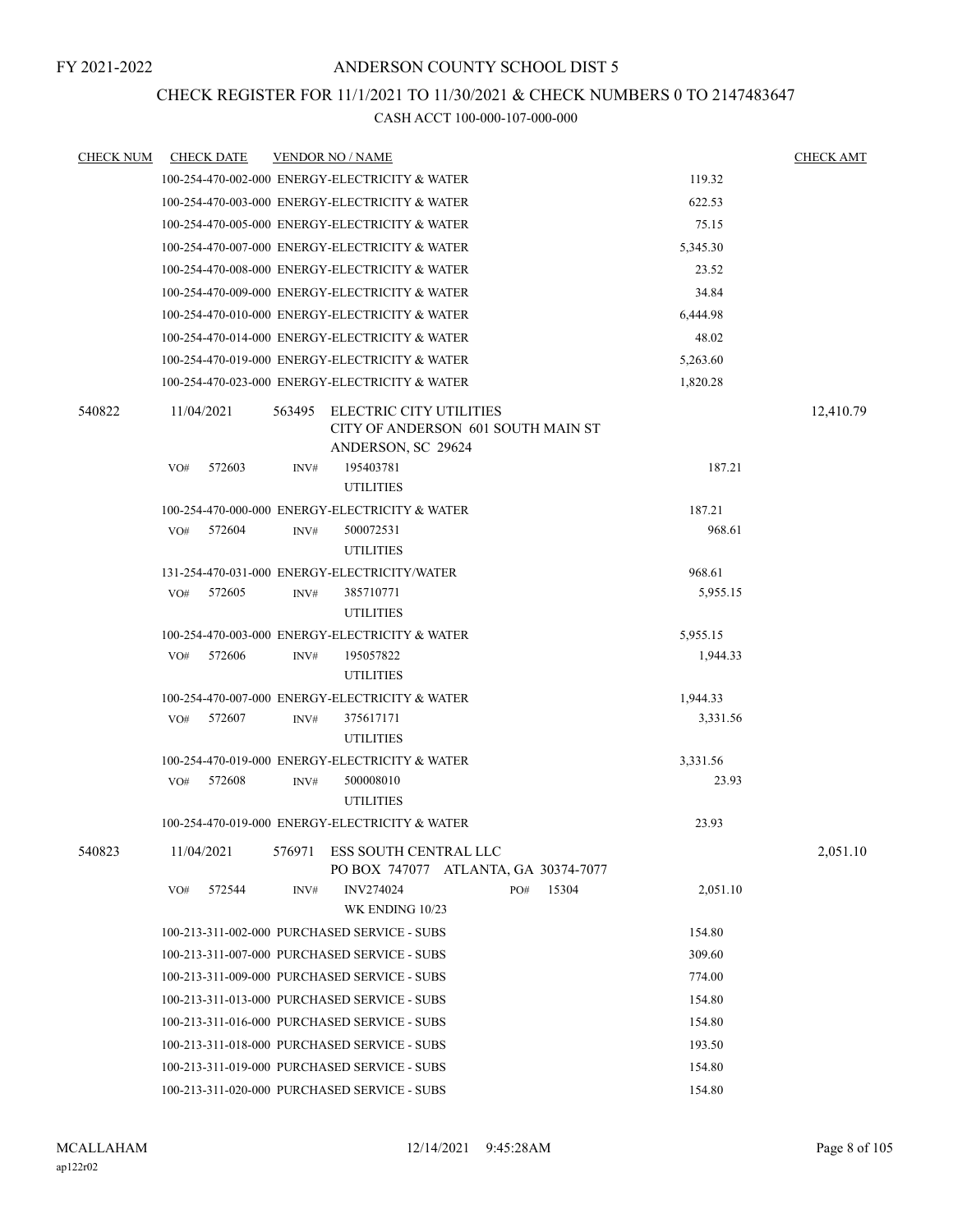FY 2021-2022

# ANDERSON COUNTY SCHOOL DIST 5

## CHECK REGISTER FOR 11/1/2021 TO 11/30/2021 & CHECK NUMBERS 0 TO 2147483647

### CASH ACCT 100-000-107-000-000

| CHECK NUM | CHECK DATE | VENDOR NO / NAME | | CHECK AMT |
|---|---|---|---|---|
| | | 100-254-470-002-000 ENERGY-ELECTRICITY & WATER | 119.32 | |
| | | 100-254-470-003-000 ENERGY-ELECTRICITY & WATER | 622.53 | |
| | | 100-254-470-005-000 ENERGY-ELECTRICITY & WATER | 75.15 | |
| | | 100-254-470-007-000 ENERGY-ELECTRICITY & WATER | 5,345.30 | |
| | | 100-254-470-008-000 ENERGY-ELECTRICITY & WATER | 23.52 | |
| | | 100-254-470-009-000 ENERGY-ELECTRICITY & WATER | 34.84 | |
| | | 100-254-470-010-000 ENERGY-ELECTRICITY & WATER | 6,444.98 | |
| | | 100-254-470-014-000 ENERGY-ELECTRICITY & WATER | 48.02 | |
| | | 100-254-470-019-000 ENERGY-ELECTRICITY & WATER | 5,263.60 | |
| | | 100-254-470-023-000 ENERGY-ELECTRICITY & WATER | 1,820.28 | |
| 540822 | 11/04/2021 | 563495 ELECTRIC CITY UTILITIES<br>CITY OF ANDERSON 601 SOUTH MAIN ST<br>ANDERSON, SC 29624 | | 12,410.79 |
| | | VO# 572603 INV# 195403781<br>UTILITIES | 187.21 | |
| | | 100-254-470-000-000 ENERGY-ELECTRICITY & WATER | 187.21 | |
| | | VO# 572604 INV# 500072531<br>UTILITIES | 968.61 | |
| | | 131-254-470-031-000 ENERGY-ELECTRICITY/WATER | 968.61 | |
| | | VO# 572605 INV# 385710771<br>UTILITIES | 5,955.15 | |
| | | 100-254-470-003-000 ENERGY-ELECTRICITY & WATER | 5,955.15 | |
| | | VO# 572606 INV# 195057822<br>UTILITIES | 1,944.33 | |
| | | 100-254-470-007-000 ENERGY-ELECTRICITY & WATER | 1,944.33 | |
| | | VO# 572607 INV# 375617171<br>UTILITIES | 3,331.56 | |
| | | 100-254-470-019-000 ENERGY-ELECTRICITY & WATER | 3,331.56 | |
| | | VO# 572608 INV# 500008010<br>UTILITIES | 23.93 | |
| | | 100-254-470-019-000 ENERGY-ELECTRICITY & WATER | 23.93 | |
| 540823 | 11/04/2021 | 576971 ESS SOUTH CENTRAL LLC<br>PO BOX 747077 ATLANTA, GA 30374-7077 | | 2,051.10 |
| | | VO# 572544 INV# INV274024 PO# 15304<br>WK ENDING 10/23 | 2,051.10 | |
| | | 100-213-311-002-000 PURCHASED SERVICE - SUBS | 154.80 | |
| | | 100-213-311-007-000 PURCHASED SERVICE - SUBS | 309.60 | |
| | | 100-213-311-009-000 PURCHASED SERVICE - SUBS | 774.00 | |
| | | 100-213-311-013-000 PURCHASED SERVICE - SUBS | 154.80 | |
| | | 100-213-311-016-000 PURCHASED SERVICE - SUBS | 154.80 | |
| | | 100-213-311-018-000 PURCHASED SERVICE - SUBS | 193.50 | |
| | | 100-213-311-019-000 PURCHASED SERVICE - SUBS | 154.80 | |
| | | 100-213-311-020-000 PURCHASED SERVICE - SUBS | 154.80 | |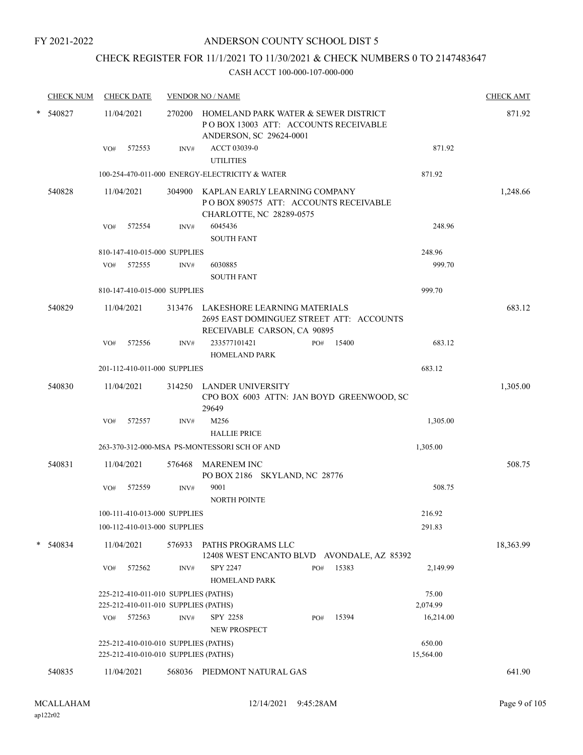FY 2021-2022

# ANDERSON COUNTY SCHOOL DIST 5

## CHECK REGISTER FOR 11/1/2021 TO 11/30/2021 & CHECK NUMBERS 0 TO 2147483647

CASH ACCT 100-000-107-000-000

| CHECK NUM | CHECK DATE | VENDOR NO / NAME | | | CHECK AMT |
|---|---|---|---|---|---|
| * 540827 | 11/04/2021 | 270200 HOMELAND PARK WATER & SEWER DISTRICT P O BOX 13003 ATT: ACCOUNTS RECEIVABLE ANDERSON, SC 29624-0001 | | | 871.92 |
| | VO# 572553 | INV# ACCT 03039-0 UTILITIES | | 871.92 | |
| | 100-254-470-011-000 ENERGY-ELECTRICITY & WATER | | | 871.92 | |
| 540828 | 11/04/2021 | 304900 KAPLAN EARLY LEARNING COMPANY P O BOX 890575 ATT: ACCOUNTS RECEIVABLE CHARLOTTE, NC 28289-0575 | | | 1,248.66 |
| | VO# 572554 | INV# 6045436 SOUTH FANT | | 248.96 | |
| | 810-147-410-015-000 SUPPLIES | | | 248.96 | |
| | VO# 572555 | INV# 6030885 SOUTH FANT | | 999.70 | |
| | 810-147-410-015-000 SUPPLIES | | | 999.70 | |
| 540829 | 11/04/2021 | 313476 LAKESHORE LEARNING MATERIALS 2695 EAST DOMINGUEZ STREET ATT: ACCOUNTS RECEIVABLE CARSON, CA 90895 | | | 683.12 |
| | VO# 572556 | INV# 233577101421 HOMELAND PARK | PO# 15400 | 683.12 | |
| | 201-112-410-011-000 SUPPLIES | | | 683.12 | |
| 540830 | 11/04/2021 | 314250 LANDER UNIVERSITY CPO BOX 6003 ATTN: JAN BOYD GREENWOOD, SC 29649 | | | 1,305.00 |
| | VO# 572557 | INV# M256 HALLIE PRICE | | 1,305.00 | |
| | 263-370-312-000-MSA PS-MONTESSORI SCH OF AND | | | 1,305.00 | |
| 540831 | 11/04/2021 | 576468 MARENEM INC PO BOX 2186 SKYLAND, NC 28776 | | | 508.75 |
| | VO# 572559 | INV# 9001 NORTH POINTE | | 508.75 | |
| | 100-111-410-013-000 SUPPLIES | | | 216.92 | |
| | 100-112-410-013-000 SUPPLIES | | | 291.83 | |
| * 540834 | 11/04/2021 | 576933 PATHS PROGRAMS LLC 12408 WEST ENCANTO BLVD AVONDALE, AZ 85392 | | | 18,363.99 |
| | VO# 572562 | INV# SPY 2247 HOMELAND PARK | PO# 15383 | 2,149.99 | |
| | 225-212-410-011-010 SUPPLIES (PATHS) | | | 75.00 | |
| | 225-212-410-011-010 SUPPLIES (PATHS) | | | 2,074.99 | |
| | VO# 572563 | INV# SPY 2258 NEW PROSPECT | PO# 15394 | 16,214.00 | |
| | 225-212-410-010-010 SUPPLIES (PATHS) | | | 650.00 | |
| | 225-212-410-010-010 SUPPLIES (PATHS) | | | 15,564.00 | |
| 540835 | 11/04/2021 | 568036 PIEDMONT NATURAL GAS | | | 641.90 |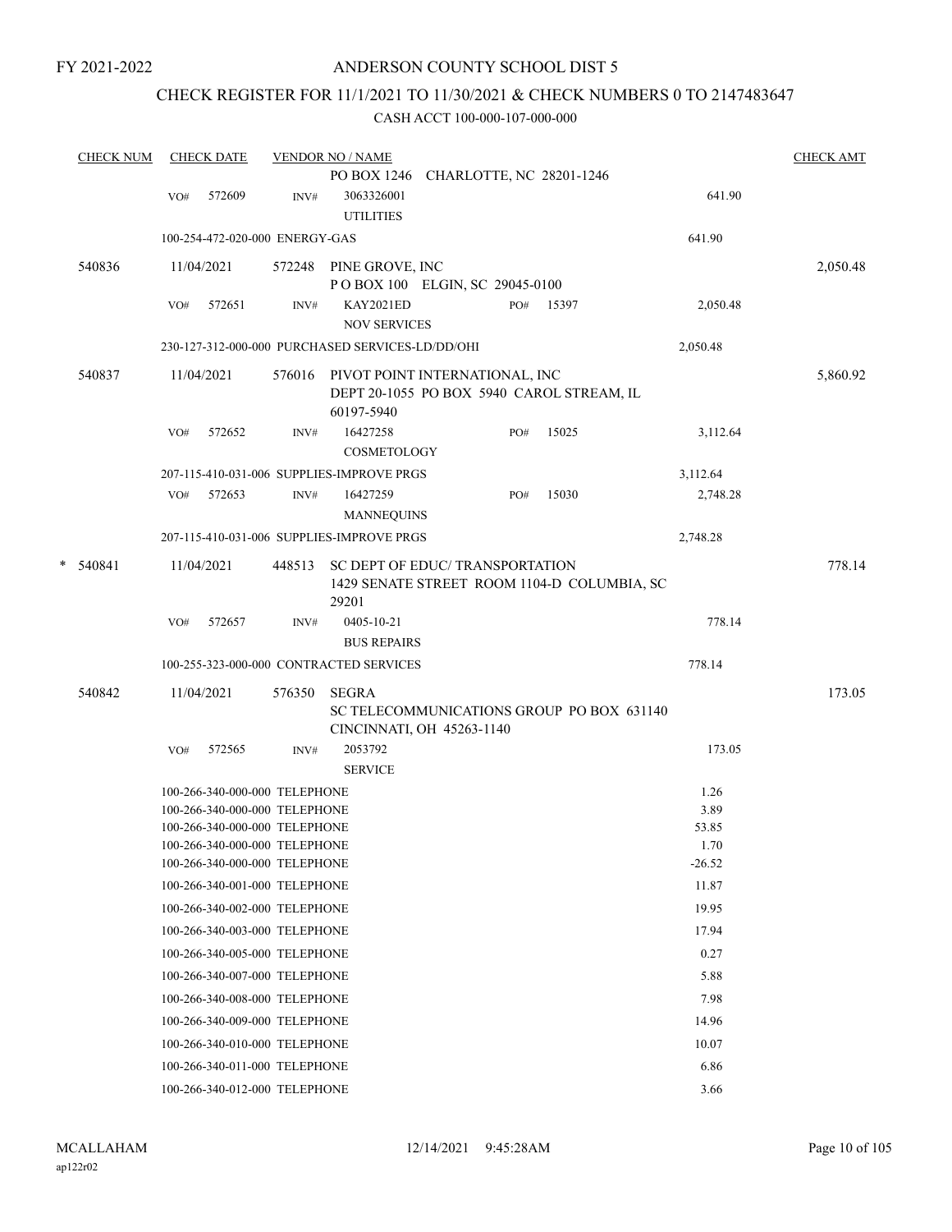FY 2021-2022

# ANDERSON COUNTY SCHOOL DIST 5

## CHECK REGISTER FOR 11/1/2021 TO 11/30/2021 & CHECK NUMBERS 0 TO 2147483647

CASH ACCT 100-000-107-000-000

| CHECK NUM | CHECK DATE | VENDOR NO / NAME | | | CHECK AMT |
|---|---|---|---|---|---|
| | | PO BOX 1246 CHARLOTTE, NC 28201-1246 | | | |
| | VO# 572609 | INV# 3063326001 UTILITIES | | 641.90 | |
| | 100-254-472-020-000 ENERGY-GAS | | | 641.90 | |
| 540836 | 11/04/2021 | 572248 PINE GROVE, INC P O BOX 100 ELGIN, SC 29045-0100 | | | 2,050.48 |
| | VO# 572651 | INV# KAY2021ED NOV SERVICES | PO# 15397 | 2,050.48 | |
| | 230-127-312-000-000 PURCHASED SERVICES-LD/DD/OHI | | | 2,050.48 | |
| 540837 | 11/04/2021 | 576016 PIVOT POINT INTERNATIONAL, INC DEPT 20-1055 PO BOX 5940 CAROL STREAM, IL 60197-5940 | | | 5,860.92 |
| | VO# 572652 | INV# 16427258 COSMETOLOGY | PO# 15025 | 3,112.64 | |
| | 207-115-410-031-006 SUPPLIES-IMPROVE PRGS | | | 3,112.64 | |
| | VO# 572653 | INV# 16427259 MANNEQUINS | PO# 15030 | 2,748.28 | |
| | 207-115-410-031-006 SUPPLIES-IMPROVE PRGS | | | 2,748.28 | |
| * 540841 | 11/04/2021 | 448513 SC DEPT OF EDUC/ TRANSPORTATION 1429 SENATE STREET ROOM 1104-D COLUMBIA, SC 29201 | | | 778.14 |
| | VO# 572657 | INV# 0405-10-21 BUS REPAIRS | | 778.14 | |
| | 100-255-323-000-000 CONTRACTED SERVICES | | | 778.14 | |
| 540842 | 11/04/2021 | 576350 SEGRA SC TELECOMMUNICATIONS GROUP PO BOX 631140 CINCINNATI, OH 45263-1140 | | | 173.05 |
| | VO# 572565 | INV# 2053792 SERVICE | | 173.05 | |
| | 100-266-340-000-000 TELEPHONE | | | 1.26 | |
| | 100-266-340-000-000 TELEPHONE | | | 3.89 | |
| | 100-266-340-000-000 TELEPHONE | | | 53.85 | |
| | 100-266-340-000-000 TELEPHONE | | | 1.70 | |
| | 100-266-340-000-000 TELEPHONE | | | -26.52 | |
| | 100-266-340-001-000 TELEPHONE | | | 11.87 | |
| | 100-266-340-002-000 TELEPHONE | | | 19.95 | |
| | 100-266-340-003-000 TELEPHONE | | | 17.94 | |
| | 100-266-340-005-000 TELEPHONE | | | 0.27 | |
| | 100-266-340-007-000 TELEPHONE | | | 5.88 | |
| | 100-266-340-008-000 TELEPHONE | | | 7.98 | |
| | 100-266-340-009-000 TELEPHONE | | | 14.96 | |
| | 100-266-340-010-000 TELEPHONE | | | 10.07 | |
| | 100-266-340-011-000 TELEPHONE | | | 6.86 | |
| | 100-266-340-012-000 TELEPHONE | | | 3.66 | |

MCALLAHAM ap122r02 12/14/2021 9:45:28AM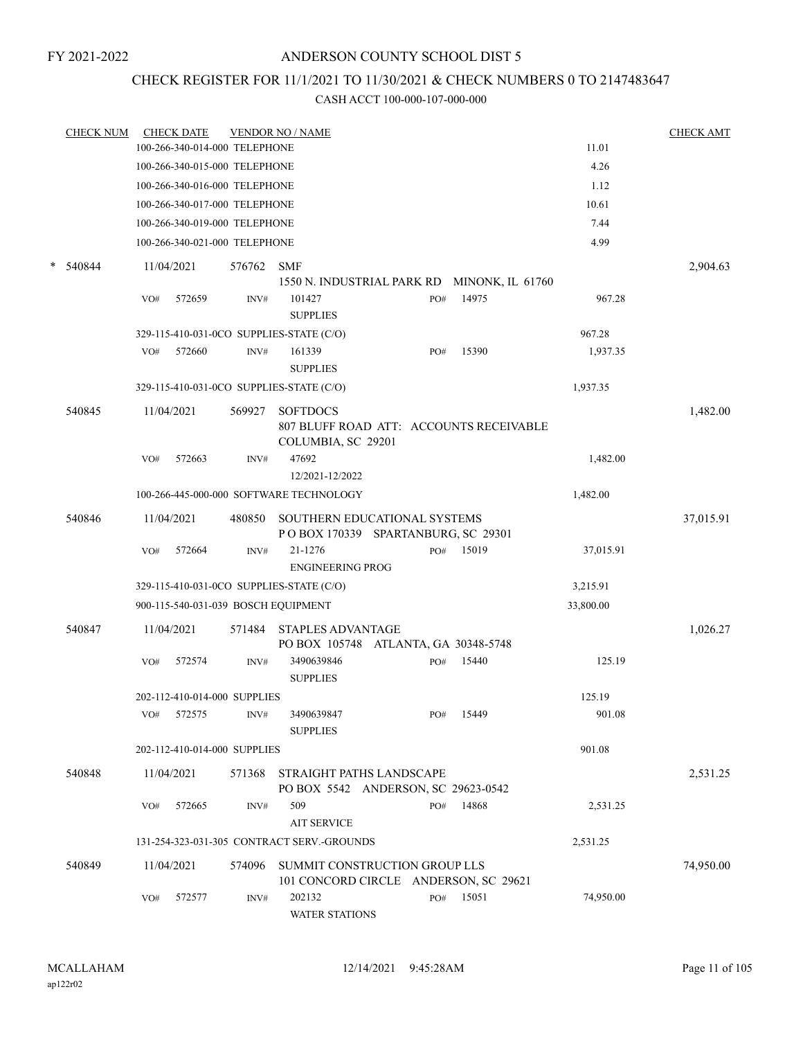FY 2021-2022

# ANDERSON COUNTY SCHOOL DIST 5

## CHECK REGISTER FOR 11/1/2021 TO 11/30/2021 & CHECK NUMBERS 0 TO 2147483647

### CASH ACCT 100-000-107-000-000

| CHECK NUM | CHECK DATE | VENDOR NO / NAME | | | | CHECK AMT |
|---|---|---|---|---|---|---|
| | 100-266-340-014-000 TELEPHONE | | | | 11.01 | |
| | 100-266-340-015-000 TELEPHONE | | | | 4.26 | |
| | 100-266-340-016-000 TELEPHONE | | | | 1.12 | |
| | 100-266-340-017-000 TELEPHONE | | | | 10.61 | |
| | 100-266-340-019-000 TELEPHONE | | | | 7.44 | |
| | 100-266-340-021-000 TELEPHONE | | | | 4.99 | |
| * 540844 | 11/04/2021 | 576762 SMF<br>1550 N. INDUSTRIAL PARK RD MINONK, IL 61760 | | | | 2,904.63 |
| | VO# 572659 | INV# 101427<br>SUPPLIES | PO# 14975 | | 967.28 | |
| | 329-115-410-031-0CO SUPPLIES-STATE (C/O) | | | | 967.28 | |
| | VO# 572660 | INV# 161339<br>SUPPLIES | PO# 15390 | | 1,937.35 | |
| | 329-115-410-031-0CO SUPPLIES-STATE (C/O) | | | | 1,937.35 | |
| 540845 | 11/04/2021 | 569927 SOFTDOCS<br>807 BLUFF ROAD ATT: ACCOUNTS RECEIVABLE<br>COLUMBIA, SC 29201 | | | | 1,482.00 |
| | VO# 572663 | INV# 47692<br>12/2021-12/2022 | | | 1,482.00 | |
| | 100-266-445-000-000 SOFTWARE TECHNOLOGY | | | | 1,482.00 | |
| 540846 | 11/04/2021 | 480850 SOUTHERN EDUCATIONAL SYSTEMS<br>P O BOX 170339 SPARTANBURG, SC 29301 | | | | 37,015.91 |
| | VO# 572664 | INV# 21-1276<br>ENGINEERING PROG | PO# 15019 | | 37,015.91 | |
| | 329-115-410-031-0CO SUPPLIES-STATE (C/O) | | | | 3,215.91 | |
| | 900-115-540-031-039 BOSCH EQUIPMENT | | | | 33,800.00 | |
| 540847 | 11/04/2021 | 571484 STAPLES ADVANTAGE<br>PO BOX 105748 ATLANTA, GA 30348-5748 | | | | 1,026.27 |
| | VO# 572574 | INV# 3490639846<br>SUPPLIES | PO# 15440 | | 125.19 | |
| | 202-112-410-014-000 SUPPLIES | | | | 125.19 | |
| | VO# 572575 | INV# 3490639847<br>SUPPLIES | PO# 15449 | | 901.08 | |
| | 202-112-410-014-000 SUPPLIES | | | | 901.08 | |
| 540848 | 11/04/2021 | 571368 STRAIGHT PATHS LANDSCAPE<br>PO BOX 5542 ANDERSON, SC 29623-0542 | | | | 2,531.25 |
| | VO# 572665 | INV# 509<br>AIT SERVICE | PO# 14868 | | 2,531.25 | |
| | 131-254-323-031-305 CONTRACT SERV.-GROUNDS | | | | 2,531.25 | |
| 540849 | 11/04/2021 | 574096 SUMMIT CONSTRUCTION GROUP LLS<br>101 CONCORD CIRCLE ANDERSON, SC 29621 | | | | 74,950.00 |
| | VO# 572577 | INV# 202132<br>WATER STATIONS | PO# 15051 | | 74,950.00 | |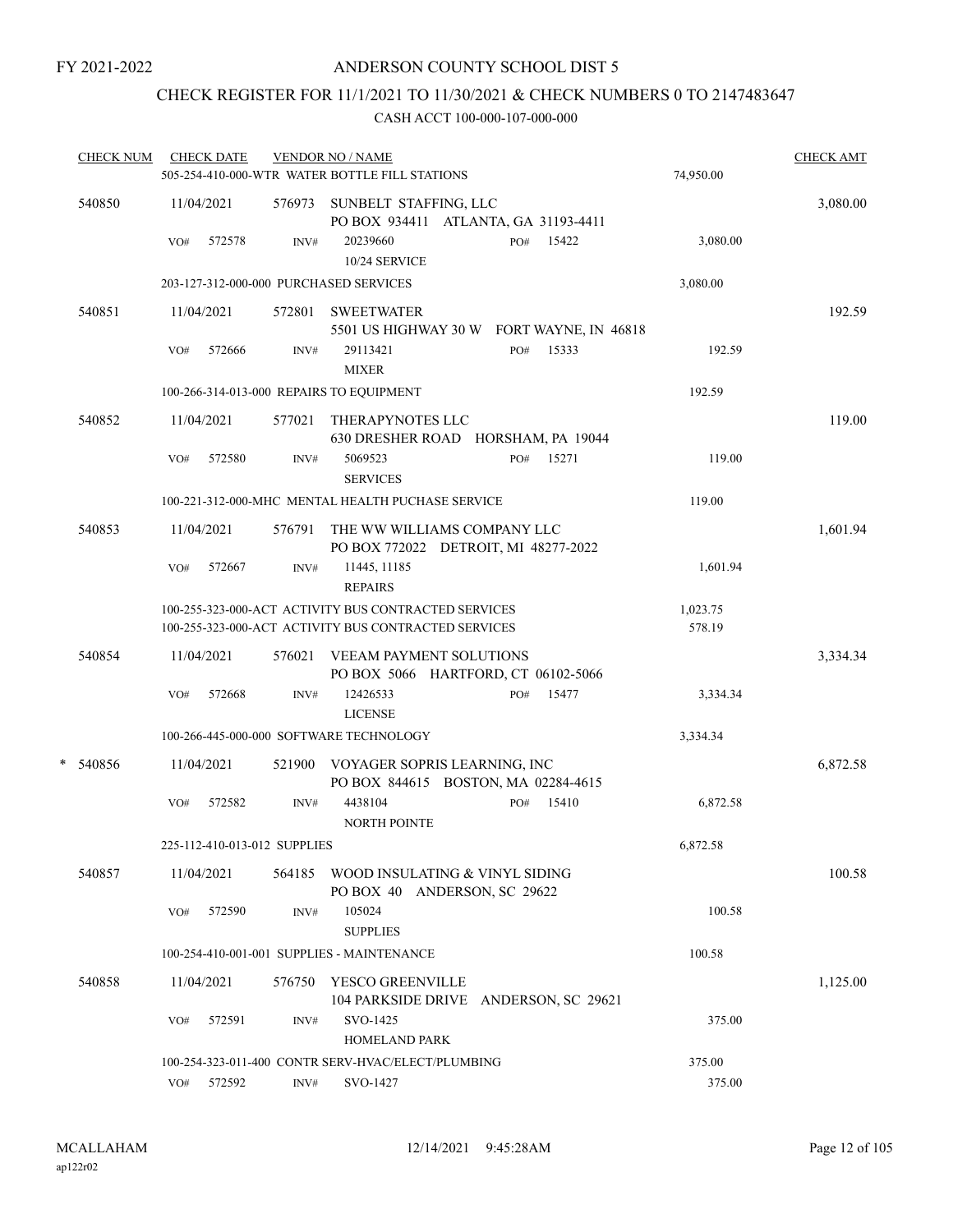FY 2021-2022

# ANDERSON COUNTY SCHOOL DIST 5

## CHECK REGISTER FOR 11/1/2021 TO 11/30/2021 & CHECK NUMBERS 0 TO 2147483647

### CASH ACCT 100-000-107-000-000

| CHECK NUM | CHECK DATE | VENDOR NO / NAME | | | CHECK AMT |
|---|---|---|---|---|---|
| | 505-254-410-000-WTR WATER BOTTLE FILL STATIONS | | | 74,950.00 | |
| 540850 | 11/04/2021 | 576973 | SUNBELT STAFFING, LLC<br>PO BOX 934411 ATLANTA, GA 31193-4411 | | 3,080.00 |
| | VO# 572578 | INV# 20239660<br>10/24 SERVICE | PO# 15422 | 3,080.00 | |
| | 203-127-312-000-000 PURCHASED SERVICES | | | 3,080.00 | |
| 540851 | 11/04/2021 | 572801 | SWEETWATER<br>5501 US HIGHWAY 30 W FORT WAYNE, IN 46818 | | 192.59 |
| | VO# 572666 | INV# 29113421<br>MIXER | PO# 15333 | 192.59 | |
| | 100-266-314-013-000 REPAIRS TO EQUIPMENT | | | 192.59 | |
| 540852 | 11/04/2021 | 577021 | THERAPYNOTES LLC<br>630 DRESHER ROAD HORSHAM, PA 19044 | | 119.00 |
| | VO# 572580 | INV# 5069523<br>SERVICES | PO# 15271 | 119.00 | |
| | 100-221-312-000-MHC MENTAL HEALTH PUCHASE SERVICE | | | 119.00 | |
| 540853 | 11/04/2021 | 576791 | THE WW WILLIAMS COMPANY LLC<br>PO BOX 772022 DETROIT, MI 48277-2022 | | 1,601.94 |
| | VO# 572667 | INV# 11445, 11185<br>REPAIRS | | 1,601.94 | |
| | 100-255-323-000-ACT ACTIVITY BUS CONTRACTED SERVICES | | | 1,023.75 | |
| | 100-255-323-000-ACT ACTIVITY BUS CONTRACTED SERVICES | | | 578.19 | |
| 540854 | 11/04/2021 | 576021 | VEEAM PAYMENT SOLUTIONS<br>PO BOX 5066 HARTFORD, CT 06102-5066 | | 3,334.34 |
| | VO# 572668 | INV# 12426533<br>LICENSE | PO# 15477 | 3,334.34 | |
| | 100-266-445-000-000 SOFTWARE TECHNOLOGY | | | 3,334.34 | |
| * 540856 | 11/04/2021 | 521900 | VOYAGER SOPRIS LEARNING, INC<br>PO BOX 844615 BOSTON, MA 02284-4615 | | 6,872.58 |
| | VO# 572582 | INV# 4438104<br>NORTH POINTE | PO# 15410 | 6,872.58 | |
| | 225-112-410-013-012 SUPPLIES | | | 6,872.58 | |
| 540857 | 11/04/2021 | 564185 | WOOD INSULATING & VINYL SIDING<br>PO BOX 40 ANDERSON, SC 29622 | | 100.58 |
| | VO# 572590 | INV# 105024<br>SUPPLIES | | 100.58 | |
| | 100-254-410-001-001 SUPPLIES - MAINTENANCE | | | 100.58 | |
| 540858 | 11/04/2021 | 576750 | YESCO GREENVILLE<br>104 PARKSIDE DRIVE ANDERSON, SC 29621 | | 1,125.00 |
| | VO# 572591 | INV# SVO-1425<br>HOMELAND PARK | | 375.00 | |
| | 100-254-323-011-400 CONTR SERV-HVAC/ELECT/PLUMBING | | | 375.00 | |
| | VO# 572592 | INV# SVO-1427 | | 375.00 | |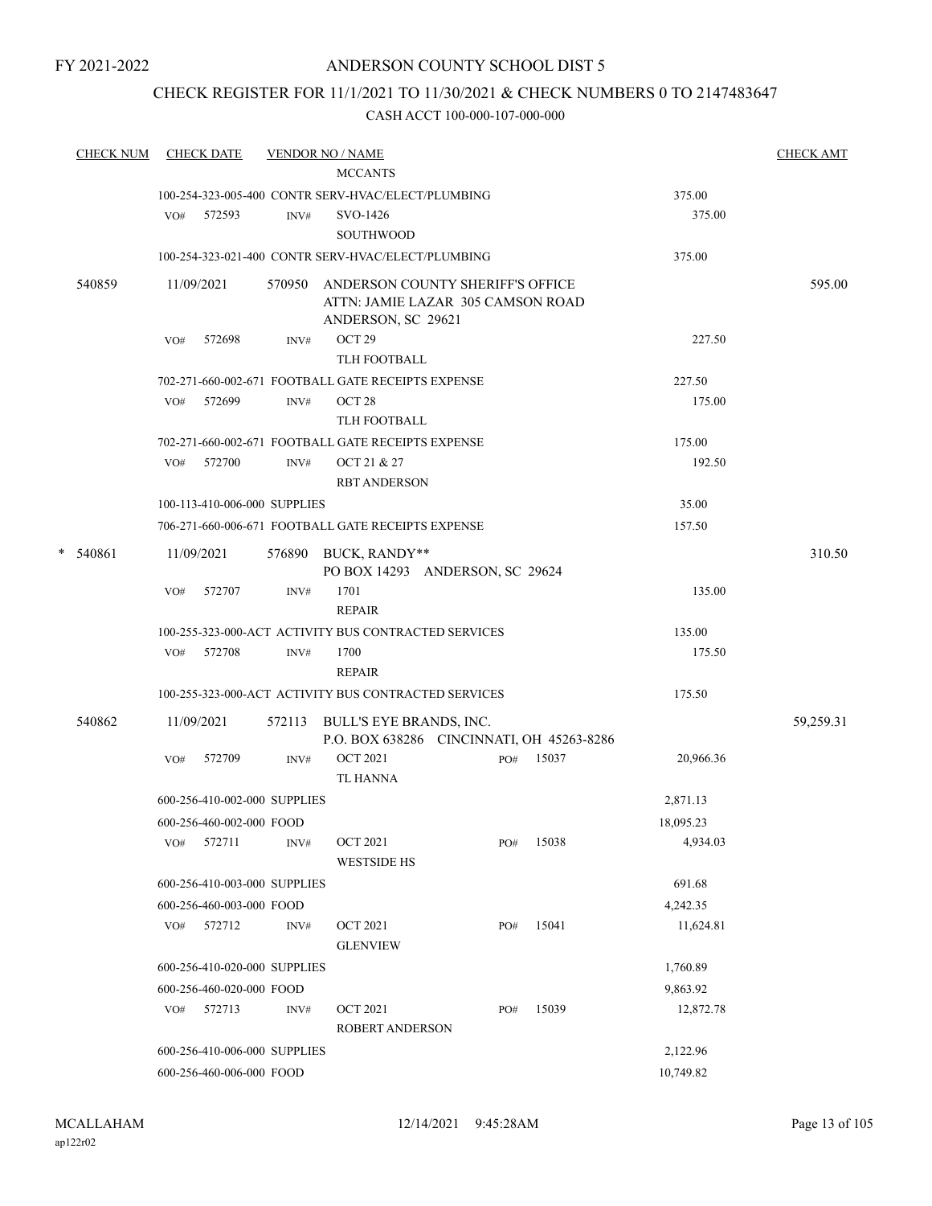FY 2021-2022

# ANDERSON COUNTY SCHOOL DIST 5

## CHECK REGISTER FOR 11/1/2021 TO 11/30/2021 & CHECK NUMBERS 0 TO 2147483647

CASH ACCT 100-000-107-000-000

| CHECK NUM | CHECK DATE | VENDOR NO / NAME | | | CHECK AMT |
|---|---|---|---|---|---|
| | | MCCANTS | | | |
| | | 100-254-323-005-400 CONTR SERV-HVAC/ELECT/PLUMBING | | 375.00 | |
| | VO# 572593 | INV# SVO-1426 SOUTHWOOD | | 375.00 | |
| | | 100-254-323-021-400 CONTR SERV-HVAC/ELECT/PLUMBING | | 375.00 | |
| 540859 | 11/09/2021 | 570950 ANDERSON COUNTY SHERIFF'S OFFICE ATTN: JAMIE LAZAR 305 CAMSON ROAD ANDERSON, SC 29621 | | | 595.00 |
| | VO# 572698 | INV# OCT 29 TLH FOOTBALL | | 227.50 | |
| | | 702-271-660-002-671 FOOTBALL GATE RECEIPTS EXPENSE | | 227.50 | |
| | VO# 572699 | INV# OCT 28 TLH FOOTBALL | | 175.00 | |
| | | 702-271-660-002-671 FOOTBALL GATE RECEIPTS EXPENSE | | 175.00 | |
| | VO# 572700 | INV# OCT 21 & 27 RBT ANDERSON | | 192.50 | |
| | | 100-113-410-006-000 SUPPLIES | | 35.00 | |
| | | 706-271-660-006-671 FOOTBALL GATE RECEIPTS EXPENSE | | 157.50 | |
| * 540861 | 11/09/2021 | 576890 BUCK, RANDY** PO BOX 14293 ANDERSON, SC 29624 | | | 310.50 |
| | VO# 572707 | INV# 1701 REPAIR | | 135.00 | |
| | | 100-255-323-000-ACT ACTIVITY BUS CONTRACTED SERVICES | | 135.00 | |
| | VO# 572708 | INV# 1700 REPAIR | | 175.50 | |
| | | 100-255-323-000-ACT ACTIVITY BUS CONTRACTED SERVICES | | 175.50 | |
| 540862 | 11/09/2021 | 572113 BULL'S EYE BRANDS, INC. P.O. BOX 638286 CINCINNATI, OH 45263-8286 | | | 59,259.31 |
| | VO# 572709 | INV# OCT 2021 TL HANNA | PO# 15037 | 20,966.36 | |
| | | 600-256-410-002-000 SUPPLIES | | 2,871.13 | |
| | | 600-256-460-002-000 FOOD | | 18,095.23 | |
| | VO# 572711 | INV# OCT 2021 WESTSIDE HS | PO# 15038 | 4,934.03 | |
| | | 600-256-410-003-000 SUPPLIES | | 691.68 | |
| | | 600-256-460-003-000 FOOD | | 4,242.35 | |
| | VO# 572712 | INV# OCT 2021 GLENVIEW | PO# 15041 | 11,624.81 | |
| | | 600-256-410-020-000 SUPPLIES | | 1,760.89 | |
| | | 600-256-460-020-000 FOOD | | 9,863.92 | |
| | VO# 572713 | INV# OCT 2021 ROBERT ANDERSON | PO# 15039 | 12,872.78 | |
| | | 600-256-410-006-000 SUPPLIES | | 2,122.96 | |
| | | 600-256-460-006-000 FOOD | | 10,749.82 | |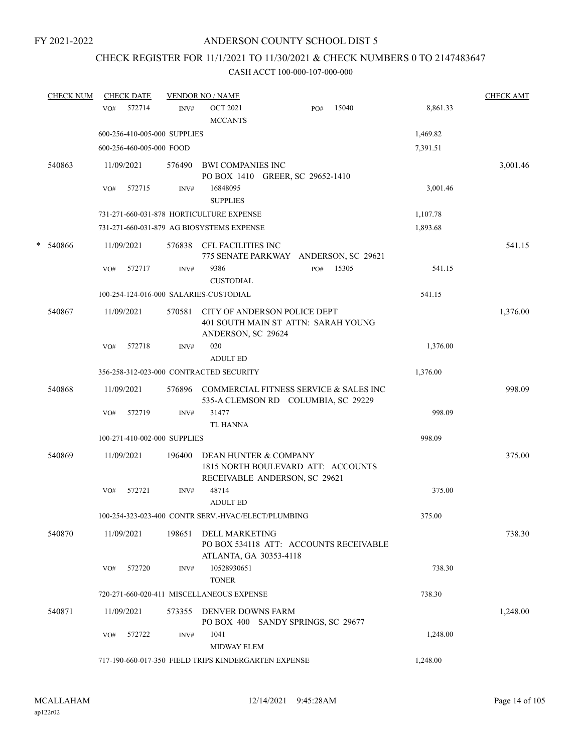# ANDERSON COUNTY SCHOOL DIST 5

FY 2021-2022

## CHECK REGISTER FOR 11/1/2021 TO 11/30/2021 & CHECK NUMBERS 0 TO 2147483647

CASH ACCT 100-000-107-000-000

| CHECK NUM | CHECK DATE | VENDOR NO / NAME | | CHECK AMT |
|---|---|---|---|---|
| | VO# 572714 | INV# OCT 2021 MCCANTS PO# 15040 | 8,861.33 | |
| | 600-256-410-005-000 SUPPLIES | | 1,469.82 | |
| | 600-256-460-005-000 FOOD | | 7,391.51 | |
| 540863 | 11/09/2021 | 576490 BWI COMPANIES INC PO BOX 1410 GREER, SC 29652-1410 | | 3,001.46 |
| | VO# 572715 | INV# 16848095 SUPPLIES | 3,001.46 | |
| | 731-271-660-031-878 HORTICULTURE EXPENSE | | 1,107.78 | |
| | 731-271-660-031-879 AG BIOSYSTEMS EXPENSE | | 1,893.68 | |
| * 540866 | 11/09/2021 | 576838 CFL FACILITIES INC 775 SENATE PARKWAY ANDERSON, SC 29621 | | 541.15 |
| | VO# 572717 | INV# 9386 CUSTODIAL PO# 15305 | 541.15 | |
| | 100-254-124-016-000 SALARIES-CUSTODIAL | | 541.15 | |
| 540867 | 11/09/2021 | 570581 CITY OF ANDERSON POLICE DEPT 401 SOUTH MAIN ST ATTN: SARAH YOUNG ANDERSON, SC 29624 | | 1,376.00 |
| | VO# 572718 | INV# 020 ADULT ED | 1,376.00 | |
| | 356-258-312-023-000 CONTRACTED SECURITY | | 1,376.00 | |
| 540868 | 11/09/2021 | 576896 COMMERCIAL FITNESS SERVICE & SALES INC 535-A CLEMSON RD COLUMBIA, SC 29229 | | 998.09 |
| | VO# 572719 | INV# 31477 TL HANNA | 998.09 | |
| | 100-271-410-002-000 SUPPLIES | | 998.09 | |
| 540869 | 11/09/2021 | 196400 DEAN HUNTER & COMPANY 1815 NORTH BOULEVARD ATT: ACCOUNTS RECEIVABLE ANDERSON, SC 29621 | | 375.00 |
| | VO# 572721 | INV# 48714 ADULT ED | 375.00 | |
| | 100-254-323-023-400 CONTR SERV.-HVAC/ELECT/PLUMBING | | 375.00 | |
| 540870 | 11/09/2021 | 198651 DELL MARKETING PO BOX 534118 ATT: ACCOUNTS RECEIVABLE ATLANTA, GA 30353-4118 | | 738.30 |
| | VO# 572720 | INV# 10528930651 TONER | 738.30 | |
| | 720-271-660-020-411 MISCELLANEOUS EXPENSE | | 738.30 | |
| 540871 | 11/09/2021 | 573355 DENVER DOWNS FARM PO BOX 400 SANDY SPRINGS, SC 29677 | | 1,248.00 |
| | VO# 572722 | INV# 1041 MIDWAY ELEM | 1,248.00 | |
| | 717-190-660-017-350 FIELD TRIPS KINDERGARTEN EXPENSE | | 1,248.00 | |

MCALLAHAM ap122r02 12/14/2021 9:45:28AM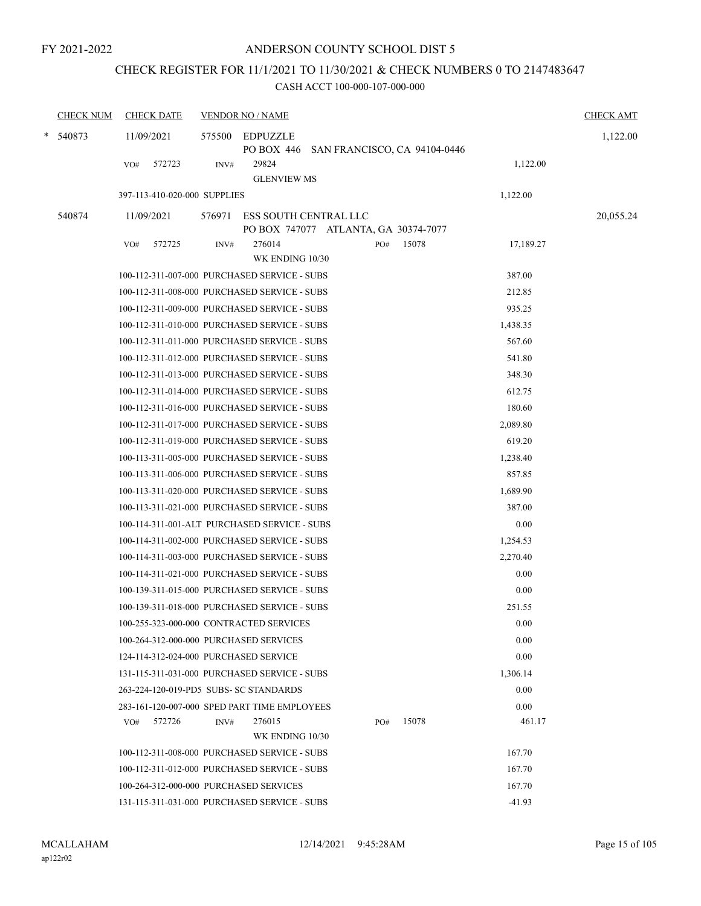# ANDERSON COUNTY SCHOOL DIST 5

FY 2021-2022

## CHECK REGISTER FOR 11/1/2021 TO 11/30/2021 & CHECK NUMBERS 0 TO 2147483647

CASH ACCT 100-000-107-000-000

| CHECK NUM | CHECK DATE | VENDOR NO / NAME | | CHECK AMT |
|---|---|---|---|---|
| * 540873 | 11/09/2021 | 575500 EDPUZZLE<br>PO BOX 446 SAN FRANCISCO, CA 94104-0446 | | 1,122.00 |
| | VO# 572723 | INV# 29824<br>GLENVIEW MS | 1,122.00 | |
| | 397-113-410-020-000 SUPPLIES | | 1,122.00 | |
| 540874 | 11/09/2021 | 576971 ESS SOUTH CENTRAL LLC<br>PO BOX 747077 ATLANTA, GA 30374-7077 | | 20,055.24 |
| | VO# 572725 | INV# 276014 PO# 15078<br>WK ENDING 10/30 | 17,189.27 | |
| | 100-112-311-007-000 PURCHASED SERVICE - SUBS | | 387.00 | |
| | 100-112-311-008-000 PURCHASED SERVICE - SUBS | | 212.85 | |
| | 100-112-311-009-000 PURCHASED SERVICE - SUBS | | 935.25 | |
| | 100-112-311-010-000 PURCHASED SERVICE - SUBS | | 1,438.35 | |
| | 100-112-311-011-000 PURCHASED SERVICE - SUBS | | 567.60 | |
| | 100-112-311-012-000 PURCHASED SERVICE - SUBS | | 541.80 | |
| | 100-112-311-013-000 PURCHASED SERVICE - SUBS | | 348.30 | |
| | 100-112-311-014-000 PURCHASED SERVICE - SUBS | | 612.75 | |
| | 100-112-311-016-000 PURCHASED SERVICE - SUBS | | 180.60 | |
| | 100-112-311-017-000 PURCHASED SERVICE - SUBS | | 2,089.80 | |
| | 100-112-311-019-000 PURCHASED SERVICE - SUBS | | 619.20 | |
| | 100-113-311-005-000 PURCHASED SERVICE - SUBS | | 1,238.40 | |
| | 100-113-311-006-000 PURCHASED SERVICE - SUBS | | 857.85 | |
| | 100-113-311-020-000 PURCHASED SERVICE - SUBS | | 1,689.90 | |
| | 100-113-311-021-000 PURCHASED SERVICE - SUBS | | 387.00 | |
| | 100-114-311-001-ALT PURCHASED SERVICE - SUBS | | 0.00 | |
| | 100-114-311-002-000 PURCHASED SERVICE - SUBS | | 1,254.53 | |
| | 100-114-311-003-000 PURCHASED SERVICE - SUBS | | 2,270.40 | |
| | 100-114-311-021-000 PURCHASED SERVICE - SUBS | | 0.00 | |
| | 100-139-311-015-000 PURCHASED SERVICE - SUBS | | 0.00 | |
| | 100-139-311-018-000 PURCHASED SERVICE - SUBS | | 251.55 | |
| | 100-255-323-000-000 CONTRACTED SERVICES | | 0.00 | |
| | 100-264-312-000-000 PURCHASED SERVICES | | 0.00 | |
| | 124-114-312-024-000 PURCHASED SERVICE | | 0.00 | |
| | 131-115-311-031-000 PURCHASED SERVICE - SUBS | | 1,306.14 | |
| | 263-224-120-019-PD5 SUBS- SC STANDARDS | | 0.00 | |
| | 283-161-120-007-000 SPED PART TIME EMPLOYEES | | 0.00 | |
| | VO# 572726 | INV# 276015 PO# 15078<br>WK ENDING 10/30 | 461.17 | |
| | 100-112-311-008-000 PURCHASED SERVICE - SUBS | | 167.70 | |
| | 100-112-311-012-000 PURCHASED SERVICE - SUBS | | 167.70 | |
| | 100-264-312-000-000 PURCHASED SERVICES | | 167.70 | |
| | 131-115-311-031-000 PURCHASED SERVICE - SUBS | | -41.93 | |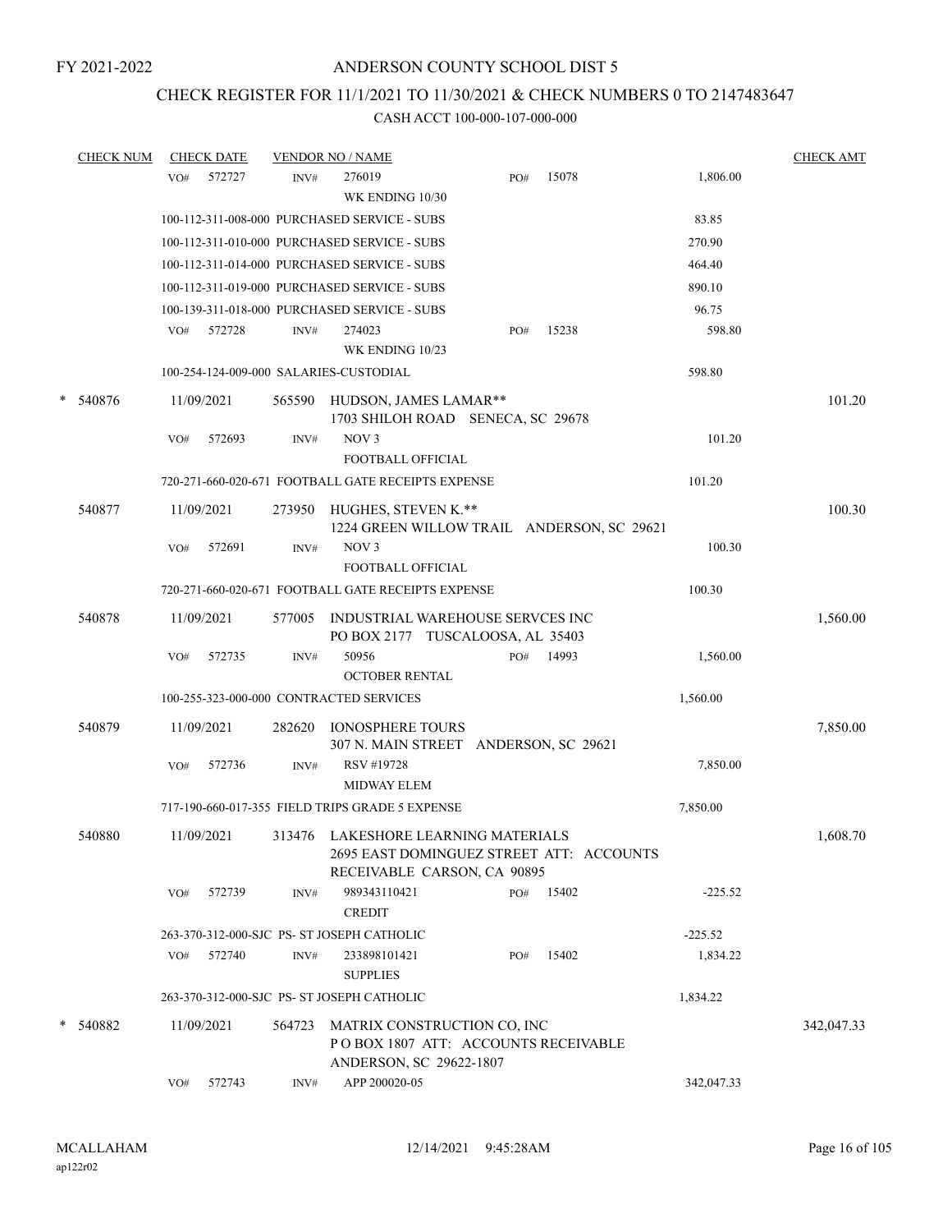FY 2021-2022

# ANDERSON COUNTY SCHOOL DIST 5

## CHECK REGISTER FOR 11/1/2021 TO 11/30/2021 & CHECK NUMBERS 0 TO 2147483647

### CASH ACCT 100-000-107-000-000

| CHECK NUM | CHECK DATE | VENDOR NO / NAME | | | CHECK AMT |
|---|---|---|---|---|---|
| | VO# 572727 | INV# 276019 WK ENDING 10/30 | PO# 15078 | 1,806.00 | |
| | 100-112-311-008-000 PURCHASED SERVICE - SUBS | | | 83.85 | |
| | 100-112-311-010-000 PURCHASED SERVICE - SUBS | | | 270.90 | |
| | 100-112-311-014-000 PURCHASED SERVICE - SUBS | | | 464.40 | |
| | 100-112-311-019-000 PURCHASED SERVICE - SUBS | | | 890.10 | |
| | 100-139-311-018-000 PURCHASED SERVICE - SUBS | | | 96.75 | |
| | VO# 572728 | INV# 274023 WK ENDING 10/23 | PO# 15238 | 598.80 | |
| | 100-254-124-009-000 SALARIES-CUSTODIAL | | | 598.80 | |
| * 540876 | 11/09/2021 | 565590 HUDSON, JAMES LAMAR** 1703 SHILOH ROAD SENECA, SC 29678 | | | 101.20 |
| | VO# 572693 | INV# NOV 3 FOOTBALL OFFICIAL | | 101.20 | |
| | 720-271-660-020-671 FOOTBALL GATE RECEIPTS EXPENSE | | | 101.20 | |
| 540877 | 11/09/2021 | 273950 HUGHES, STEVEN K.** 1224 GREEN WILLOW TRAIL ANDERSON, SC 29621 | | | 100.30 |
| | VO# 572691 | INV# NOV 3 FOOTBALL OFFICIAL | | 100.30 | |
| | 720-271-660-020-671 FOOTBALL GATE RECEIPTS EXPENSE | | | 100.30 | |
| 540878 | 11/09/2021 | 577005 INDUSTRIAL WAREHOUSE SERVCES INC PO BOX 2177 TUSCALOOSA, AL 35403 | | | 1,560.00 |
| | VO# 572735 | INV# 50956 OCTOBER RENTAL | PO# 14993 | 1,560.00 | |
| | 100-255-323-000-000 CONTRACTED SERVICES | | | 1,560.00 | |
| 540879 | 11/09/2021 | 282620 IONOSPHERE TOURS 307 N. MAIN STREET ANDERSON, SC 29621 | | | 7,850.00 |
| | VO# 572736 | INV# RSV #19728 MIDWAY ELEM | | 7,850.00 | |
| | 717-190-660-017-355 FIELD TRIPS GRADE 5 EXPENSE | | | 7,850.00 | |
| 540880 | 11/09/2021 | 313476 LAKESHORE LEARNING MATERIALS 2695 EAST DOMINGUEZ STREET ATT: ACCOUNTS RECEIVABLE CARSON, CA 90895 | | | 1,608.70 |
| | VO# 572739 | INV# 989343110421 CREDIT | PO# 15402 | -225.52 | |
| | 263-370-312-000-SJC PS- ST JOSEPH CATHOLIC | | | -225.52 | |
| | VO# 572740 | INV# 233898101421 SUPPLIES | PO# 15402 | 1,834.22 | |
| | 263-370-312-000-SJC PS- ST JOSEPH CATHOLIC | | | 1,834.22 | |
| * 540882 | 11/09/2021 | 564723 MATRIX CONSTRUCTION CO, INC P O BOX 1807 ATT: ACCOUNTS RECEIVABLE ANDERSON, SC 29622-1807 | | | 342,047.33 |
| | VO# 572743 | INV# APP 200020-05 | | 342,047.33 | |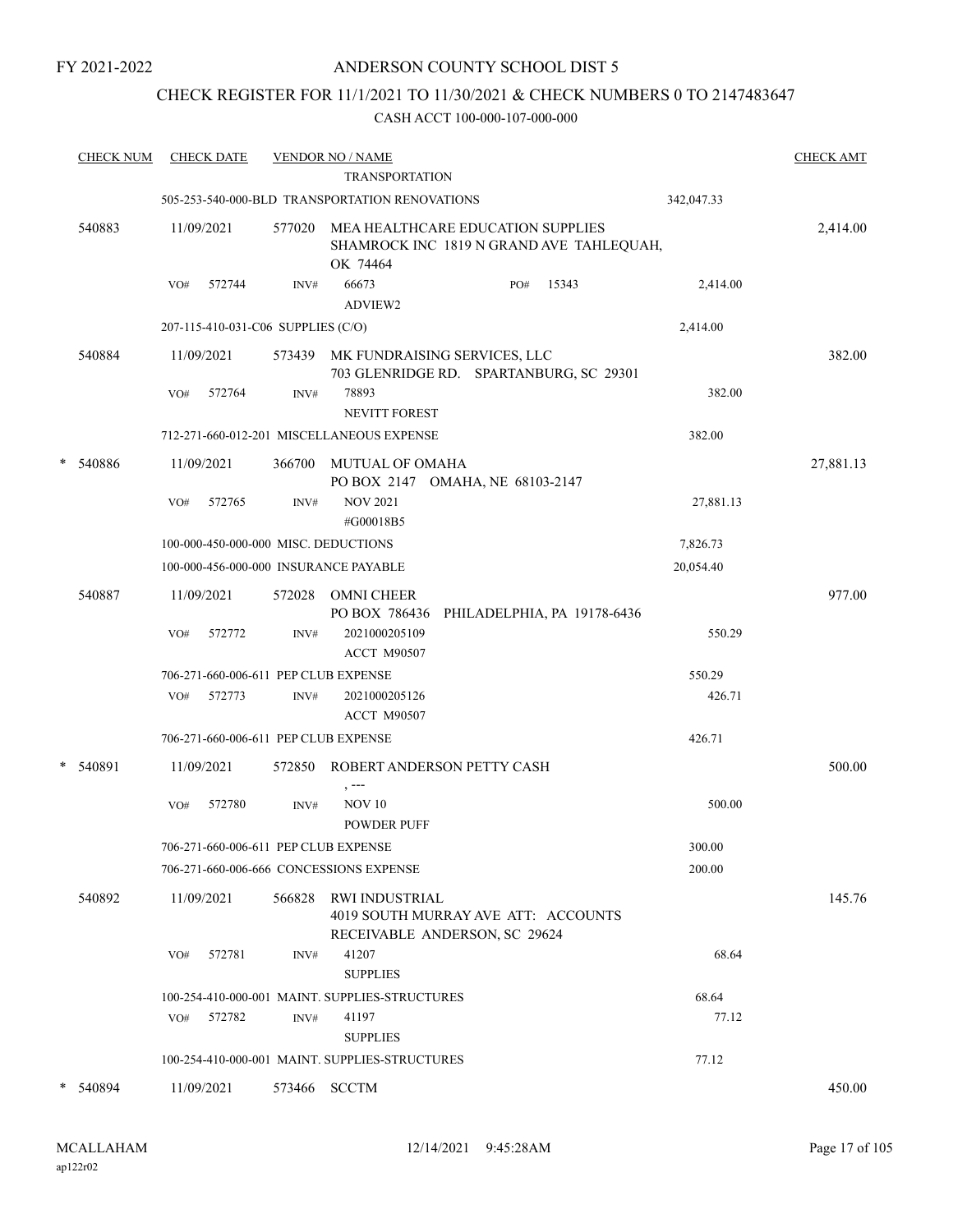FY 2021-2022

# ANDERSON COUNTY SCHOOL DIST 5

## CHECK REGISTER FOR 11/1/2021 TO 11/30/2021 & CHECK NUMBERS 0 TO 2147483647

CASH ACCT 100-000-107-000-000

| CHECK NUM | CHECK DATE | VENDOR NO / NAME | | CHECK AMT |
|---|---|---|---|---|
| | | TRANSPORTATION | | |
| | | 505-253-540-000-BLD TRANSPORTATION RENOVATIONS | 342,047.33 | |
| 540883 | 11/09/2021 | 577020 MEA HEALTHCARE EDUCATION SUPPLIES SHAMROCK INC 1819 N GRAND AVE TAHLEQUAH, OK 74464 | | 2,414.00 |
| | VO# 572744 | INV# 66673 ADVIEW2 PO# 15343 | 2,414.00 | |
| | | 207-115-410-031-C06 SUPPLIES (C/O) | 2,414.00 | |
| 540884 | 11/09/2021 | 573439 MK FUNDRAISING SERVICES, LLC 703 GLENRIDGE RD. SPARTANBURG, SC 29301 | | 382.00 |
| | VO# 572764 | INV# 78893 NEVITT FOREST | 382.00 | |
| | | 712-271-660-012-201 MISCELLANEOUS EXPENSE | 382.00 | |
| * 540886 | 11/09/2021 | 366700 MUTUAL OF OMAHA PO BOX 2147 OMAHA, NE 68103-2147 | | 27,881.13 |
| | VO# 572765 | INV# NOV 2021 #G00018B5 | 27,881.13 | |
| | | 100-000-450-000-000 MISC. DEDUCTIONS | 7,826.73 | |
| | | 100-000-456-000-000 INSURANCE PAYABLE | 20,054.40 | |
| 540887 | 11/09/2021 | 572028 OMNI CHEER PO BOX 786436 PHILADELPHIA, PA 19178-6436 | | 977.00 |
| | VO# 572772 | INV# 2021000205109 ACCT M90507 | 550.29 | |
| | | 706-271-660-006-611 PEP CLUB EXPENSE | 550.29 | |
| | VO# 572773 | INV# 2021000205126 ACCT M90507 | 426.71 | |
| | | 706-271-660-006-611 PEP CLUB EXPENSE | 426.71 | |
| * 540891 | 11/09/2021 | 572850 ROBERT ANDERSON PETTY CASH , --- | | 500.00 |
| | VO# 572780 | INV# NOV 10 POWDER PUFF | 500.00 | |
| | | 706-271-660-006-611 PEP CLUB EXPENSE | 300.00 | |
| | | 706-271-660-006-666 CONCESSIONS EXPENSE | 200.00 | |
| 540892 | 11/09/2021 | 566828 RWI INDUSTRIAL 4019 SOUTH MURRAY AVE ATT: ACCOUNTS RECEIVABLE ANDERSON, SC 29624 | | 145.76 |
| | VO# 572781 | INV# 41207 SUPPLIES | 68.64 | |
| | | 100-254-410-000-001 MAINT. SUPPLIES-STRUCTURES | 68.64 | |
| | VO# 572782 | INV# 41197 SUPPLIES | 77.12 | |
| | | 100-254-410-000-001 MAINT. SUPPLIES-STRUCTURES | 77.12 | |
| * 540894 | 11/09/2021 | 573466 SCCTM | | 450.00 |

MCALLAHAM ap122r02 12/14/2021 9:45:28AM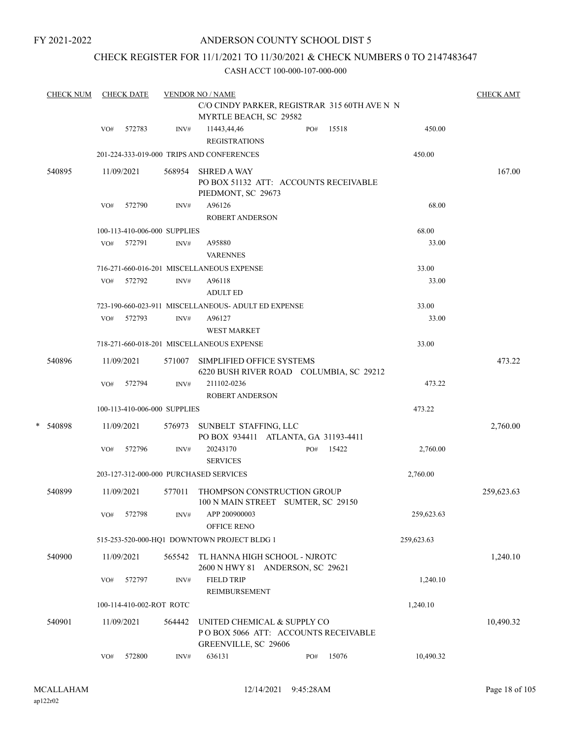FY 2021-2022

# ANDERSON COUNTY SCHOOL DIST 5

## CHECK REGISTER FOR 11/1/2021 TO 11/30/2021 & CHECK NUMBERS 0 TO 2147483647

### CASH ACCT 100-000-107-000-000

| CHECK NUM | CHECK DATE | VENDOR NO / NAME | | | CHECK AMT |
|---|---|---|---|---|---|
| | | C/O CINDY PARKER, REGISTRAR 315 60TH AVE N N MYRTLE BEACH, SC 29582 | | | |
| | VO# 572783 | INV# 11443,44,46 REGISTRATIONS | PO# 15518 | 450.00 | |
| | 201-224-333-019-000 TRIPS AND CONFERENCES | | | 450.00 | |
| 540895 | 11/09/2021 | 568954 SHRED A WAY PO BOX 51132 ATT: ACCOUNTS RECEIVABLE PIEDMONT, SC 29673 | | | 167.00 |
| | VO# 572790 | INV# A96126 ROBERT ANDERSON | | 68.00 | |
| | 100-113-410-006-000 SUPPLIES | | | 68.00 | |
| | VO# 572791 | INV# A95880 VARENNES | | 33.00 | |
| | 716-271-660-016-201 MISCELLANEOUS EXPENSE | | | 33.00 | |
| | VO# 572792 | INV# A96118 ADULT ED | | 33.00 | |
| | 723-190-660-023-911 MISCELLANEOUS- ADULT ED EXPENSE | | | 33.00 | |
| | VO# 572793 | INV# A96127 WEST MARKET | | 33.00 | |
| | 718-271-660-018-201 MISCELLANEOUS EXPENSE | | | 33.00 | |
| 540896 | 11/09/2021 | 571007 SIMPLIFIED OFFICE SYSTEMS 6220 BUSH RIVER ROAD COLUMBIA, SC 29212 | | | 473.22 |
| | VO# 572794 | INV# 211102-0236 ROBERT ANDERSON | | 473.22 | |
| | 100-113-410-006-000 SUPPLIES | | | 473.22 | |
| * 540898 | 11/09/2021 | 576973 SUNBELT STAFFING, LLC PO BOX 934411 ATLANTA, GA 31193-4411 | | | 2,760.00 |
| | VO# 572796 | INV# 20243170 SERVICES | PO# 15422 | 2,760.00 | |
| | 203-127-312-000-000 PURCHASED SERVICES | | | 2,760.00 | |
| 540899 | 11/09/2021 | 577011 THOMPSON CONSTRUCTION GROUP 100 N MAIN STREET SUMTER, SC 29150 | | | 259,623.63 |
| | VO# 572798 | INV# APP 200900003 OFFICE RENO | | 259,623.63 | |
| | 515-253-520-000-HQ1 DOWNTOWN PROJECT BLDG 1 | | | 259,623.63 | |
| 540900 | 11/09/2021 | 565542 TL HANNA HIGH SCHOOL - NJROTC 2600 N HWY 81 ANDERSON, SC 29621 | | | 1,240.10 |
| | VO# 572797 | INV# FIELD TRIP REIMBURSEMENT | | 1,240.10 | |
| | 100-114-410-002-ROT ROTC | | | 1,240.10 | |
| 540901 | 11/09/2021 | 564442 UNITED CHEMICAL & SUPPLY CO P O BOX 5066 ATT: ACCOUNTS RECEIVABLE GREENVILLE, SC 29606 | | | 10,490.32 |
| | VO# 572800 | INV# 636131 | PO# 15076 | 10,490.32 | |

MCALLAHAM ap122r02 12/14/2021 9:45:28AM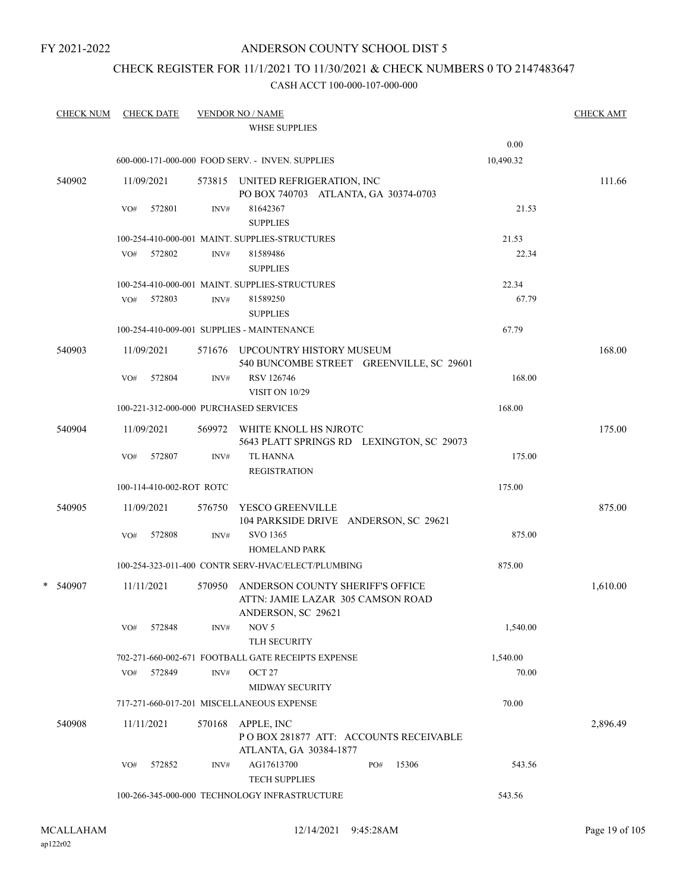FY 2021-2022

# ANDERSON COUNTY SCHOOL DIST 5

## CHECK REGISTER FOR 11/1/2021 TO 11/30/2021 & CHECK NUMBERS 0 TO 2147483647

### CASH ACCT 100-000-107-000-000

| CHECK NUM | CHECK DATE | VENDOR NO / NAME | | CHECK AMT |
|---|---|---|---|---|
| | | WHSE SUPPLIES | | |
| | | | 0.00 | |
| | | 600-000-171-000-000 FOOD SERV. - INVEN. SUPPLIES | 10,490.32 | |
| 540902 | 11/09/2021 | 573815 UNITED REFRIGERATION, INC<br>PO BOX 740703 ATLANTA, GA 30374-0703 | | 111.66 |
| | VO# 572801 | INV# 81642367<br>SUPPLIES | 21.53 | |
| | | 100-254-410-000-001 MAINT. SUPPLIES-STRUCTURES | 21.53 | |
| | VO# 572802 | INV# 81589486<br>SUPPLIES | 22.34 | |
| | | 100-254-410-000-001 MAINT. SUPPLIES-STRUCTURES | 22.34 | |
| | VO# 572803 | INV# 81589250<br>SUPPLIES | 67.79 | |
| | | 100-254-410-009-001 SUPPLIES - MAINTENANCE | 67.79 | |
| 540903 | 11/09/2021 | 571676 UPCOUNTRY HISTORY MUSEUM<br>540 BUNCOMBE STREET GREENVILLE, SC 29601 | | 168.00 |
| | VO# 572804 | INV# RSV 126746<br>VISIT ON 10/29 | 168.00 | |
| | | 100-221-312-000-000 PURCHASED SERVICES | 168.00 | |
| 540904 | 11/09/2021 | 569972 WHITE KNOLL HS NJROTC<br>5643 PLATT SPRINGS RD LEXINGTON, SC 29073 | | 175.00 |
| | VO# 572807 | INV# TL HANNA<br>REGISTRATION | 175.00 | |
| | | 100-114-410-002-ROT ROTC | 175.00 | |
| 540905 | 11/09/2021 | 576750 YESCO GREENVILLE<br>104 PARKSIDE DRIVE ANDERSON, SC 29621 | | 875.00 |
| | VO# 572808 | INV# SVO 1365<br>HOMELAND PARK | 875.00 | |
| | | 100-254-323-011-400 CONTR SERV-HVAC/ELECT/PLUMBING | 875.00 | |
| * 540907 | 11/11/2021 | 570950 ANDERSON COUNTY SHERIFF'S OFFICE<br>ATTN: JAMIE LAZAR 305 CAMSON ROAD<br>ANDERSON, SC 29621 | | 1,610.00 |
| | VO# 572848 | INV# NOV 5<br>TLH SECURITY | 1,540.00 | |
| | | 702-271-660-002-671 FOOTBALL GATE RECEIPTS EXPENSE | 1,540.00 | |
| | VO# 572849 | INV# OCT 27<br>MIDWAY SECURITY | 70.00 | |
| | | 717-271-660-017-201 MISCELLANEOUS EXPENSE | 70.00 | |
| 540908 | 11/11/2021 | 570168 APPLE, INC<br>P O BOX 281877 ATT: ACCOUNTS RECEIVABLE<br>ATLANTA, GA 30384-1877 | | 2,896.49 |
| | VO# 572852 | INV# AG17613700 PO# 15306<br>TECH SUPPLIES | 543.56 | |
| | | 100-266-345-000-000 TECHNOLOGY INFRASTRUCTURE | 543.56 | |

MCALLAHAM
ap122r02

12/14/2021 9:45:28AM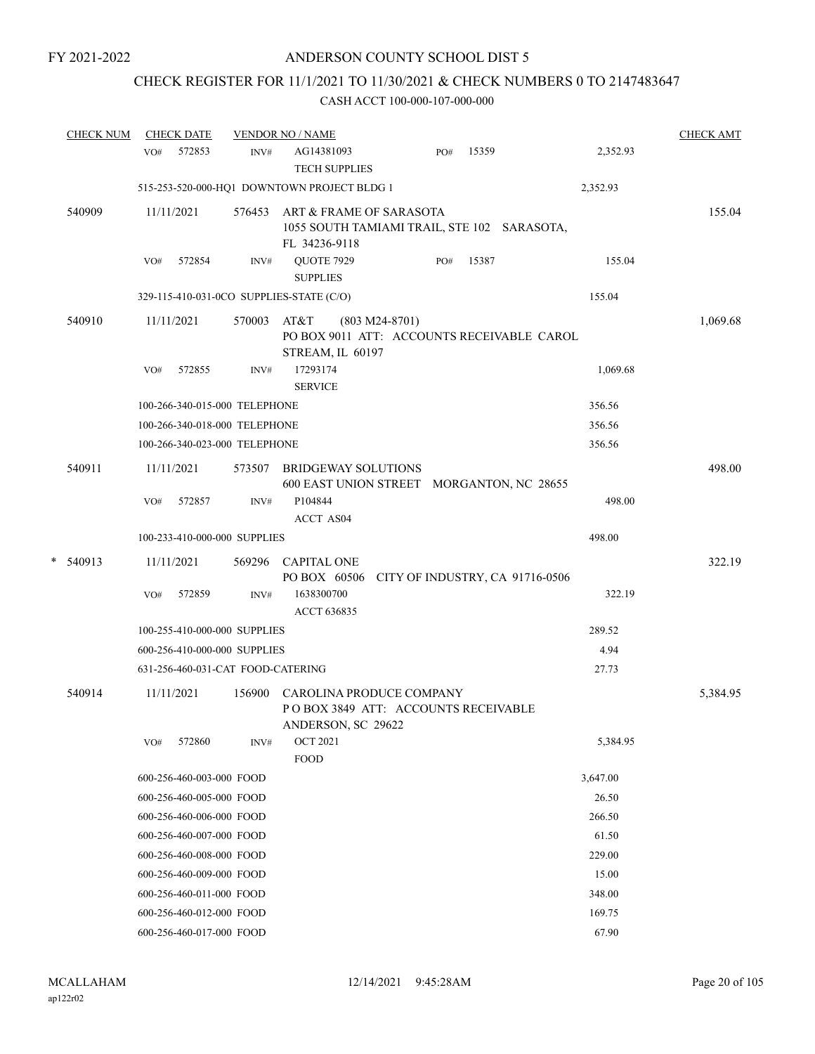FY 2021-2022

# ANDERSON COUNTY SCHOOL DIST 5

## CHECK REGISTER FOR 11/1/2021 TO 11/30/2021 & CHECK NUMBERS 0 TO 2147483647

### CASH ACCT 100-000-107-000-000

| CHECK NUM | CHECK DATE | VENDOR NO / NAME | | | CHECK AMT |
|---|---|---|---|---|---|
| | VO# 572853 | INV# AG14381093 TECH SUPPLIES | PO# 15359 | 2,352.93 | |
| | 515-253-520-000-HQ1 DOWNTOWN PROJECT BLDG 1 | | | 2,352.93 | |
| 540909 | 11/11/2021 | 576453 ART & FRAME OF SARASOTA 1055 SOUTH TAMIAMI TRAIL, STE 102 SARASOTA, FL 34236-9118 | | | 155.04 |
| | VO# 572854 | INV# QUOTE 7929 SUPPLIES | PO# 15387 | 155.04 | |
| | 329-115-410-031-0CO SUPPLIES-STATE (C/O) | | | 155.04 | |
| 540910 | 11/11/2021 | 570003 AT&T (803 M24-8701) PO BOX 9011 ATT: ACCOUNTS RECEIVABLE CAROL STREAM, IL 60197 | | | 1,069.68 |
| | VO# 572855 | INV# 17293174 SERVICE | | 1,069.68 | |
| | 100-266-340-015-000 TELEPHONE | | | 356.56 | |
| | 100-266-340-018-000 TELEPHONE | | | 356.56 | |
| | 100-266-340-023-000 TELEPHONE | | | 356.56 | |
| 540911 | 11/11/2021 | 573507 BRIDGEWAY SOLUTIONS 600 EAST UNION STREET MORGANTON, NC 28655 | | | 498.00 |
| | VO# 572857 | INV# P104844 ACCT AS04 | | 498.00 | |
| | 100-233-410-000-000 SUPPLIES | | | 498.00 | |
| * 540913 | 11/11/2021 | 569296 CAPITAL ONE PO BOX 60506 CITY OF INDUSTRY, CA 91716-0506 | | | 322.19 |
| | VO# 572859 | INV# 1638300700 ACCT 636835 | | 322.19 | |
| | 100-255-410-000-000 SUPPLIES | | | 289.52 | |
| | 600-256-410-000-000 SUPPLIES | | | 4.94 | |
| | 631-256-460-031-CAT FOOD-CATERING | | | 27.73 | |
| 540914 | 11/11/2021 | 156900 CAROLINA PRODUCE COMPANY P O BOX 3849 ATT: ACCOUNTS RECEIVABLE ANDERSON, SC 29622 | | | 5,384.95 |
| | VO# 572860 | INV# OCT 2021 FOOD | | 5,384.95 | |
| | 600-256-460-003-000 FOOD | | | 3,647.00 | |
| | 600-256-460-005-000 FOOD | | | 26.50 | |
| | 600-256-460-006-000 FOOD | | | 266.50 | |
| | 600-256-460-007-000 FOOD | | | 61.50 | |
| | 600-256-460-008-000 FOOD | | | 229.00 | |
| | 600-256-460-009-000 FOOD | | | 15.00 | |
| | 600-256-460-011-000 FOOD | | | 348.00 | |
| | 600-256-460-012-000 FOOD | | | 169.75 | |
| | 600-256-460-017-000 FOOD | | | 67.90 | |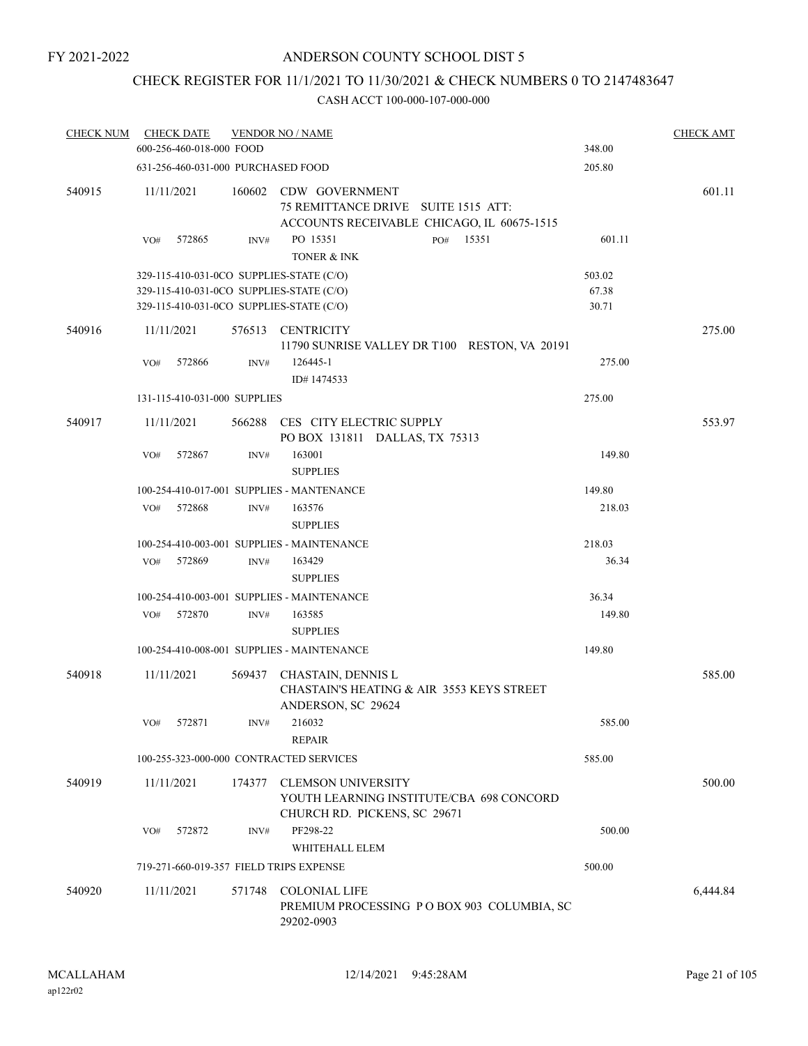FY 2021-2022

# ANDERSON COUNTY SCHOOL DIST 5

## CHECK REGISTER FOR 11/1/2021 TO 11/30/2021 & CHECK NUMBERS 0 TO 2147483647

### CASH ACCT 100-000-107-000-000

| CHECK NUM | CHECK DATE | VENDOR NO / NAME | | CHECK AMT |
|---|---|---|---|---|
| | 600-256-460-018-000 FOOD | | 348.00 | |
| | 631-256-460-031-000 PURCHASED FOOD | | 205.80 | |
| 540915 | 11/11/2021 | 160602 CDW GOVERNMENT<br>75 REMITTANCE DRIVE SUITE 1515 ATT:<br>ACCOUNTS RECEIVABLE CHICAGO, IL 60675-1515 | | 601.11 |
| | VO# 572865 INV# | PO 15351 PO# 15351<br>TONER & INK | 601.11 | |
| | 329-115-410-031-0CO SUPPLIES-STATE (C/O) | | 503.02 | |
| | 329-115-410-031-0CO SUPPLIES-STATE (C/O) | | 67.38 | |
| | 329-115-410-031-0CO SUPPLIES-STATE (C/O) | | 30.71 | |
| 540916 | 11/11/2021 | 576513 CENTRICITY<br>11790 SUNRISE VALLEY DR T100 RESTON, VA 20191 | | 275.00 |
| | VO# 572866 INV# | 126445-1<br>ID# 1474533 | 275.00 | |
| | 131-115-410-031-000 SUPPLIES | | 275.00 | |
| 540917 | 11/11/2021 | 566288 CES CITY ELECTRIC SUPPLY<br>PO BOX 131811 DALLAS, TX 75313 | | 553.97 |
| | VO# 572867 INV# | 163001<br>SUPPLIES | 149.80 | |
| | 100-254-410-017-001 SUPPLIES - MANTENANCE | | 149.80 | |
| | VO# 572868 INV# | 163576<br>SUPPLIES | 218.03 | |
| | 100-254-410-003-001 SUPPLIES - MAINTENANCE | | 218.03 | |
| | VO# 572869 INV# | 163429<br>SUPPLIES | 36.34 | |
| | 100-254-410-003-001 SUPPLIES - MAINTENANCE | | 36.34 | |
| | VO# 572870 INV# | 163585<br>SUPPLIES | 149.80 | |
| | 100-254-410-008-001 SUPPLIES - MAINTENANCE | | 149.80 | |
| 540918 | 11/11/2021 | 569437 CHASTAIN, DENNIS L<br>CHASTAIN'S HEATING & AIR 3553 KEYS STREET<br>ANDERSON, SC 29624 | | 585.00 |
| | VO# 572871 INV# | 216032<br>REPAIR | 585.00 | |
| | 100-255-323-000-000 CONTRACTED SERVICES | | 585.00 | |
| 540919 | 11/11/2021 | 174377 CLEMSON UNIVERSITY<br>YOUTH LEARNING INSTITUTE/CBA 698 CONCORD<br>CHURCH RD. PICKENS, SC 29671 | | 500.00 |
| | VO# 572872 INV# | PF298-22<br>WHITEHALL ELEM | 500.00 | |
| | 719-271-660-019-357 FIELD TRIPS EXPENSE | | 500.00 | |
| 540920 | 11/11/2021 | 571748 COLONIAL LIFE<br>PREMIUM PROCESSING P O BOX 903 COLUMBIA, SC<br>29202-0903 | | 6,444.84 |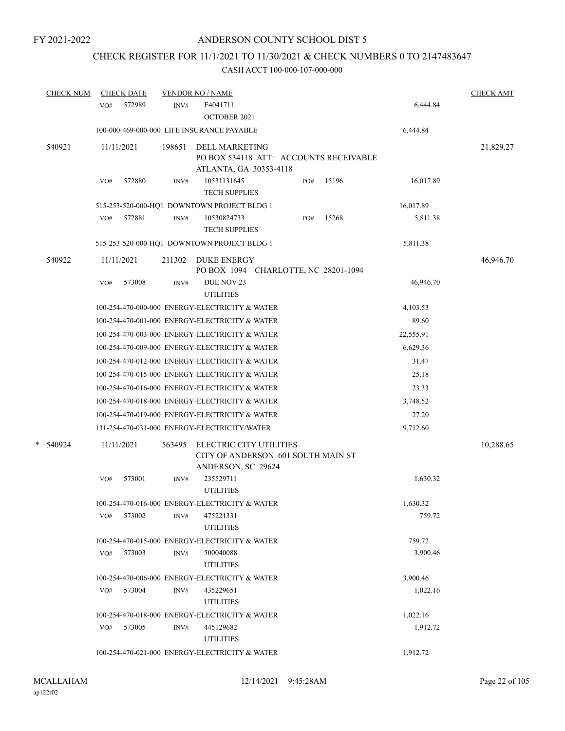FY 2021-2022

# ANDERSON COUNTY SCHOOL DIST 5

## CHECK REGISTER FOR 11/1/2021 TO 11/30/2021 & CHECK NUMBERS 0 TO 2147483647

### CASH ACCT 100-000-107-000-000

| CHECK NUM | CHECK DATE | VENDOR NO / NAME | | | CHECK AMT |
|---|---|---|---|---|---|
| | VO# 572989 | INV# E4041711 OCTOBER 2021 | | 6,444.84 | |
| | 100-000-469-000-000 LIFE INSURANCE PAYABLE | | | 6,444.84 | |
| 540921 | 11/11/2021 | 198651 DELL MARKETING PO BOX 534118 ATT: ACCOUNTS RECEIVABLE ATLANTA, GA 30353-4118 | | | 21,829.27 |
| | VO# 572880 | INV# 10531131645 TECH SUPPLIES | PO# 15196 | 16,017.89 | |
| | 515-253-520-000-HQ1 DOWNTOWN PROJECT BLDG 1 | | | 16,017.89 | |
| | VO# 572881 | INV# 10530824733 TECH SUPPLIES | PO# 15268 | 5,811.38 | |
| | 515-253-520-000-HQ1 DOWNTOWN PROJECT BLDG 1 | | | 5,811.38 | |
| 540922 | 11/11/2021 | 211302 DUKE ENERGY PO BOX 1094 CHARLOTTE, NC 28201-1094 | | | 46,946.70 |
| | VO# 573008 | INV# DUE NOV 23 UTILITIES | | 46,946.70 | |
| | 100-254-470-000-000 ENERGY-ELECTRICITY & WATER | | | 4,103.53 | |
| | 100-254-470-001-000 ENERGY-ELECTRICITY & WATER | | | 89.60 | |
| | 100-254-470-003-000 ENERGY-ELECTRICITY & WATER | | | 22,555.91 | |
| | 100-254-470-009-000 ENERGY-ELECTRICITY & WATER | | | 6,629.36 | |
| | 100-254-470-012-000 ENERGY-ELECTRICITY & WATER | | | 31.47 | |
| | 100-254-470-015-000 ENERGY-ELECTRICITY & WATER | | | 25.18 | |
| | 100-254-470-016-000 ENERGY-ELECTRICITY & WATER | | | 23.33 | |
| | 100-254-470-018-000 ENERGY-ELECTRICITY & WATER | | | 3,748.52 | |
| | 100-254-470-019-000 ENERGY-ELECTRICITY & WATER | | | 27.20 | |
| | 131-254-470-031-000 ENERGY-ELECTRICITY/WATER | | | 9,712.60 | |
| * 540924 | 11/11/2021 | 563495 ELECTRIC CITY UTILITIES CITY OF ANDERSON 601 SOUTH MAIN ST ANDERSON, SC 29624 | | | 10,288.65 |
| | VO# 573001 | INV# 235529711 UTILITIES | | 1,630.32 | |
| | 100-254-470-016-000 ENERGY-ELECTRICITY & WATER | | | 1,630.32 | |
| | VO# 573002 | INV# 475221331 UTILITIES | | 759.72 | |
| | 100-254-470-015-000 ENERGY-ELECTRICITY & WATER | | | 759.72 | |
| | VO# 573003 | INV# 500040088 UTILITIES | | 3,900.46 | |
| | 100-254-470-006-000 ENERGY-ELECTRICITY & WATER | | | 3,900.46 | |
| | VO# 573004 | INV# 435229651 UTILITIES | | 1,022.16 | |
| | 100-254-470-018-000 ENERGY-ELECTRICITY & WATER | | | 1,022.16 | |
| | VO# 573005 | INV# 445129682 UTILITIES | | 1,912.72 | |
| | 100-254-470-021-000 ENERGY-ELECTRICITY & WATER | | | 1,912.72 | |

MCALLAHAM
ap122r02

12/14/2021 9:45:28AM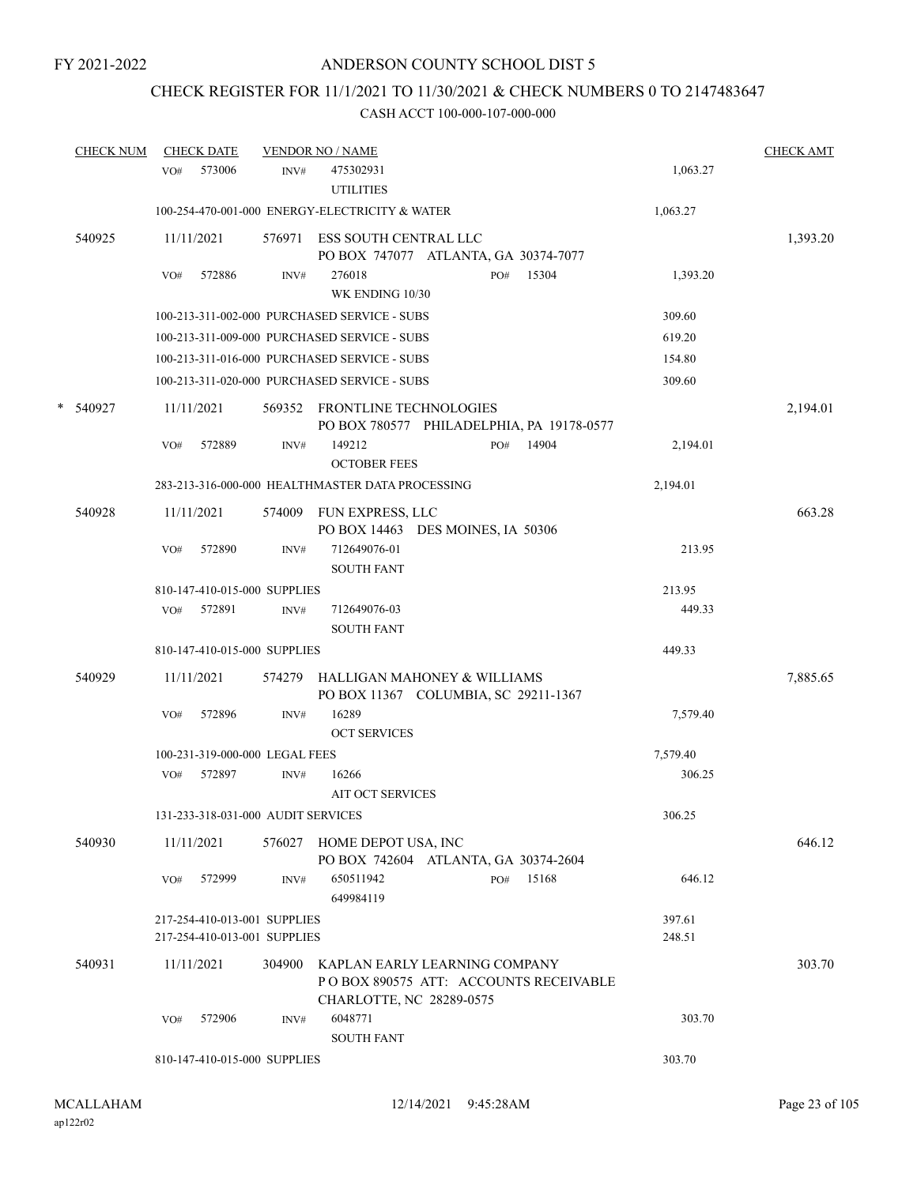FY 2021-2022

# ANDERSON COUNTY SCHOOL DIST 5

## CHECK REGISTER FOR 11/1/2021 TO 11/30/2021 & CHECK NUMBERS 0 TO 2147483647

### CASH ACCT 100-000-107-000-000

| CHECK NUM | CHECK DATE | VENDOR NO / NAME | | | CHECK AMT |
|---|---|---|---|---|---|
| | VO# 573006 | INV# 475302931 UTILITIES | | 1,063.27 | |
| | 100-254-470-001-000 ENERGY-ELECTRICITY & WATER | | | 1,063.27 | |
| 540925 | 11/11/2021 | 576971 ESS SOUTH CENTRAL LLC PO BOX 747077 ATLANTA, GA 30374-7077 | | | 1,393.20 |
| | VO# 572886 | INV# 276018 WK ENDING 10/30 | PO# 15304 | 1,393.20 | |
| | 100-213-311-002-000 PURCHASED SERVICE - SUBS | | | 309.60 | |
| | 100-213-311-009-000 PURCHASED SERVICE - SUBS | | | 619.20 | |
| | 100-213-311-016-000 PURCHASED SERVICE - SUBS | | | 154.80 | |
| | 100-213-311-020-000 PURCHASED SERVICE - SUBS | | | 309.60 | |
| * 540927 | 11/11/2021 | 569352 FRONTLINE TECHNOLOGIES PO BOX 780577 PHILADELPHIA, PA 19178-0577 | | | 2,194.01 |
| | VO# 572889 | INV# 149212 OCTOBER FEES | PO# 14904 | 2,194.01 | |
| | 283-213-316-000-000 HEALTHMASTER DATA PROCESSING | | | 2,194.01 | |
| 540928 | 11/11/2021 | 574009 FUN EXPRESS, LLC PO BOX 14463 DES MOINES, IA 50306 | | | 663.28 |
| | VO# 572890 | INV# 712649076-01 SOUTH FANT | | 213.95 | |
| | 810-147-410-015-000 SUPPLIES | | | 213.95 | |
| | VO# 572891 | INV# 712649076-03 SOUTH FANT | | 449.33 | |
| | 810-147-410-015-000 SUPPLIES | | | 449.33 | |
| 540929 | 11/11/2021 | 574279 HALLIGAN MAHONEY & WILLIAMS PO BOX 11367 COLUMBIA, SC 29211-1367 | | | 7,885.65 |
| | VO# 572896 | INV# 16289 OCT SERVICES | | 7,579.40 | |
| | 100-231-319-000-000 LEGAL FEES | | | 7,579.40 | |
| | VO# 572897 | INV# 16266 AIT OCT SERVICES | | 306.25 | |
| | 131-233-318-031-000 AUDIT SERVICES | | | 306.25 | |
| 540930 | 11/11/2021 | 576027 HOME DEPOT USA, INC PO BOX 742604 ATLANTA, GA 30374-2604 | | | 646.12 |
| | VO# 572999 | INV# 650511942 649984119 | PO# 15168 | 646.12 | |
| | 217-254-410-013-001 SUPPLIES | | | 397.61 | |
| | 217-254-410-013-001 SUPPLIES | | | 248.51 | |
| 540931 | 11/11/2021 | 304900 KAPLAN EARLY LEARNING COMPANY P O BOX 890575 ATT: ACCOUNTS RECEIVABLE CHARLOTTE, NC 28289-0575 | | | 303.70 |
| | VO# 572906 | INV# 6048771 SOUTH FANT | | 303.70 | |
| | 810-147-410-015-000 SUPPLIES | | | 303.70 | |

MCALLAHAM ap122r02 12/14/2021 9:45:28AM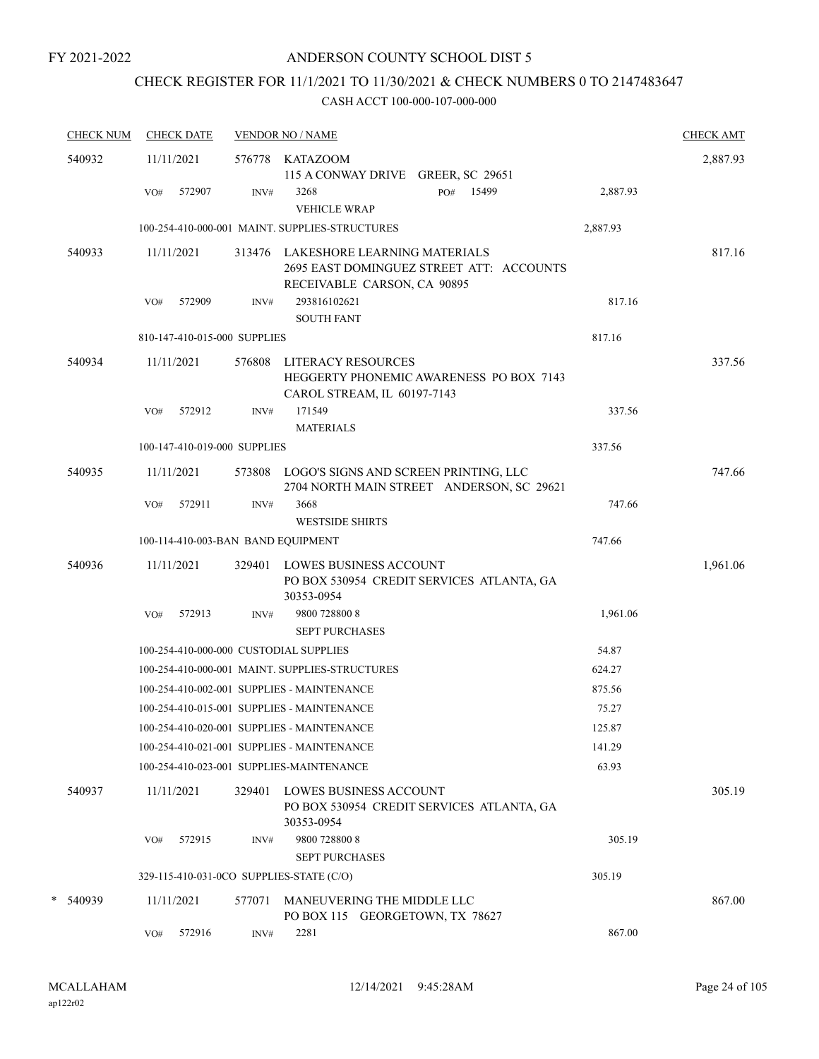FY 2021-2022

# ANDERSON COUNTY SCHOOL DIST 5

## CHECK REGISTER FOR 11/1/2021 TO 11/30/2021 & CHECK NUMBERS 0 TO 2147483647

### CASH ACCT 100-000-107-000-000

| CHECK NUM | CHECK DATE | VENDOR NO / NAME | | | CHECK AMT |
|---|---|---|---|---|---|
| 540932 | 11/11/2021 | 576778 KATAZOOM<br>115 A CONWAY DRIVE GREER, SC 29651 | | | 2,887.93 |
| | VO# 572907 | INV# 3268<br>VEHICLE WRAP | PO# 15499 | 2,887.93 | |
| | 100-254-410-000-001 MAINT. SUPPLIES-STRUCTURES | | | 2,887.93 | |
| 540933 | 11/11/2021 | 313476 LAKESHORE LEARNING MATERIALS<br>2695 EAST DOMINGUEZ STREET ATT: ACCOUNTS RECEIVABLE CARSON, CA 90895 | | | 817.16 |
| | VO# 572909 | INV# 293816102621<br>SOUTH FANT | | 817.16 | |
| | 810-147-410-015-000 SUPPLIES | | | 817.16 | |
| 540934 | 11/11/2021 | 576808 LITERACY RESOURCES<br>HEGGERTY PHONEMIC AWARENESS PO BOX 7143 CAROL STREAM, IL 60197-7143 | | | 337.56 |
| | VO# 572912 | INV# 171549<br>MATERIALS | | 337.56 | |
| | 100-147-410-019-000 SUPPLIES | | | 337.56 | |
| 540935 | 11/11/2021 | 573808 LOGO'S SIGNS AND SCREEN PRINTING, LLC<br>2704 NORTH MAIN STREET ANDERSON, SC 29621 | | | 747.66 |
| | VO# 572911 | INV# 3668<br>WESTSIDE SHIRTS | | 747.66 | |
| | 100-114-410-003-BAN BAND EQUIPMENT | | | 747.66 | |
| 540936 | 11/11/2021 | 329401 LOWES BUSINESS ACCOUNT<br>PO BOX 530954 CREDIT SERVICES ATLANTA, GA 30353-0954 | | | 1,961.06 |
| | VO# 572913 | INV# 9800 728800 8<br>SEPT PURCHASES | | 1,961.06 | |
| | 100-254-410-000-000 CUSTODIAL SUPPLIES | | | 54.87 | |
| | 100-254-410-000-001 MAINT. SUPPLIES-STRUCTURES | | | 624.27 | |
| | 100-254-410-002-001 SUPPLIES - MAINTENANCE | | | 875.56 | |
| | 100-254-410-015-001 SUPPLIES - MAINTENANCE | | | 75.27 | |
| | 100-254-410-020-001 SUPPLIES - MAINTENANCE | | | 125.87 | |
| | 100-254-410-021-001 SUPPLIES - MAINTENANCE | | | 141.29 | |
| | 100-254-410-023-001 SUPPLIES-MAINTENANCE | | | 63.93 | |
| 540937 | 11/11/2021 | 329401 LOWES BUSINESS ACCOUNT<br>PO BOX 530954 CREDIT SERVICES ATLANTA, GA 30353-0954 | | | 305.19 |
| | VO# 572915 | INV# 9800 728800 8<br>SEPT PURCHASES | | 305.19 | |
| | 329-115-410-031-0CO SUPPLIES-STATE (C/O) | | | 305.19 | |
| * 540939 | 11/11/2021 | 577071 MANEUVERING THE MIDDLE LLC<br>PO BOX 115 GEORGETOWN, TX 78627 | | | 867.00 |
| | VO# 572916 | INV# 2281 | | 867.00 | |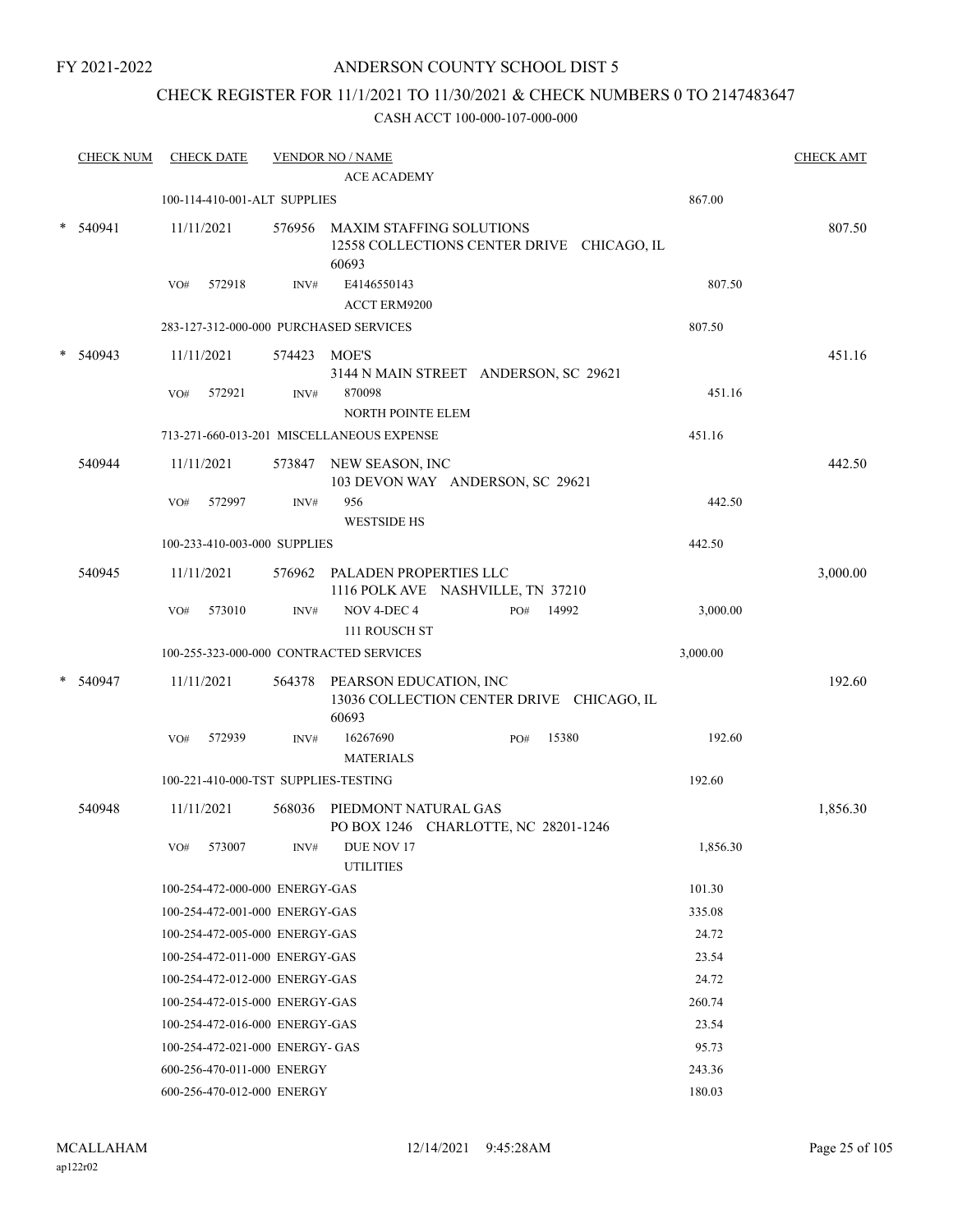FY 2021-2022

# ANDERSON COUNTY SCHOOL DIST 5

## CHECK REGISTER FOR 11/1/2021 TO 11/30/2021 & CHECK NUMBERS 0 TO 2147483647

### CASH ACCT 100-000-107-000-000

| CHECK NUM | CHECK DATE | VENDOR NO / NAME | | CHECK AMT |
|---|---|---|---|---|
| | | ACE ACADEMY | | |
| | 100-114-410-001-ALT SUPPLIES | | 867.00 | |
| * 540941 | 11/11/2021 | 576956 MAXIM STAFFING SOLUTIONS 12558 COLLECTIONS CENTER DRIVE CHICAGO, IL 60693 | | 807.50 |
| | VO# 572918 | INV# E4146550143 ACCT ERM9200 | 807.50 | |
| | 283-127-312-000-000 PURCHASED SERVICES | | 807.50 | |
| * 540943 | 11/11/2021 | 574423 MOE'S 3144 N MAIN STREET ANDERSON, SC 29621 | | 451.16 |
| | VO# 572921 | INV# 870098 NORTH POINTE ELEM | 451.16 | |
| | 713-271-660-013-201 MISCELLANEOUS EXPENSE | | 451.16 | |
| 540944 | 11/11/2021 | 573847 NEW SEASON, INC 103 DEVON WAY ANDERSON, SC 29621 | | 442.50 |
| | VO# 572997 | INV# 956 WESTSIDE HS | 442.50 | |
| | 100-233-410-003-000 SUPPLIES | | 442.50 | |
| 540945 | 11/11/2021 | 576962 PALADEN PROPERTIES LLC 1116 POLK AVE NASHVILLE, TN 37210 | | 3,000.00 |
| | VO# 573010 | INV# NOV 4-DEC 4 PO# 14992 111 ROUSCH ST | 3,000.00 | |
| | 100-255-323-000-000 CONTRACTED SERVICES | | 3,000.00 | |
| * 540947 | 11/11/2021 | 564378 PEARSON EDUCATION, INC 13036 COLLECTION CENTER DRIVE CHICAGO, IL 60693 | | 192.60 |
| | VO# 572939 | INV# 16267690 PO# 15380 MATERIALS | 192.60 | |
| | 100-221-410-000-TST SUPPLIES-TESTING | | 192.60 | |
| 540948 | 11/11/2021 | 568036 PIEDMONT NATURAL GAS PO BOX 1246 CHARLOTTE, NC 28201-1246 | | 1,856.30 |
| | VO# 573007 | INV# DUE NOV 17 UTILITIES | 1,856.30 | |
| | 100-254-472-000-000 ENERGY-GAS | | 101.30 | |
| | 100-254-472-001-000 ENERGY-GAS | | 335.08 | |
| | 100-254-472-005-000 ENERGY-GAS | | 24.72 | |
| | 100-254-472-011-000 ENERGY-GAS | | 23.54 | |
| | 100-254-472-012-000 ENERGY-GAS | | 24.72 | |
| | 100-254-472-015-000 ENERGY-GAS | | 260.74 | |
| | 100-254-472-016-000 ENERGY-GAS | | 23.54 | |
| | 100-254-472-021-000 ENERGY- GAS | | 95.73 | |
| | 600-256-470-011-000 ENERGY | | 243.36 | |
| | 600-256-470-012-000 ENERGY | | 180.03 | |

MCALLAHAM
ap122r02

12/14/2021 9:45:28AM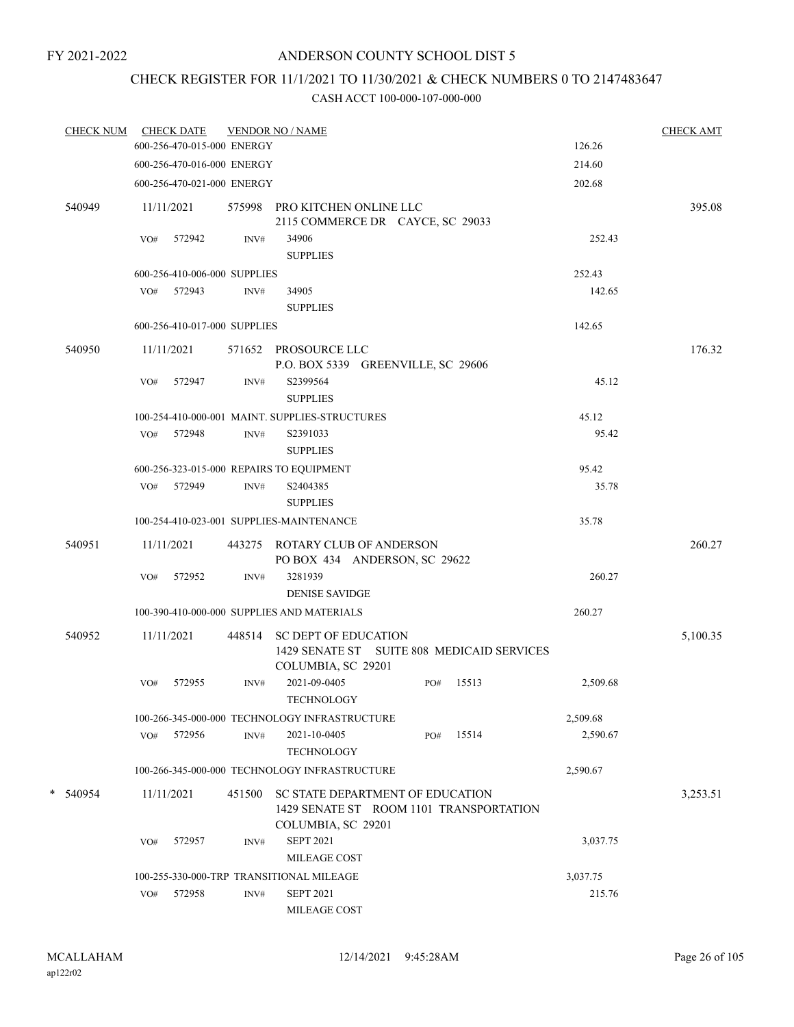FY 2021-2022

# ANDERSON COUNTY SCHOOL DIST 5

## CHECK REGISTER FOR 11/1/2021 TO 11/30/2021 & CHECK NUMBERS 0 TO 2147483647

CASH ACCT 100-000-107-000-000

| CHECK NUM | CHECK DATE | VENDOR NO / NAME | | CHECK AMT |
|---|---|---|---|---|
| | 600-256-470-015-000 ENERGY | | 126.26 | |
| | 600-256-470-016-000 ENERGY | | 214.60 | |
| | 600-256-470-021-000 ENERGY | | 202.68 | |
| 540949 | 11/11/2021 | 575998 PRO KITCHEN ONLINE LLC<br>2115 COMMERCE DR CAYCE, SC 29033 | | 395.08 |
| | VO# 572942 | INV# 34906<br>SUPPLIES | 252.43 | |
| | 600-256-410-006-000 SUPPLIES | | 252.43 | |
| | VO# 572943 | INV# 34905<br>SUPPLIES | 142.65 | |
| | 600-256-410-017-000 SUPPLIES | | 142.65 | |
| 540950 | 11/11/2021 | 571652 PROSOURCE LLC<br>P.O. BOX 5339 GREENVILLE, SC 29606 | | 176.32 |
| | VO# 572947 | INV# S2399564<br>SUPPLIES | 45.12 | |
| | 100-254-410-000-001 MAINT. SUPPLIES-STRUCTURES | | 45.12 | |
| | VO# 572948 | INV# S2391033<br>SUPPLIES | 95.42 | |
| | 600-256-323-015-000 REPAIRS TO EQUIPMENT | | 95.42 | |
| | VO# 572949 | INV# S2404385<br>SUPPLIES | 35.78 | |
| | 100-254-410-023-001 SUPPLIES-MAINTENANCE | | 35.78 | |
| 540951 | 11/11/2021 | 443275 ROTARY CLUB OF ANDERSON<br>PO BOX 434 ANDERSON, SC 29622 | | 260.27 |
| | VO# 572952 | INV# 3281939<br>DENISE SAVIDGE | 260.27 | |
| | 100-390-410-000-000 SUPPLIES AND MATERIALS | | 260.27 | |
| 540952 | 11/11/2021 | 448514 SC DEPT OF EDUCATION<br>1429 SENATE ST SUITE 808 MEDICAID SERVICES<br>COLUMBIA, SC 29201 | | 5,100.35 |
| | VO# 572955 | INV# 2021-09-0405 PO# 15513<br>TECHNOLOGY | 2,509.68 | |
| | 100-266-345-000-000 TECHNOLOGY INFRASTRUCTURE | | 2,509.68 | |
| | VO# 572956 | INV# 2021-10-0405 PO# 15514<br>TECHNOLOGY | 2,590.67 | |
| | 100-266-345-000-000 TECHNOLOGY INFRASTRUCTURE | | 2,590.67 | |
| * 540954 | 11/11/2021 | 451500 SC STATE DEPARTMENT OF EDUCATION<br>1429 SENATE ST ROOM 1101 TRANSPORTATION<br>COLUMBIA, SC 29201 | | 3,253.51 |
| | VO# 572957 | INV# SEPT 2021<br>MILEAGE COST | 3,037.75 | |
| | 100-255-330-000-TRP TRANSITIONAL MILEAGE | | 3,037.75 | |
| | VO# 572958 | INV# SEPT 2021<br>MILEAGE COST | 215.76 | |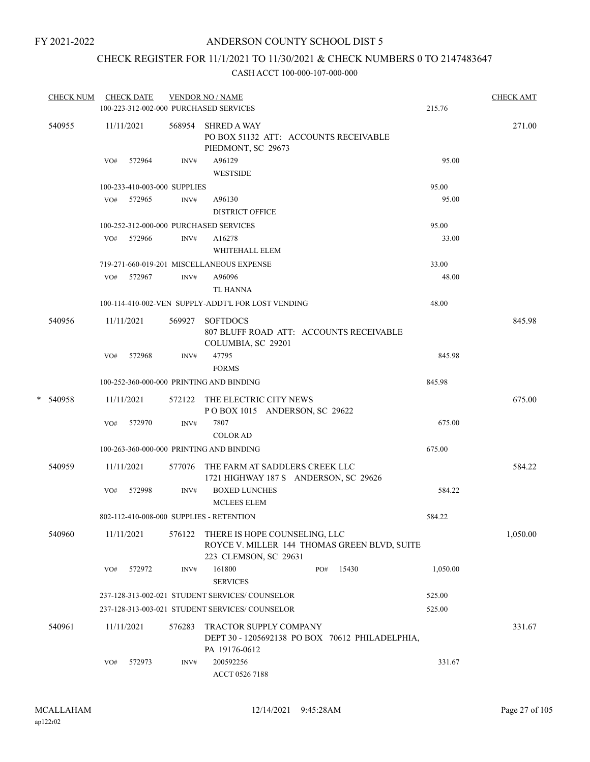FY 2021-2022

# ANDERSON COUNTY SCHOOL DIST 5

## CHECK REGISTER FOR 11/1/2021 TO 11/30/2021 & CHECK NUMBERS 0 TO 2147483647

### CASH ACCT 100-000-107-000-000

| CHECK NUM | CHECK DATE | VENDOR NO / NAME | | CHECK AMT |
|---|---|---|---|---|
| | | 100-223-312-002-000 PURCHASED SERVICES | 215.76 | |
| 540955 | 11/11/2021 | 568954 SHRED A WAY<br>PO BOX 51132 ATT: ACCOUNTS RECEIVABLE<br>PIEDMONT, SC 29673 | | 271.00 |
| | VO# 572964 | INV# A96129<br>WESTSIDE | 95.00 | |
| | | 100-233-410-003-000 SUPPLIES | 95.00 | |
| | VO# 572965 | INV# A96130<br>DISTRICT OFFICE | 95.00 | |
| | | 100-252-312-000-000 PURCHASED SERVICES | 95.00 | |
| | VO# 572966 | INV# A16278<br>WHITEHALL ELEM | 33.00 | |
| | | 719-271-660-019-201 MISCELLANEOUS EXPENSE | 33.00 | |
| | VO# 572967 | INV# A96096<br>TL HANNA | 48.00 | |
| | | 100-114-410-002-VEN SUPPLY-ADDT'L FOR LOST VENDING | 48.00 | |
| 540956 | 11/11/2021 | 569927 SOFTDOCS<br>807 BLUFF ROAD ATT: ACCOUNTS RECEIVABLE<br>COLUMBIA, SC 29201 | | 845.98 |
| | VO# 572968 | INV# 47795<br>FORMS | 845.98 | |
| | | 100-252-360-000-000 PRINTING AND BINDING | 845.98 | |
| * 540958 | 11/11/2021 | 572122 THE ELECTRIC CITY NEWS<br>P O BOX 1015 ANDERSON, SC 29622 | | 675.00 |
| | VO# 572970 | INV# 7807<br>COLOR AD | 675.00 | |
| | | 100-263-360-000-000 PRINTING AND BINDING | 675.00 | |
| 540959 | 11/11/2021 | 577076 THE FARM AT SADDLERS CREEK LLC<br>1721 HIGHWAY 187 S ANDERSON, SC 29626 | | 584.22 |
| | VO# 572998 | INV# BOXED LUNCHES<br>MCLEES ELEM | 584.22 | |
| | | 802-112-410-008-000 SUPPLIES - RETENTION | 584.22 | |
| 540960 | 11/11/2021 | 576122 THERE IS HOPE COUNSELING, LLC<br>ROYCE V. MILLER 144 THOMAS GREEN BLVD, SUITE<br>223 CLEMSON, SC 29631 | | 1,050.00 |
| | VO# 572972 | INV# 161800 PO# 15430<br>SERVICES | 1,050.00 | |
| | | 237-128-313-002-021 STUDENT SERVICES/ COUNSELOR | 525.00 | |
| | | 237-128-313-003-021 STUDENT SERVICES/ COUNSELOR | 525.00 | |
| 540961 | 11/11/2021 | 576283 TRACTOR SUPPLY COMPANY<br>DEPT 30 - 1205692138 PO BOX 70612 PHILADELPHIA,<br>PA 19176-0612 | | 331.67 |
| | VO# 572973 | INV# 200592256<br>ACCT 0526 7188 | 331.67 | |

MCALLAHAM
ap122r02

12/14/2021 9:45:28AM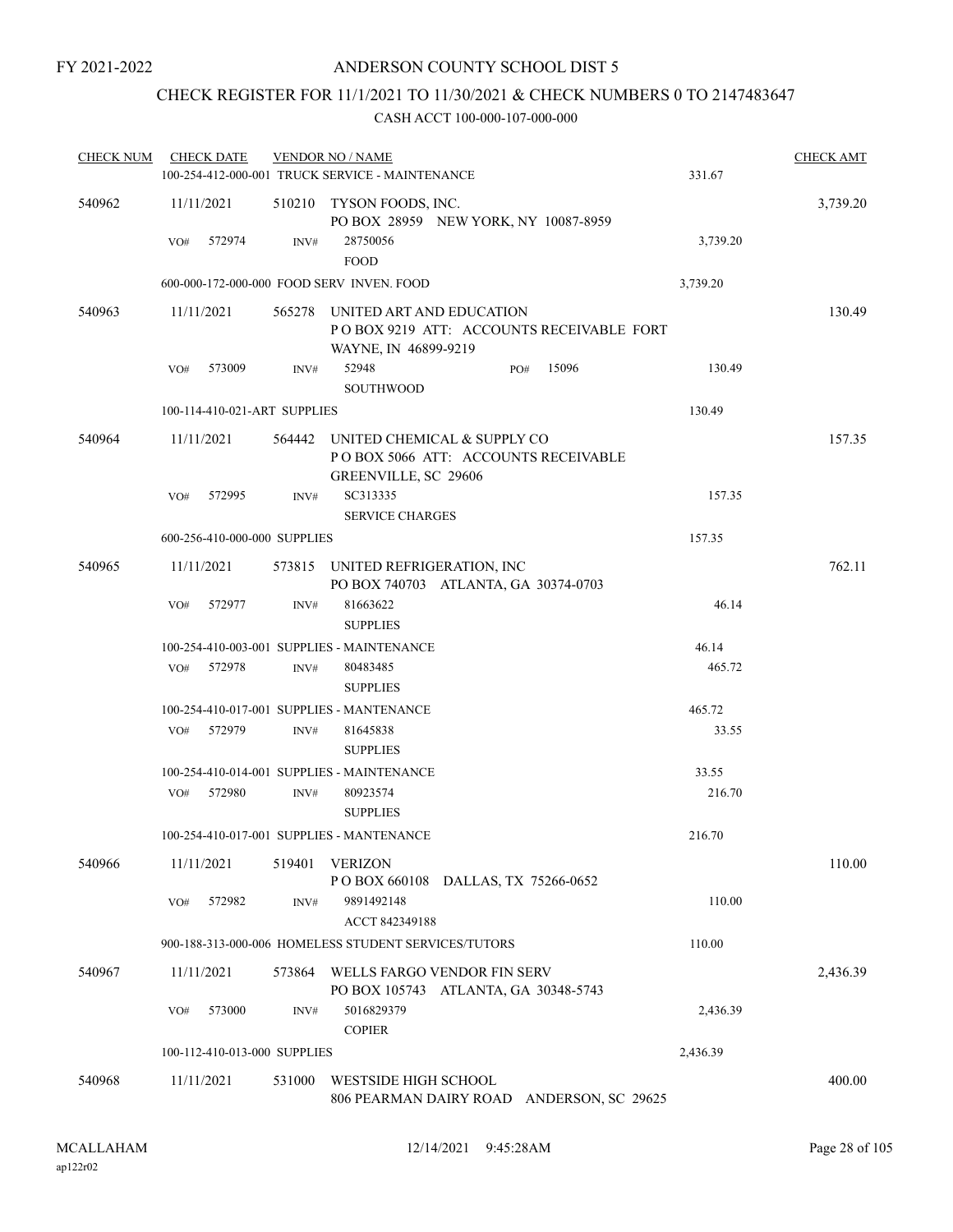FY 2021-2022

# ANDERSON COUNTY SCHOOL DIST 5

## CHECK REGISTER FOR 11/1/2021 TO 11/30/2021 & CHECK NUMBERS 0 TO 2147483647

### CASH ACCT 100-000-107-000-000

| CHECK NUM | CHECK DATE | VENDOR NO / NAME | | CHECK AMT |
|---|---|---|---|---|
| | | 100-254-412-000-001 TRUCK SERVICE - MAINTENANCE | 331.67 | |
| 540962 | 11/11/2021 | 510210 TYSON FOODS, INC. PO BOX 28959 NEW YORK, NY 10087-8959 | | 3,739.20 |
| | VO# 572974 | INV# 28750056 FOOD | 3,739.20 | |
| | | 600-000-172-000-000 FOOD SERV INVEN. FOOD | 3,739.20 | |
| 540963 | 11/11/2021 | 565278 UNITED ART AND EDUCATION P O BOX 9219 ATT: ACCOUNTS RECEIVABLE FORT WAYNE, IN 46899-9219 | | 130.49 |
| | VO# 573009 | INV# 52948 PO# 15096 SOUTHWOOD | 130.49 | |
| | | 100-114-410-021-ART SUPPLIES | 130.49 | |
| 540964 | 11/11/2021 | 564442 UNITED CHEMICAL & SUPPLY CO P O BOX 5066 ATT: ACCOUNTS RECEIVABLE GREENVILLE, SC 29606 | | 157.35 |
| | VO# 572995 | INV# SC313335 SERVICE CHARGES | 157.35 | |
| | | 600-256-410-000-000 SUPPLIES | 157.35 | |
| 540965 | 11/11/2021 | 573815 UNITED REFRIGERATION, INC PO BOX 740703 ATLANTA, GA 30374-0703 | | 762.11 |
| | VO# 572977 | INV# 81663622 SUPPLIES | 46.14 | |
| | | 100-254-410-003-001 SUPPLIES - MAINTENANCE | 46.14 | |
| | VO# 572978 | INV# 80483485 SUPPLIES | 465.72 | |
| | | 100-254-410-017-001 SUPPLIES - MANTENANCE | 465.72 | |
| | VO# 572979 | INV# 81645838 SUPPLIES | 33.55 | |
| | | 100-254-410-014-001 SUPPLIES - MAINTENANCE | 33.55 | |
| | VO# 572980 | INV# 80923574 SUPPLIES | 216.70 | |
| | | 100-254-410-017-001 SUPPLIES - MANTENANCE | 216.70 | |
| 540966 | 11/11/2021 | 519401 VERIZON P O BOX 660108 DALLAS, TX 75266-0652 | | 110.00 |
| | VO# 572982 | INV# 9891492148 ACCT 842349188 | 110.00 | |
| | | 900-188-313-000-006 HOMELESS STUDENT SERVICES/TUTORS | 110.00 | |
| 540967 | 11/11/2021 | 573864 WELLS FARGO VENDOR FIN SERV PO BOX 105743 ATLANTA, GA 30348-5743 | | 2,436.39 |
| | VO# 573000 | INV# 5016829379 COPIER | 2,436.39 | |
| | | 100-112-410-013-000 SUPPLIES | 2,436.39 | |
| 540968 | 11/11/2021 | 531000 WESTSIDE HIGH SCHOOL 806 PEARMAN DAIRY ROAD ANDERSON, SC 29625 | | 400.00 |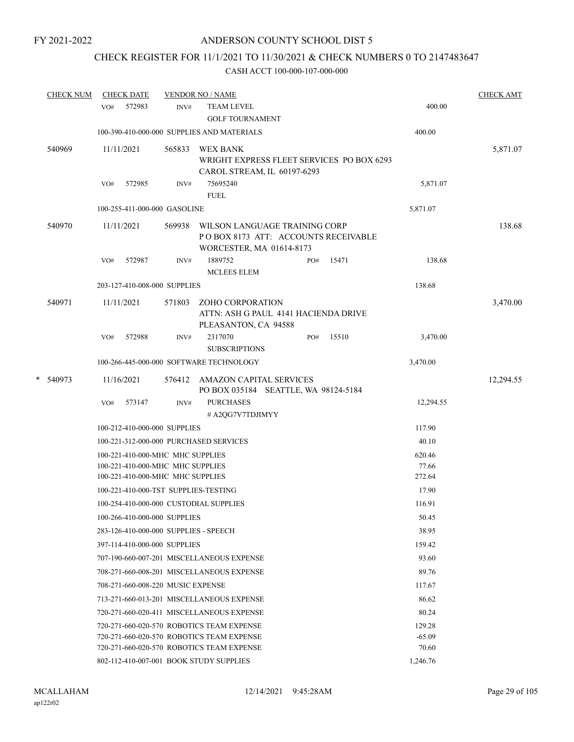FY 2021-2022

# ANDERSON COUNTY SCHOOL DIST 5

## CHECK REGISTER FOR 11/1/2021 TO 11/30/2021 & CHECK NUMBERS 0 TO 2147483647

### CASH ACCT 100-000-107-000-000

| CHECK NUM | CHECK DATE | VENDOR NO / NAME | | CHECK AMT |
|---|---|---|---|---|
| | VO# 572983 | INV# TEAM LEVEL<br>GOLF TOURNAMENT | 400.00 | |
| | 100-390-410-000-000 SUPPLIES AND MATERIALS | | 400.00 | |
| 540969 | 11/11/2021 | 565833 WEX BANK<br>WRIGHT EXPRESS FLEET SERVICES PO BOX 6293<br>CAROL STREAM, IL 60197-6293 | | 5,871.07 |
| | VO# 572985 | INV# 75695240<br>FUEL | 5,871.07 | |
| | 100-255-411-000-000 GASOLINE | | 5,871.07 | |
| 540970 | 11/11/2021 | 569938 WILSON LANGUAGE TRAINING CORP<br>P O BOX 8173 ATT: ACCOUNTS RECEIVABLE<br>WORCESTER, MA 01614-8173 | | 138.68 |
| | VO# 572987 | INV# 1889752 PO# 15471<br>MCLEES ELEM | 138.68 | |
| | 203-127-410-008-000 SUPPLIES | | 138.68 | |
| 540971 | 11/11/2021 | 571803 ZOHO CORPORATION<br>ATTN: ASH G PAUL 4141 HACIENDA DRIVE<br>PLEASANTON, CA 94588 | | 3,470.00 |
| | VO# 572988 | INV# 2317070 PO# 15510<br>SUBSCRIPTIONS | 3,470.00 | |
| | 100-266-445-000-000 SOFTWARE TECHNOLOGY | | 3,470.00 | |
| * 540973 | 11/16/2021 | 576412 AMAZON CAPITAL SERVICES<br>PO BOX 035184 SEATTLE, WA 98124-5184 | | 12,294.55 |
| | VO# 573147 | INV# PURCHASES<br>#A2QG7V7TDJIMYY | 12,294.55 | |
| | 100-212-410-000-000 SUPPLIES | | 117.90 | |
| | 100-221-312-000-000 PURCHASED SERVICES | | 40.10 | |
| | 100-221-410-000-MHC MHC SUPPLIES | | 620.46 | |
| | 100-221-410-000-MHC MHC SUPPLIES | | 77.66 | |
| | 100-221-410-000-MHC MHC SUPPLIES | | 272.64 | |
| | 100-221-410-000-TST SUPPLIES-TESTING | | 17.90 | |
| | 100-254-410-000-000 CUSTODIAL SUPPLIES | | 116.91 | |
| | 100-266-410-000-000 SUPPLIES | | 50.45 | |
| | 283-126-410-000-000 SUPPLIES - SPEECH | | 38.95 | |
| | 397-114-410-000-000 SUPPLIES | | 159.42 | |
| | 707-190-660-007-201 MISCELLANEOUS EXPENSE | | 93.60 | |
| | 708-271-660-008-201 MISCELLANEOUS EXPENSE | | 89.76 | |
| | 708-271-660-008-220 MUSIC EXPENSE | | 117.67 | |
| | 713-271-660-013-201 MISCELLANEOUS EXPENSE | | 86.62 | |
| | 720-271-660-020-411 MISCELLANEOUS EXPENSE | | 80.24 | |
| | 720-271-660-020-570 ROBOTICS TEAM EXPENSE | | 129.28 | |
| | 720-271-660-020-570 ROBOTICS TEAM EXPENSE | | -65.09 | |
| | 720-271-660-020-570 ROBOTICS TEAM EXPENSE | | 70.60 | |
| | 802-112-410-007-001 BOOK STUDY SUPPLIES | | 1,246.76 | |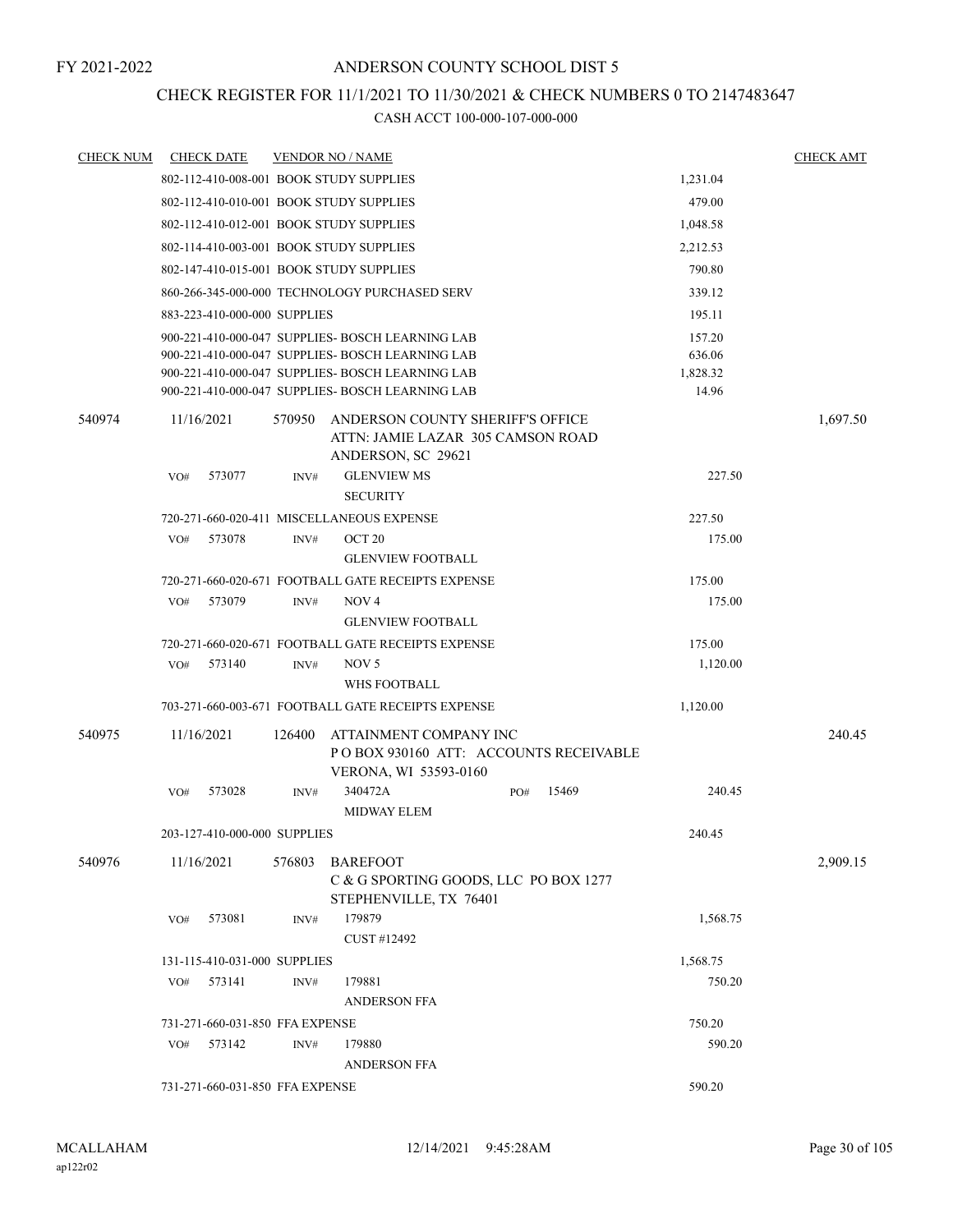FY 2021-2022

# ANDERSON COUNTY SCHOOL DIST 5

## CHECK REGISTER FOR 11/1/2021 TO 11/30/2021 & CHECK NUMBERS 0 TO 2147483647

### CASH ACCT 100-000-107-000-000

| CHECK NUM | CHECK DATE | VENDOR NO / NAME | | CHECK AMT |
|---|---|---|---|---|
| | | 802-112-410-008-001 BOOK STUDY SUPPLIES | 1,231.04 | |
| | | 802-112-410-010-001 BOOK STUDY SUPPLIES | 479.00 | |
| | | 802-112-410-012-001 BOOK STUDY SUPPLIES | 1,048.58 | |
| | | 802-114-410-003-001 BOOK STUDY SUPPLIES | 2,212.53 | |
| | | 802-147-410-015-001 BOOK STUDY SUPPLIES | 790.80 | |
| | | 860-266-345-000-000 TECHNOLOGY PURCHASED SERV | 339.12 | |
| | | 883-223-410-000-000 SUPPLIES | 195.11 | |
| | | 900-221-410-000-047 SUPPLIES- BOSCH LEARNING LAB | 157.20 | |
| | | 900-221-410-000-047 SUPPLIES- BOSCH LEARNING LAB | 636.06 | |
| | | 900-221-410-000-047 SUPPLIES- BOSCH LEARNING LAB | 1,828.32 | |
| | | 900-221-410-000-047 SUPPLIES- BOSCH LEARNING LAB | 14.96 | |
| 540974 | 11/16/2021 | 570950 ANDERSON COUNTY SHERIFF'S OFFICE<br>ATTN: JAMIE LAZAR 305 CAMSON ROAD<br>ANDERSON, SC 29621 | | 1,697.50 |
| | | VO# 573077 INV# GLENVIEW MS<br>SECURITY | 227.50 | |
| | | 720-271-660-020-411 MISCELLANEOUS EXPENSE | 227.50 | |
| | | VO# 573078 INV# OCT 20<br>GLENVIEW FOOTBALL | 175.00 | |
| | | 720-271-660-020-671 FOOTBALL GATE RECEIPTS EXPENSE | 175.00 | |
| | | VO# 573079 INV# NOV 4<br>GLENVIEW FOOTBALL | 175.00 | |
| | | 720-271-660-020-671 FOOTBALL GATE RECEIPTS EXPENSE | 175.00 | |
| | | VO# 573140 INV# NOV 5<br>WHS FOOTBALL | 1,120.00 | |
| | | 703-271-660-003-671 FOOTBALL GATE RECEIPTS EXPENSE | 1,120.00 | |
| 540975 | 11/16/2021 | 126400 ATTAINMENT COMPANY INC<br>P O BOX 930160 ATT: ACCOUNTS RECEIVABLE<br>VERONA, WI 53593-0160 | | 240.45 |
| | | VO# 573028 INV# 340472A PO# 15469<br>MIDWAY ELEM | 240.45 | |
| | | 203-127-410-000-000 SUPPLIES | 240.45 | |
| 540976 | 11/16/2021 | 576803 BAREFOOT<br>C & G SPORTING GOODS, LLC PO BOX 1277<br>STEPHENVILLE, TX 76401 | | 2,909.15 |
| | | VO# 573081 INV# 179879<br>CUST #12492 | 1,568.75 | |
| | | 131-115-410-031-000 SUPPLIES | 1,568.75 | |
| | | VO# 573141 INV# 179881<br>ANDERSON FFA | 750.20 | |
| | | 731-271-660-031-850 FFA EXPENSE | 750.20 | |
| | | VO# 573142 INV# 179880<br>ANDERSON FFA | 590.20 | |
| | | 731-271-660-031-850 FFA EXPENSE | 590.20 | |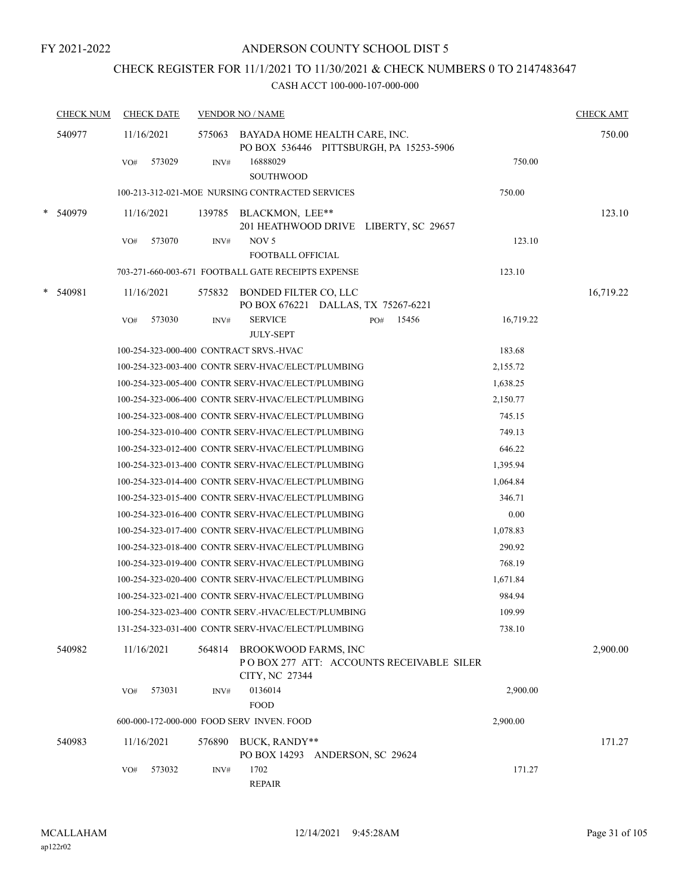FY 2021-2022

# ANDERSON COUNTY SCHOOL DIST 5

## CHECK REGISTER FOR 11/1/2021 TO 11/30/2021 & CHECK NUMBERS 0 TO 2147483647

### CASH ACCT 100-000-107-000-000

| CHECK NUM | CHECK DATE | VENDOR NO / NAME | | CHECK AMT |
|---|---|---|---|---|
| 540977 | 11/16/2021 | 575063 BAYADA HOME HEALTH CARE, INC. PO BOX 536446 PITTSBURGH, PA 15253-5906 | | 750.00 |
| | VO# 573029 | INV# 16888029 SOUTHWOOD | 750.00 | |
| | | 100-213-312-021-MOE NURSING CONTRACTED SERVICES | 750.00 | |
| * 540979 | 11/16/2021 | 139785 BLACKMON, LEE** 201 HEATHWOOD DRIVE LIBERTY, SC 29657 | | 123.10 |
| | VO# 573070 | INV# NOV 5 FOOTBALL OFFICIAL | 123.10 | |
| | | 703-271-660-003-671 FOOTBALL GATE RECEIPTS EXPENSE | 123.10 | |
| * 540981 | 11/16/2021 | 575832 BONDED FILTER CO, LLC PO BOX 676221 DALLAS, TX 75267-6221 | | 16,719.22 |
| | VO# 573030 | INV# SERVICE PO# 15456 JULY-SEPT | 16,719.22 | |
| | | 100-254-323-000-400 CONTRACT SRVS.-HVAC | 183.68 | |
| | | 100-254-323-003-400 CONTR SERV-HVAC/ELECT/PLUMBING | 2,155.72 | |
| | | 100-254-323-005-400 CONTR SERV-HVAC/ELECT/PLUMBING | 1,638.25 | |
| | | 100-254-323-006-400 CONTR SERV-HVAC/ELECT/PLUMBING | 2,150.77 | |
| | | 100-254-323-008-400 CONTR SERV-HVAC/ELECT/PLUMBING | 745.15 | |
| | | 100-254-323-010-400 CONTR SERV-HVAC/ELECT/PLUMBING | 749.13 | |
| | | 100-254-323-012-400 CONTR SERV-HVAC/ELECT/PLUMBING | 646.22 | |
| | | 100-254-323-013-400 CONTR SERV-HVAC/ELECT/PLUMBING | 1,395.94 | |
| | | 100-254-323-014-400 CONTR SERV-HVAC/ELECT/PLUMBING | 1,064.84 | |
| | | 100-254-323-015-400 CONTR SERV-HVAC/ELECT/PLUMBING | 346.71 | |
| | | 100-254-323-016-400 CONTR SERV-HVAC/ELECT/PLUMBING | 0.00 | |
| | | 100-254-323-017-400 CONTR SERV-HVAC/ELECT/PLUMBING | 1,078.83 | |
| | | 100-254-323-018-400 CONTR SERV-HVAC/ELECT/PLUMBING | 290.92 | |
| | | 100-254-323-019-400 CONTR SERV-HVAC/ELECT/PLUMBING | 768.19 | |
| | | 100-254-323-020-400 CONTR SERV-HVAC/ELECT/PLUMBING | 1,671.84 | |
| | | 100-254-323-021-400 CONTR SERV-HVAC/ELECT/PLUMBING | 984.94 | |
| | | 100-254-323-023-400 CONTR SERV.-HVAC/ELECT/PLUMBING | 109.99 | |
| | | 131-254-323-031-400 CONTR SERV-HVAC/ELECT/PLUMBING | 738.10 | |
| 540982 | 11/16/2021 | 564814 BROOKWOOD FARMS, INC P O BOX 277 ATT: ACCOUNTS RECEIVABLE SILER CITY, NC 27344 | | 2,900.00 |
| | VO# 573031 | INV# 0136014 FOOD | 2,900.00 | |
| | | 600-000-172-000-000 FOOD SERV INVEN. FOOD | 2,900.00 | |
| 540983 | 11/16/2021 | 576890 BUCK, RANDY** PO BOX 14293 ANDERSON, SC 29624 | | 171.27 |
| | VO# 573032 | INV# 1702 REPAIR | 171.27 | |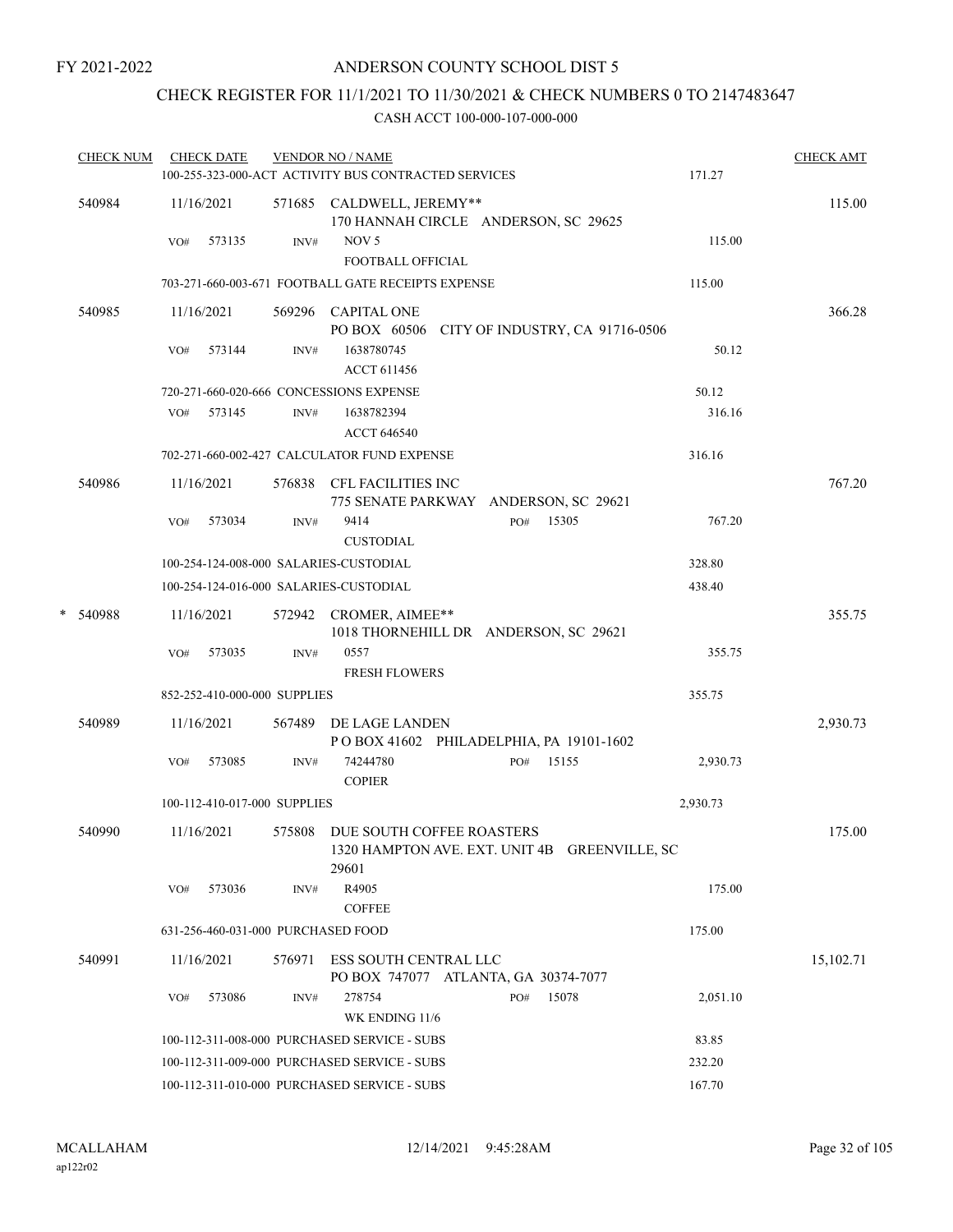FY 2021-2022

# ANDERSON COUNTY SCHOOL DIST 5

## CHECK REGISTER FOR 11/1/2021 TO 11/30/2021 & CHECK NUMBERS 0 TO 2147483647

### CASH ACCT 100-000-107-000-000

| CHECK NUM | CHECK DATE | VENDOR NO / NAME | | CHECK AMT |
|---|---|---|---|---|
| | 100-255-323-000-ACT ACTIVITY BUS CONTRACTED SERVICES | | 171.27 | |
| 540984 | 11/16/2021 | 571685 CALDWELL, JEREMY** 170 HANNAH CIRCLE ANDERSON, SC 29625 | | 115.00 |
| | VO# 573135 | INV# NOV 5 FOOTBALL OFFICIAL | 115.00 | |
| | 703-271-660-003-671 FOOTBALL GATE RECEIPTS EXPENSE | | 115.00 | |
| 540985 | 11/16/2021 | 569296 CAPITAL ONE PO BOX 60506 CITY OF INDUSTRY, CA 91716-0506 | | 366.28 |
| | VO# 573144 | INV# 1638780745 ACCT 611456 | 50.12 | |
| | 720-271-660-020-666 CONCESSIONS EXPENSE | | 50.12 | |
| | VO# 573145 | INV# 1638782394 ACCT 646540 | 316.16 | |
| | 702-271-660-002-427 CALCULATOR FUND EXPENSE | | 316.16 | |
| 540986 | 11/16/2021 | 576838 CFL FACILITIES INC 775 SENATE PARKWAY ANDERSON, SC 29621 | | 767.20 |
| | VO# 573034 | INV# 9414 PO# 15305 CUSTODIAL | 767.20 | |
| | 100-254-124-008-000 SALARIES-CUSTODIAL | | 328.80 | |
| | 100-254-124-016-000 SALARIES-CUSTODIAL | | 438.40 | |
| * 540988 | 11/16/2021 | 572942 CROMER, AIMEE** 1018 THORNEHILL DR ANDERSON, SC 29621 | | 355.75 |
| | VO# 573035 | INV# 0557 FRESH FLOWERS | 355.75 | |
| | 852-252-410-000-000 SUPPLIES | | 355.75 | |
| 540989 | 11/16/2021 | 567489 DE LAGE LANDEN P O BOX 41602 PHILADELPHIA, PA 19101-1602 | | 2,930.73 |
| | VO# 573085 | INV# 74244780 PO# 15155 COPIER | 2,930.73 | |
| | 100-112-410-017-000 SUPPLIES | | 2,930.73 | |
| 540990 | 11/16/2021 | 575808 DUE SOUTH COFFEE ROASTERS 1320 HAMPTON AVE. EXT. UNIT 4B GREENVILLE, SC 29601 | | 175.00 |
| | VO# 573036 | INV# R4905 COFFEE | 175.00 | |
| | 631-256-460-031-000 PURCHASED FOOD | | 175.00 | |
| 540991 | 11/16/2021 | 576971 ESS SOUTH CENTRAL LLC PO BOX 747077 ATLANTA, GA 30374-7077 | | 15,102.71 |
| | VO# 573086 | INV# 278754 PO# 15078 WK ENDING 11/6 | 2,051.10 | |
| | 100-112-311-008-000 PURCHASED SERVICE - SUBS | | 83.85 | |
| | 100-112-311-009-000 PURCHASED SERVICE - SUBS | | 232.20 | |
| | 100-112-311-010-000 PURCHASED SERVICE - SUBS | | 167.70 | |

MCALLAHAM ap122r02 12/14/2021 9:45:28AM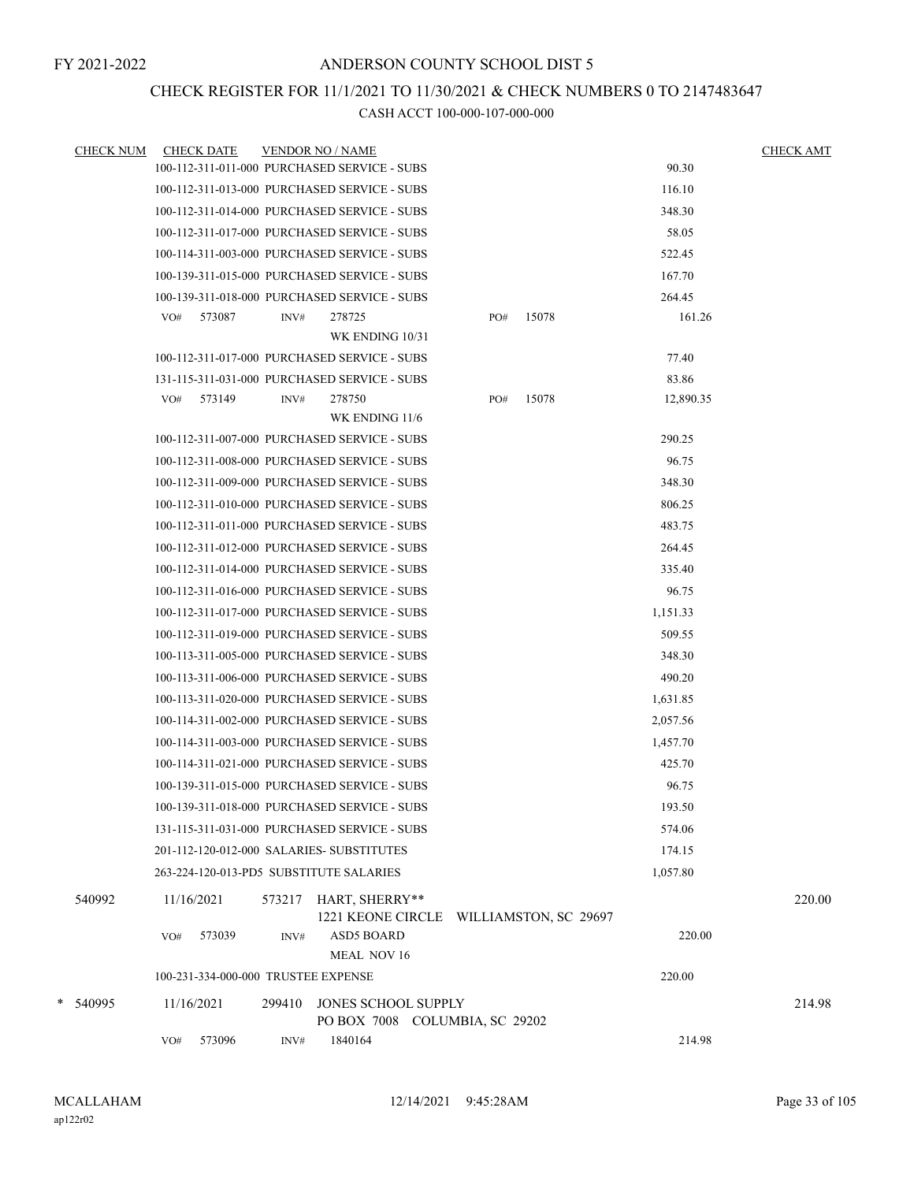FY 2021-2022

# ANDERSON COUNTY SCHOOL DIST 5

## CHECK REGISTER FOR 11/1/2021 TO 11/30/2021 & CHECK NUMBERS 0 TO 2147483647

CASH ACCT 100-000-107-000-000

| CHECK NUM | CHECK DATE | VENDOR NO / NAME | | CHECK AMT |
|---|---|---|---|---|
| | 100-112-311-011-000 PURCHASED SERVICE - SUBS | | 90.30 | |
| | 100-112-311-013-000 PURCHASED SERVICE - SUBS | | 116.10 | |
| | 100-112-311-014-000 PURCHASED SERVICE - SUBS | | 348.30 | |
| | 100-112-311-017-000 PURCHASED SERVICE - SUBS | | 58.05 | |
| | 100-114-311-003-000 PURCHASED SERVICE - SUBS | | 522.45 | |
| | 100-139-311-015-000 PURCHASED SERVICE - SUBS | | 167.70 | |
| | 100-139-311-018-000 PURCHASED SERVICE - SUBS | | 264.45 | |
| | VO# 573087 INV# 278725 PO# 15078 | WK ENDING 10/31 | 161.26 | |
| | 100-112-311-017-000 PURCHASED SERVICE - SUBS | | 77.40 | |
| | 131-115-311-031-000 PURCHASED SERVICE - SUBS | | 83.86 | |
| | VO# 573149 INV# 278750 PO# 15078 | WK ENDING 11/6 | 12,890.35 | |
| | 100-112-311-007-000 PURCHASED SERVICE - SUBS | | 290.25 | |
| | 100-112-311-008-000 PURCHASED SERVICE - SUBS | | 96.75 | |
| | 100-112-311-009-000 PURCHASED SERVICE - SUBS | | 348.30 | |
| | 100-112-311-010-000 PURCHASED SERVICE - SUBS | | 806.25 | |
| | 100-112-311-011-000 PURCHASED SERVICE - SUBS | | 483.75 | |
| | 100-112-311-012-000 PURCHASED SERVICE - SUBS | | 264.45 | |
| | 100-112-311-014-000 PURCHASED SERVICE - SUBS | | 335.40 | |
| | 100-112-311-016-000 PURCHASED SERVICE - SUBS | | 96.75 | |
| | 100-112-311-017-000 PURCHASED SERVICE - SUBS | | 1,151.33 | |
| | 100-112-311-019-000 PURCHASED SERVICE - SUBS | | 509.55 | |
| | 100-113-311-005-000 PURCHASED SERVICE - SUBS | | 348.30 | |
| | 100-113-311-006-000 PURCHASED SERVICE - SUBS | | 490.20 | |
| | 100-113-311-020-000 PURCHASED SERVICE - SUBS | | 1,631.85 | |
| | 100-114-311-002-000 PURCHASED SERVICE - SUBS | | 2,057.56 | |
| | 100-114-311-003-000 PURCHASED SERVICE - SUBS | | 1,457.70 | |
| | 100-114-311-021-000 PURCHASED SERVICE - SUBS | | 425.70 | |
| | 100-139-311-015-000 PURCHASED SERVICE - SUBS | | 96.75 | |
| | 100-139-311-018-000 PURCHASED SERVICE - SUBS | | 193.50 | |
| | 131-115-311-031-000 PURCHASED SERVICE - SUBS | | 574.06 | |
| | 201-112-120-012-000 SALARIES- SUBSTITUTES | | 174.15 | |
| | 263-224-120-013-PD5 SUBSTITUTE SALARIES | | 1,057.80 | |
| 540992 | 11/16/2021 | 573217 HART, SHERRY** 1221 KEONE CIRCLE WILLIAMSTON, SC 29697 | | 220.00 |
| | VO# 573039 INV# ASD5 BOARD | MEAL NOV 16 | 220.00 | |
| | 100-231-334-000-000 TRUSTEE EXPENSE | | 220.00 | |
| * 540995 | 11/16/2021 | 299410 JONES SCHOOL SUPPLY PO BOX 7008 COLUMBIA, SC 29202 | | 214.98 |
| | VO# 573096 INV# 1840164 | | 214.98 | |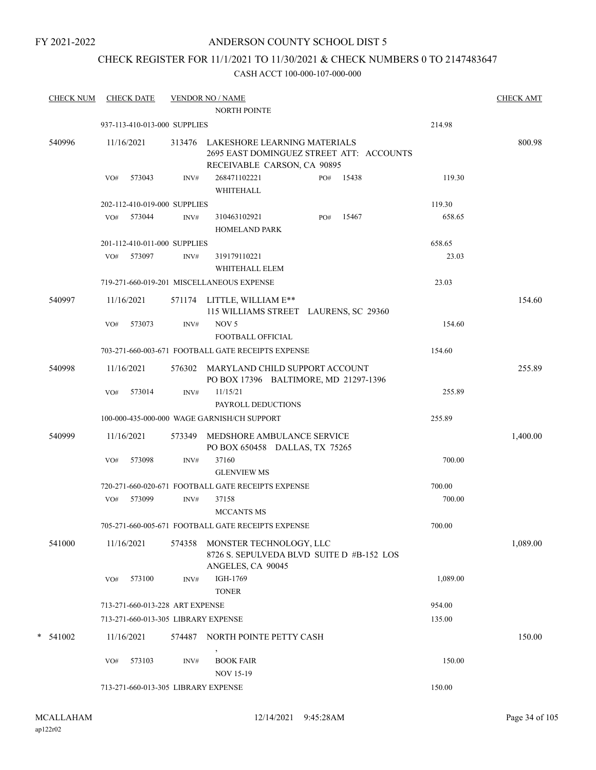FY 2021-2022

ANDERSON COUNTY SCHOOL DIST 5

CHECK REGISTER FOR 11/1/2021 TO 11/30/2021 & CHECK NUMBERS 0 TO 2147483647

CASH ACCT 100-000-107-000-000

| CHECK NUM | CHECK DATE | VENDOR NO / NAME | | CHECK AMT |
|---|---|---|---|---|
| | | NORTH POINTE | | |
| | 937-113-410-013-000 SUPPLIES | | 214.98 | |
| 540996 | 11/16/2021 | 313476 LAKESHORE LEARNING MATERIALS 2695 EAST DOMINGUEZ STREET ATT: ACCOUNTS RECEIVABLE CARSON, CA 90895 | | 800.98 |
| | VO# 573043 | INV# 268471102221 PO# 15438 WHITEHALL | 119.30 | |
| | 202-112-410-019-000 SUPPLIES | | 119.30 | |
| | VO# 573044 | INV# 310463102921 PO# 15467 HOMELAND PARK | 658.65 | |
| | 201-112-410-011-000 SUPPLIES | | 658.65 | |
| | VO# 573097 | INV# 319179110221 WHITEHALL ELEM | 23.03 | |
| | 719-271-660-019-201 MISCELLANEOUS EXPENSE | | 23.03 | |
| 540997 | 11/16/2021 | 571174 LITTLE, WILLIAM E** 115 WILLIAMS STREET LAURENS, SC 29360 | | 154.60 |
| | VO# 573073 | INV# NOV 5 FOOTBALL OFFICIAL | 154.60 | |
| | 703-271-660-003-671 FOOTBALL GATE RECEIPTS EXPENSE | | 154.60 | |
| 540998 | 11/16/2021 | 576302 MARYLAND CHILD SUPPORT ACCOUNT PO BOX 17396 BALTIMORE, MD 21297-1396 | | 255.89 |
| | VO# 573014 | INV# 11/15/21 PAYROLL DEDUCTIONS | 255.89 | |
| | 100-000-435-000-000 WAGE GARNISH/CH SUPPORT | | 255.89 | |
| 540999 | 11/16/2021 | 573349 MEDSHORE AMBULANCE SERVICE PO BOX 650458 DALLAS, TX 75265 | | 1,400.00 |
| | VO# 573098 | INV# 37160 GLENVIEW MS | 700.00 | |
| | 720-271-660-020-671 FOOTBALL GATE RECEIPTS EXPENSE | | 700.00 | |
| | VO# 573099 | INV# 37158 MCCANTS MS | 700.00 | |
| | 705-271-660-005-671 FOOTBALL GATE RECEIPTS EXPENSE | | 700.00 | |
| 541000 | 11/16/2021 | 574358 MONSTER TECHNOLOGY, LLC 8726 S. SEPULVEDA BLVD SUITE D #B-152 LOS ANGELES, CA 90045 | | 1,089.00 |
| | VO# 573100 | INV# IGH-1769 TONER | 1,089.00 | |
| | 713-271-660-013-228 ART EXPENSE | | 954.00 | |
| | 713-271-660-013-305 LIBRARY EXPENSE | | 135.00 | |
| * 541002 | 11/16/2021 | 574487 NORTH POINTE PETTY CASH , | | 150.00 |
| | VO# 573103 | INV# BOOK FAIR NOV 15-19 | 150.00 | |
| | 713-271-660-013-305 LIBRARY EXPENSE | | 150.00 | |

MCALLAHAM ap122r02 12/14/2021 9:45:28AM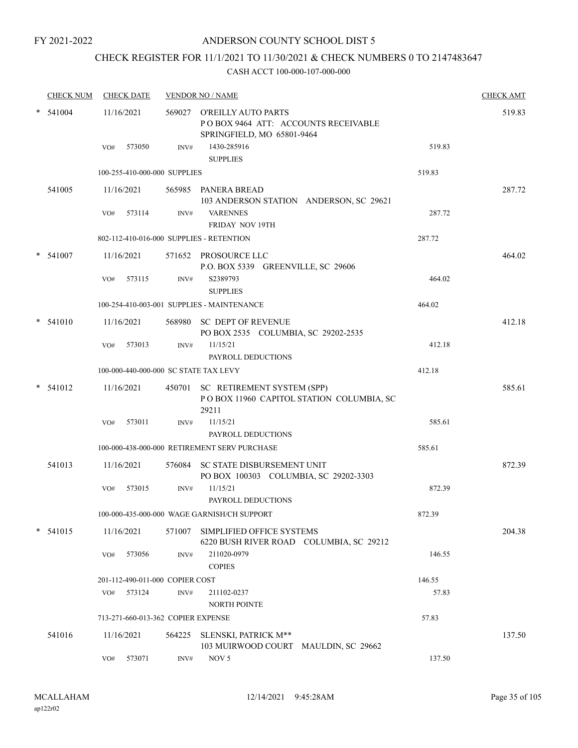FY 2021-2022

# ANDERSON COUNTY SCHOOL DIST 5

## CHECK REGISTER FOR 11/1/2021 TO 11/30/2021 & CHECK NUMBERS 0 TO 2147483647

### CASH ACCT 100-000-107-000-000

| CHECK NUM | CHECK DATE | VENDOR NO / NAME | | CHECK AMT |
|---|---|---|---|---|
| * 541004 | 11/16/2021 | 569027 O'REILLY AUTO PARTS<br>P O BOX 9464 ATT: ACCOUNTS RECEIVABLE<br>SPRINGFIELD, MO 65801-9464 | | 519.83 |
| | VO# 573050 | INV# 1430-285916<br>SUPPLIES | 519.83 | |
| | 100-255-410-000-000 SUPPLIES | | 519.83 | |
| 541005 | 11/16/2021 | 565985 PANERA BREAD<br>103 ANDERSON STATION ANDERSON, SC 29621 | | 287.72 |
| | VO# 573114 | INV# VARENNES<br>FRIDAY NOV 19TH | 287.72 | |
| | 802-112-410-016-000 SUPPLIES - RETENTION | | 287.72 | |
| * 541007 | 11/16/2021 | 571652 PROSOURCE LLC<br>P.O. BOX 5339 GREENVILLE, SC 29606 | | 464.02 |
| | VO# 573115 | INV# S2389793<br>SUPPLIES | 464.02 | |
| | 100-254-410-003-001 SUPPLIES - MAINTENANCE | | 464.02 | |
| * 541010 | 11/16/2021 | 568980 SC DEPT OF REVENUE<br>PO BOX 2535 COLUMBIA, SC 29202-2535 | | 412.18 |
| | VO# 573013 | INV# 11/15/21<br>PAYROLL DEDUCTIONS | 412.18 | |
| | 100-000-440-000-000 SC STATE TAX LEVY | | 412.18 | |
| * 541012 | 11/16/2021 | 450701 SC RETIREMENT SYSTEM (SPP)<br>P O BOX 11960 CAPITOL STATION COLUMBIA, SC 29211 | | 585.61 |
| | VO# 573011 | INV# 11/15/21<br>PAYROLL DEDUCTIONS | 585.61 | |
| | 100-000-438-000-000 RETIREMENT SERV PURCHASE | | 585.61 | |
| 541013 | 11/16/2021 | 576084 SC STATE DISBURSEMENT UNIT<br>PO BOX 100303 COLUMBIA, SC 29202-3303 | | 872.39 |
| | VO# 573015 | INV# 11/15/21<br>PAYROLL DEDUCTIONS | 872.39 | |
| | 100-000-435-000-000 WAGE GARNISH/CH SUPPORT | | 872.39 | |
| * 541015 | 11/16/2021 | 571007 SIMPLIFIED OFFICE SYSTEMS<br>6220 BUSH RIVER ROAD COLUMBIA, SC 29212 | | 204.38 |
| | VO# 573056 | INV# 211020-0979<br>COPIES | 146.55 | |
| | 201-112-490-011-000 COPIER COST | | 146.55 | |
| | VO# 573124 | INV# 211102-0237<br>NORTH POINTE | 57.83 | |
| | 713-271-660-013-362 COPIER EXPENSE | | 57.83 | |
| 541016 | 11/16/2021 | 564225 SLENSKI, PATRICK M**<br>103 MUIRWOOD COURT MAULDIN, SC 29662 | | 137.50 |
| | VO# 573071 | INV# NOV 5 | 137.50 | |

MCALLAHAM
ap122r02

12/14/2021 9:45:28AM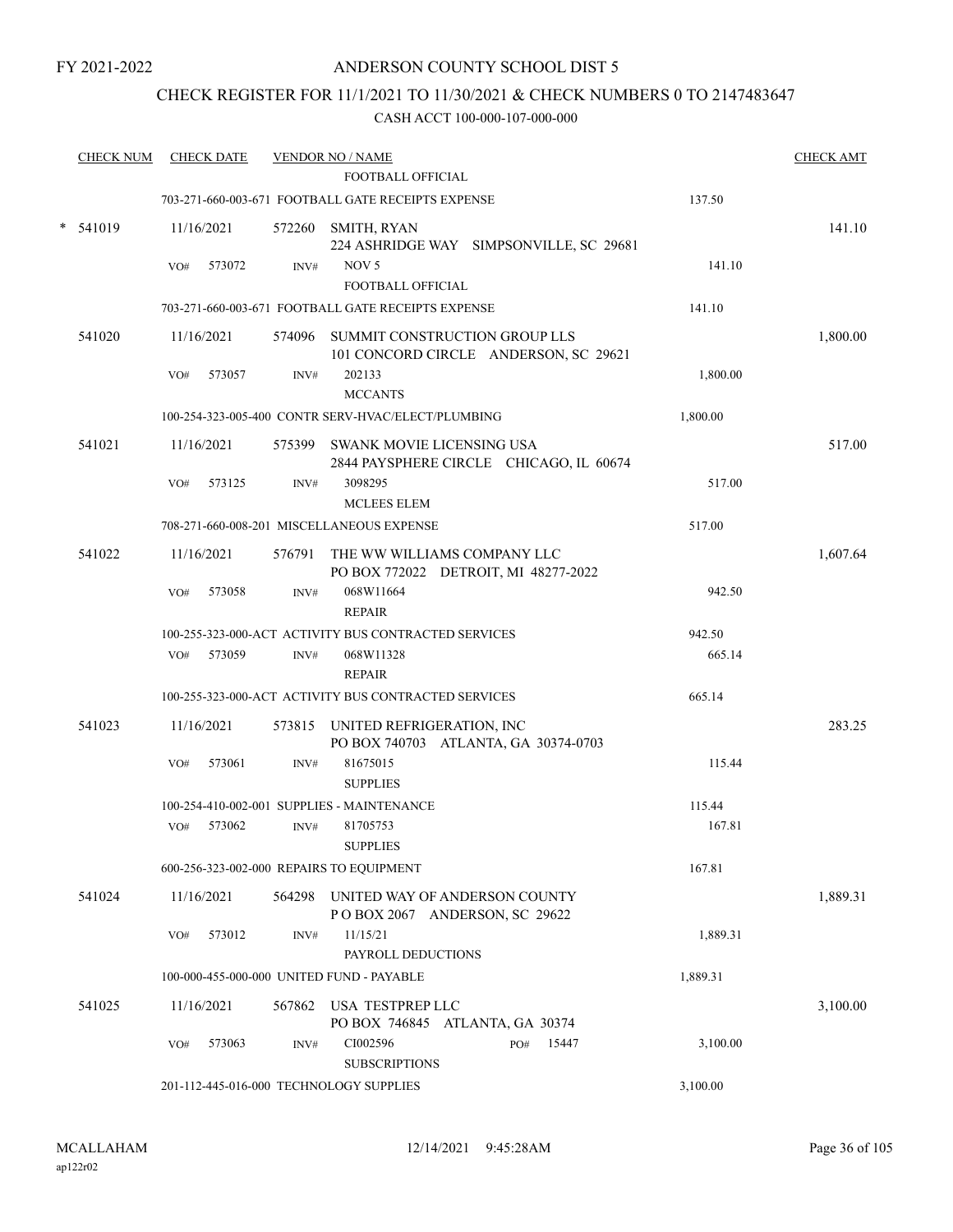FY 2021-2022

# ANDERSON COUNTY SCHOOL DIST 5

## CHECK REGISTER FOR 11/1/2021 TO 11/30/2021 & CHECK NUMBERS 0 TO 2147483647

CASH ACCT 100-000-107-000-000

| CHECK NUM | CHECK DATE | VENDOR NO / NAME | | CHECK AMT |
|---|---|---|---|---|
| | | FOOTBALL OFFICIAL | | |
| | | 703-271-660-003-671 FOOTBALL GATE RECEIPTS EXPENSE | 137.50 | |
| * 541019 | 11/16/2021 | 572260 SMITH, RYAN<br>224 ASHRIDGE WAY SIMPSONVILLE, SC 29681 | | 141.10 |
| | VO# 573072 | INV# NOV 5<br>FOOTBALL OFFICIAL | 141.10 | |
| | | 703-271-660-003-671 FOOTBALL GATE RECEIPTS EXPENSE | 141.10 | |
| 541020 | 11/16/2021 | 574096 SUMMIT CONSTRUCTION GROUP LLS<br>101 CONCORD CIRCLE ANDERSON, SC 29621 | | 1,800.00 |
| | VO# 573057 | INV# 202133<br>MCCANTS | 1,800.00 | |
| | | 100-254-323-005-400 CONTR SERV-HVAC/ELECT/PLUMBING | 1,800.00 | |
| 541021 | 11/16/2021 | 575399 SWANK MOVIE LICENSING USA<br>2844 PAYSPHERE CIRCLE CHICAGO, IL 60674 | | 517.00 |
| | VO# 573125 | INV# 3098295<br>MCLEES ELEM | 517.00 | |
| | | 708-271-660-008-201 MISCELLANEOUS EXPENSE | 517.00 | |
| 541022 | 11/16/2021 | 576791 THE WW WILLIAMS COMPANY LLC<br>PO BOX 772022 DETROIT, MI 48277-2022 | | 1,607.64 |
| | VO# 573058 | INV# 068W11664<br>REPAIR | 942.50 | |
| | | 100-255-323-000-ACT ACTIVITY BUS CONTRACTED SERVICES | 942.50 | |
| | VO# 573059 | INV# 068W11328<br>REPAIR | 665.14 | |
| | | 100-255-323-000-ACT ACTIVITY BUS CONTRACTED SERVICES | 665.14 | |
| 541023 | 11/16/2021 | 573815 UNITED REFRIGERATION, INC<br>PO BOX 740703 ATLANTA, GA 30374-0703 | | 283.25 |
| | VO# 573061 | INV# 81675015<br>SUPPLIES | 115.44 | |
| | | 100-254-410-002-001 SUPPLIES - MAINTENANCE | 115.44 | |
| | VO# 573062 | INV# 81705753<br>SUPPLIES | 167.81 | |
| | | 600-256-323-002-000 REPAIRS TO EQUIPMENT | 167.81 | |
| 541024 | 11/16/2021 | 564298 UNITED WAY OF ANDERSON COUNTY<br>P O BOX 2067 ANDERSON, SC 29622 | | 1,889.31 |
| | VO# 573012 | INV# 11/15/21<br>PAYROLL DEDUCTIONS | 1,889.31 | |
| | | 100-000-455-000-000 UNITED FUND - PAYABLE | 1,889.31 | |
| 541025 | 11/16/2021 | 567862 USA TESTPREP LLC<br>PO BOX 746845 ATLANTA, GA 30374 | | 3,100.00 |
| | VO# 573063 | INV# CI002596 PO# 15447<br>SUBSCRIPTIONS | 3,100.00 | |
| | | 201-112-445-016-000 TECHNOLOGY SUPPLIES | 3,100.00 | |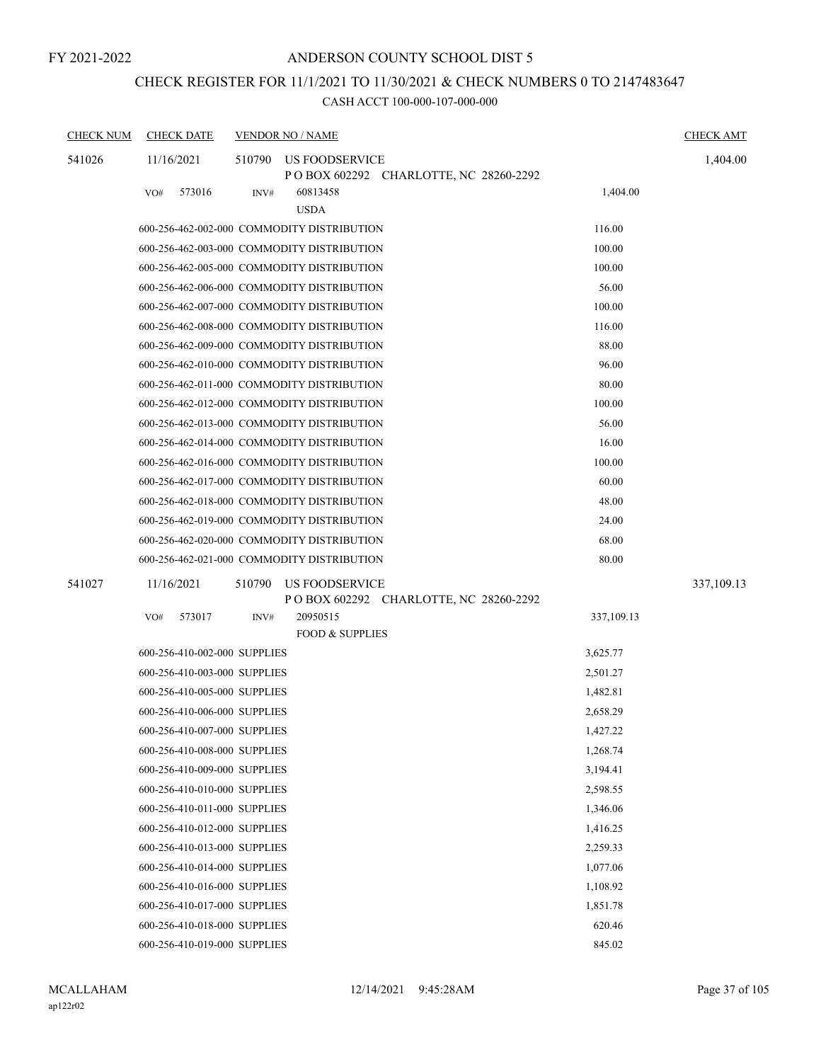FY 2021-2022

# ANDERSON COUNTY SCHOOL DIST 5

## CHECK REGISTER FOR 11/1/2021 TO 11/30/2021 & CHECK NUMBERS 0 TO 2147483647

CASH ACCT 100-000-107-000-000

| CHECK NUM | CHECK DATE | VENDOR NO / NAME | | CHECK AMT |
|---|---|---|---|---|
| 541026 | 11/16/2021 | 510790 US FOODSERVICE<br>P O BOX 602292 CHARLOTTE, NC 28260-2292 | | 1,404.00 |
| | VO# 573016 | INV# 60813458<br>USDA | 1,404.00 | |
| | 600-256-462-002-000 COMMODITY DISTRIBUTION | | 116.00 | |
| | 600-256-462-003-000 COMMODITY DISTRIBUTION | | 100.00 | |
| | 600-256-462-005-000 COMMODITY DISTRIBUTION | | 100.00 | |
| | 600-256-462-006-000 COMMODITY DISTRIBUTION | | 56.00 | |
| | 600-256-462-007-000 COMMODITY DISTRIBUTION | | 100.00 | |
| | 600-256-462-008-000 COMMODITY DISTRIBUTION | | 116.00 | |
| | 600-256-462-009-000 COMMODITY DISTRIBUTION | | 88.00 | |
| | 600-256-462-010-000 COMMODITY DISTRIBUTION | | 96.00 | |
| | 600-256-462-011-000 COMMODITY DISTRIBUTION | | 80.00 | |
| | 600-256-462-012-000 COMMODITY DISTRIBUTION | | 100.00 | |
| | 600-256-462-013-000 COMMODITY DISTRIBUTION | | 56.00 | |
| | 600-256-462-014-000 COMMODITY DISTRIBUTION | | 16.00 | |
| | 600-256-462-016-000 COMMODITY DISTRIBUTION | | 100.00 | |
| | 600-256-462-017-000 COMMODITY DISTRIBUTION | | 60.00 | |
| | 600-256-462-018-000 COMMODITY DISTRIBUTION | | 48.00 | |
| | 600-256-462-019-000 COMMODITY DISTRIBUTION | | 24.00 | |
| | 600-256-462-020-000 COMMODITY DISTRIBUTION | | 68.00 | |
| | 600-256-462-021-000 COMMODITY DISTRIBUTION | | 80.00 | |
| 541027 | 11/16/2021 | 510790 US FOODSERVICE<br>P O BOX 602292 CHARLOTTE, NC 28260-2292 | | 337,109.13 |
| | VO# 573017 | INV# 20950515<br>FOOD & SUPPLIES | 337,109.13 | |
| | 600-256-410-002-000 SUPPLIES | | 3,625.77 | |
| | 600-256-410-003-000 SUPPLIES | | 2,501.27 | |
| | 600-256-410-005-000 SUPPLIES | | 1,482.81 | |
| | 600-256-410-006-000 SUPPLIES | | 2,658.29 | |
| | 600-256-410-007-000 SUPPLIES | | 1,427.22 | |
| | 600-256-410-008-000 SUPPLIES | | 1,268.74 | |
| | 600-256-410-009-000 SUPPLIES | | 3,194.41 | |
| | 600-256-410-010-000 SUPPLIES | | 2,598.55 | |
| | 600-256-410-011-000 SUPPLIES | | 1,346.06 | |
| | 600-256-410-012-000 SUPPLIES | | 1,416.25 | |
| | 600-256-410-013-000 SUPPLIES | | 2,259.33 | |
| | 600-256-410-014-000 SUPPLIES | | 1,077.06 | |
| | 600-256-410-016-000 SUPPLIES | | 1,108.92 | |
| | 600-256-410-017-000 SUPPLIES | | 1,851.78 | |
| | 600-256-410-018-000 SUPPLIES | | 620.46 | |
| | 600-256-410-019-000 SUPPLIES | | 845.02 | |

MCALLAHAM
ap122r02
12/14/2021 9:45:28AM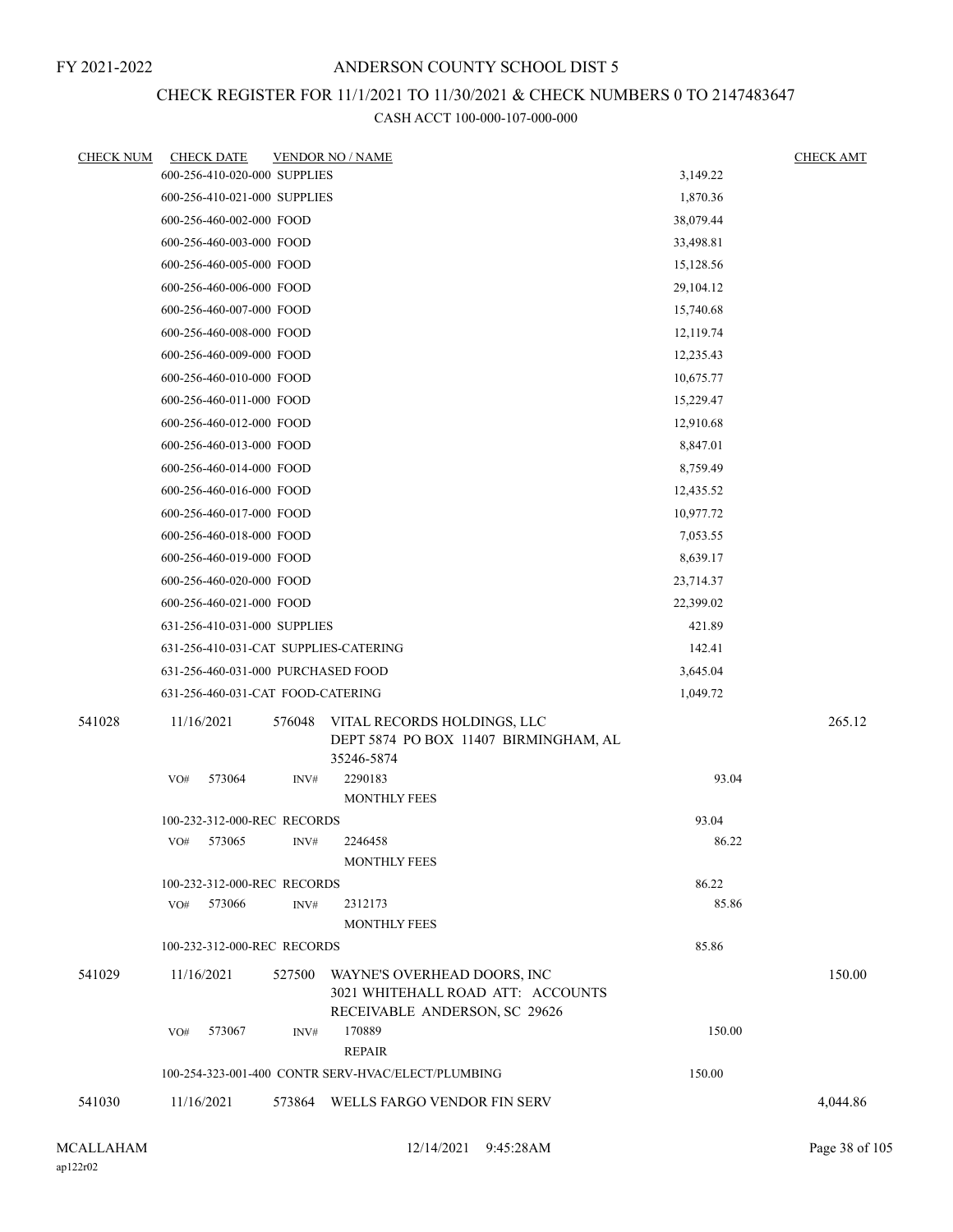FY 2021-2022

# ANDERSON COUNTY SCHOOL DIST 5

## CHECK REGISTER FOR 11/1/2021 TO 11/30/2021 & CHECK NUMBERS 0 TO 2147483647

### CASH ACCT 100-000-107-000-000

| CHECK NUM | CHECK DATE | VENDOR NO / NAME | | CHECK AMT |
|---|---|---|---|---|
| | 600-256-410-020-000 SUPPLIES | | 3,149.22 | |
| | 600-256-410-021-000 SUPPLIES | | 1,870.36 | |
| | 600-256-460-002-000 FOOD | | 38,079.44 | |
| | 600-256-460-003-000 FOOD | | 33,498.81 | |
| | 600-256-460-005-000 FOOD | | 15,128.56 | |
| | 600-256-460-006-000 FOOD | | 29,104.12 | |
| | 600-256-460-007-000 FOOD | | 15,740.68 | |
| | 600-256-460-008-000 FOOD | | 12,119.74 | |
| | 600-256-460-009-000 FOOD | | 12,235.43 | |
| | 600-256-460-010-000 FOOD | | 10,675.77 | |
| | 600-256-460-011-000 FOOD | | 15,229.47 | |
| | 600-256-460-012-000 FOOD | | 12,910.68 | |
| | 600-256-460-013-000 FOOD | | 8,847.01 | |
| | 600-256-460-014-000 FOOD | | 8,759.49 | |
| | 600-256-460-016-000 FOOD | | 12,435.52 | |
| | 600-256-460-017-000 FOOD | | 10,977.72 | |
| | 600-256-460-018-000 FOOD | | 7,053.55 | |
| | 600-256-460-019-000 FOOD | | 8,639.17 | |
| | 600-256-460-020-000 FOOD | | 23,714.37 | |
| | 600-256-460-021-000 FOOD | | 22,399.02 | |
| | 631-256-410-031-000 SUPPLIES | | 421.89 | |
| | 631-256-410-031-CAT SUPPLIES-CATERING | | 142.41 | |
| | 631-256-460-031-000 PURCHASED FOOD | | 3,645.04 | |
| | 631-256-460-031-CAT FOOD-CATERING | | 1,049.72 | |
| 541028 | 11/16/2021 | 576048 VITAL RECORDS HOLDINGS, LLC<br>DEPT 5874 PO BOX 11407 BIRMINGHAM, AL 35246-5874 | | 265.12 |
| | VO# 573064 | INV# 2290183<br>MONTHLY FEES | 93.04 | |
| | 100-232-312-000-REC RECORDS | | 93.04 | |
| | VO# 573065 | INV# 2246458<br>MONTHLY FEES | 86.22 | |
| | 100-232-312-000-REC RECORDS | | 86.22 | |
| | VO# 573066 | INV# 2312173<br>MONTHLY FEES | 85.86 | |
| | 100-232-312-000-REC RECORDS | | 85.86 | |
| 541029 | 11/16/2021 | 527500 WAYNE'S OVERHEAD DOORS, INC<br>3021 WHITEHALL ROAD ATT: ACCOUNTS RECEIVABLE ANDERSON, SC 29626 | | 150.00 |
| | VO# 573067 | INV# 170889<br>REPAIR | 150.00 | |
| | 100-254-323-001-400 CONTR SERV-HVAC/ELECT/PLUMBING | | 150.00 | |
| 541030 | 11/16/2021 | 573864 WELLS FARGO VENDOR FIN SERV | | 4,044.86 |

MCALLAHAM
ap122r02

12/14/2021 9:45:28AM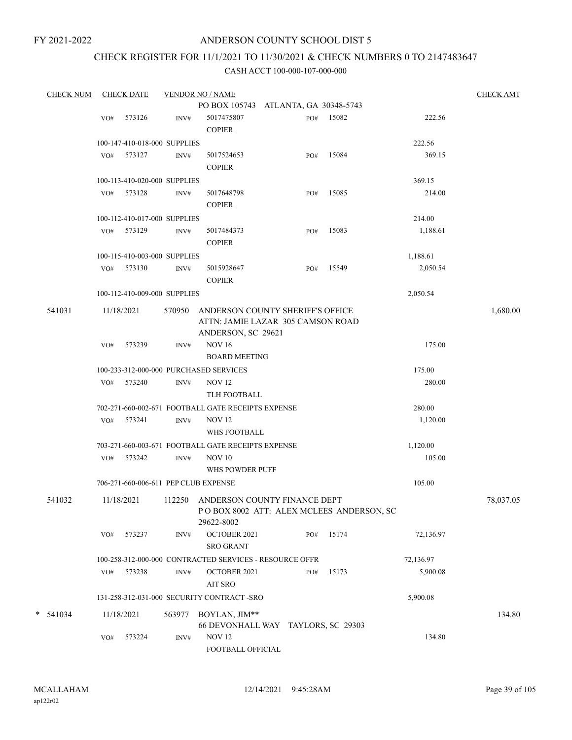FY 2021-2022

# ANDERSON COUNTY SCHOOL DIST 5

## CHECK REGISTER FOR 11/1/2021 TO 11/30/2021 & CHECK NUMBERS 0 TO 2147483647

### CASH ACCT 100-000-107-000-000

| CHECK NUM | CHECK DATE | VENDOR NO / NAME | | | | CHECK AMT |
|---|---|---|---|---|---|---|
| | | PO BOX 105743 ATLANTA, GA 30348-5743 | | | | |
| | VO# 573126 | INV# 5017475807 COPIER | PO# 15082 | | 222.56 | |
| | 100-147-410-018-000 SUPPLIES | | | | 222.56 | |
| | VO# 573127 | INV# 5017524653 COPIER | PO# 15084 | | 369.15 | |
| | 100-113-410-020-000 SUPPLIES | | | | 369.15 | |
| | VO# 573128 | INV# 5017648798 COPIER | PO# 15085 | | 214.00 | |
| | 100-112-410-017-000 SUPPLIES | | | | 214.00 | |
| | VO# 573129 | INV# 5017484373 COPIER | PO# 15083 | | 1,188.61 | |
| | 100-115-410-003-000 SUPPLIES | | | | 1,188.61 | |
| | VO# 573130 | INV# 5015928647 COPIER | PO# 15549 | | 2,050.54 | |
| | 100-112-410-009-000 SUPPLIES | | | | 2,050.54 | |
| 541031 | 11/18/2021 | 570950 ANDERSON COUNTY SHERIFF'S OFFICE ATTN: JAMIE LAZAR 305 CAMSON ROAD ANDERSON, SC 29621 | | | | 1,680.00 |
| | VO# 573239 | INV# NOV 16 BOARD MEETING | | | 175.00 | |
| | 100-233-312-000-000 PURCHASED SERVICES | | | | 175.00 | |
| | VO# 573240 | INV# NOV 12 TLH FOOTBALL | | | 280.00 | |
| | 702-271-660-002-671 FOOTBALL GATE RECEIPTS EXPENSE | | | | 280.00 | |
| | VO# 573241 | INV# NOV 12 WHS FOOTBALL | | | 1,120.00 | |
| | 703-271-660-003-671 FOOTBALL GATE RECEIPTS EXPENSE | | | | 1,120.00 | |
| | VO# 573242 | INV# NOV 10 WHS POWDER PUFF | | | 105.00 | |
| | 706-271-660-006-611 PEP CLUB EXPENSE | | | | 105.00 | |
| 541032 | 11/18/2021 | 112250 ANDERSON COUNTY FINANCE DEPT P O BOX 8002 ATT: ALEX MCLEES ANDERSON, SC 29622-8002 | | | | 78,037.05 |
| | VO# 573237 | INV# OCTOBER 2021 SRO GRANT | PO# 15174 | | 72,136.97 | |
| | 100-258-312-000-000 CONTRACTED SERVICES - RESOURCE OFFR | | | | 72,136.97 | |
| | VO# 573238 | INV# OCTOBER 2021 AIT SRO | PO# 15173 | | 5,900.08 | |
| | 131-258-312-031-000 SECURITY CONTRACT -SRO | | | | 5,900.08 | |
| * 541034 | 11/18/2021 | 563977 BOYLAN, JIM** 66 DEVONHALL WAY TAYLORS, SC 29303 | | | | 134.80 |
| | VO# 573224 | INV# NOV 12 FOOTBALL OFFICIAL | | | 134.80 | |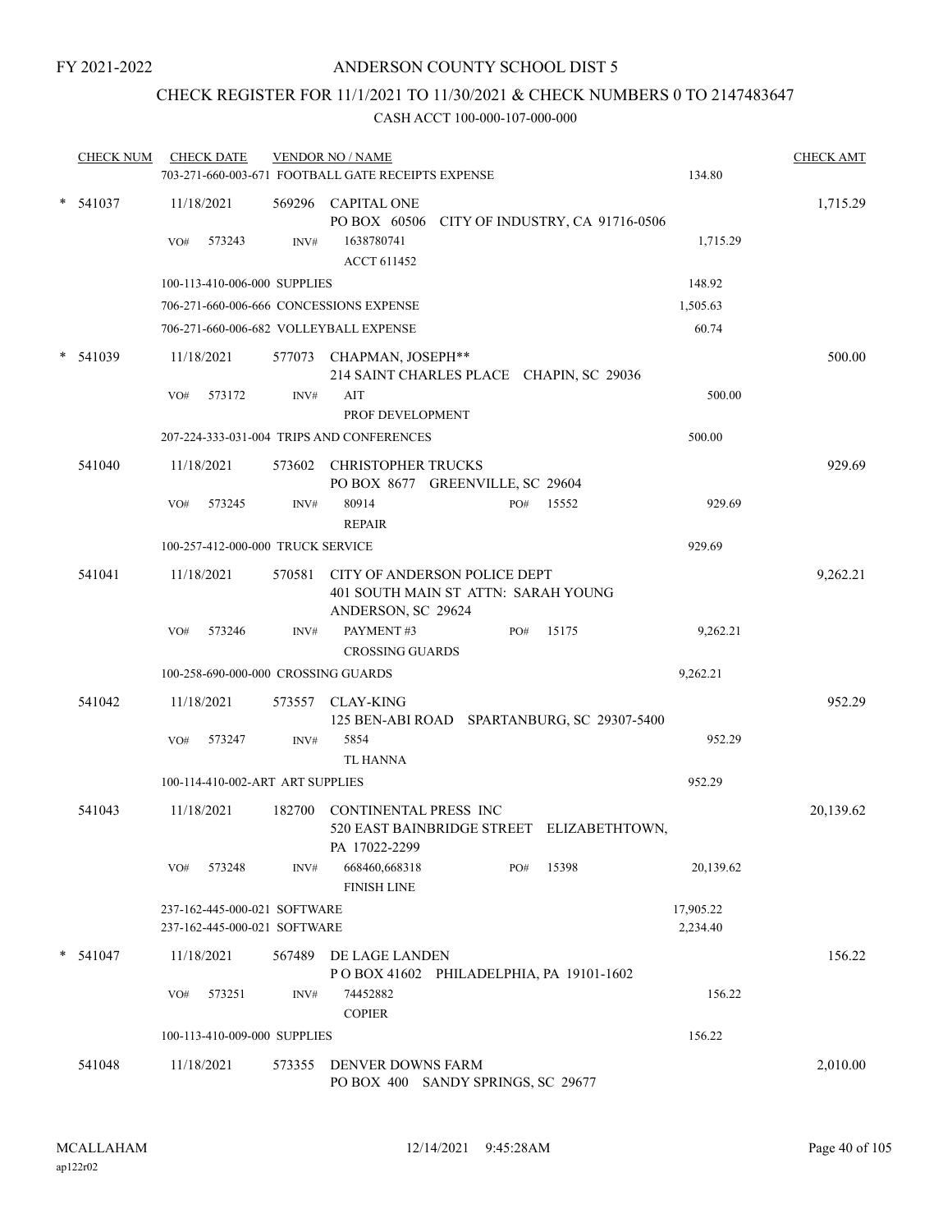FY 2021-2022

# ANDERSON COUNTY SCHOOL DIST 5

## CHECK REGISTER FOR 11/1/2021 TO 11/30/2021 & CHECK NUMBERS 0 TO 2147483647

CASH ACCT 100-000-107-000-000

| CHECK NUM | CHECK DATE | VENDOR NO / NAME | | CHECK AMT |
|---|---|---|---|---|
| | | 703-271-660-003-671 FOOTBALL GATE RECEIPTS EXPENSE | 134.80 | |
| * 541037 | 11/18/2021 | 569296 CAPITAL ONE<br>PO BOX 60506 CITY OF INDUSTRY, CA 91716-0506 | | 1,715.29 |
| | VO# 573243 | INV# 1638780741<br>ACCT 611452 | 1,715.29 | |
| | | 100-113-410-006-000 SUPPLIES | 148.92 | |
| | | 706-271-660-006-666 CONCESSIONS EXPENSE | 1,505.63 | |
| | | 706-271-660-006-682 VOLLEYBALL EXPENSE | 60.74 | |
| * 541039 | 11/18/2021 | 577073 CHAPMAN, JOSEPH**<br>214 SAINT CHARLES PLACE CHAPIN, SC 29036 | | 500.00 |
| | VO# 573172 | INV# AIT<br>PROF DEVELOPMENT | 500.00 | |
| | | 207-224-333-031-004 TRIPS AND CONFERENCES | 500.00 | |
| 541040 | 11/18/2021 | 573602 CHRISTOPHER TRUCKS<br>PO BOX 8677 GREENVILLE, SC 29604 | | 929.69 |
| | VO# 573245 | INV# 80914 PO# 15552<br>REPAIR | 929.69 | |
| | | 100-257-412-000-000 TRUCK SERVICE | 929.69 | |
| 541041 | 11/18/2021 | 570581 CITY OF ANDERSON POLICE DEPT<br>401 SOUTH MAIN ST ATTN: SARAH YOUNG<br>ANDERSON, SC 29624 | | 9,262.21 |
| | VO# 573246 | INV# PAYMENT #3 PO# 15175<br>CROSSING GUARDS | 9,262.21 | |
| | | 100-258-690-000-000 CROSSING GUARDS | 9,262.21 | |
| 541042 | 11/18/2021 | 573557 CLAY-KING<br>125 BEN-ABI ROAD SPARTANBURG, SC 29307-5400 | | 952.29 |
| | VO# 573247 | INV# 5854<br>TL HANNA | 952.29 | |
| | | 100-114-410-002-ART ART SUPPLIES | 952.29 | |
| 541043 | 11/18/2021 | 182700 CONTINENTAL PRESS INC<br>520 EAST BAINBRIDGE STREET ELIZABETHTOWN,<br>PA 17022-2299 | | 20,139.62 |
| | VO# 573248 | INV# 668460,668318 PO# 15398<br>FINISH LINE | 20,139.62 | |
| | | 237-162-445-000-021 SOFTWARE | 17,905.22 | |
| | | 237-162-445-000-021 SOFTWARE | 2,234.40 | |
| * 541047 | 11/18/2021 | 567489 DE LAGE LANDEN<br>P O BOX 41602 PHILADELPHIA, PA 19101-1602 | | 156.22 |
| | VO# 573251 | INV# 74452882<br>COPIER | 156.22 | |
| | | 100-113-410-009-000 SUPPLIES | 156.22 | |
| 541048 | 11/18/2021 | 573355 DENVER DOWNS FARM<br>PO BOX 400 SANDY SPRINGS, SC 29677 | | 2,010.00 |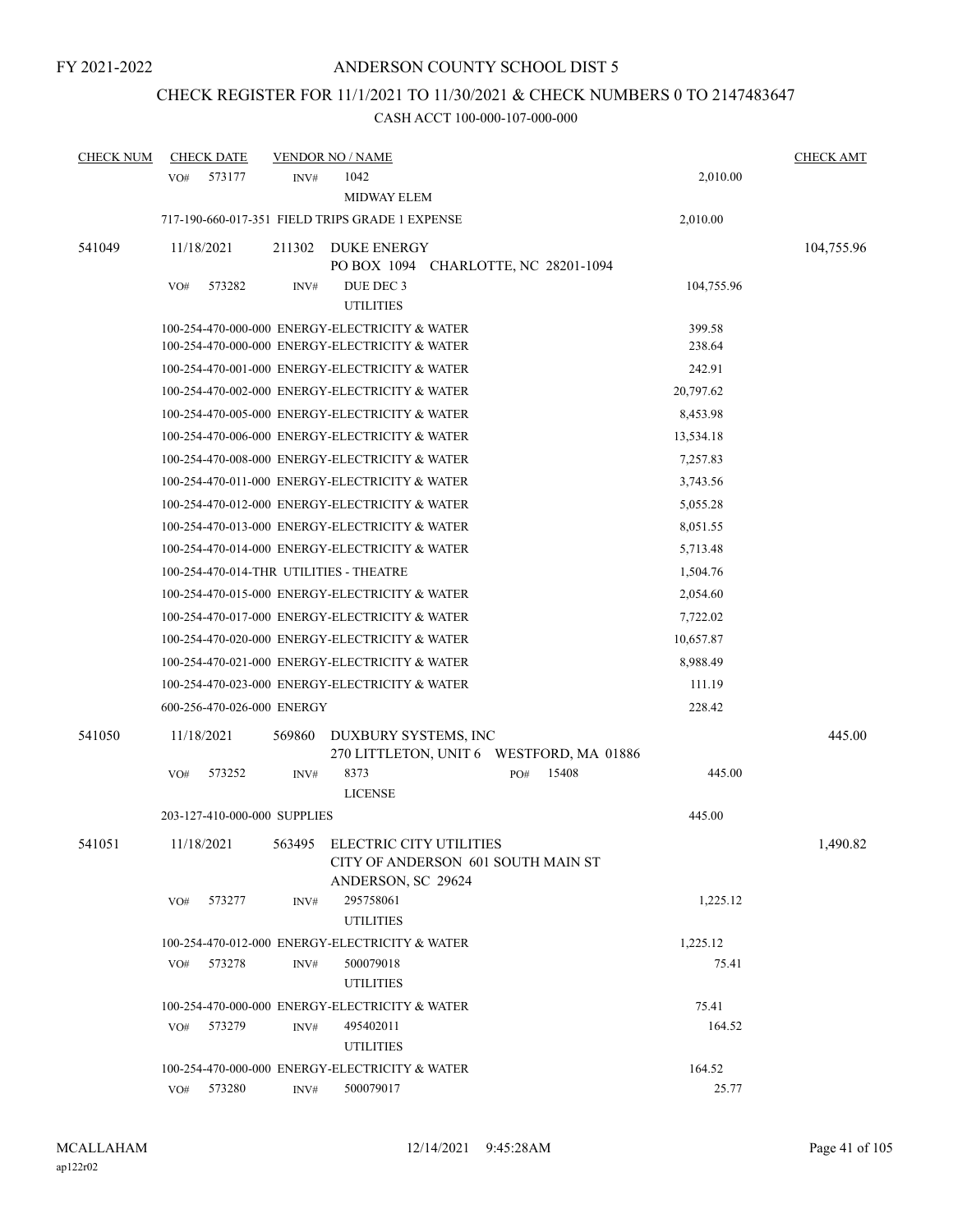FY 2021-2022

# ANDERSON COUNTY SCHOOL DIST 5

## CHECK REGISTER FOR 11/1/2021 TO 11/30/2021 & CHECK NUMBERS 0 TO 2147483647

### CASH ACCT 100-000-107-000-000

| CHECK NUM | CHECK DATE | VENDOR NO / NAME | | CHECK AMT |
|---|---|---|---|---|
| | VO# 573177 | INV# 1042 MIDWAY ELEM | 2,010.00 | |
| | 717-190-660-017-351 FIELD TRIPS GRADE 1 EXPENSE | | 2,010.00 | |
| 541049 | 11/18/2021 | 211302 DUKE ENERGY PO BOX 1094 CHARLOTTE, NC 28201-1094 | | 104,755.96 |
| | VO# 573282 | INV# DUE DEC 3 UTILITIES | 104,755.96 | |
| | 100-254-470-000-000 ENERGY-ELECTRICITY & WATER | | 399.58 | |
| | 100-254-470-000-000 ENERGY-ELECTRICITY & WATER | | 238.64 | |
| | 100-254-470-001-000 ENERGY-ELECTRICITY & WATER | | 242.91 | |
| | 100-254-470-002-000 ENERGY-ELECTRICITY & WATER | | 20,797.62 | |
| | 100-254-470-005-000 ENERGY-ELECTRICITY & WATER | | 8,453.98 | |
| | 100-254-470-006-000 ENERGY-ELECTRICITY & WATER | | 13,534.18 | |
| | 100-254-470-008-000 ENERGY-ELECTRICITY & WATER | | 7,257.83 | |
| | 100-254-470-011-000 ENERGY-ELECTRICITY & WATER | | 3,743.56 | |
| | 100-254-470-012-000 ENERGY-ELECTRICITY & WATER | | 5,055.28 | |
| | 100-254-470-013-000 ENERGY-ELECTRICITY & WATER | | 8,051.55 | |
| | 100-254-470-014-000 ENERGY-ELECTRICITY & WATER | | 5,713.48 | |
| | 100-254-470-014-THR UTILITIES - THEATRE | | 1,504.76 | |
| | 100-254-470-015-000 ENERGY-ELECTRICITY & WATER | | 2,054.60 | |
| | 100-254-470-017-000 ENERGY-ELECTRICITY & WATER | | 7,722.02 | |
| | 100-254-470-020-000 ENERGY-ELECTRICITY & WATER | | 10,657.87 | |
| | 100-254-470-021-000 ENERGY-ELECTRICITY & WATER | | 8,988.49 | |
| | 100-254-470-023-000 ENERGY-ELECTRICITY & WATER | | 111.19 | |
| | 600-256-470-026-000 ENERGY | | 228.42 | |
| 541050 | 11/18/2021 | 569860 DUXBURY SYSTEMS, INC 270 LITTLETON, UNIT 6 WESTFORD, MA 01886 | | 445.00 |
| | VO# 573252 | INV# 8373 PO# 15408 LICENSE | 445.00 | |
| | 203-127-410-000-000 SUPPLIES | | 445.00 | |
| 541051 | 11/18/2021 | 563495 ELECTRIC CITY UTILITIES CITY OF ANDERSON 601 SOUTH MAIN ST ANDERSON, SC 29624 | | 1,490.82 |
| | VO# 573277 | INV# 295758061 UTILITIES | 1,225.12 | |
| | 100-254-470-012-000 ENERGY-ELECTRICITY & WATER | | 1,225.12 | |
| | VO# 573278 | INV# 500079018 UTILITIES | 75.41 | |
| | 100-254-470-000-000 ENERGY-ELECTRICITY & WATER | | 75.41 | |
| | VO# 573279 | INV# 495402011 UTILITIES | 164.52 | |
| | 100-254-470-000-000 ENERGY-ELECTRICITY & WATER | | 164.52 | |
| | VO# 573280 | INV# 500079017 | 25.77 | |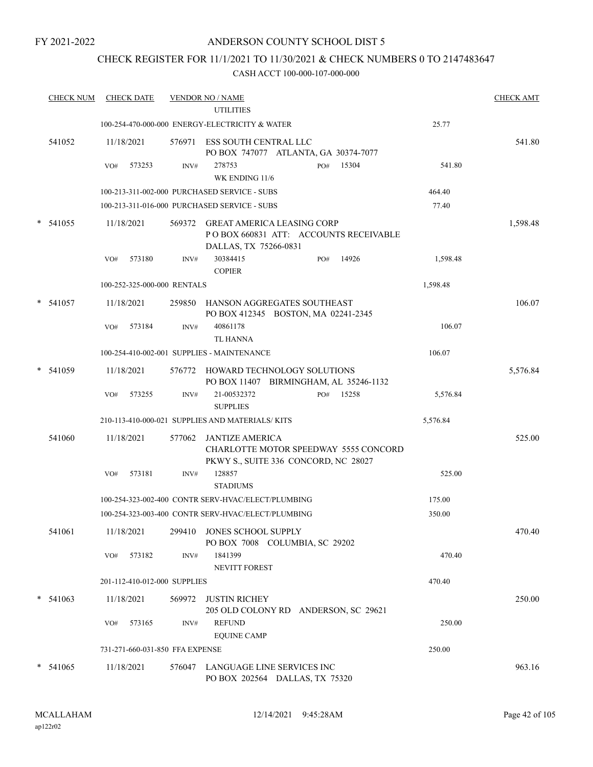FY 2021-2022

# ANDERSON COUNTY SCHOOL DIST 5

## CHECK REGISTER FOR 11/1/2021 TO 11/30/2021 & CHECK NUMBERS 0 TO 2147483647

CASH ACCT 100-000-107-000-000

| CHECK NUM | CHECK DATE | VENDOR NO / NAME | | CHECK AMT |
|---|---|---|---|---|
| | | UTILITIES | | |
| | | 100-254-470-000-000 ENERGY-ELECTRICITY & WATER | 25.77 | |
| 541052 | 11/18/2021 | 576971 ESS SOUTH CENTRAL LLC<br>PO BOX 747077 ATLANTA, GA 30374-7077 | | 541.80 |
| | VO# 573253 | INV# 278753 PO# 15304<br>WK ENDING 11/6 | 541.80 | |
| | | 100-213-311-002-000 PURCHASED SERVICE - SUBS | 464.40 | |
| | | 100-213-311-016-000 PURCHASED SERVICE - SUBS | 77.40 | |
| * 541055 | 11/18/2021 | 569372 GREAT AMERICA LEASING CORP<br>P O BOX 660831 ATT: ACCOUNTS RECEIVABLE<br>DALLAS, TX 75266-0831 | | 1,598.48 |
| | VO# 573180 | INV# 30384415 PO# 14926<br>COPIER | 1,598.48 | |
| | | 100-252-325-000-000 RENTALS | 1,598.48 | |
| * 541057 | 11/18/2021 | 259850 HANSON AGGREGATES SOUTHEAST<br>PO BOX 412345 BOSTON, MA 02241-2345 | | 106.07 |
| | VO# 573184 | INV# 40861178<br>TL HANNA | 106.07 | |
| | | 100-254-410-002-001 SUPPLIES - MAINTENANCE | 106.07 | |
| * 541059 | 11/18/2021 | 576772 HOWARD TECHNOLOGY SOLUTIONS<br>PO BOX 11407 BIRMINGHAM, AL 35246-1132 | | 5,576.84 |
| | VO# 573255 | INV# 21-00532372 PO# 15258<br>SUPPLIES | 5,576.84 | |
| | | 210-113-410-000-021 SUPPLIES AND MATERIALS/ KITS | 5,576.84 | |
| 541060 | 11/18/2021 | 577062 JANTIZE AMERICA<br>CHARLOTTE MOTOR SPEEDWAY 5555 CONCORD<br>PKWY S., SUITE 336 CONCORD, NC 28027 | | 525.00 |
| | VO# 573181 | INV# 128857<br>STADIUMS | 525.00 | |
| | | 100-254-323-002-400 CONTR SERV-HVAC/ELECT/PLUMBING | 175.00 | |
| | | 100-254-323-003-400 CONTR SERV-HVAC/ELECT/PLUMBING | 350.00 | |
| 541061 | 11/18/2021 | 299410 JONES SCHOOL SUPPLY<br>PO BOX 7008 COLUMBIA, SC 29202 | | 470.40 |
| | VO# 573182 | INV# 1841399<br>NEVITT FOREST | 470.40 | |
| | | 201-112-410-012-000 SUPPLIES | 470.40 | |
| * 541063 | 11/18/2021 | 569972 JUSTIN RICHEY<br>205 OLD COLONY RD ANDERSON, SC 29621 | | 250.00 |
| | VO# 573165 | INV# REFUND<br>EQUINE CAMP | 250.00 | |
| | | 731-271-660-031-850 FFA EXPENSE | 250.00 | |
| * 541065 | 11/18/2021 | 576047 LANGUAGE LINE SERVICES INC<br>PO BOX 202564 DALLAS, TX 75320 | | 963.16 |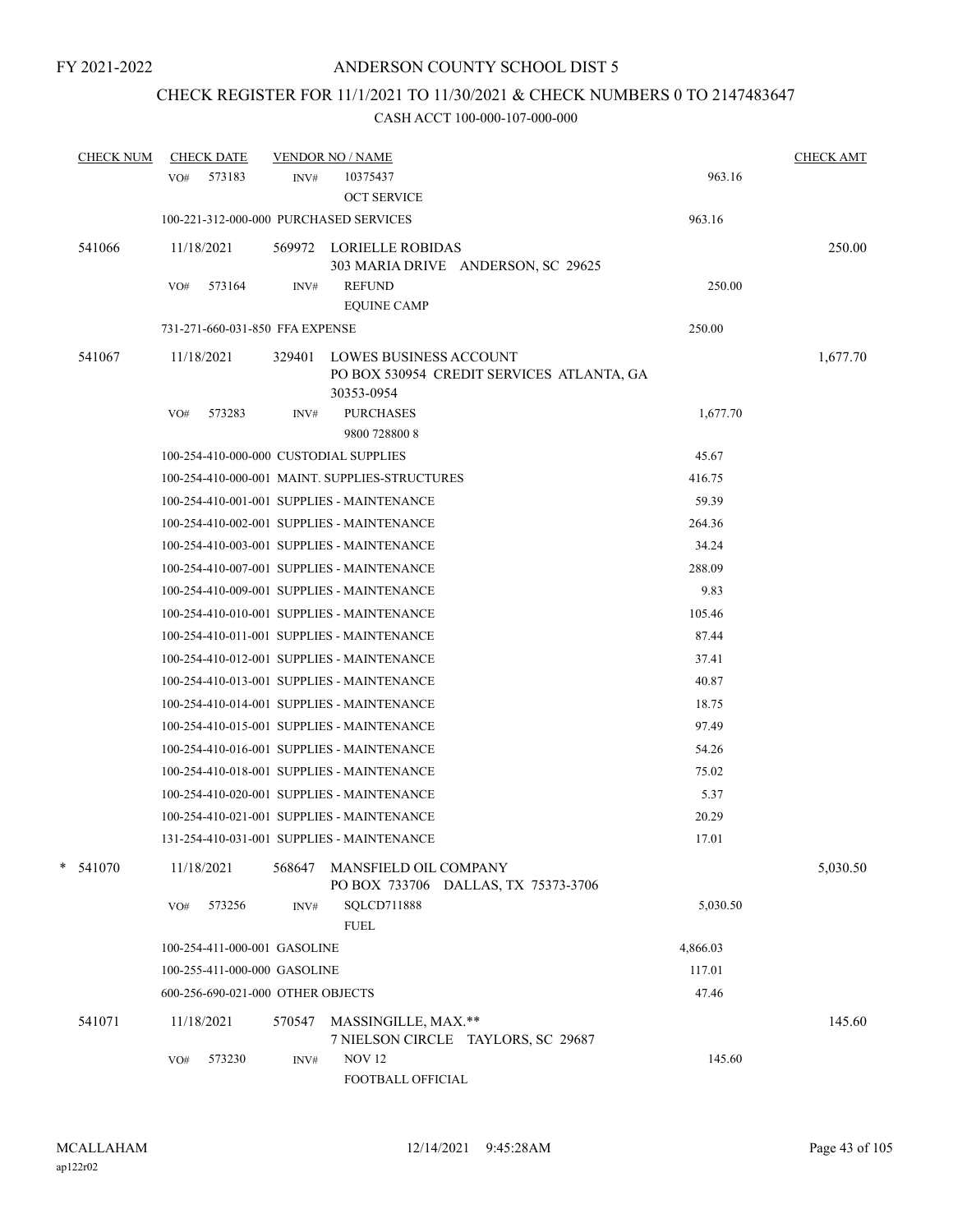FY 2021-2022

ANDERSON COUNTY SCHOOL DIST 5

CHECK REGISTER FOR 11/1/2021 TO 11/30/2021 & CHECK NUMBERS 0 TO 2147483647

CASH ACCT 100-000-107-000-000

| CHECK NUM | CHECK DATE | VENDOR NO / NAME | | CHECK AMT |
|---|---|---|---|---|
| | VO# 573183 | INV# 10375437 OCT SERVICE | 963.16 | |
| | 100-221-312-000-000 PURCHASED SERVICES | | 963.16 | |
| 541066 | 11/18/2021 | 569972 LORIELLE ROBIDAS 303 MARIA DRIVE ANDERSON, SC 29625 | | 250.00 |
| | VO# 573164 | INV# REFUND EQUINE CAMP | 250.00 | |
| | 731-271-660-031-850 FFA EXPENSE | | 250.00 | |
| 541067 | 11/18/2021 | 329401 LOWES BUSINESS ACCOUNT PO BOX 530954 CREDIT SERVICES ATLANTA, GA 30353-0954 | | 1,677.70 |
| | VO# 573283 | INV# PURCHASES 9800 728800 8 | 1,677.70 | |
| | 100-254-410-000-000 CUSTODIAL SUPPLIES | | 45.67 | |
| | 100-254-410-000-001 MAINT. SUPPLIES-STRUCTURES | | 416.75 | |
| | 100-254-410-001-001 SUPPLIES - MAINTENANCE | | 59.39 | |
| | 100-254-410-002-001 SUPPLIES - MAINTENANCE | | 264.36 | |
| | 100-254-410-003-001 SUPPLIES - MAINTENANCE | | 34.24 | |
| | 100-254-410-007-001 SUPPLIES - MAINTENANCE | | 288.09 | |
| | 100-254-410-009-001 SUPPLIES - MAINTENANCE | | 9.83 | |
| | 100-254-410-010-001 SUPPLIES - MAINTENANCE | | 105.46 | |
| | 100-254-410-011-001 SUPPLIES - MAINTENANCE | | 87.44 | |
| | 100-254-410-012-001 SUPPLIES - MAINTENANCE | | 37.41 | |
| | 100-254-410-013-001 SUPPLIES - MAINTENANCE | | 40.87 | |
| | 100-254-410-014-001 SUPPLIES - MAINTENANCE | | 18.75 | |
| | 100-254-410-015-001 SUPPLIES - MAINTENANCE | | 97.49 | |
| | 100-254-410-016-001 SUPPLIES - MAINTENANCE | | 54.26 | |
| | 100-254-410-018-001 SUPPLIES - MAINTENANCE | | 75.02 | |
| | 100-254-410-020-001 SUPPLIES - MAINTENANCE | | 5.37 | |
| | 100-254-410-021-001 SUPPLIES - MAINTENANCE | | 20.29 | |
| | 131-254-410-031-001 SUPPLIES - MAINTENANCE | | 17.01 | |
| * 541070 | 11/18/2021 | 568647 MANSFIELD OIL COMPANY PO BOX 733706 DALLAS, TX 75373-3706 | | 5,030.50 |
| | VO# 573256 | INV# SQLCD711888 FUEL | 5,030.50 | |
| | 100-254-411-000-001 GASOLINE | | 4,866.03 | |
| | 100-255-411-000-000 GASOLINE | | 117.01 | |
| | 600-256-690-021-000 OTHER OBJECTS | | 47.46 | |
| 541071 | 11/18/2021 | 570547 MASSINGILLE, MAX.** 7 NIELSON CIRCLE TAYLORS, SC 29687 | | 145.60 |
| | VO# 573230 | INV# NOV 12 FOOTBALL OFFICIAL | 145.60 | |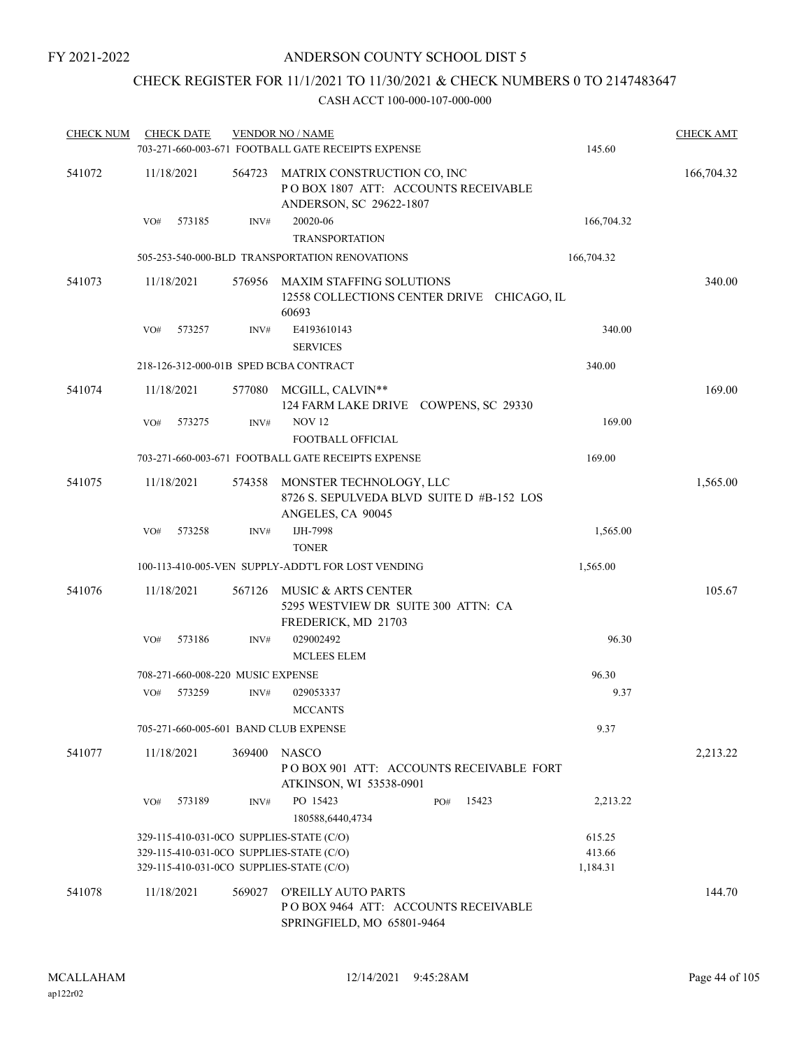FY 2021-2022

# ANDERSON COUNTY SCHOOL DIST 5

## CHECK REGISTER FOR 11/1/2021 TO 11/30/2021 & CHECK NUMBERS 0 TO 2147483647

CASH ACCT 100-000-107-000-000

| CHECK NUM | CHECK DATE | VENDOR NO / NAME | | CHECK AMT |
|---|---|---|---|---|
| | | 703-271-660-003-671 FOOTBALL GATE RECEIPTS EXPENSE | 145.60 | |
| 541072 | 11/18/2021 | 564723 MATRIX CONSTRUCTION CO, INC<br>P O BOX 1807 ATT: ACCOUNTS RECEIVABLE<br>ANDERSON, SC 29622-1807 | | 166,704.32 |
| | VO# 573185 | INV# 20020-06<br>TRANSPORTATION | 166,704.32 | |
| | | 505-253-540-000-BLD TRANSPORTATION RENOVATIONS | 166,704.32 | |
| 541073 | 11/18/2021 | 576956 MAXIM STAFFING SOLUTIONS<br>12558 COLLECTIONS CENTER DRIVE CHICAGO, IL 60693 | | 340.00 |
| | VO# 573257 | INV# E4193610143<br>SERVICES | 340.00 | |
| | | 218-126-312-000-01B SPED BCBA CONTRACT | 340.00 | |
| 541074 | 11/18/2021 | 577080 MCGILL, CALVIN**<br>124 FARM LAKE DRIVE COWPENS, SC 29330 | | 169.00 |
| | VO# 573275 | INV# NOV 12<br>FOOTBALL OFFICIAL | 169.00 | |
| | | 703-271-660-003-671 FOOTBALL GATE RECEIPTS EXPENSE | 169.00 | |
| 541075 | 11/18/2021 | 574358 MONSTER TECHNOLOGY, LLC<br>8726 S. SEPULVEDA BLVD SUITE D #B-152 LOS ANGELES, CA 90045 | | 1,565.00 |
| | VO# 573258 | INV# IJH-7998<br>TONER | 1,565.00 | |
| | | 100-113-410-005-VEN SUPPLY-ADDT'L FOR LOST VENDING | 1,565.00 | |
| 541076 | 11/18/2021 | 567126 MUSIC & ARTS CENTER<br>5295 WESTVIEW DR SUITE 300 ATTN: CA<br>FREDERICK, MD 21703 | | 105.67 |
| | VO# 573186 | INV# 029002492<br>MCLEES ELEM | 96.30 | |
| | | 708-271-660-008-220 MUSIC EXPENSE | 96.30 | |
| | VO# 573259 | INV# 029053337<br>MCCANTS | 9.37 | |
| | | 705-271-660-005-601 BAND CLUB EXPENSE | 9.37 | |
| 541077 | 11/18/2021 | 369400 NASCO<br>P O BOX 901 ATT: ACCOUNTS RECEIVABLE FORT ATKINSON, WI 53538-0901 | | 2,213.22 |
| | VO# 573189 | INV# PO 15423 PO# 15423<br>180588,6440,4734 | 2,213.22 | |
| | | 329-115-410-031-0CO SUPPLIES-STATE (C/O) | 615.25 | |
| | | 329-115-410-031-0CO SUPPLIES-STATE (C/O) | 413.66 | |
| | | 329-115-410-031-0CO SUPPLIES-STATE (C/O) | 1,184.31 | |
| 541078 | 11/18/2021 | 569027 O'REILLY AUTO PARTS<br>P O BOX 9464 ATT: ACCOUNTS RECEIVABLE<br>SPRINGFIELD, MO 65801-9464 | | 144.70 |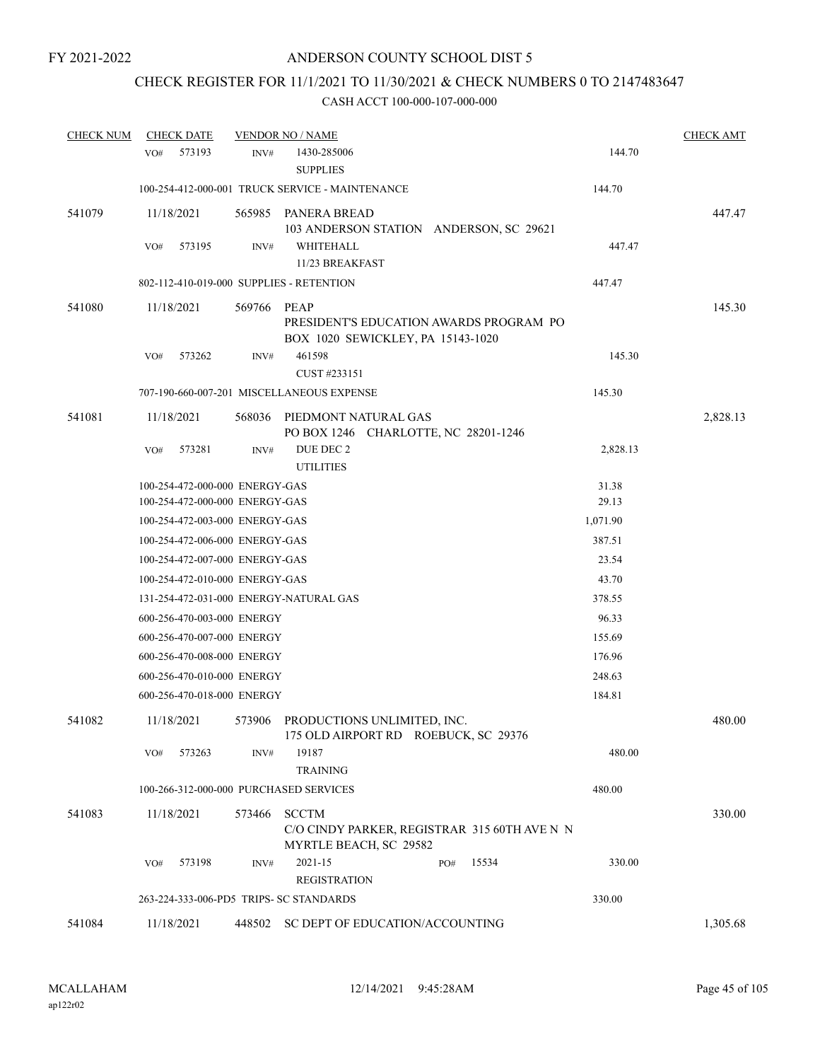FY 2021-2022

# ANDERSON COUNTY SCHOOL DIST 5

## CHECK REGISTER FOR 11/1/2021 TO 11/30/2021 & CHECK NUMBERS 0 TO 2147483647

### CASH ACCT 100-000-107-000-000

| CHECK NUM | CHECK DATE | VENDOR NO / NAME | | CHECK AMT |
|---|---|---|---|---|
| | VO# 573193 | INV# 1430-285006 SUPPLIES | 144.70 | |
| | 100-254-412-000-001 TRUCK SERVICE - MAINTENANCE | | 144.70 | |
| 541079 | 11/18/2021 | 565985 PANERA BREAD 103 ANDERSON STATION ANDERSON, SC 29621 | | 447.47 |
| | VO# 573195 | INV# WHITEHALL 11/23 BREAKFAST | 447.47 | |
| | 802-112-410-019-000 SUPPLIES - RETENTION | | 447.47 | |
| 541080 | 11/18/2021 | 569766 PEAP PRESIDENT'S EDUCATION AWARDS PROGRAM PO BOX 1020 SEWICKLEY, PA 15143-1020 | | 145.30 |
| | VO# 573262 | INV# 461598 CUST #233151 | 145.30 | |
| | 707-190-660-007-201 MISCELLANEOUS EXPENSE | | 145.30 | |
| 541081 | 11/18/2021 | 568036 PIEDMONT NATURAL GAS PO BOX 1246 CHARLOTTE, NC 28201-1246 | | 2,828.13 |
| | VO# 573281 | INV# DUE DEC 2 UTILITIES | 2,828.13 | |
| | 100-254-472-000-000 ENERGY-GAS | | 31.38 | |
| | 100-254-472-000-000 ENERGY-GAS | | 29.13 | |
| | 100-254-472-003-000 ENERGY-GAS | | 1,071.90 | |
| | 100-254-472-006-000 ENERGY-GAS | | 387.51 | |
| | 100-254-472-007-000 ENERGY-GAS | | 23.54 | |
| | 100-254-472-010-000 ENERGY-GAS | | 43.70 | |
| | 131-254-472-031-000 ENERGY-NATURAL GAS | | 378.55 | |
| | 600-256-470-003-000 ENERGY | | 96.33 | |
| | 600-256-470-007-000 ENERGY | | 155.69 | |
| | 600-256-470-008-000 ENERGY | | 176.96 | |
| | 600-256-470-010-000 ENERGY | | 248.63 | |
| | 600-256-470-018-000 ENERGY | | 184.81 | |
| 541082 | 11/18/2021 | 573906 PRODUCTIONS UNLIMITED, INC. 175 OLD AIRPORT RD ROEBUCK, SC 29376 | | 480.00 |
| | VO# 573263 | INV# 19187 TRAINING | 480.00 | |
| | 100-266-312-000-000 PURCHASED SERVICES | | 480.00 | |
| 541083 | 11/18/2021 | 573466 SCCTM C/O CINDY PARKER, REGISTRAR 315 60TH AVE N N MYRTLE BEACH, SC 29582 | | 330.00 |
| | VO# 573198 | INV# 2021-15 PO# 15534 REGISTRATION | 330.00 | |
| | 263-224-333-006-PD5 TRIPS- SC STANDARDS | | 330.00 | |
| 541084 | 11/18/2021 | 448502 SC DEPT OF EDUCATION/ACCOUNTING | | 1,305.68 |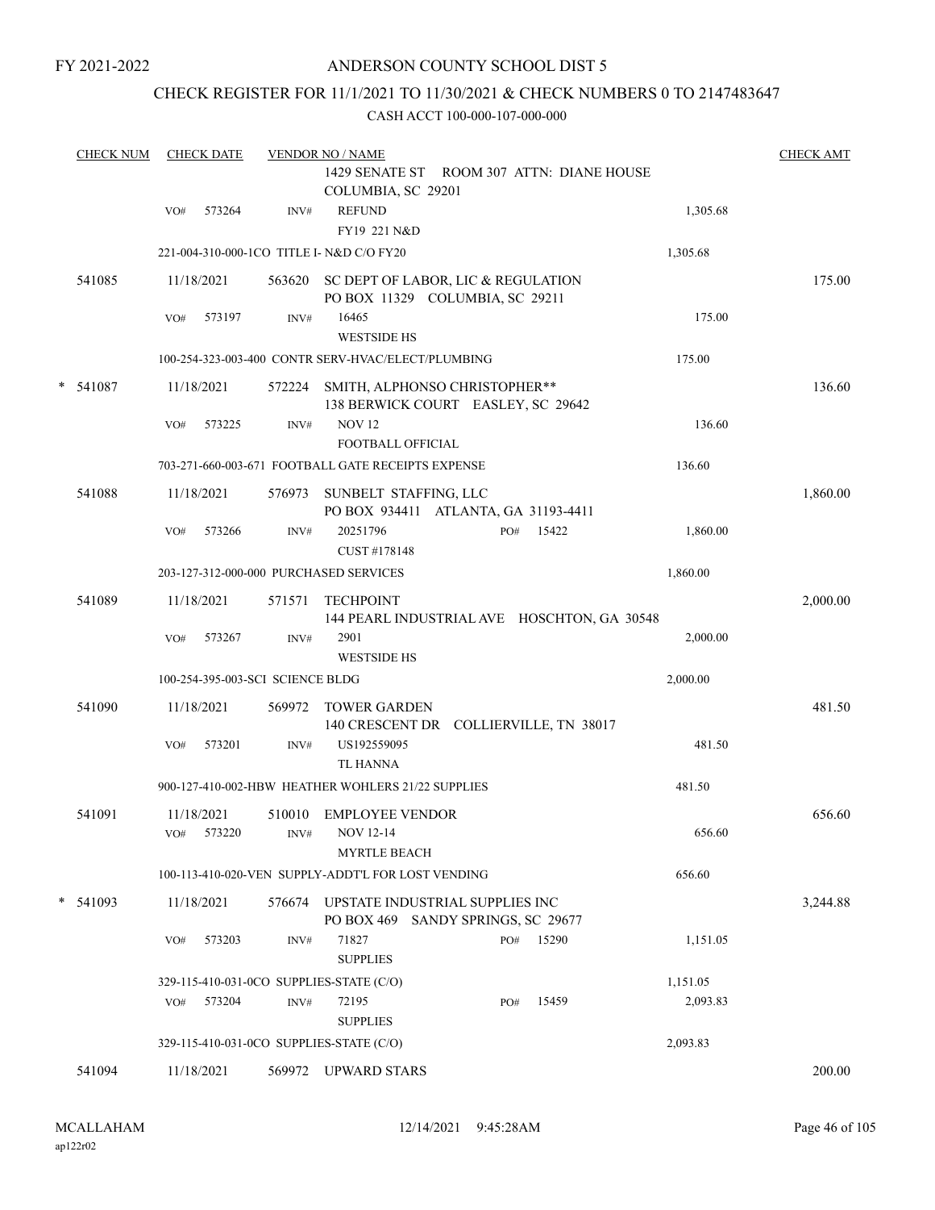FY 2021-2022

# ANDERSON COUNTY SCHOOL DIST 5

## CHECK REGISTER FOR 11/1/2021 TO 11/30/2021 & CHECK NUMBERS 0 TO 2147483647

CASH ACCT 100-000-107-000-000

| CHECK NUM | CHECK DATE | VENDOR NO / NAME | | | CHECK AMT |
|---|---|---|---|---|---|
| | | 1429 SENATE ST ROOM 307 ATTN: DIANE HOUSE COLUMBIA, SC 29201 | | | |
| | VO# 573264 | INV# REFUND FY19 221 N&D | | 1,305.68 | |
| | | 221-004-310-000-1CO TITLE I- N&D C/O FY20 | | 1,305.68 | |
| 541085 | 11/18/2021 | 563620 SC DEPT OF LABOR, LIC & REGULATION PO BOX 11329 COLUMBIA, SC 29211 | | | 175.00 |
| | VO# 573197 | INV# 16465 WESTSIDE HS | | 175.00 | |
| | | 100-254-323-003-400 CONTR SERV-HVAC/ELECT/PLUMBING | | 175.00 | |
| * 541087 | 11/18/2021 | 572224 SMITH, ALPHONSO CHRISTOPHER** 138 BERWICK COURT EASLEY, SC 29642 | | | 136.60 |
| | VO# 573225 | INV# NOV 12 FOOTBALL OFFICIAL | | 136.60 | |
| | | 703-271-660-003-671 FOOTBALL GATE RECEIPTS EXPENSE | | 136.60 | |
| 541088 | 11/18/2021 | 576973 SUNBELT STAFFING, LLC PO BOX 934411 ATLANTA, GA 31193-4411 | | | 1,860.00 |
| | VO# 573266 | INV# 20251796 CUST #178148 | PO# 15422 | 1,860.00 | |
| | | 203-127-312-000-000 PURCHASED SERVICES | | 1,860.00 | |
| 541089 | 11/18/2021 | 571571 TECHPOINT 144 PEARL INDUSTRIAL AVE HOSCHTON, GA 30548 | | | 2,000.00 |
| | VO# 573267 | INV# 2901 WESTSIDE HS | | 2,000.00 | |
| | | 100-254-395-003-SCI SCIENCE BLDG | | 2,000.00 | |
| 541090 | 11/18/2021 | 569972 TOWER GARDEN 140 CRESCENT DR COLLIERVILLE, TN 38017 | | | 481.50 |
| | VO# 573201 | INV# US192559095 TL HANNA | | 481.50 | |
| | | 900-127-410-002-HBW HEATHER WOHLERS 21/22 SUPPLIES | | 481.50 | |
| 541091 | 11/18/2021 | 510010 EMPLOYEE VENDOR | | | 656.60 |
| | VO# 573220 | INV# NOV 12-14 MYRTLE BEACH | | 656.60 | |
| | | 100-113-410-020-VEN SUPPLY-ADDT'L FOR LOST VENDING | | 656.60 | |
| * 541093 | 11/18/2021 | 576674 UPSTATE INDUSTRIAL SUPPLIES INC PO BOX 469 SANDY SPRINGS, SC 29677 | | | 3,244.88 |
| | VO# 573203 | INV# 71827 SUPPLIES | PO# 15290 | 1,151.05 | |
| | | 329-115-410-031-0CO SUPPLIES-STATE (C/O) | | 1,151.05 | |
| | VO# 573204 | INV# 72195 SUPPLIES | PO# 15459 | 2,093.83 | |
| | | 329-115-410-031-0CO SUPPLIES-STATE (C/O) | | 2,093.83 | |
| 541094 | 11/18/2021 | 569972 UPWARD STARS | | | 200.00 |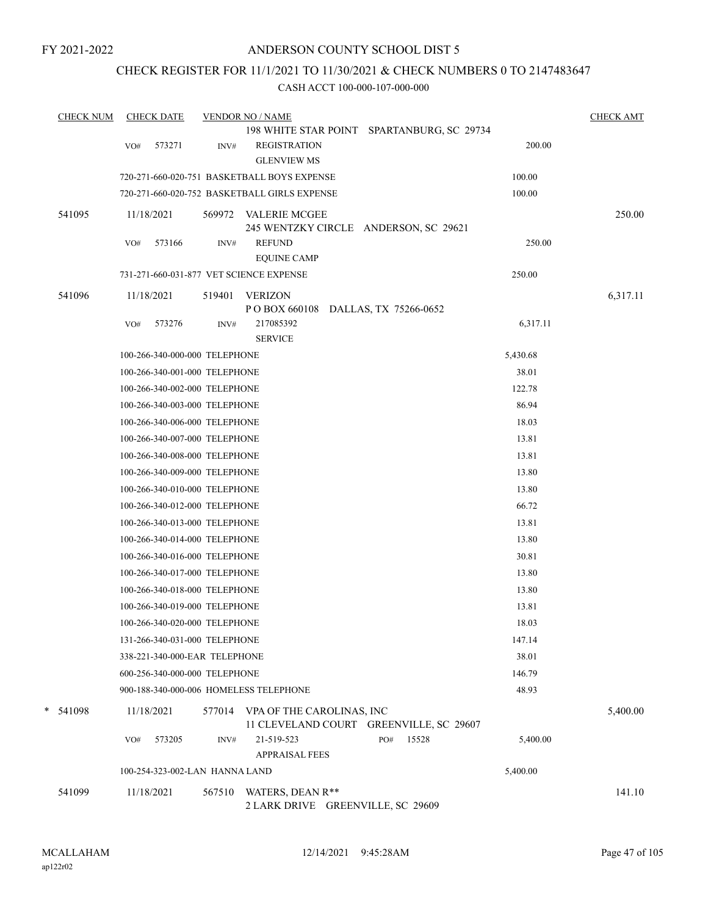FY 2021-2022

# ANDERSON COUNTY SCHOOL DIST 5

## CHECK REGISTER FOR 11/1/2021 TO 11/30/2021 & CHECK NUMBERS 0 TO 2147483647

### CASH ACCT 100-000-107-000-000

| CHECK NUM | CHECK DATE | VENDOR NO / NAME | | CHECK AMT |
|---|---|---|---|---|
| | | 198 WHITE STAR POINT SPARTANBURG, SC 29734 | | |
| | VO# 573271 | INV# REGISTRATION<br>GLENVIEW MS | 200.00 | |
| | 720-271-660-020-751 BASKETBALL BOYS EXPENSE | | 100.00 | |
| | 720-271-660-020-752 BASKETBALL GIRLS EXPENSE | | 100.00 | |
| 541095 | 11/18/2021 | 569972 VALERIE MCGEE<br>245 WENTZKY CIRCLE ANDERSON, SC 29621 | | 250.00 |
| | VO# 573166 | INV# REFUND<br>EQUINE CAMP | 250.00 | |
| | 731-271-660-031-877 VET SCIENCE EXPENSE | | 250.00 | |
| 541096 | 11/18/2021 | 519401 VERIZON<br>P O BOX 660108 DALLAS, TX 75266-0652 | | 6,317.11 |
| | VO# 573276 | INV# 217085392<br>SERVICE | 6,317.11 | |
| | 100-266-340-000-000 TELEPHONE | | 5,430.68 | |
| | 100-266-340-001-000 TELEPHONE | | 38.01 | |
| | 100-266-340-002-000 TELEPHONE | | 122.78 | |
| | 100-266-340-003-000 TELEPHONE | | 86.94 | |
| | 100-266-340-006-000 TELEPHONE | | 18.03 | |
| | 100-266-340-007-000 TELEPHONE | | 13.81 | |
| | 100-266-340-008-000 TELEPHONE | | 13.81 | |
| | 100-266-340-009-000 TELEPHONE | | 13.80 | |
| | 100-266-340-010-000 TELEPHONE | | 13.80 | |
| | 100-266-340-012-000 TELEPHONE | | 66.72 | |
| | 100-266-340-013-000 TELEPHONE | | 13.81 | |
| | 100-266-340-014-000 TELEPHONE | | 13.80 | |
| | 100-266-340-016-000 TELEPHONE | | 30.81 | |
| | 100-266-340-017-000 TELEPHONE | | 13.80 | |
| | 100-266-340-018-000 TELEPHONE | | 13.80 | |
| | 100-266-340-019-000 TELEPHONE | | 13.81 | |
| | 100-266-340-020-000 TELEPHONE | | 18.03 | |
| | 131-266-340-031-000 TELEPHONE | | 147.14 | |
| | 338-221-340-000-EAR TELEPHONE | | 38.01 | |
| | 600-256-340-000-000 TELEPHONE | | 146.79 | |
| | 900-188-340-000-006 HOMELESS TELEPHONE | | 48.93 | |
| * 541098 | 11/18/2021 | 577014 VPA OF THE CAROLINAS, INC<br>11 CLEVELAND COURT GREENVILLE, SC 29607 | | 5,400.00 |
| | VO# 573205 | INV# 21-519-523 PO# 15528<br>APPRAISAL FEES | 5,400.00 | |
| | 100-254-323-002-LAN HANNA LAND | | 5,400.00 | |
| 541099 | 11/18/2021 | 567510 WATERS, DEAN R**<br>2 LARK DRIVE GREENVILLE, SC 29609 | | 141.10 |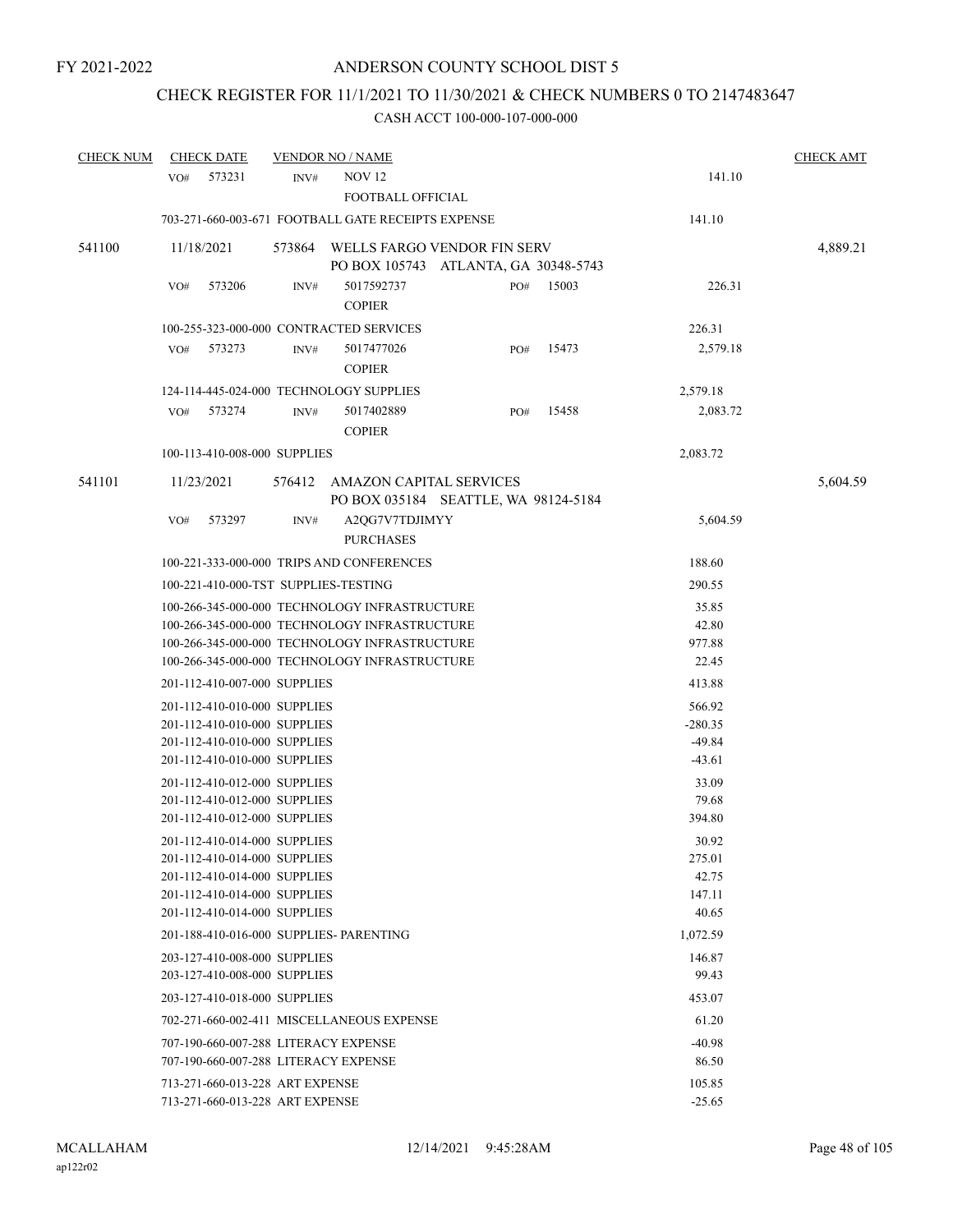FY 2021-2022

# ANDERSON COUNTY SCHOOL DIST 5

## CHECK REGISTER FOR 11/1/2021 TO 11/30/2021 & CHECK NUMBERS 0 TO 2147483647

### CASH ACCT 100-000-107-000-000

| CHECK NUM | CHECK DATE | VENDOR NO / NAME | | | CHECK AMT |
|---|---|---|---|---|---|
| | VO# 573231 | INV# NOV 12 FOOTBALL OFFICIAL | | 141.10 | |
| | 703-271-660-003-671 FOOTBALL GATE RECEIPTS EXPENSE | | | 141.10 | |
| 541100 | 11/18/2021 | 573864 WELLS FARGO VENDOR FIN SERV PO BOX 105743 ATLANTA, GA 30348-5743 | | | 4,889.21 |
| | VO# 573206 | INV# 5017592737 COPIER | PO# 15003 | 226.31 | |
| | 100-255-323-000-000 CONTRACTED SERVICES | | | 226.31 | |
| | VO# 573273 | INV# 5017477026 COPIER | PO# 15473 | 2,579.18 | |
| | 124-114-445-024-000 TECHNOLOGY SUPPLIES | | | 2,579.18 | |
| | VO# 573274 | INV# 5017402889 COPIER | PO# 15458 | 2,083.72 | |
| | 100-113-410-008-000 SUPPLIES | | | 2,083.72 | |
| 541101 | 11/23/2021 | 576412 AMAZON CAPITAL SERVICES PO BOX 035184 SEATTLE, WA 98124-5184 | | | 5,604.59 |
| | VO# 573297 | INV# A2QG7V7TDJIMYY PURCHASES | | 5,604.59 | |
| | 100-221-333-000-000 TRIPS AND CONFERENCES | | | 188.60 | |
| | 100-221-410-000-TST SUPPLIES-TESTING | | | 290.55 | |
| | 100-266-345-000-000 TECHNOLOGY INFRASTRUCTURE | | | 35.85 | |
| | 100-266-345-000-000 TECHNOLOGY INFRASTRUCTURE | | | 42.80 | |
| | 100-266-345-000-000 TECHNOLOGY INFRASTRUCTURE | | | 977.88 | |
| | 100-266-345-000-000 TECHNOLOGY INFRASTRUCTURE | | | 22.45 | |
| | 201-112-410-007-000 SUPPLIES | | | 413.88 | |
| | 201-112-410-010-000 SUPPLIES | | | 566.92 | |
| | 201-112-410-010-000 SUPPLIES | | | -280.35 | |
| | 201-112-410-010-000 SUPPLIES | | | -49.84 | |
| | 201-112-410-010-000 SUPPLIES | | | -43.61 | |
| | 201-112-410-012-000 SUPPLIES | | | 33.09 | |
| | 201-112-410-012-000 SUPPLIES | | | 79.68 | |
| | 201-112-410-012-000 SUPPLIES | | | 394.80 | |
| | 201-112-410-014-000 SUPPLIES | | | 30.92 | |
| | 201-112-410-014-000 SUPPLIES | | | 275.01 | |
| | 201-112-410-014-000 SUPPLIES | | | 42.75 | |
| | 201-112-410-014-000 SUPPLIES | | | 147.11 | |
| | 201-112-410-014-000 SUPPLIES | | | 40.65 | |
| | 201-188-410-016-000 SUPPLIES- PARENTING | | | 1,072.59 | |
| | 203-127-410-008-000 SUPPLIES | | | 146.87 | |
| | 203-127-410-008-000 SUPPLIES | | | 99.43 | |
| | 203-127-410-018-000 SUPPLIES | | | 453.07 | |
| | 702-271-660-002-411 MISCELLANEOUS EXPENSE | | | 61.20 | |
| | 707-190-660-007-288 LITERACY EXPENSE | | | -40.98 | |
| | 707-190-660-007-288 LITERACY EXPENSE | | | 86.50 | |
| | 713-271-660-013-228 ART EXPENSE | | | 105.85 | |
| | 713-271-660-013-228 ART EXPENSE | | | -25.65 | |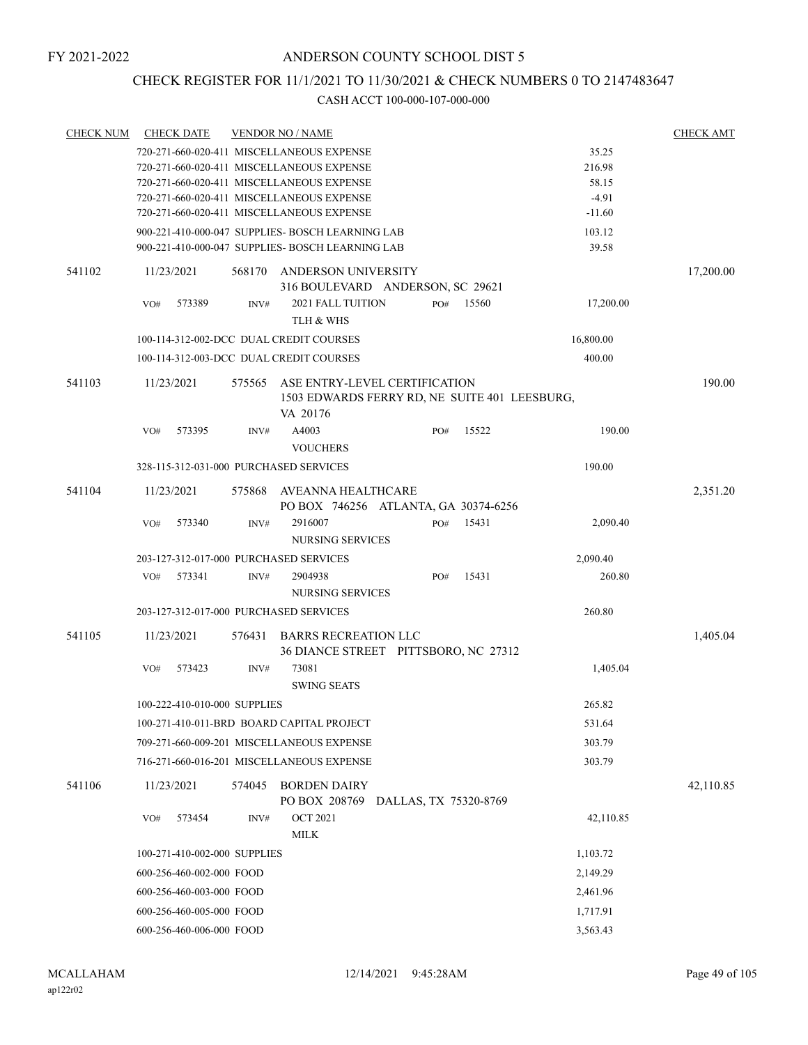FY 2021-2022

# ANDERSON COUNTY SCHOOL DIST 5

## CHECK REGISTER FOR 11/1/2021 TO 11/30/2021 & CHECK NUMBERS 0 TO 2147483647

CASH ACCT 100-000-107-000-000

| CHECK NUM | CHECK DATE | VENDOR NO / NAME | | CHECK AMT |
|---|---|---|---|---|
| | 720-271-660-020-411 MISCELLANEOUS EXPENSE | | 35.25 | |
| | 720-271-660-020-411 MISCELLANEOUS EXPENSE | | 216.98 | |
| | 720-271-660-020-411 MISCELLANEOUS EXPENSE | | 58.15 | |
| | 720-271-660-020-411 MISCELLANEOUS EXPENSE | | -4.91 | |
| | 720-271-660-020-411 MISCELLANEOUS EXPENSE | | -11.60 | |
| | 900-221-410-000-047 SUPPLIES- BOSCH LEARNING LAB | | 103.12 | |
| | 900-221-410-000-047 SUPPLIES- BOSCH LEARNING LAB | | 39.58 | |
| 541102 | 11/23/2021 | 568170 ANDERSON UNIVERSITY<br>316 BOULEVARD ANDERSON, SC 29621 | | 17,200.00 |
| | VO# 573389 | INV# 2021 FALL TUITION PO# 15560<br>TLH & WHS | 17,200.00 | |
| | 100-114-312-002-DCC DUAL CREDIT COURSES | | 16,800.00 | |
| | 100-114-312-003-DCC DUAL CREDIT COURSES | | 400.00 | |
| 541103 | 11/23/2021 | 575565 ASE ENTRY-LEVEL CERTIFICATION<br>1503 EDWARDS FERRY RD, NE SUITE 401 LEESBURG, VA 20176 | | 190.00 |
| | VO# 573395 | INV# A4003 PO# 15522<br>VOUCHERS | 190.00 | |
| | 328-115-312-031-000 PURCHASED SERVICES | | 190.00 | |
| 541104 | 11/23/2021 | 575868 AVEANNA HEALTHCARE<br>PO BOX 746256 ATLANTA, GA 30374-6256 | | 2,351.20 |
| | VO# 573340 | INV# 2916007 PO# 15431<br>NURSING SERVICES | 2,090.40 | |
| | 203-127-312-017-000 PURCHASED SERVICES | | 2,090.40 | |
| | VO# 573341 | INV# 2904938 PO# 15431<br>NURSING SERVICES | 260.80 | |
| | 203-127-312-017-000 PURCHASED SERVICES | | 260.80 | |
| 541105 | 11/23/2021 | 576431 BARRS RECREATION LLC<br>36 DIANCE STREET PITTSBORO, NC 27312 | | 1,405.04 |
| | VO# 573423 | INV# 73081<br>SWING SEATS | 1,405.04 | |
| | 100-222-410-010-000 SUPPLIES | | 265.82 | |
| | 100-271-410-011-BRD BOARD CAPITAL PROJECT | | 531.64 | |
| | 709-271-660-009-201 MISCELLANEOUS EXPENSE | | 303.79 | |
| | 716-271-660-016-201 MISCELLANEOUS EXPENSE | | 303.79 | |
| 541106 | 11/23/2021 | 574045 BORDEN DAIRY<br>PO BOX 208769 DALLAS, TX 75320-8769 | | 42,110.85 |
| | VO# 573454 | INV# OCT 2021<br>MILK | 42,110.85 | |
| | 100-271-410-002-000 SUPPLIES | | 1,103.72 | |
| | 600-256-460-002-000 FOOD | | 2,149.29 | |
| | 600-256-460-003-000 FOOD | | 2,461.96 | |
| | 600-256-460-005-000 FOOD | | 1,717.91 | |
| | 600-256-460-006-000 FOOD | | 3,563.43 | |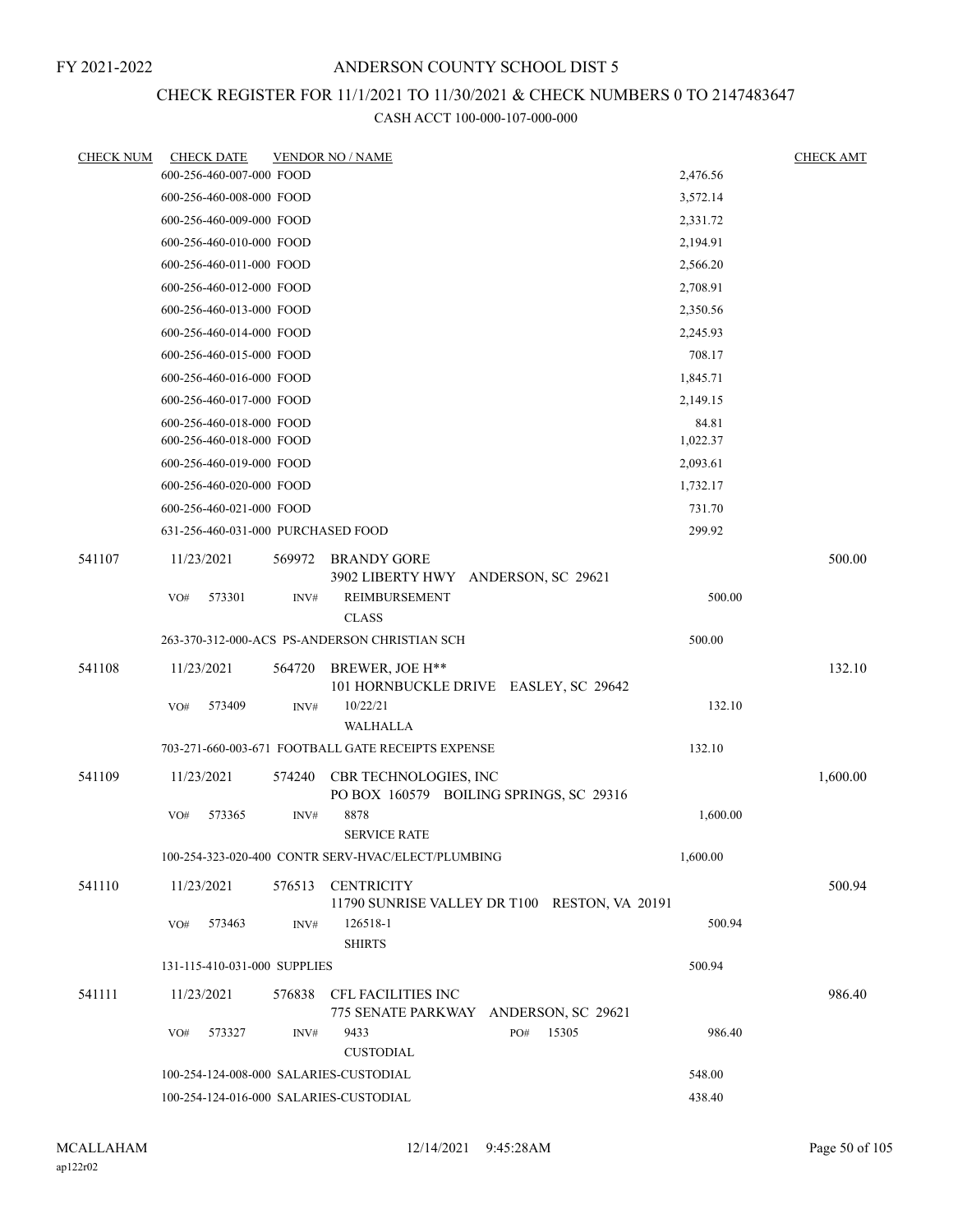FY 2021-2022

# ANDERSON COUNTY SCHOOL DIST 5

## CHECK REGISTER FOR 11/1/2021 TO 11/30/2021 & CHECK NUMBERS 0 TO 2147483647

CASH ACCT 100-000-107-000-000

| CHECK NUM | CHECK DATE | VENDOR NO / NAME | | CHECK AMT |
|---|---|---|---|---|
| | 600-256-460-007-000 FOOD | | 2,476.56 | |
| | 600-256-460-008-000 FOOD | | 3,572.14 | |
| | 600-256-460-009-000 FOOD | | 2,331.72 | |
| | 600-256-460-010-000 FOOD | | 2,194.91 | |
| | 600-256-460-011-000 FOOD | | 2,566.20 | |
| | 600-256-460-012-000 FOOD | | 2,708.91 | |
| | 600-256-460-013-000 FOOD | | 2,350.56 | |
| | 600-256-460-014-000 FOOD | | 2,245.93 | |
| | 600-256-460-015-000 FOOD | | 708.17 | |
| | 600-256-460-016-000 FOOD | | 1,845.71 | |
| | 600-256-460-017-000 FOOD | | 2,149.15 | |
| | 600-256-460-018-000 FOOD | | 84.81 | |
| | 600-256-460-018-000 FOOD | | 1,022.37 | |
| | 600-256-460-019-000 FOOD | | 2,093.61 | |
| | 600-256-460-020-000 FOOD | | 1,732.17 | |
| | 600-256-460-021-000 FOOD | | 731.70 | |
| | 631-256-460-031-000 PURCHASED FOOD | | 299.92 | |
| 541107 | 11/23/2021 | 569972 BRANDY GORE<br>3902 LIBERTY HWY ANDERSON, SC 29621 | | 500.00 |
| | VO# 573301 | INV# REIMBURSEMENT<br>CLASS | 500.00 | |
| | 263-370-312-000-ACS PS-ANDERSON CHRISTIAN SCH | | 500.00 | |
| 541108 | 11/23/2021 | 564720 BREWER, JOE H**<br>101 HORNBUCKLE DRIVE EASLEY, SC 29642 | | 132.10 |
| | VO# 573409 | INV# 10/22/21<br>WALHALLA | 132.10 | |
| | 703-271-660-003-671 FOOTBALL GATE RECEIPTS EXPENSE | | 132.10 | |
| 541109 | 11/23/2021 | 574240 CBR TECHNOLOGIES, INC<br>PO BOX 160579 BOILING SPRINGS, SC 29316 | | 1,600.00 |
| | VO# 573365 | INV# 8878<br>SERVICE RATE | 1,600.00 | |
| | 100-254-323-020-400 CONTR SERV-HVAC/ELECT/PLUMBING | | 1,600.00 | |
| 541110 | 11/23/2021 | 576513 CENTRICITY<br>11790 SUNRISE VALLEY DR T100 RESTON, VA 20191 | | 500.94 |
| | VO# 573463 | INV# 126518-1<br>SHIRTS | 500.94 | |
| | 131-115-410-031-000 SUPPLIES | | 500.94 | |
| 541111 | 11/23/2021 | 576838 CFL FACILITIES INC<br>775 SENATE PARKWAY ANDERSON, SC 29621 | | 986.40 |
| | VO# 573327 | INV# 9433 PO# 15305<br>CUSTODIAL | 986.40 | |
| | 100-254-124-008-000 SALARIES-CUSTODIAL | | 548.00 | |
| | 100-254-124-016-000 SALARIES-CUSTODIAL | | 438.40 | |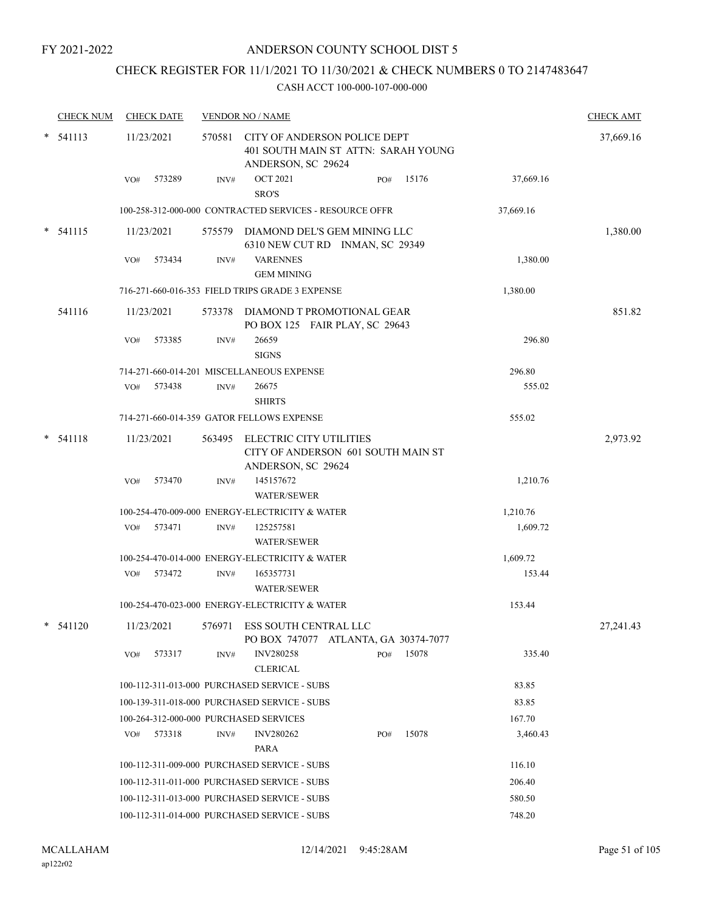FY 2021-2022

# ANDERSON COUNTY SCHOOL DIST 5

## CHECK REGISTER FOR 11/1/2021 TO 11/30/2021 & CHECK NUMBERS 0 TO 2147483647

CASH ACCT 100-000-107-000-000

| CHECK NUM | CHECK DATE | VENDOR NO / NAME | | | CHECK AMT |
|---|---|---|---|---|---|
| * 541113 | 11/23/2021 | 570581 CITY OF ANDERSON POLICE DEPT<br>401 SOUTH MAIN ST ATTN: SARAH YOUNG<br>ANDERSON, SC 29624 | | | 37,669.16 |
| | VO# 573289 | INV# OCT 2021<br>SRO'S | PO# 15176 | 37,669.16 | |
| | 100-258-312-000-000 CONTRACTED SERVICES - RESOURCE OFFR | | | 37,669.16 | |
| * 541115 | 11/23/2021 | 575579 DIAMOND DEL'S GEM MINING LLC<br>6310 NEW CUT RD INMAN, SC 29349 | | | 1,380.00 |
| | VO# 573434 | INV# VARENNES<br>GEM MINING | | 1,380.00 | |
| | 716-271-660-016-353 FIELD TRIPS GRADE 3 EXPENSE | | | 1,380.00 | |
| 541116 | 11/23/2021 | 573378 DIAMOND T PROMOTIONAL GEAR<br>PO BOX 125 FAIR PLAY, SC 29643 | | | 851.82 |
| | VO# 573385 | INV# 26659<br>SIGNS | | 296.80 | |
| | 714-271-660-014-201 MISCELLANEOUS EXPENSE | | | 296.80 | |
| | VO# 573438 | INV# 26675<br>SHIRTS | | 555.02 | |
| | 714-271-660-014-359 GATOR FELLOWS EXPENSE | | | 555.02 | |
| * 541118 | 11/23/2021 | 563495 ELECTRIC CITY UTILITIES<br>CITY OF ANDERSON 601 SOUTH MAIN ST<br>ANDERSON, SC 29624 | | | 2,973.92 |
| | VO# 573470 | INV# 145157672<br>WATER/SEWER | | 1,210.76 | |
| | 100-254-470-009-000 ENERGY-ELECTRICITY & WATER | | | 1,210.76 | |
| | VO# 573471 | INV# 125257581<br>WATER/SEWER | | 1,609.72 | |
| | 100-254-470-014-000 ENERGY-ELECTRICITY & WATER | | | 1,609.72 | |
| | VO# 573472 | INV# 165357731<br>WATER/SEWER | | 153.44 | |
| | 100-254-470-023-000 ENERGY-ELECTRICITY & WATER | | | 153.44 | |
| * 541120 | 11/23/2021 | 576971 ESS SOUTH CENTRAL LLC<br>PO BOX 747077 ATLANTA, GA 30374-7077 | | | 27,241.43 |
| | VO# 573317 | INV# INV280258<br>CLERICAL | PO# 15078 | 335.40 | |
| | 100-112-311-013-000 PURCHASED SERVICE - SUBS | | | 83.85 | |
| | 100-139-311-018-000 PURCHASED SERVICE - SUBS | | | 83.85 | |
| | 100-264-312-000-000 PURCHASED SERVICES | | | 167.70 | |
| | VO# 573318 | INV# INV280262<br>PARA | PO# 15078 | 3,460.43 | |
| | 100-112-311-009-000 PURCHASED SERVICE - SUBS | | | 116.10 | |
| | 100-112-311-011-000 PURCHASED SERVICE - SUBS | | | 206.40 | |
| | 100-112-311-013-000 PURCHASED SERVICE - SUBS | | | 580.50 | |
| | 100-112-311-014-000 PURCHASED SERVICE - SUBS | | | 748.20 | |

MCALLAHAM
ap122r02

12/14/2021 9:45:28AM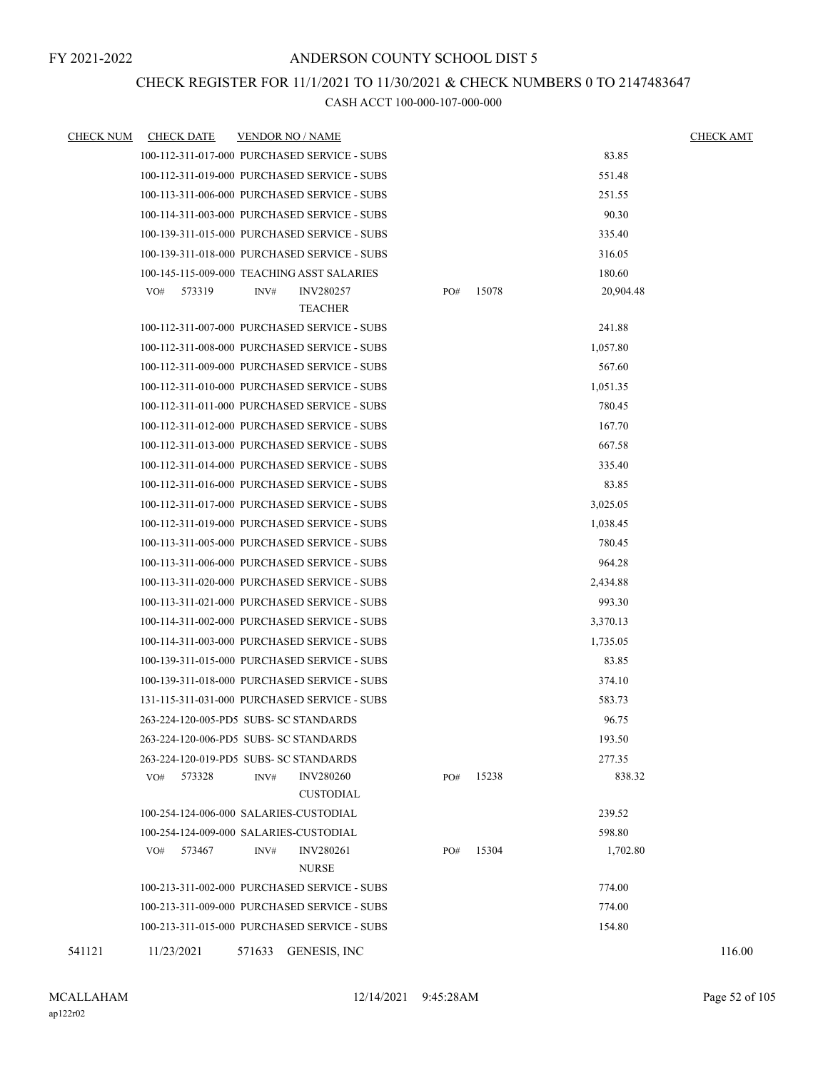FY 2021-2022

# ANDERSON COUNTY SCHOOL DIST 5

## CHECK REGISTER FOR 11/1/2021 TO 11/30/2021 & CHECK NUMBERS 0 TO 2147483647

### CASH ACCT 100-000-107-000-000

| CHECK NUM | CHECK DATE | VENDOR NO / NAME | | | CHECK AMT |
|---|---|---|---|---|---|
| | 100-112-311-017-000 PURCHASED SERVICE - SUBS | | | 83.85 | |
| | 100-112-311-019-000 PURCHASED SERVICE - SUBS | | | 551.48 | |
| | 100-113-311-006-000 PURCHASED SERVICE - SUBS | | | 251.55 | |
| | 100-114-311-003-000 PURCHASED SERVICE - SUBS | | | 90.30 | |
| | 100-139-311-015-000 PURCHASED SERVICE - SUBS | | | 335.40 | |
| | 100-139-311-018-000 PURCHASED SERVICE - SUBS | | | 316.05 | |
| | 100-145-115-009-000 TEACHING ASST SALARIES | | | 180.60 | |
| | VO# 573319 | INV# INV280257 TEACHER | PO# 15078 | 20,904.48 | |
| | 100-112-311-007-000 PURCHASED SERVICE - SUBS | | | 241.88 | |
| | 100-112-311-008-000 PURCHASED SERVICE - SUBS | | | 1,057.80 | |
| | 100-112-311-009-000 PURCHASED SERVICE - SUBS | | | 567.60 | |
| | 100-112-311-010-000 PURCHASED SERVICE - SUBS | | | 1,051.35 | |
| | 100-112-311-011-000 PURCHASED SERVICE - SUBS | | | 780.45 | |
| | 100-112-311-012-000 PURCHASED SERVICE - SUBS | | | 167.70 | |
| | 100-112-311-013-000 PURCHASED SERVICE - SUBS | | | 667.58 | |
| | 100-112-311-014-000 PURCHASED SERVICE - SUBS | | | 335.40 | |
| | 100-112-311-016-000 PURCHASED SERVICE - SUBS | | | 83.85 | |
| | 100-112-311-017-000 PURCHASED SERVICE - SUBS | | | 3,025.05 | |
| | 100-112-311-019-000 PURCHASED SERVICE - SUBS | | | 1,038.45 | |
| | 100-113-311-005-000 PURCHASED SERVICE - SUBS | | | 780.45 | |
| | 100-113-311-006-000 PURCHASED SERVICE - SUBS | | | 964.28 | |
| | 100-113-311-020-000 PURCHASED SERVICE - SUBS | | | 2,434.88 | |
| | 100-113-311-021-000 PURCHASED SERVICE - SUBS | | | 993.30 | |
| | 100-114-311-002-000 PURCHASED SERVICE - SUBS | | | 3,370.13 | |
| | 100-114-311-003-000 PURCHASED SERVICE - SUBS | | | 1,735.05 | |
| | 100-139-311-015-000 PURCHASED SERVICE - SUBS | | | 83.85 | |
| | 100-139-311-018-000 PURCHASED SERVICE - SUBS | | | 374.10 | |
| | 131-115-311-031-000 PURCHASED SERVICE - SUBS | | | 583.73 | |
| | 263-224-120-005-PD5 SUBS- SC STANDARDS | | | 96.75 | |
| | 263-224-120-006-PD5 SUBS- SC STANDARDS | | | 193.50 | |
| | 263-224-120-019-PD5 SUBS- SC STANDARDS | | | 277.35 | |
| | VO# 573328 | INV# INV280260 CUSTODIAL | PO# 15238 | 838.32 | |
| | 100-254-124-006-000 SALARIES-CUSTODIAL | | | 239.52 | |
| | 100-254-124-009-000 SALARIES-CUSTODIAL | | | 598.80 | |
| | VO# 573467 | INV# INV280261 NURSE | PO# 15304 | 1,702.80 | |
| | 100-213-311-002-000 PURCHASED SERVICE - SUBS | | | 774.00 | |
| | 100-213-311-009-000 PURCHASED SERVICE - SUBS | | | 774.00 | |
| | 100-213-311-015-000 PURCHASED SERVICE - SUBS | | | 154.80 | |
| 541121 | 11/23/2021 | 571633 GENESIS, INC | | | 116.00 |

MCALLAHAM
ap122r02

12/14/2021 9:45:28AM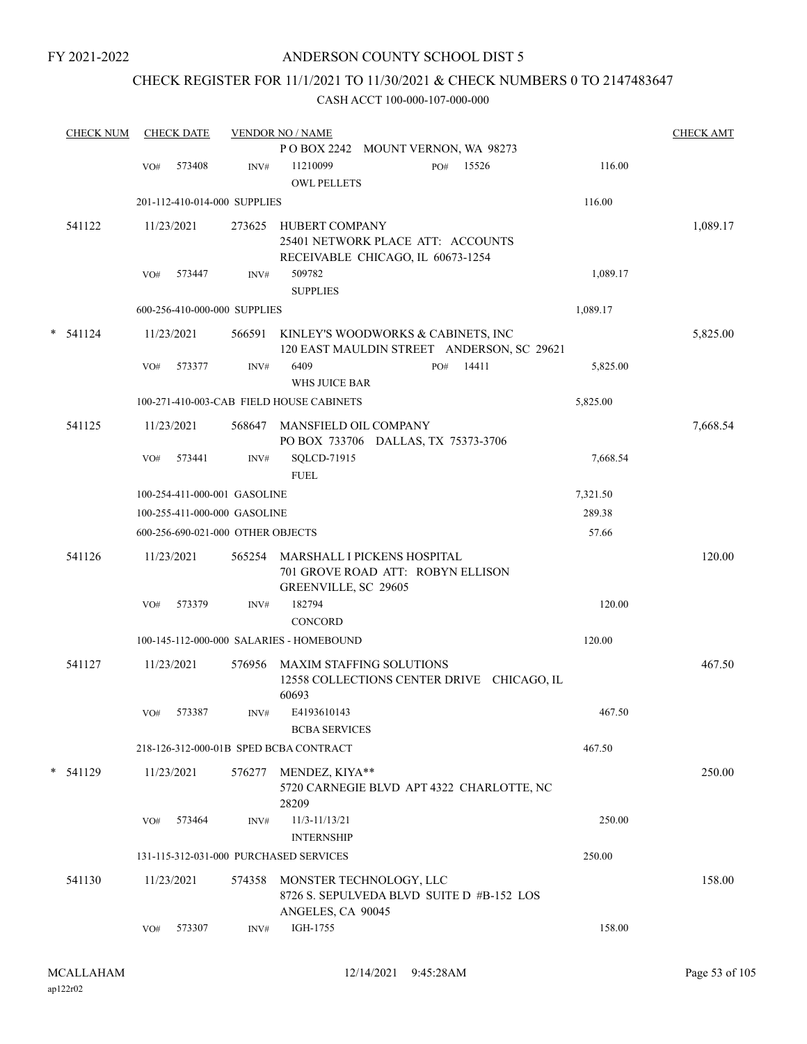FY 2021-2022

# ANDERSON COUNTY SCHOOL DIST 5

## CHECK REGISTER FOR 11/1/2021 TO 11/30/2021 & CHECK NUMBERS 0 TO 2147483647

CASH ACCT 100-000-107-000-000

| CHECK NUM | CHECK DATE | VENDOR NO / NAME | | | CHECK AMT |
|---|---|---|---|---|---|
| | | P O BOX 2242 MOUNT VERNON, WA 98273 | | | |
| | VO# 573408 | INV# 11210099 OWL PELLETS | PO# 15526 | 116.00 | |
| | 201-112-410-014-000 SUPPLIES | | | 116.00 | |
| 541122 | 11/23/2021 | 273625 HUBERT COMPANY 25401 NETWORK PLACE ATT: ACCOUNTS RECEIVABLE CHICAGO, IL 60673-1254 | | | 1,089.17 |
| | VO# 573447 | INV# 509782 SUPPLIES | | 1,089.17 | |
| | 600-256-410-000-000 SUPPLIES | | | 1,089.17 | |
| * 541124 | 11/23/2021 | 566591 KINLEY'S WOODWORKS & CABINETS, INC 120 EAST MAULDIN STREET ANDERSON, SC 29621 | | | 5,825.00 |
| | VO# 573377 | INV# 6409 WHS JUICE BAR | PO# 14411 | 5,825.00 | |
| | 100-271-410-003-CAB FIELD HOUSE CABINETS | | | 5,825.00 | |
| 541125 | 11/23/2021 | 568647 MANSFIELD OIL COMPANY PO BOX 733706 DALLAS, TX 75373-3706 | | | 7,668.54 |
| | VO# 573441 | INV# SQLCD-71915 FUEL | | 7,668.54 | |
| | 100-254-411-000-001 GASOLINE | | | 7,321.50 | |
| | 100-255-411-000-000 GASOLINE | | | 289.38 | |
| | 600-256-690-021-000 OTHER OBJECTS | | | 57.66 | |
| 541126 | 11/23/2021 | 565254 MARSHALL I PICKENS HOSPITAL 701 GROVE ROAD ATT: ROBYN ELLISON GREENVILLE, SC 29605 | | | 120.00 |
| | VO# 573379 | INV# 182794 CONCORD | | 120.00 | |
| | 100-145-112-000-000 SALARIES - HOMEBOUND | | | 120.00 | |
| 541127 | 11/23/2021 | 576956 MAXIM STAFFING SOLUTIONS 12558 COLLECTIONS CENTER DRIVE CHICAGO, IL 60693 | | | 467.50 |
| | VO# 573387 | INV# E4193610143 BCBA SERVICES | | 467.50 | |
| | 218-126-312-000-01B SPED BCBA CONTRACT | | | 467.50 | |
| * 541129 | 11/23/2021 | 576277 MENDEZ, KIYA** 5720 CARNEGIE BLVD APT 4322 CHARLOTTE, NC 28209 | | | 250.00 |
| | VO# 573464 | INV# 11/3-11/13/21 INTERNSHIP | | 250.00 | |
| | 131-115-312-031-000 PURCHASED SERVICES | | | 250.00 | |
| 541130 | 11/23/2021 | 574358 MONSTER TECHNOLOGY, LLC 8726 S. SEPULVEDA BLVD SUITE D #B-152 LOS ANGELES, CA 90045 | | | 158.00 |
| | VO# 573307 | INV# IGH-1755 | | 158.00 | |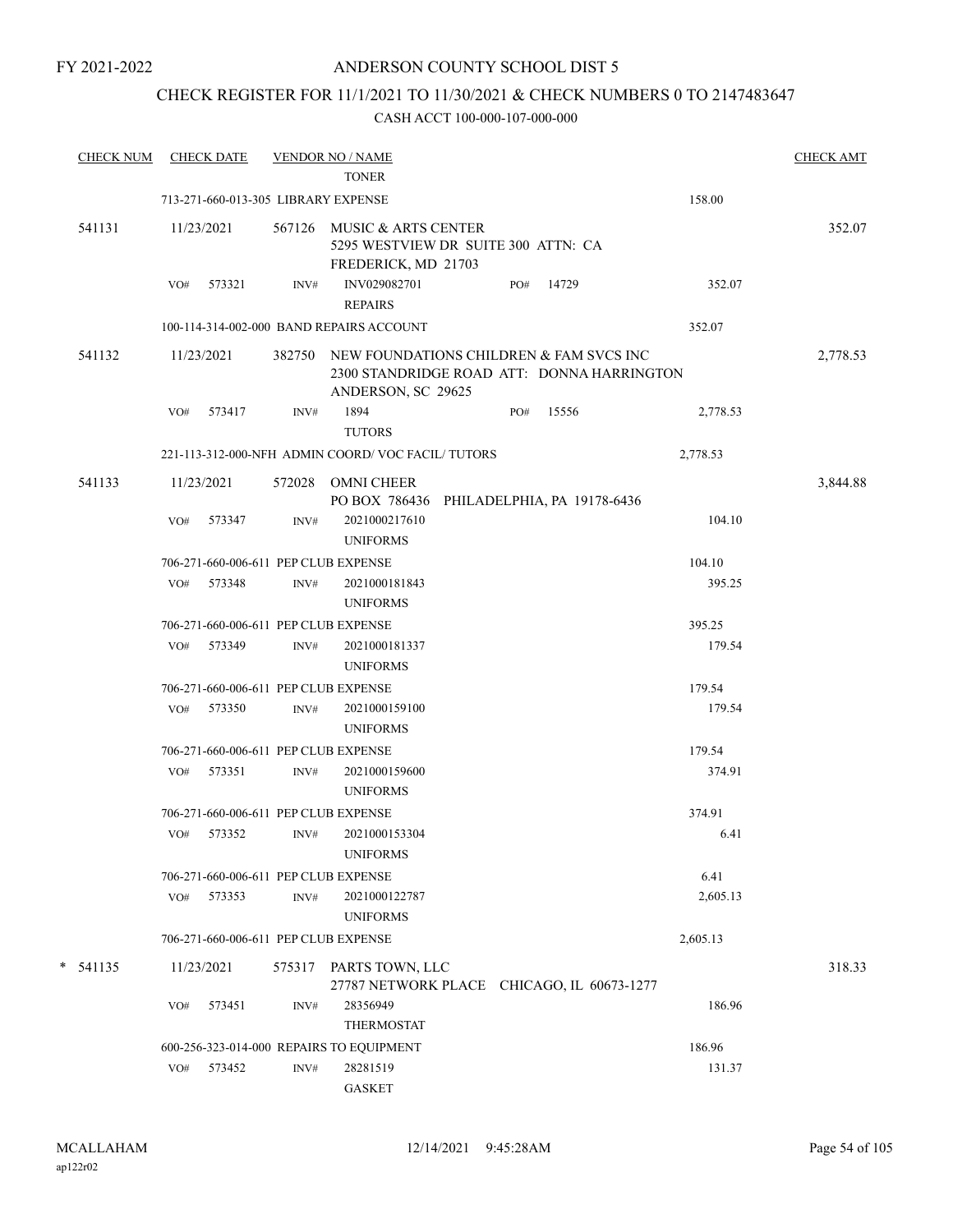FY 2021-2022

# ANDERSON COUNTY SCHOOL DIST 5

## CHECK REGISTER FOR 11/1/2021 TO 11/30/2021 & CHECK NUMBERS 0 TO 2147483647

CASH ACCT 100-000-107-000-000

| CHECK NUM | CHECK DATE | VENDOR NO / NAME | | CHECK AMT |
|---|---|---|---|---|
| | | TONER | | |
| | 713-271-660-013-305 LIBRARY EXPENSE | | 158.00 | |
| 541131 | 11/23/2021 | 567126 MUSIC & ARTS CENTER<br>5295 WESTVIEW DR SUITE 300 ATTN: CA<br>FREDERICK, MD 21703 | | 352.07 |
| | VO# 573321 | INV# INV029082701 PO# 14729<br>REPAIRS | 352.07 | |
| | 100-114-314-002-000 BAND REPAIRS ACCOUNT | | 352.07 | |
| 541132 | 11/23/2021 | 382750 NEW FOUNDATIONS CHILDREN & FAM SVCS INC<br>2300 STANDRIDGE ROAD ATT: DONNA HARRINGTON<br>ANDERSON, SC 29625 | | 2,778.53 |
| | VO# 573417 | INV# 1894 PO# 15556<br>TUTORS | 2,778.53 | |
| | 221-113-312-000-NFH ADMIN COORD/ VOC FACIL/ TUTORS | | 2,778.53 | |
| 541133 | 11/23/2021 | 572028 OMNI CHEER<br>PO BOX 786436 PHILADELPHIA, PA 19178-6436 | | 3,844.88 |
| | VO# 573347 | INV# 2021000217610<br>UNIFORMS | 104.10 | |
| | 706-271-660-006-611 PEP CLUB EXPENSE | | 104.10 | |
| | VO# 573348 | INV# 2021000181843<br>UNIFORMS | 395.25 | |
| | 706-271-660-006-611 PEP CLUB EXPENSE | | 395.25 | |
| | VO# 573349 | INV# 2021000181337<br>UNIFORMS | 179.54 | |
| | 706-271-660-006-611 PEP CLUB EXPENSE | | 179.54 | |
| | VO# 573350 | INV# 2021000159100<br>UNIFORMS | 179.54 | |
| | 706-271-660-006-611 PEP CLUB EXPENSE | | 179.54 | |
| | VO# 573351 | INV# 2021000159600<br>UNIFORMS | 374.91 | |
| | 706-271-660-006-611 PEP CLUB EXPENSE | | 374.91 | |
| | VO# 573352 | INV# 2021000153304<br>UNIFORMS | 6.41 | |
| | 706-271-660-006-611 PEP CLUB EXPENSE | | 6.41 | |
| | VO# 573353 | INV# 2021000122787<br>UNIFORMS | 2,605.13 | |
| | 706-271-660-006-611 PEP CLUB EXPENSE | | 2,605.13 | |
| * 541135 | 11/23/2021 | 575317 PARTS TOWN, LLC<br>27787 NETWORK PLACE CHICAGO, IL 60673-1277 | | 318.33 |
| | VO# 573451 | INV# 28356949<br>THERMOSTAT | 186.96 | |
| | 600-256-323-014-000 REPAIRS TO EQUIPMENT | | 186.96 | |
| | VO# 573452 | INV# 28281519<br>GASKET | 131.37 | |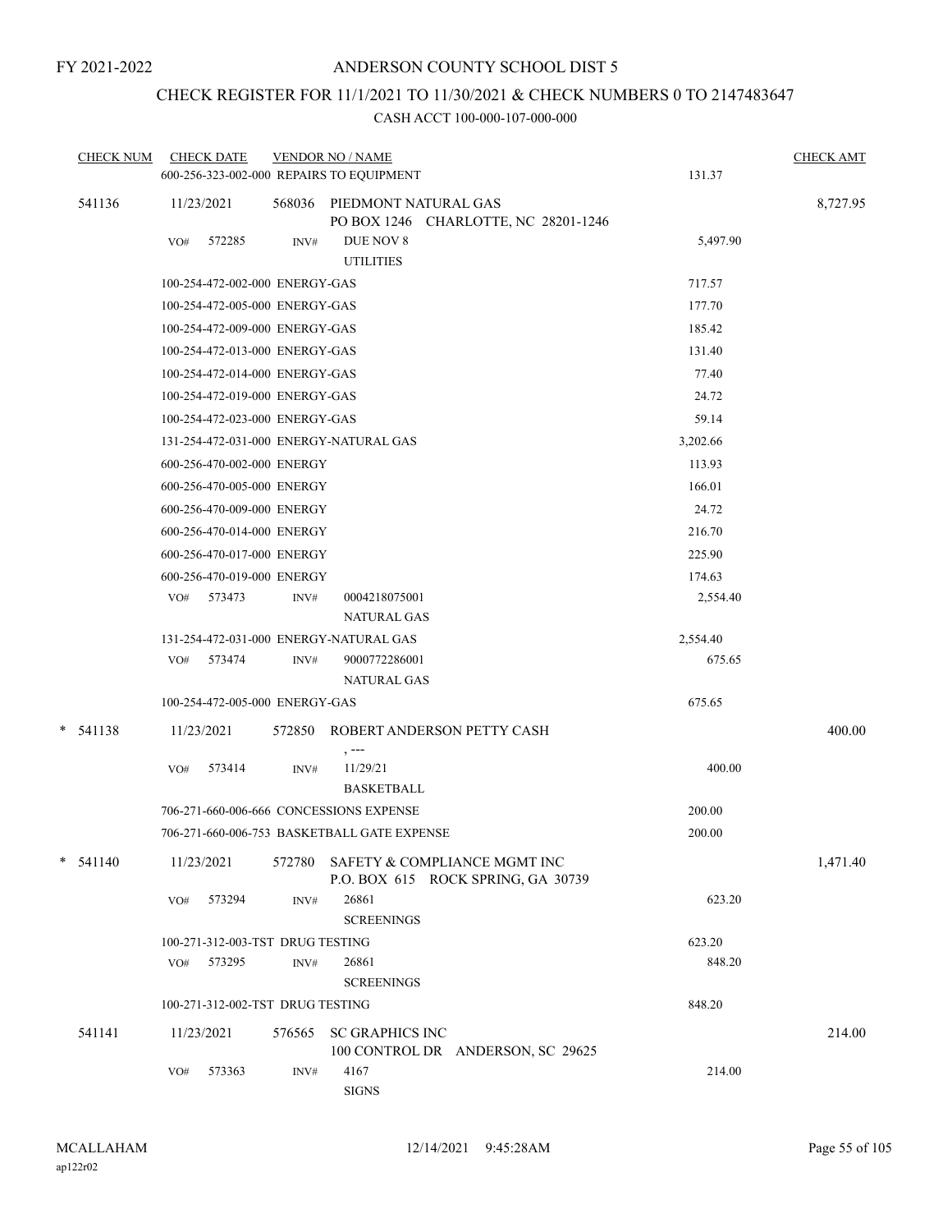FY 2021-2022

# ANDERSON COUNTY SCHOOL DIST 5

## CHECK REGISTER FOR 11/1/2021 TO 11/30/2021 & CHECK NUMBERS 0 TO 2147483647

### CASH ACCT 100-000-107-000-000

| CHECK NUM | CHECK DATE | VENDOR NO / NAME | | CHECK AMT |
|---|---|---|---|---|
| | 600-256-323-002-000 REPAIRS TO EQUIPMENT | | 131.37 | |
| 541136 | 11/23/2021 | 568036 PIEDMONT NATURAL GAS<br>PO BOX 1246 CHARLOTTE, NC 28201-1246 | | 8,727.95 |
| | VO# 572285 | INV# DUE NOV 8<br>UTILITIES | 5,497.90 | |
| | 100-254-472-002-000 ENERGY-GAS | | 717.57 | |
| | 100-254-472-005-000 ENERGY-GAS | | 177.70 | |
| | 100-254-472-009-000 ENERGY-GAS | | 185.42 | |
| | 100-254-472-013-000 ENERGY-GAS | | 131.40 | |
| | 100-254-472-014-000 ENERGY-GAS | | 77.40 | |
| | 100-254-472-019-000 ENERGY-GAS | | 24.72 | |
| | 100-254-472-023-000 ENERGY-GAS | | 59.14 | |
| | 131-254-472-031-000 ENERGY-NATURAL GAS | | 3,202.66 | |
| | 600-256-470-002-000 ENERGY | | 113.93 | |
| | 600-256-470-005-000 ENERGY | | 166.01 | |
| | 600-256-470-009-000 ENERGY | | 24.72 | |
| | 600-256-470-014-000 ENERGY | | 216.70 | |
| | 600-256-470-017-000 ENERGY | | 225.90 | |
| | 600-256-470-019-000 ENERGY | | 174.63 | |
| | VO# 573473 | INV# 0004218075001<br>NATURAL GAS | 2,554.40 | |
| | 131-254-472-031-000 ENERGY-NATURAL GAS | | 2,554.40 | |
| | VO# 573474 | INV# 9000772286001<br>NATURAL GAS | 675.65 | |
| | 100-254-472-005-000 ENERGY-GAS | | 675.65 | |
| * 541138 | 11/23/2021 | 572850 ROBERT ANDERSON PETTY CASH<br>, --- | | 400.00 |
| | VO# 573414 | INV# 11/29/21<br>BASKETBALL | 400.00 | |
| | 706-271-660-006-666 CONCESSIONS EXPENSE | | 200.00 | |
| | 706-271-660-006-753 BASKETBALL GATE EXPENSE | | 200.00 | |
| * 541140 | 11/23/2021 | 572780 SAFETY & COMPLIANCE MGMT INC<br>P.O. BOX 615 ROCK SPRING, GA 30739 | | 1,471.40 |
| | VO# 573294 | INV# 26861<br>SCREENINGS | 623.20 | |
| | 100-271-312-003-TST DRUG TESTING | | 623.20 | |
| | VO# 573295 | INV# 26861<br>SCREENINGS | 848.20 | |
| | 100-271-312-002-TST DRUG TESTING | | 848.20 | |
| 541141 | 11/23/2021 | 576565 SC GRAPHICS INC<br>100 CONTROL DR ANDERSON, SC 29625 | | 214.00 |
| | VO# 573363 | INV# 4167<br>SIGNS | 214.00 | |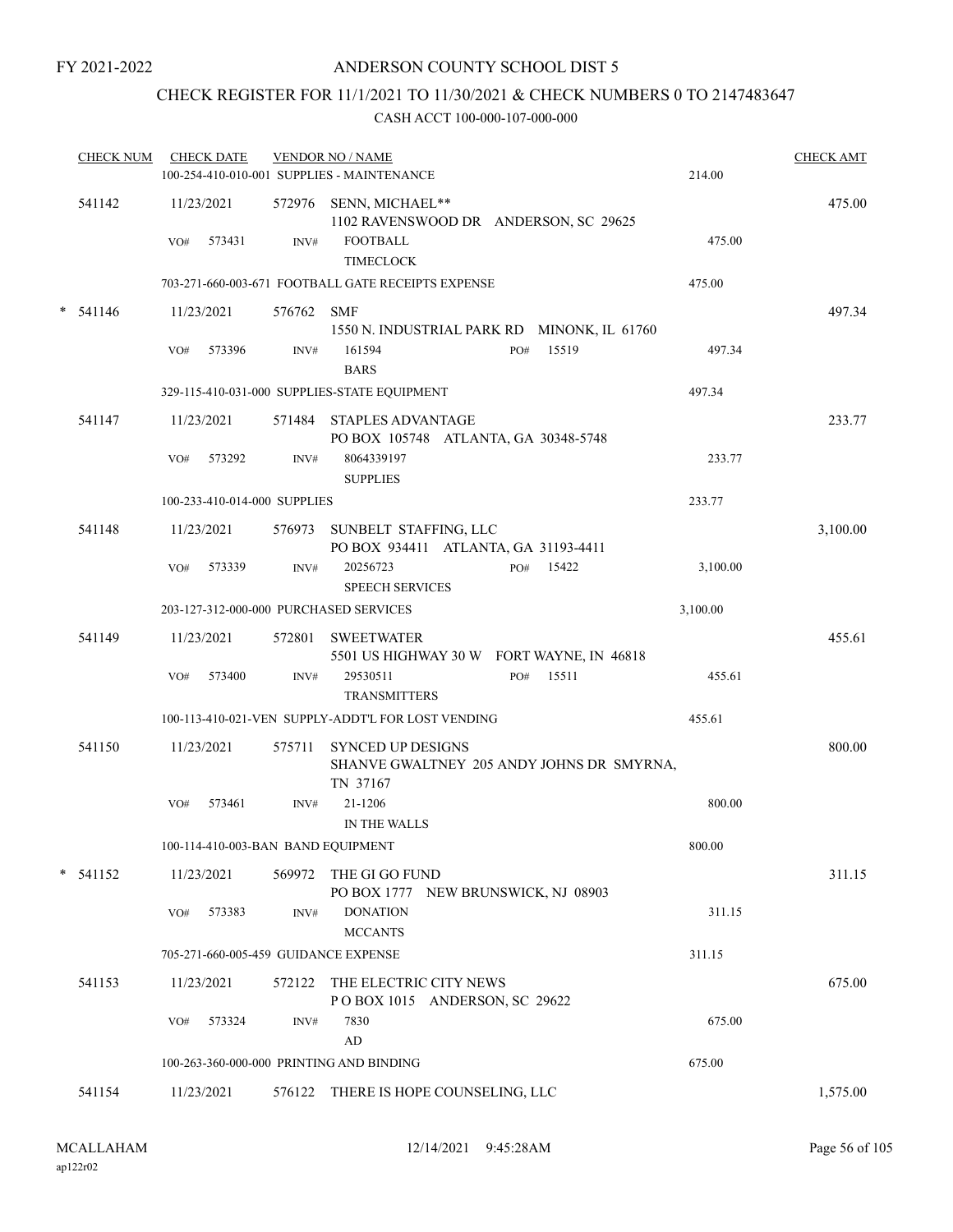FY 2021-2022

# ANDERSON COUNTY SCHOOL DIST 5

## CHECK REGISTER FOR 11/1/2021 TO 11/30/2021 & CHECK NUMBERS 0 TO 2147483647

### CASH ACCT 100-000-107-000-000

| CHECK NUM | CHECK DATE | VENDOR NO / NAME | | CHECK AMT |
|---|---|---|---|---|
| | 100-254-410-010-001 SUPPLIES - MAINTENANCE | | 214.00 | |
| 541142 | 11/23/2021 | 572976 SENN, MICHAEL** 1102 RAVENSWOOD DR ANDERSON, SC 29625 | | 475.00 |
| | VO# 573431 | INV# FOOTBALL TIMECLOCK | 475.00 | |
| | 703-271-660-003-671 FOOTBALL GATE RECEIPTS EXPENSE | | 475.00 | |
| * 541146 | 11/23/2021 | 576762 SMF 1550 N. INDUSTRIAL PARK RD MINONK, IL 61760 | | 497.34 |
| | VO# 573396 | INV# 161594 BARS PO# 15519 | 497.34 | |
| | 329-115-410-031-000 SUPPLIES-STATE EQUIPMENT | | 497.34 | |
| 541147 | 11/23/2021 | 571484 STAPLES ADVANTAGE PO BOX 105748 ATLANTA, GA 30348-5748 | | 233.77 |
| | VO# 573292 | INV# 8064339197 SUPPLIES | 233.77 | |
| | 100-233-410-014-000 SUPPLIES | | 233.77 | |
| 541148 | 11/23/2021 | 576973 SUNBELT STAFFING, LLC PO BOX 934411 ATLANTA, GA 31193-4411 | | 3,100.00 |
| | VO# 573339 | INV# 20256723 SPEECH SERVICES PO# 15422 | 3,100.00 | |
| | 203-127-312-000-000 PURCHASED SERVICES | | 3,100.00 | |
| 541149 | 11/23/2021 | 572801 SWEETWATER 5501 US HIGHWAY 30 W FORT WAYNE, IN 46818 | | 455.61 |
| | VO# 573400 | INV# 29530511 TRANSMITTERS PO# 15511 | 455.61 | |
| | 100-113-410-021-VEN SUPPLY-ADDT'L FOR LOST VENDING | | 455.61 | |
| 541150 | 11/23/2021 | 575711 SYNCED UP DESIGNS SHANVE GWALTNEY 205 ANDY JOHNS DR SMYRNA, TN 37167 | | 800.00 |
| | VO# 573461 | INV# 21-1206 IN THE WALLS | 800.00 | |
| | 100-114-410-003-BAN BAND EQUIPMENT | | 800.00 | |
| * 541152 | 11/23/2021 | 569972 THE GI GO FUND PO BOX 1777 NEW BRUNSWICK, NJ 08903 | | 311.15 |
| | VO# 573383 | INV# DONATION MCCANTS | 311.15 | |
| | 705-271-660-005-459 GUIDANCE EXPENSE | | 311.15 | |
| 541153 | 11/23/2021 | 572122 THE ELECTRIC CITY NEWS P O BOX 1015 ANDERSON, SC 29622 | | 675.00 |
| | VO# 573324 | INV# 7830 AD | 675.00 | |
| | 100-263-360-000-000 PRINTING AND BINDING | | 675.00 | |
| 541154 | 11/23/2021 | 576122 THERE IS HOPE COUNSELING, LLC | | 1,575.00 |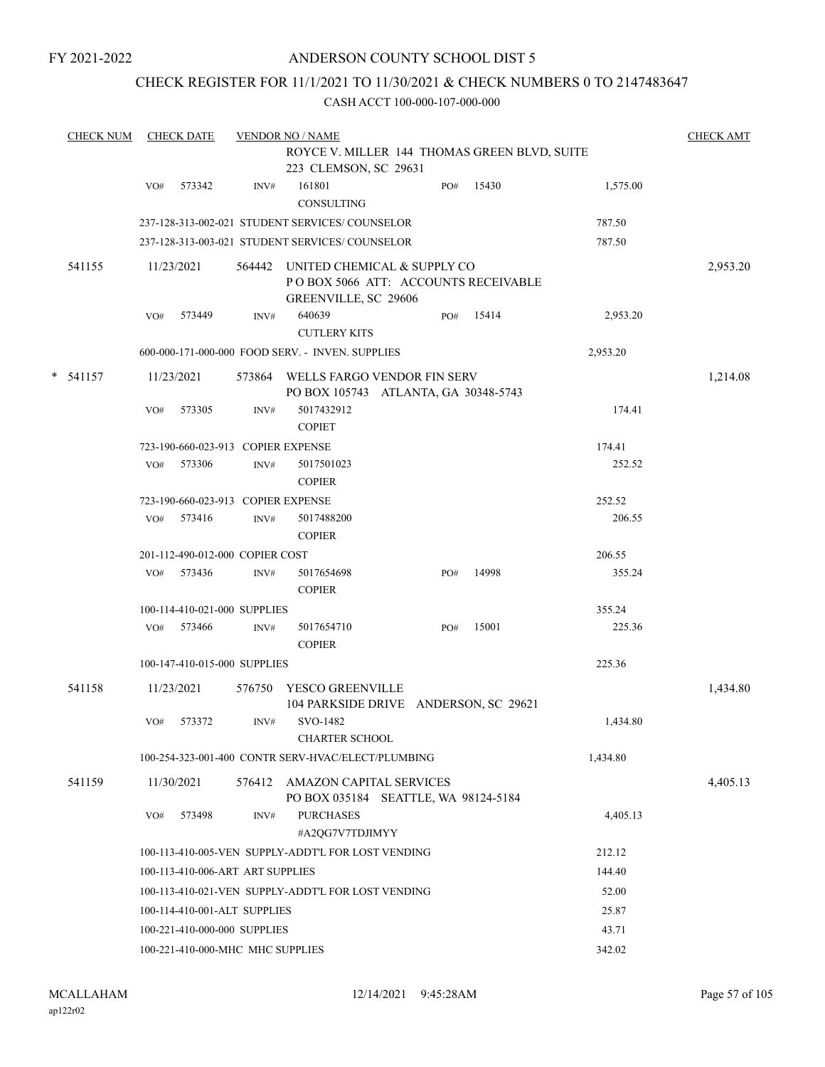FY 2021-2022

# ANDERSON COUNTY SCHOOL DIST 5

## CHECK REGISTER FOR 11/1/2021 TO 11/30/2021 & CHECK NUMBERS 0 TO 2147483647

CASH ACCT 100-000-107-000-000

| CHECK NUM | CHECK DATE | VENDOR NO / NAME | | | CHECK AMT |
|---|---|---|---|---|---|
| | | ROYCE V. MILLER 144 THOMAS GREEN BLVD, SUITE 223 CLEMSON, SC 29631 | | | |
| | VO# 573342 | INV# 161801 CONSULTING | PO# 15430 | 1,575.00 | |
| | | 237-128-313-002-021 STUDENT SERVICES/ COUNSELOR | | 787.50 | |
| | | 237-128-313-003-021 STUDENT SERVICES/ COUNSELOR | | 787.50 | |
| 541155 | 11/23/2021 | 564442 UNITED CHEMICAL & SUPPLY CO P O BOX 5066 ATT: ACCOUNTS RECEIVABLE GREENVILLE, SC 29606 | | | 2,953.20 |
| | VO# 573449 | INV# 640639 CUTLERY KITS | PO# 15414 | 2,953.20 | |
| | | 600-000-171-000-000 FOOD SERV. - INVEN. SUPPLIES | | 2,953.20 | |
| * 541157 | 11/23/2021 | 573864 WELLS FARGO VENDOR FIN SERV PO BOX 105743 ATLANTA, GA 30348-5743 | | | 1,214.08 |
| | VO# 573305 | INV# 5017432912 COPIET | | 174.41 | |
| | | 723-190-660-023-913 COPIER EXPENSE | | 174.41 | |
| | VO# 573306 | INV# 5017501023 COPIER | | 252.52 | |
| | | 723-190-660-023-913 COPIER EXPENSE | | 252.52 | |
| | VO# 573416 | INV# 5017488200 COPIER | | 206.55 | |
| | | 201-112-490-012-000 COPIER COST | | 206.55 | |
| | VO# 573436 | INV# 5017654698 COPIER | PO# 14998 | 355.24 | |
| | | 100-114-410-021-000 SUPPLIES | | 355.24 | |
| | VO# 573466 | INV# 5017654710 COPIER | PO# 15001 | 225.36 | |
| | | 100-147-410-015-000 SUPPLIES | | 225.36 | |
| 541158 | 11/23/2021 | 576750 YESCO GREENVILLE 104 PARKSIDE DRIVE ANDERSON, SC 29621 | | | 1,434.80 |
| | VO# 573372 | INV# SVO-1482 CHARTER SCHOOL | | 1,434.80 | |
| | | 100-254-323-001-400 CONTR SERV-HVAC/ELECT/PLUMBING | | 1,434.80 | |
| 541159 | 11/30/2021 | 576412 AMAZON CAPITAL SERVICES PO BOX 035184 SEATTLE, WA 98124-5184 | | | 4,405.13 |
| | VO# 573498 | INV# PURCHASES #A2QG7V7TDJIMYY | | 4,405.13 | |
| | | 100-113-410-005-VEN SUPPLY-ADDT'L FOR LOST VENDING | | 212.12 | |
| | | 100-113-410-006-ART ART SUPPLIES | | 144.40 | |
| | | 100-113-410-021-VEN SUPPLY-ADDT'L FOR LOST VENDING | | 52.00 | |
| | | 100-114-410-001-ALT SUPPLIES | | 25.87 | |
| | | 100-221-410-000-000 SUPPLIES | | 43.71 | |
| | | 100-221-410-000-MHC MHC SUPPLIES | | 342.02 | |

MCALLAHAM ap122r02 12/14/2021 9:45:28AM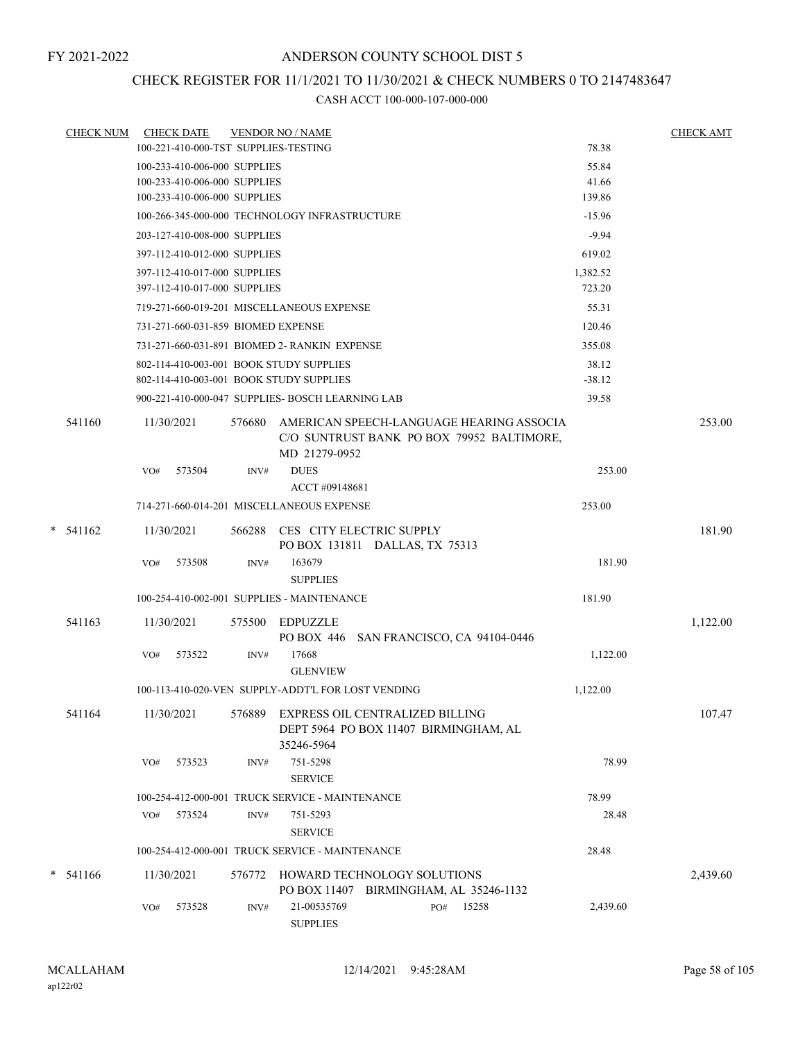FY 2021-2022

# ANDERSON COUNTY SCHOOL DIST 5

## CHECK REGISTER FOR 11/1/2021 TO 11/30/2021 & CHECK NUMBERS 0 TO 2147483647

### CASH ACCT 100-000-107-000-000

| CHECK NUM | CHECK DATE | VENDOR NO / NAME | | CHECK AMT |
|---|---|---|---|---|
| | 100-221-410-000-TST SUPPLIES-TESTING | | 78.38 | |
| | 100-233-410-006-000 SUPPLIES | | 55.84 | |
| | 100-233-410-006-000 SUPPLIES | | 41.66 | |
| | 100-233-410-006-000 SUPPLIES | | 139.86 | |
| | 100-266-345-000-000 TECHNOLOGY INFRASTRUCTURE | | -15.96 | |
| | 203-127-410-008-000 SUPPLIES | | -9.94 | |
| | 397-112-410-012-000 SUPPLIES | | 619.02 | |
| | 397-112-410-017-000 SUPPLIES | | 1,382.52 | |
| | 397-112-410-017-000 SUPPLIES | | 723.20 | |
| | 719-271-660-019-201 MISCELLANEOUS EXPENSE | | 55.31 | |
| | 731-271-660-031-859 BIOMED EXPENSE | | 120.46 | |
| | 731-271-660-031-891 BIOMED 2- RANKIN EXPENSE | | 355.08 | |
| | 802-114-410-003-001 BOOK STUDY SUPPLIES | | 38.12 | |
| | 802-114-410-003-001 BOOK STUDY SUPPLIES | | -38.12 | |
| | 900-221-410-000-047 SUPPLIES- BOSCH LEARNING LAB | | 39.58 | |
| 541160 | 11/30/2021 | 576680 AMERICAN SPEECH-LANGUAGE HEARING ASSOCIA C/O SUNTRUST BANK PO BOX 79952 BALTIMORE, MD 21279-0952 | | 253.00 |
| | VO# 573504 | INV# DUES ACCT #09148681 | 253.00 | |
| | 714-271-660-014-201 MISCELLANEOUS EXPENSE | | 253.00 | |
| * 541162 | 11/30/2021 | 566288 CES CITY ELECTRIC SUPPLY PO BOX 131811 DALLAS, TX 75313 | | 181.90 |
| | VO# 573508 | INV# 163679 SUPPLIES | 181.90 | |
| | 100-254-410-002-001 SUPPLIES - MAINTENANCE | | 181.90 | |
| 541163 | 11/30/2021 | 575500 EDPUZZLE PO BOX 446 SAN FRANCISCO, CA 94104-0446 | | 1,122.00 |
| | VO# 573522 | INV# 17668 GLENVIEW | 1,122.00 | |
| | 100-113-410-020-VEN SUPPLY-ADDT'L FOR LOST VENDING | | 1,122.00 | |
| 541164 | 11/30/2021 | 576889 EXPRESS OIL CENTRALIZED BILLING DEPT 5964 PO BOX 11407 BIRMINGHAM, AL 35246-5964 | | 107.47 |
| | VO# 573523 | INV# 751-5298 SERVICE | 78.99 | |
| | 100-254-412-000-001 TRUCK SERVICE - MAINTENANCE | | 78.99 | |
| | VO# 573524 | INV# 751-5293 SERVICE | 28.48 | |
| | 100-254-412-000-001 TRUCK SERVICE - MAINTENANCE | | 28.48 | |
| * 541166 | 11/30/2021 | 576772 HOWARD TECHNOLOGY SOLUTIONS PO BOX 11407 BIRMINGHAM, AL 35246-1132 | | 2,439.60 |
| | VO# 573528 | INV# 21-00535769 PO# 15258 SUPPLIES | 2,439.60 | |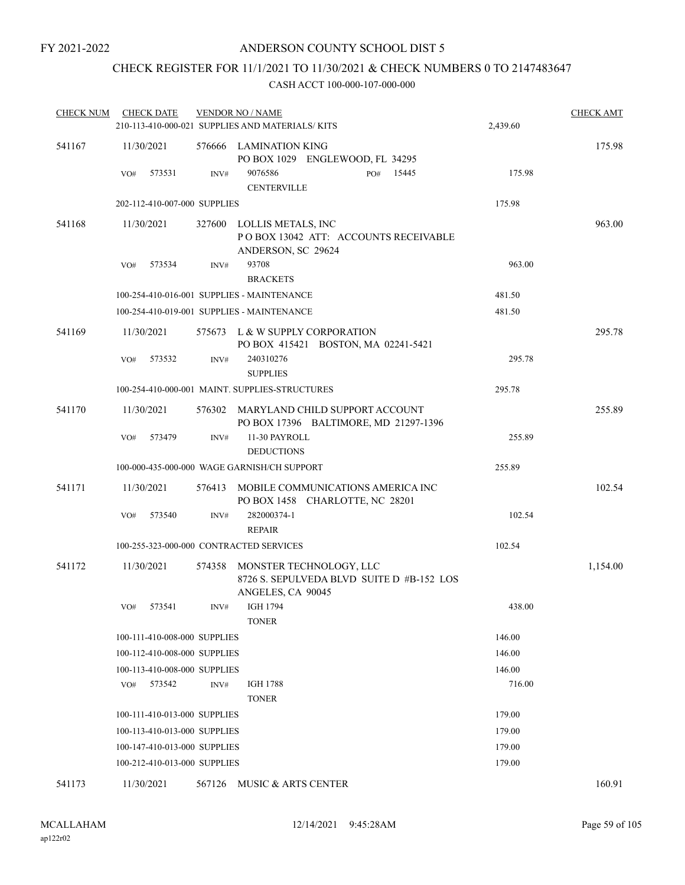FY 2021-2022

# ANDERSON COUNTY SCHOOL DIST 5

## CHECK REGISTER FOR 11/1/2021 TO 11/30/2021 & CHECK NUMBERS 0 TO 2147483647

CASH ACCT 100-000-107-000-000

| CHECK NUM | CHECK DATE | VENDOR NO / NAME | | CHECK AMT |
|---|---|---|---|---|
| | | 210-113-410-000-021 SUPPLIES AND MATERIALS/ KITS | 2,439.60 | |
| 541167 | 11/30/2021 | 576666 LAMINATION KING<br>PO BOX 1029 ENGLEWOOD, FL 34295 | | 175.98 |
| | VO# 573531 | INV# 9076586 PO# 15445<br>CENTERVILLE | 175.98 | |
| | | 202-112-410-007-000 SUPPLIES | 175.98 | |
| 541168 | 11/30/2021 | 327600 LOLLIS METALS, INC<br>P O BOX 13042 ATT: ACCOUNTS RECEIVABLE<br>ANDERSON, SC 29624 | | 963.00 |
| | VO# 573534 | INV# 93708<br>BRACKETS | 963.00 | |
| | | 100-254-410-016-001 SUPPLIES - MAINTENANCE | 481.50 | |
| | | 100-254-410-019-001 SUPPLIES - MAINTENANCE | 481.50 | |
| 541169 | 11/30/2021 | 575673 L & W SUPPLY CORPORATION<br>PO BOX 415421 BOSTON, MA 02241-5421 | | 295.78 |
| | VO# 573532 | INV# 240310276<br>SUPPLIES | 295.78 | |
| | | 100-254-410-000-001 MAINT. SUPPLIES-STRUCTURES | 295.78 | |
| 541170 | 11/30/2021 | 576302 MARYLAND CHILD SUPPORT ACCOUNT<br>PO BOX 17396 BALTIMORE, MD 21297-1396 | | 255.89 |
| | VO# 573479 | INV# 11-30 PAYROLL<br>DEDUCTIONS | 255.89 | |
| | | 100-000-435-000-000 WAGE GARNISH/CH SUPPORT | 255.89 | |
| 541171 | 11/30/2021 | 576413 MOBILE COMMUNICATIONS AMERICA INC<br>PO BOX 1458 CHARLOTTE, NC 28201 | | 102.54 |
| | VO# 573540 | INV# 282000374-1<br>REPAIR | 102.54 | |
| | | 100-255-323-000-000 CONTRACTED SERVICES | 102.54 | |
| 541172 | 11/30/2021 | 574358 MONSTER TECHNOLOGY, LLC<br>8726 S. SEPULVEDA BLVD SUITE D #B-152 LOS ANGELES, CA 90045 | | 1,154.00 |
| | VO# 573541 | INV# IGH 1794<br>TONER | 438.00 | |
| | | 100-111-410-008-000 SUPPLIES | 146.00 | |
| | | 100-112-410-008-000 SUPPLIES | 146.00 | |
| | | 100-113-410-008-000 SUPPLIES | 146.00 | |
| | VO# 573542 | INV# IGH 1788<br>TONER | 716.00 | |
| | | 100-111-410-013-000 SUPPLIES | 179.00 | |
| | | 100-113-410-013-000 SUPPLIES | 179.00 | |
| | | 100-147-410-013-000 SUPPLIES | 179.00 | |
| | | 100-212-410-013-000 SUPPLIES | 179.00 | |
| 541173 | 11/30/2021 | 567126 MUSIC & ARTS CENTER | | 160.91 |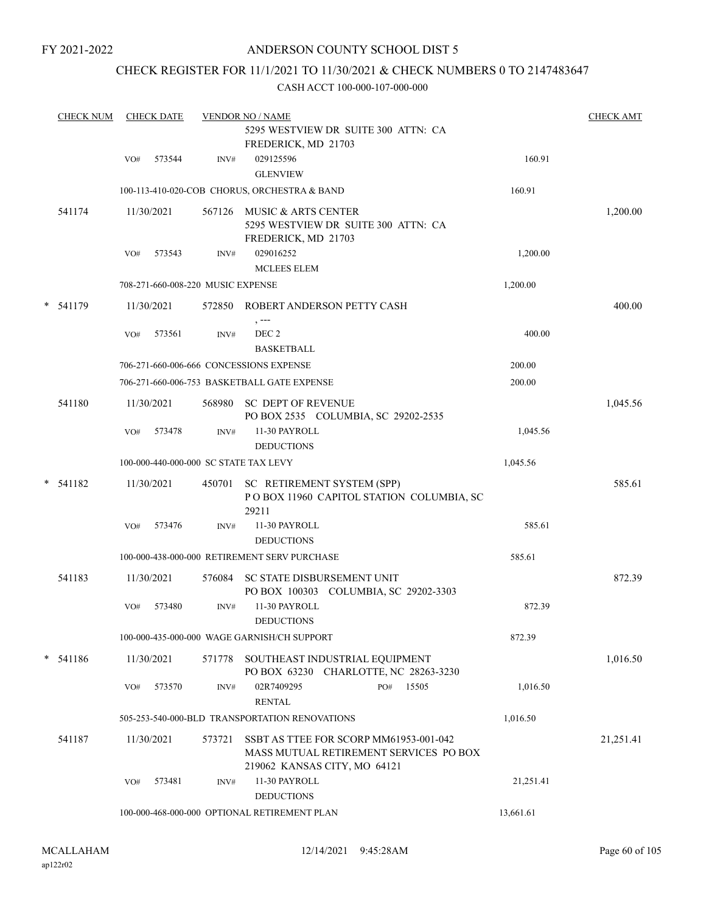FY 2021-2022

# ANDERSON COUNTY SCHOOL DIST 5

## CHECK REGISTER FOR 11/1/2021 TO 11/30/2021 & CHECK NUMBERS 0 TO 2147483647

### CASH ACCT 100-000-107-000-000

| CHECK NUM | CHECK DATE | VENDOR NO / NAME | | CHECK AMT |
|---|---|---|---|---|
| | | 5295 WESTVIEW DR SUITE 300 ATTN: CA FREDERICK, MD 21703 | | |
| | VO# 573544 | INV# 029125596 GLENVIEW | 160.91 | |
| | | 100-113-410-020-COB CHORUS, ORCHESTRA & BAND | 160.91 | |
| 541174 | 11/30/2021 | 567126 MUSIC & ARTS CENTER 5295 WESTVIEW DR SUITE 300 ATTN: CA FREDERICK, MD 21703 | | 1,200.00 |
| | VO# 573543 | INV# 029016252 MCLEES ELEM | 1,200.00 | |
| | | 708-271-660-008-220 MUSIC EXPENSE | 1,200.00 | |
| * 541179 | 11/30/2021 | 572850 ROBERT ANDERSON PETTY CASH , --- | | 400.00 |
| | VO# 573561 | INV# DEC 2 BASKETBALL | 400.00 | |
| | | 706-271-660-006-666 CONCESSIONS EXPENSE | 200.00 | |
| | | 706-271-660-006-753 BASKETBALL GATE EXPENSE | 200.00 | |
| 541180 | 11/30/2021 | 568980 SC DEPT OF REVENUE PO BOX 2535 COLUMBIA, SC 29202-2535 | | 1,045.56 |
| | VO# 573478 | INV# 11-30 PAYROLL DEDUCTIONS | 1,045.56 | |
| | | 100-000-440-000-000 SC STATE TAX LEVY | 1,045.56 | |
| * 541182 | 11/30/2021 | 450701 SC RETIREMENT SYSTEM (SPP) P O BOX 11960 CAPITOL STATION COLUMBIA, SC 29211 | | 585.61 |
| | VO# 573476 | INV# 11-30 PAYROLL DEDUCTIONS | 585.61 | |
| | | 100-000-438-000-000 RETIREMENT SERV PURCHASE | 585.61 | |
| 541183 | 11/30/2021 | 576084 SC STATE DISBURSEMENT UNIT PO BOX 100303 COLUMBIA, SC 29202-3303 | | 872.39 |
| | VO# 573480 | INV# 11-30 PAYROLL DEDUCTIONS | 872.39 | |
| | | 100-000-435-000-000 WAGE GARNISH/CH SUPPORT | 872.39 | |
| * 541186 | 11/30/2021 | 571778 SOUTHEAST INDUSTRIAL EQUIPMENT PO BOX 63230 CHARLOTTE, NC 28263-3230 | | 1,016.50 |
| | VO# 573570 | INV# 02R7409295 PO# 15505 RENTAL | 1,016.50 | |
| | | 505-253-540-000-BLD TRANSPORTATION RENOVATIONS | 1,016.50 | |
| 541187 | 11/30/2021 | 573721 SSBT AS TTEE FOR SCORP MM61953-001-042 MASS MUTUAL RETIREMENT SERVICES PO BOX 219062 KANSAS CITY, MO 64121 | | 21,251.41 |
| | VO# 573481 | INV# 11-30 PAYROLL DEDUCTIONS | 21,251.41 | |
| | | 100-000-468-000-000 OPTIONAL RETIREMENT PLAN | 13,661.61 | |

MCALLAHAM ap122r02 — 12/14/2021 9:45:28AM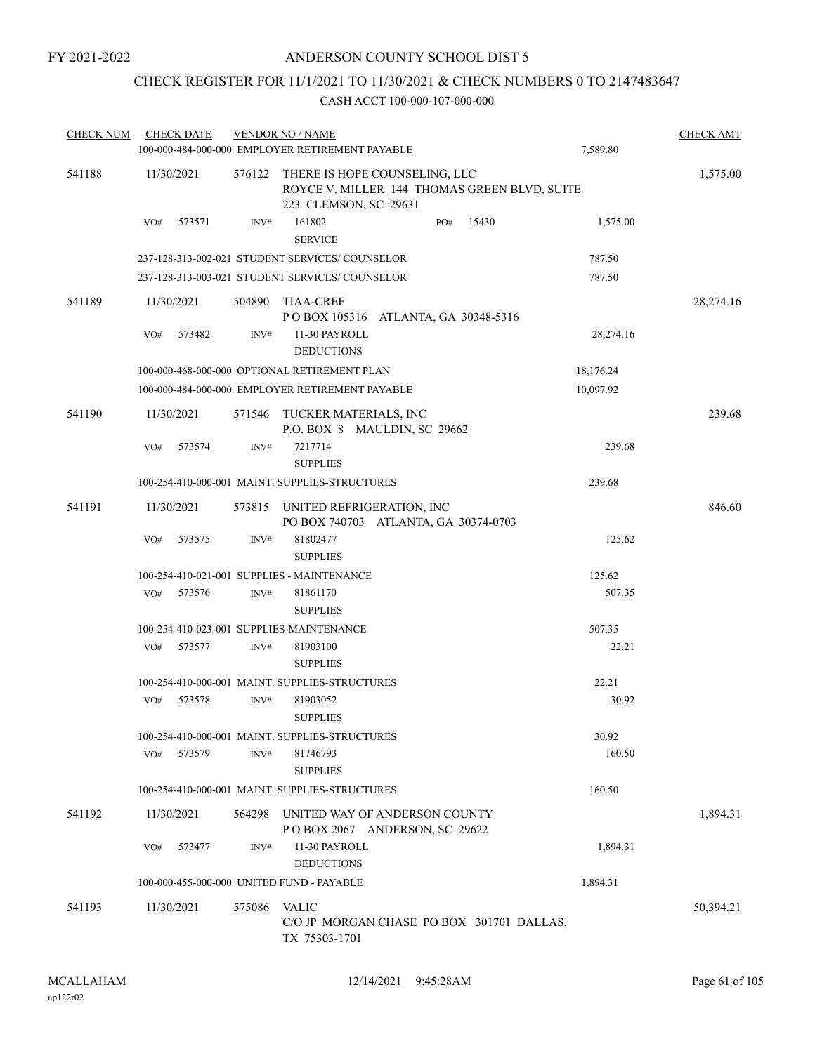FY 2021-2022

# ANDERSON COUNTY SCHOOL DIST 5

## CHECK REGISTER FOR 11/1/2021 TO 11/30/2021 & CHECK NUMBERS 0 TO 2147483647

### CASH ACCT 100-000-107-000-000

| CHECK NUM | CHECK DATE | VENDOR NO / NAME | | CHECK AMT |
|---|---|---|---|---|
| | | 100-000-484-000-000 EMPLOYER RETIREMENT PAYABLE | 7,589.80 | |
| 541188 | 11/30/2021 | 576122 THERE IS HOPE COUNSELING, LLC ROYCE V. MILLER 144 THOMAS GREEN BLVD, SUITE 223 CLEMSON, SC 29631 | | 1,575.00 |
| | VO# 573571 | INV# 161802 SERVICE PO# 15430 | 1,575.00 | |
| | | 237-128-313-002-021 STUDENT SERVICES/ COUNSELOR | 787.50 | |
| | | 237-128-313-003-021 STUDENT SERVICES/ COUNSELOR | 787.50 | |
| 541189 | 11/30/2021 | 504890 TIAA-CREF P O BOX 105316 ATLANTA, GA 30348-5316 | | 28,274.16 |
| | VO# 573482 | INV# 11-30 PAYROLL DEDUCTIONS | 28,274.16 | |
| | | 100-000-468-000-000 OPTIONAL RETIREMENT PLAN | 18,176.24 | |
| | | 100-000-484-000-000 EMPLOYER RETIREMENT PAYABLE | 10,097.92 | |
| 541190 | 11/30/2021 | 571546 TUCKER MATERIALS, INC P.O. BOX 8 MAULDIN, SC 29662 | | 239.68 |
| | VO# 573574 | INV# 7217714 SUPPLIES | 239.68 | |
| | | 100-254-410-000-001 MAINT. SUPPLIES-STRUCTURES | 239.68 | |
| 541191 | 11/30/2021 | 573815 UNITED REFRIGERATION, INC PO BOX 740703 ATLANTA, GA 30374-0703 | | 846.60 |
| | VO# 573575 | INV# 81802477 SUPPLIES | 125.62 | |
| | | 100-254-410-021-001 SUPPLIES - MAINTENANCE | 125.62 | |
| | VO# 573576 | INV# 81861170 SUPPLIES | 507.35 | |
| | | 100-254-410-023-001 SUPPLIES-MAINTENANCE | 507.35 | |
| | VO# 573577 | INV# 81903100 SUPPLIES | 22.21 | |
| | | 100-254-410-000-001 MAINT. SUPPLIES-STRUCTURES | 22.21 | |
| | VO# 573578 | INV# 81903052 SUPPLIES | 30.92 | |
| | | 100-254-410-000-001 MAINT. SUPPLIES-STRUCTURES | 30.92 | |
| | VO# 573579 | INV# 81746793 SUPPLIES | 160.50 | |
| | | 100-254-410-000-001 MAINT. SUPPLIES-STRUCTURES | 160.50 | |
| 541192 | 11/30/2021 | 564298 UNITED WAY OF ANDERSON COUNTY P O BOX 2067 ANDERSON, SC 29622 | | 1,894.31 |
| | VO# 573477 | INV# 11-30 PAYROLL DEDUCTIONS | 1,894.31 | |
| | | 100-000-455-000-000 UNITED FUND - PAYABLE | 1,894.31 | |
| 541193 | 11/30/2021 | 575086 VALIC C/O JP MORGAN CHASE PO BOX 301701 DALLAS, TX 75303-1701 | | 50,394.21 |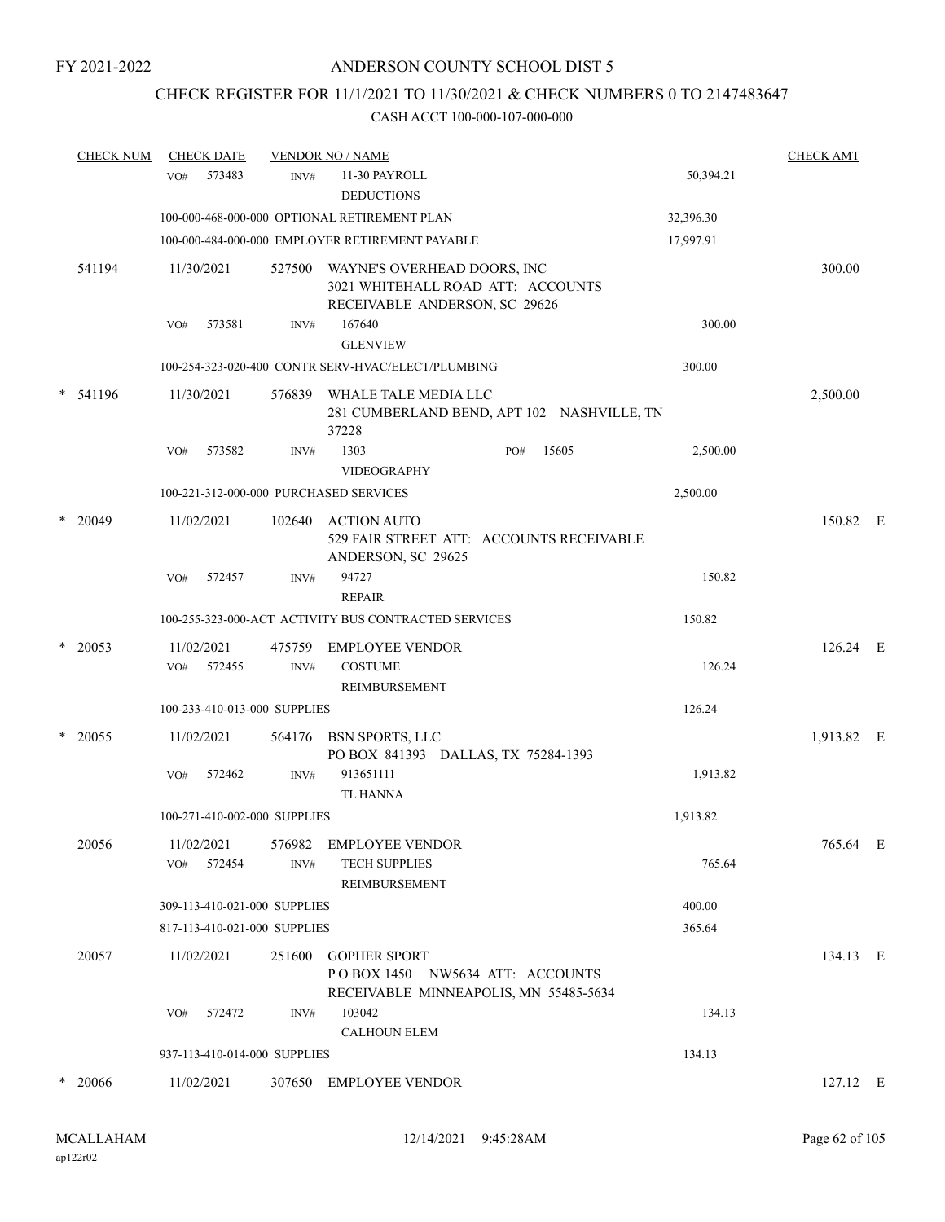FY 2021-2022

# ANDERSON COUNTY SCHOOL DIST 5

## CHECK REGISTER FOR 11/1/2021 TO 11/30/2021 & CHECK NUMBERS 0 TO 2147483647

### CASH ACCT 100-000-107-000-000

| CHECK NUM | CHECK DATE | VENDOR NO / NAME | | CHECK AMT |
|---|---|---|---|---|
| | VO# 573483 INV# | 11-30 PAYROLL DEDUCTIONS | 50,394.21 | |
| | 100-000-468-000-000 OPTIONAL RETIREMENT PLAN | | 32,396.30 | |
| | 100-000-484-000-000 EMPLOYER RETIREMENT PAYABLE | | 17,997.91 | |
| 541194 | 11/30/2021 | 527500 WAYNE'S OVERHEAD DOORS, INC 3021 WHITEHALL ROAD ATT: ACCOUNTS RECEIVABLE ANDERSON, SC 29626 | | 300.00 |
| | VO# 573581 INV# | 167640 GLENVIEW | 300.00 | |
| | 100-254-323-020-400 CONTR SERV-HVAC/ELECT/PLUMBING | | 300.00 | |
| * 541196 | 11/30/2021 | 576839 WHALE TALE MEDIA LLC 281 CUMBERLAND BEND, APT 102 NASHVILLE, TN 37228 | | 2,500.00 |
| | VO# 573582 INV# | 1303 PO# 15605 VIDEOGRAPHY | 2,500.00 | |
| | 100-221-312-000-000 PURCHASED SERVICES | | 2,500.00 | |
| * 20049 | 11/02/2021 | 102640 ACTION AUTO 529 FAIR STREET ATT: ACCOUNTS RECEIVABLE ANDERSON, SC 29625 | | 150.82 E |
| | VO# 572457 INV# | 94727 REPAIR | 150.82 | |
| | 100-255-323-000-ACT ACTIVITY BUS CONTRACTED SERVICES | | 150.82 | |
| * 20053 | 11/02/2021 | 475759 EMPLOYEE VENDOR | | 126.24 E |
| | VO# 572455 INV# | COSTUME REIMBURSEMENT | 126.24 | |
| | 100-233-410-013-000 SUPPLIES | | 126.24 | |
| * 20055 | 11/02/2021 | 564176 BSN SPORTS, LLC PO BOX 841393 DALLAS, TX 75284-1393 | | 1,913.82 E |
| | VO# 572462 INV# | 913651111 TL HANNA | 1,913.82 | |
| | 100-271-410-002-000 SUPPLIES | | 1,913.82 | |
| 20056 | 11/02/2021 | 576982 EMPLOYEE VENDOR | | 765.64 E |
| | VO# 572454 INV# | TECH SUPPLIES REIMBURSEMENT | 765.64 | |
| | 309-113-410-021-000 SUPPLIES | | 400.00 | |
| | 817-113-410-021-000 SUPPLIES | | 365.64 | |
| 20057 | 11/02/2021 | 251600 GOPHER SPORT P O BOX 1450 NW5634 ATT: ACCOUNTS RECEIVABLE MINNEAPOLIS, MN 55485-5634 | | 134.13 E |
| | VO# 572472 INV# | 103042 CALHOUN ELEM | 134.13 | |
| | 937-113-410-014-000 SUPPLIES | | 134.13 | |
| * 20066 | 11/02/2021 | 307650 EMPLOYEE VENDOR | | 127.12 E |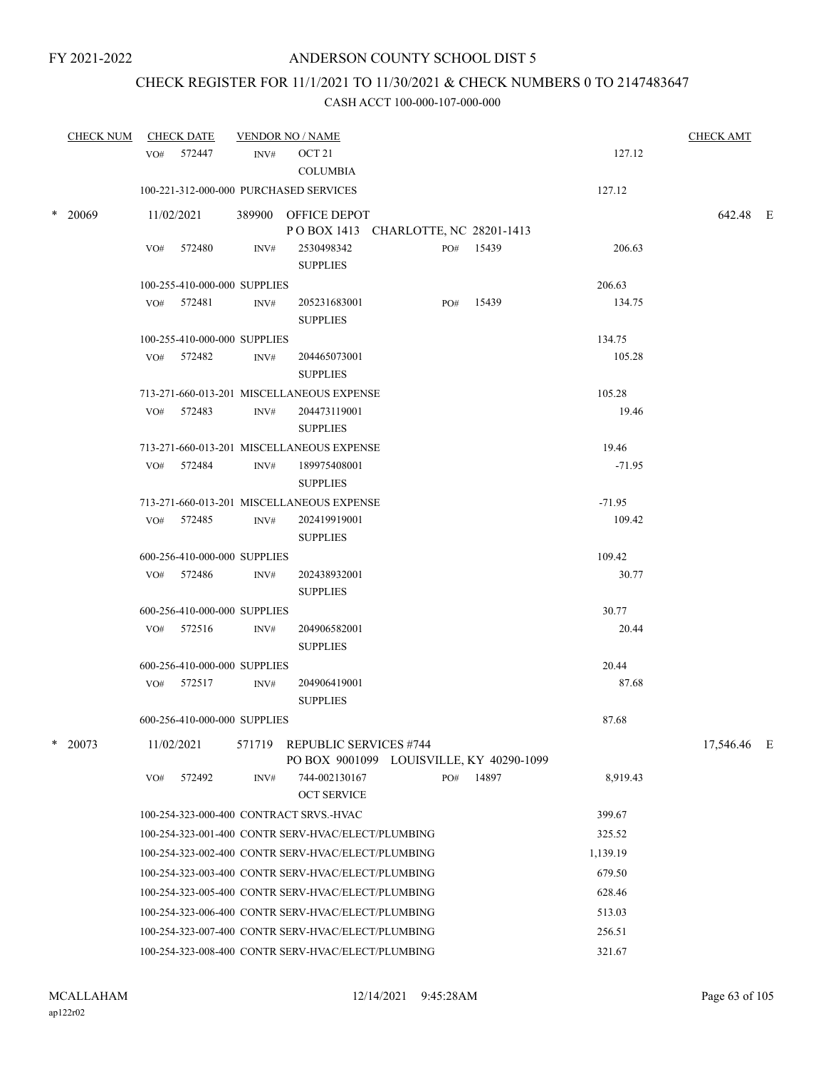FY 2021-2022

# ANDERSON COUNTY SCHOOL DIST 5

## CHECK REGISTER FOR 11/1/2021 TO 11/30/2021 & CHECK NUMBERS 0 TO 2147483647

### CASH ACCT 100-000-107-000-000

| CHECK NUM | CHECK DATE | VENDOR NO / NAME | | | CHECK AMT |
|---|---|---|---|---|---|
| | VO# 572447 | INV# OCT 21 COLUMBIA | | 127.12 | |
| | 100-221-312-000-000 PURCHASED SERVICES | | | 127.12 | |
| * 20069 | 11/02/2021 | 389900 OFFICE DEPOT P O BOX 1413 CHARLOTTE, NC 28201-1413 | | | 642.48 E |
| | VO# 572480 | INV# 2530498342 SUPPLIES | PO# 15439 | 206.63 | |
| | 100-255-410-000-000 SUPPLIES | | | 206.63 | |
| | VO# 572481 | INV# 205231683001 SUPPLIES | PO# 15439 | 134.75 | |
| | 100-255-410-000-000 SUPPLIES | | | 134.75 | |
| | VO# 572482 | INV# 204465073001 SUPPLIES | | 105.28 | |
| | 713-271-660-013-201 MISCELLANEOUS EXPENSE | | | 105.28 | |
| | VO# 572483 | INV# 204473119001 SUPPLIES | | 19.46 | |
| | 713-271-660-013-201 MISCELLANEOUS EXPENSE | | | 19.46 | |
| | VO# 572484 | INV# 189975408001 SUPPLIES | | -71.95 | |
| | 713-271-660-013-201 MISCELLANEOUS EXPENSE | | | -71.95 | |
| | VO# 572485 | INV# 202419919001 SUPPLIES | | 109.42 | |
| | 600-256-410-000-000 SUPPLIES | | | 109.42 | |
| | VO# 572486 | INV# 202438932001 SUPPLIES | | 30.77 | |
| | 600-256-410-000-000 SUPPLIES | | | 30.77 | |
| | VO# 572516 | INV# 204906582001 SUPPLIES | | 20.44 | |
| | 600-256-410-000-000 SUPPLIES | | | 20.44 | |
| | VO# 572517 | INV# 204906419001 SUPPLIES | | 87.68 | |
| | 600-256-410-000-000 SUPPLIES | | | 87.68 | |
| * 20073 | 11/02/2021 | 571719 REPUBLIC SERVICES #744 PO BOX 9001099 LOUISVILLE, KY 40290-1099 | | | 17,546.46 E |
| | VO# 572492 | INV# 744-002130167 OCT SERVICE | PO# 14897 | 8,919.43 | |
| | 100-254-323-000-400 CONTRACT SRVS.-HVAC | | | 399.67 | |
| | 100-254-323-001-400 CONTR SERV-HVAC/ELECT/PLUMBING | | | 325.52 | |
| | 100-254-323-002-400 CONTR SERV-HVAC/ELECT/PLUMBING | | | 1,139.19 | |
| | 100-254-323-003-400 CONTR SERV-HVAC/ELECT/PLUMBING | | | 679.50 | |
| | 100-254-323-005-400 CONTR SERV-HVAC/ELECT/PLUMBING | | | 628.46 | |
| | 100-254-323-006-400 CONTR SERV-HVAC/ELECT/PLUMBING | | | 513.03 | |
| | 100-254-323-007-400 CONTR SERV-HVAC/ELECT/PLUMBING | | | 256.51 | |
| | 100-254-323-008-400 CONTR SERV-HVAC/ELECT/PLUMBING | | | 321.67 | |

MCALLAHAM
ap122r02

12/14/2021 9:45:28AM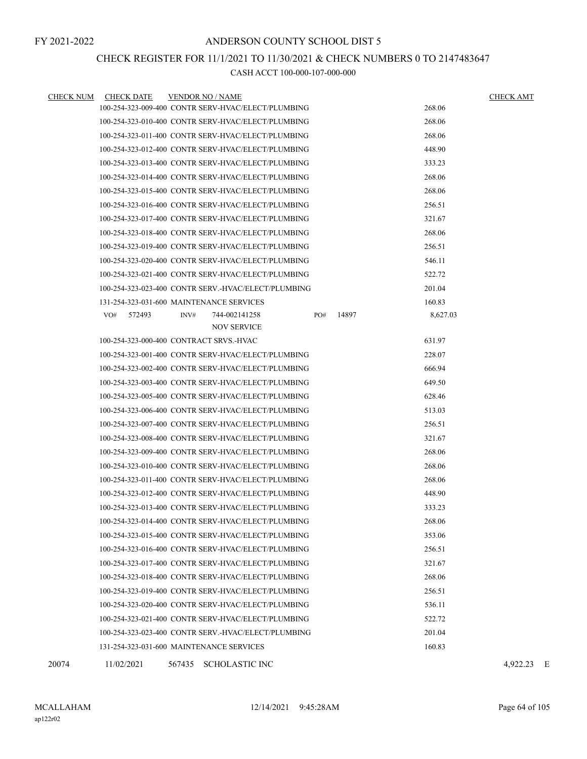# ANDERSON COUNTY SCHOOL DIST 5

FY 2021-2022

## CHECK REGISTER FOR 11/1/2021 TO 11/30/2021 & CHECK NUMBERS 0 TO 2147483647

CASH ACCT 100-000-107-000-000

| CHECK NUM | CHECK DATE | VENDOR NO / NAME | | CHECK AMT |
|---|---|---|---|---|
| | | 100-254-323-009-400 CONTR SERV-HVAC/ELECT/PLUMBING | 268.06 | |
| | | 100-254-323-010-400 CONTR SERV-HVAC/ELECT/PLUMBING | 268.06 | |
| | | 100-254-323-011-400 CONTR SERV-HVAC/ELECT/PLUMBING | 268.06 | |
| | | 100-254-323-012-400 CONTR SERV-HVAC/ELECT/PLUMBING | 448.90 | |
| | | 100-254-323-013-400 CONTR SERV-HVAC/ELECT/PLUMBING | 333.23 | |
| | | 100-254-323-014-400 CONTR SERV-HVAC/ELECT/PLUMBING | 268.06 | |
| | | 100-254-323-015-400 CONTR SERV-HVAC/ELECT/PLUMBING | 268.06 | |
| | | 100-254-323-016-400 CONTR SERV-HVAC/ELECT/PLUMBING | 256.51 | |
| | | 100-254-323-017-400 CONTR SERV-HVAC/ELECT/PLUMBING | 321.67 | |
| | | 100-254-323-018-400 CONTR SERV-HVAC/ELECT/PLUMBING | 268.06 | |
| | | 100-254-323-019-400 CONTR SERV-HVAC/ELECT/PLUMBING | 256.51 | |
| | | 100-254-323-020-400 CONTR SERV-HVAC/ELECT/PLUMBING | 546.11 | |
| | | 100-254-323-021-400 CONTR SERV-HVAC/ELECT/PLUMBING | 522.72 | |
| | | 100-254-323-023-400 CONTR SERV.-HVAC/ELECT/PLUMBING | 201.04 | |
| | | 131-254-323-031-600 MAINTENANCE SERVICES | 160.83 | |
| | | VO# 572493 INV# 744-002141258 PO# 14897 NOV SERVICE | 8,627.03 | |
| | | 100-254-323-000-400 CONTRACT SRVS.-HVAC | 631.97 | |
| | | 100-254-323-001-400 CONTR SERV-HVAC/ELECT/PLUMBING | 228.07 | |
| | | 100-254-323-002-400 CONTR SERV-HVAC/ELECT/PLUMBING | 666.94 | |
| | | 100-254-323-003-400 CONTR SERV-HVAC/ELECT/PLUMBING | 649.50 | |
| | | 100-254-323-005-400 CONTR SERV-HVAC/ELECT/PLUMBING | 628.46 | |
| | | 100-254-323-006-400 CONTR SERV-HVAC/ELECT/PLUMBING | 513.03 | |
| | | 100-254-323-007-400 CONTR SERV-HVAC/ELECT/PLUMBING | 256.51 | |
| | | 100-254-323-008-400 CONTR SERV-HVAC/ELECT/PLUMBING | 321.67 | |
| | | 100-254-323-009-400 CONTR SERV-HVAC/ELECT/PLUMBING | 268.06 | |
| | | 100-254-323-010-400 CONTR SERV-HVAC/ELECT/PLUMBING | 268.06 | |
| | | 100-254-323-011-400 CONTR SERV-HVAC/ELECT/PLUMBING | 268.06 | |
| | | 100-254-323-012-400 CONTR SERV-HVAC/ELECT/PLUMBING | 448.90 | |
| | | 100-254-323-013-400 CONTR SERV-HVAC/ELECT/PLUMBING | 333.23 | |
| | | 100-254-323-014-400 CONTR SERV-HVAC/ELECT/PLUMBING | 268.06 | |
| | | 100-254-323-015-400 CONTR SERV-HVAC/ELECT/PLUMBING | 353.06 | |
| | | 100-254-323-016-400 CONTR SERV-HVAC/ELECT/PLUMBING | 256.51 | |
| | | 100-254-323-017-400 CONTR SERV-HVAC/ELECT/PLUMBING | 321.67 | |
| | | 100-254-323-018-400 CONTR SERV-HVAC/ELECT/PLUMBING | 268.06 | |
| | | 100-254-323-019-400 CONTR SERV-HVAC/ELECT/PLUMBING | 256.51 | |
| | | 100-254-323-020-400 CONTR SERV-HVAC/ELECT/PLUMBING | 536.11 | |
| | | 100-254-323-021-400 CONTR SERV-HVAC/ELECT/PLUMBING | 522.72 | |
| | | 100-254-323-023-400 CONTR SERV.-HVAC/ELECT/PLUMBING | 201.04 | |
| | | 131-254-323-031-600 MAINTENANCE SERVICES | 160.83 | |
| 20074 | 11/02/2021 | 567435 SCHOLASTIC INC | | 4,922.23 E |

MCALLAHAM 12/14/2021 9:45:28AM
ap122r02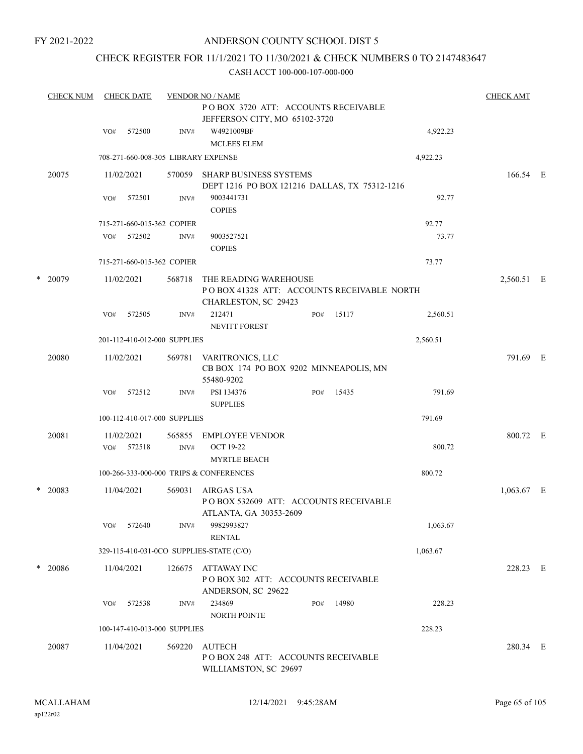FY 2021-2022

# ANDERSON COUNTY SCHOOL DIST 5

## CHECK REGISTER FOR 11/1/2021 TO 11/30/2021 & CHECK NUMBERS 0 TO 2147483647

CASH ACCT 100-000-107-000-000

| CHECK NUM | CHECK DATE | VENDOR NO / NAME | | | CHECK AMT |
|---|---|---|---|---|---|
| | | P O BOX 3720 ATT: ACCOUNTS RECEIVABLE JEFFERSON CITY, MO 65102-3720 | | | |
| | VO# 572500 | INV# W4921009BF MCLEES ELEM | | 4,922.23 | |
| | 708-271-660-008-305 LIBRARY EXPENSE | | | 4,922.23 | |
| 20075 | 11/02/2021 | 570059 SHARP BUSINESS SYSTEMS DEPT 1216 PO BOX 121216 DALLAS, TX 75312-1216 | | | 166.54 E |
| | VO# 572501 | INV# 9003441731 COPIES | | 92.77 | |
| | 715-271-660-015-362 COPIER | | | 92.77 | |
| | VO# 572502 | INV# 9003527521 COPIES | | 73.77 | |
| | 715-271-660-015-362 COPIER | | | 73.77 | |
| * 20079 | 11/02/2021 | 568718 THE READING WAREHOUSE P O BOX 41328 ATT: ACCOUNTS RECEIVABLE NORTH CHARLESTON, SC 29423 | | | 2,560.51 E |
| | VO# 572505 | INV# 212471 NEVITT FOREST | PO# 15117 | 2,560.51 | |
| | 201-112-410-012-000 SUPPLIES | | | 2,560.51 | |
| 20080 | 11/02/2021 | 569781 VARITRONICS, LLC CB BOX 174 PO BOX 9202 MINNEAPOLIS, MN 55480-9202 | | | 791.69 E |
| | VO# 572512 | INV# PSI 134376 SUPPLIES | PO# 15435 | 791.69 | |
| | 100-112-410-017-000 SUPPLIES | | | 791.69 | |
| 20081 | 11/02/2021 | 565855 EMPLOYEE VENDOR | | | 800.72 E |
| | VO# 572518 | INV# OCT 19-22 MYRTLE BEACH | | 800.72 | |
| | 100-266-333-000-000 TRIPS & CONFERENCES | | | 800.72 | |
| * 20083 | 11/04/2021 | 569031 AIRGAS USA P O BOX 532609 ATT: ACCOUNTS RECEIVABLE ATLANTA, GA 30353-2609 | | | 1,063.67 E |
| | VO# 572640 | INV# 9982993827 RENTAL | | 1,063.67 | |
| | 329-115-410-031-0CO SUPPLIES-STATE (C/O) | | | 1,063.67 | |
| * 20086 | 11/04/2021 | 126675 ATTAWAY INC P O BOX 302 ATT: ACCOUNTS RECEIVABLE ANDERSON, SC 29622 | | | 228.23 E |
| | VO# 572538 | INV# 234869 NORTH POINTE | PO# 14980 | 228.23 | |
| | 100-147-410-013-000 SUPPLIES | | | 228.23 | |
| 20087 | 11/04/2021 | 569220 AUTECH P O BOX 248 ATT: ACCOUNTS RECEIVABLE WILLIAMSTON, SC 29697 | | | 280.34 E |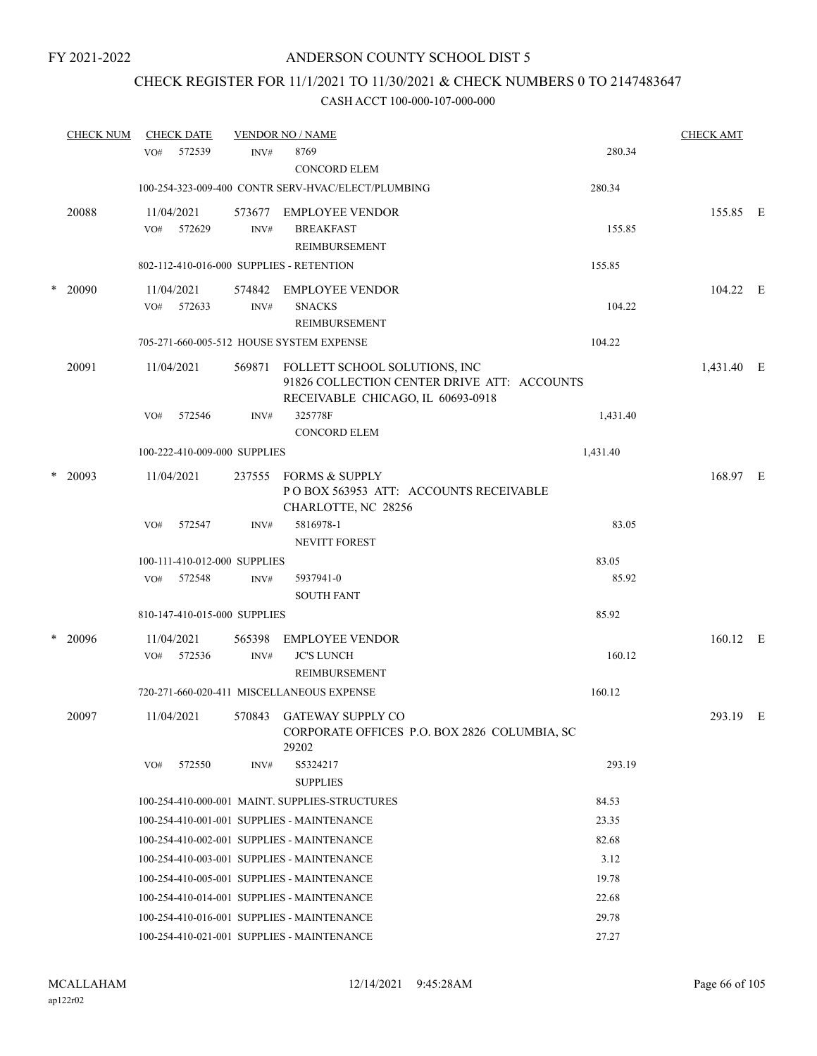FY 2021-2022

# ANDERSON COUNTY SCHOOL DIST 5

## CHECK REGISTER FOR 11/1/2021 TO 11/30/2021 & CHECK NUMBERS 0 TO 2147483647

### CASH ACCT 100-000-107-000-000

| CHECK NUM | CHECK DATE | VENDOR NO / NAME | | CHECK AMT |
|---|---|---|---|---|
| | VO# 572539 | INV# 8769 CONCORD ELEM | 280.34 | |
| | | 100-254-323-009-400 CONTR SERV-HVAC/ELECT/PLUMBING | 280.34 | |
| 20088 | 11/04/2021 | 573677 EMPLOYEE VENDOR | | 155.85 E |
| | VO# 572629 | INV# BREAKFAST REIMBURSEMENT | 155.85 | |
| | | 802-112-410-016-000 SUPPLIES - RETENTION | 155.85 | |
| * 20090 | 11/04/2021 | 574842 EMPLOYEE VENDOR | | 104.22 E |
| | VO# 572633 | INV# SNACKS REIMBURSEMENT | 104.22 | |
| | | 705-271-660-005-512 HOUSE SYSTEM EXPENSE | 104.22 | |
| 20091 | 11/04/2021 | 569871 FOLLETT SCHOOL SOLUTIONS, INC 91826 COLLECTION CENTER DRIVE ATT: ACCOUNTS RECEIVABLE CHICAGO, IL 60693-0918 | | 1,431.40 E |
| | VO# 572546 | INV# 325778F CONCORD ELEM | 1,431.40 | |
| | | 100-222-410-009-000 SUPPLIES | 1,431.40 | |
| * 20093 | 11/04/2021 | 237555 FORMS & SUPPLY P O BOX 563953 ATT: ACCOUNTS RECEIVABLE CHARLOTTE, NC 28256 | | 168.97 E |
| | VO# 572547 | INV# 5816978-1 NEVITT FOREST | 83.05 | |
| | | 100-111-410-012-000 SUPPLIES | 83.05 | |
| | VO# 572548 | INV# 5937941-0 SOUTH FANT | 85.92 | |
| | | 810-147-410-015-000 SUPPLIES | 85.92 | |
| * 20096 | 11/04/2021 | 565398 EMPLOYEE VENDOR | | 160.12 E |
| | VO# 572536 | INV# JC'S LUNCH REIMBURSEMENT | 160.12 | |
| | | 720-271-660-020-411 MISCELLANEOUS EXPENSE | 160.12 | |
| 20097 | 11/04/2021 | 570843 GATEWAY SUPPLY CO CORPORATE OFFICES P.O. BOX 2826 COLUMBIA, SC 29202 | | 293.19 E |
| | VO# 572550 | INV# S5324217 SUPPLIES | 293.19 | |
| | | 100-254-410-000-001 MAINT. SUPPLIES-STRUCTURES | 84.53 | |
| | | 100-254-410-001-001 SUPPLIES - MAINTENANCE | 23.35 | |
| | | 100-254-410-002-001 SUPPLIES - MAINTENANCE | 82.68 | |
| | | 100-254-410-003-001 SUPPLIES - MAINTENANCE | 3.12 | |
| | | 100-254-410-005-001 SUPPLIES - MAINTENANCE | 19.78 | |
| | | 100-254-410-014-001 SUPPLIES - MAINTENANCE | 22.68 | |
| | | 100-254-410-016-001 SUPPLIES - MAINTENANCE | 29.78 | |
| | | 100-254-410-021-001 SUPPLIES - MAINTENANCE | 27.27 | |

MCALLAHAM ap122r02 12/14/2021 9:45:28AM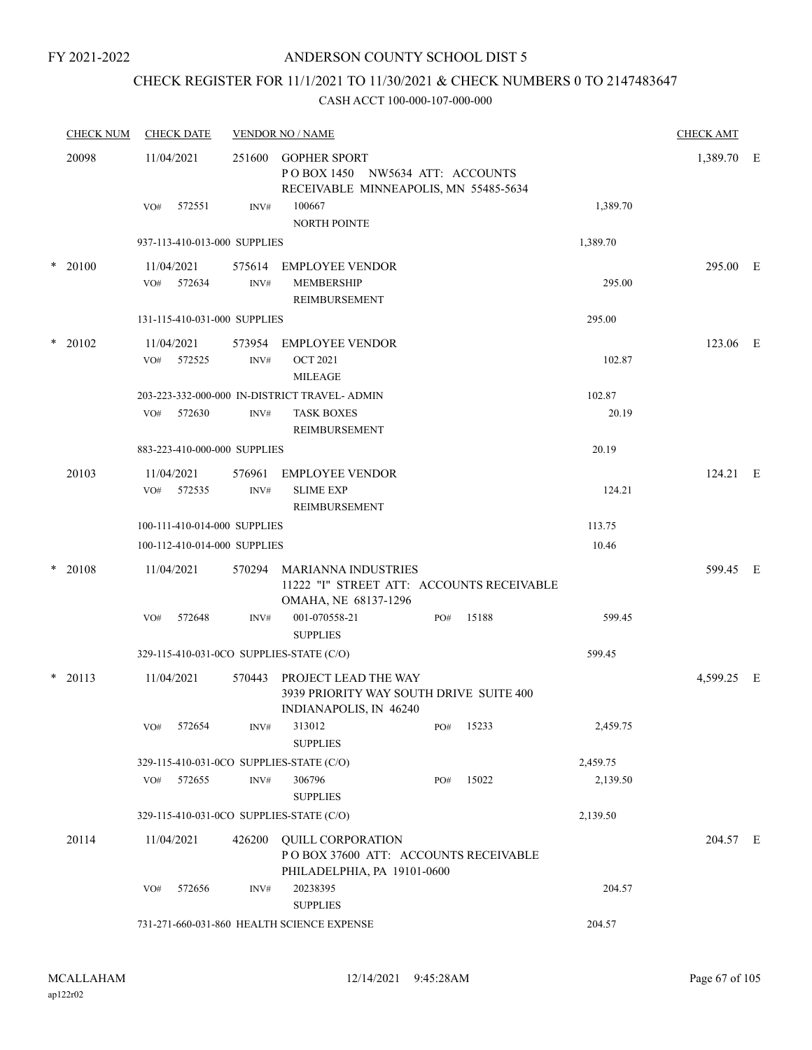FY 2021-2022

# ANDERSON COUNTY SCHOOL DIST 5

## CHECK REGISTER FOR 11/1/2021 TO 11/30/2021 & CHECK NUMBERS 0 TO 2147483647

### CASH ACCT 100-000-107-000-000

| CHECK NUM | CHECK DATE | VENDOR NO / NAME | | | CHECK AMT | |
|---|---|---|---|---|---|---|
| 20098 | 11/04/2021 | 251600 GOPHER SPORT<br>P O BOX 1450 NW5634 ATT: ACCOUNTS RECEIVABLE MINNEAPOLIS, MN 55485-5634 | | | 1,389.70 | E |
| | VO# 572551 | INV# 100667<br>NORTH POINTE | | 1,389.70 | | |
| | 937-113-410-013-000 SUPPLIES | | | 1,389.70 | | |
| * 20100 | 11/04/2021 | 575614 EMPLOYEE VENDOR | | | 295.00 | E |
| | VO# 572634 | INV# MEMBERSHIP<br>REIMBURSEMENT | | 295.00 | | |
| | 131-115-410-031-000 SUPPLIES | | | 295.00 | | |
| * 20102 | 11/04/2021 | 573954 EMPLOYEE VENDOR | | | 123.06 | E |
| | VO# 572525 | INV# OCT 2021<br>MILEAGE | | 102.87 | | |
| | 203-223-332-000-000 IN-DISTRICT TRAVEL- ADMIN | | | 102.87 | | |
| | VO# 572630 | INV# TASK BOXES<br>REIMBURSEMENT | | 20.19 | | |
| | 883-223-410-000-000 SUPPLIES | | | 20.19 | | |
| 20103 | 11/04/2021 | 576961 EMPLOYEE VENDOR | | | 124.21 | E |
| | VO# 572535 | INV# SLIME EXP<br>REIMBURSEMENT | | 124.21 | | |
| | 100-111-410-014-000 SUPPLIES | | | 113.75 | | |
| | 100-112-410-014-000 SUPPLIES | | | 10.46 | | |
| * 20108 | 11/04/2021 | 570294 MARIANNA INDUSTRIES<br>11222 "I" STREET ATT: ACCOUNTS RECEIVABLE OMAHA, NE 68137-1296 | | | 599.45 | E |
| | VO# 572648 | INV# 001-070558-21<br>SUPPLIES | PO# 15188 | 599.45 | | |
| | 329-115-410-031-0CO SUPPLIES-STATE (C/O) | | | 599.45 | | |
| * 20113 | 11/04/2021 | 570443 PROJECT LEAD THE WAY<br>3939 PRIORITY WAY SOUTH DRIVE SUITE 400 INDIANAPOLIS, IN 46240 | | | 4,599.25 | E |
| | VO# 572654 | INV# 313012<br>SUPPLIES | PO# 15233 | 2,459.75 | | |
| | 329-115-410-031-0CO SUPPLIES-STATE (C/O) | | | 2,459.75 | | |
| | VO# 572655 | INV# 306796<br>SUPPLIES | PO# 15022 | 2,139.50 | | |
| | 329-115-410-031-0CO SUPPLIES-STATE (C/O) | | | 2,139.50 | | |
| 20114 | 11/04/2021 | 426200 QUILL CORPORATION<br>P O BOX 37600 ATT: ACCOUNTS RECEIVABLE PHILADELPHIA, PA 19101-0600 | | | 204.57 | E |
| | VO# 572656 | INV# 20238395<br>SUPPLIES | | 204.57 | | |
| | 731-271-660-031-860 HEALTH SCIENCE EXPENSE | | | 204.57 | | |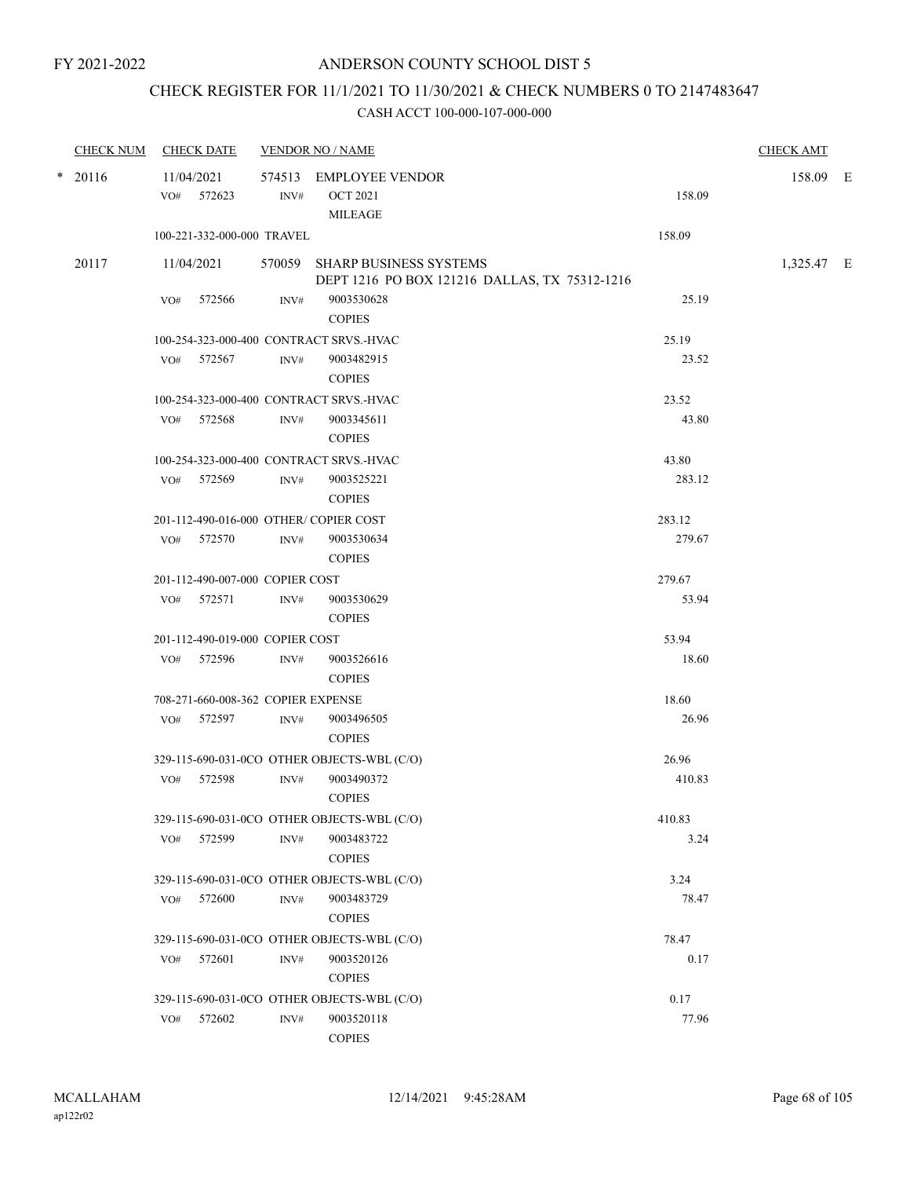FY 2021-2022

# ANDERSON COUNTY SCHOOL DIST 5

## CHECK REGISTER FOR 11/1/2021 TO 11/30/2021 & CHECK NUMBERS 0 TO 2147483647

CASH ACCT 100-000-107-000-000

| CHECK NUM | CHECK DATE | VENDOR NO / NAME | | CHECK AMT |
|---|---|---|---|---|
| * 20116 | 11/04/2021 | 574513 EMPLOYEE VENDOR | | 158.09 E |
| | VO# 572623 | INV# OCT 2021 MILEAGE | 158.09 | |
| | 100-221-332-000-000 TRAVEL | | 158.09 | |
| 20117 | 11/04/2021 | 570059 SHARP BUSINESS SYSTEMS DEPT 1216 PO BOX 121216 DALLAS, TX 75312-1216 | | 1,325.47 E |
| | VO# 572566 | INV# 9003530628 COPIES | 25.19 | |
| | 100-254-323-000-400 CONTRACT SRVS.-HVAC | | 25.19 | |
| | VO# 572567 | INV# 9003482915 COPIES | 23.52 | |
| | 100-254-323-000-400 CONTRACT SRVS.-HVAC | | 23.52 | |
| | VO# 572568 | INV# 9003345611 COPIES | 43.80 | |
| | 100-254-323-000-400 CONTRACT SRVS.-HVAC | | 43.80 | |
| | VO# 572569 | INV# 9003525221 COPIES | 283.12 | |
| | 201-112-490-016-000 OTHER/ COPIER COST | | 283.12 | |
| | VO# 572570 | INV# 9003530634 COPIES | 279.67 | |
| | 201-112-490-007-000 COPIER COST | | 279.67 | |
| | VO# 572571 | INV# 9003530629 COPIES | 53.94 | |
| | 201-112-490-019-000 COPIER COST | | 53.94 | |
| | VO# 572596 | INV# 9003526616 COPIES | 18.60 | |
| | 708-271-660-008-362 COPIER EXPENSE | | 18.60 | |
| | VO# 572597 | INV# 9003496505 COPIES | 26.96 | |
| | 329-115-690-031-0CO OTHER OBJECTS-WBL (C/O) | | 26.96 | |
| | VO# 572598 | INV# 9003490372 COPIES | 410.83 | |
| | 329-115-690-031-0CO OTHER OBJECTS-WBL (C/O) | | 410.83 | |
| | VO# 572599 | INV# 9003483722 COPIES | 3.24 | |
| | 329-115-690-031-0CO OTHER OBJECTS-WBL (C/O) | | 3.24 | |
| | VO# 572600 | INV# 9003483729 COPIES | 78.47 | |
| | 329-115-690-031-0CO OTHER OBJECTS-WBL (C/O) | | 78.47 | |
| | VO# 572601 | INV# 9003520126 COPIES | 0.17 | |
| | 329-115-690-031-0CO OTHER OBJECTS-WBL (C/O) | | 0.17 | |
| | VO# 572602 | INV# 9003520118 COPIES | 77.96 | |

MCALLAHAM
ap122r02

12/14/2021 9:45:28AM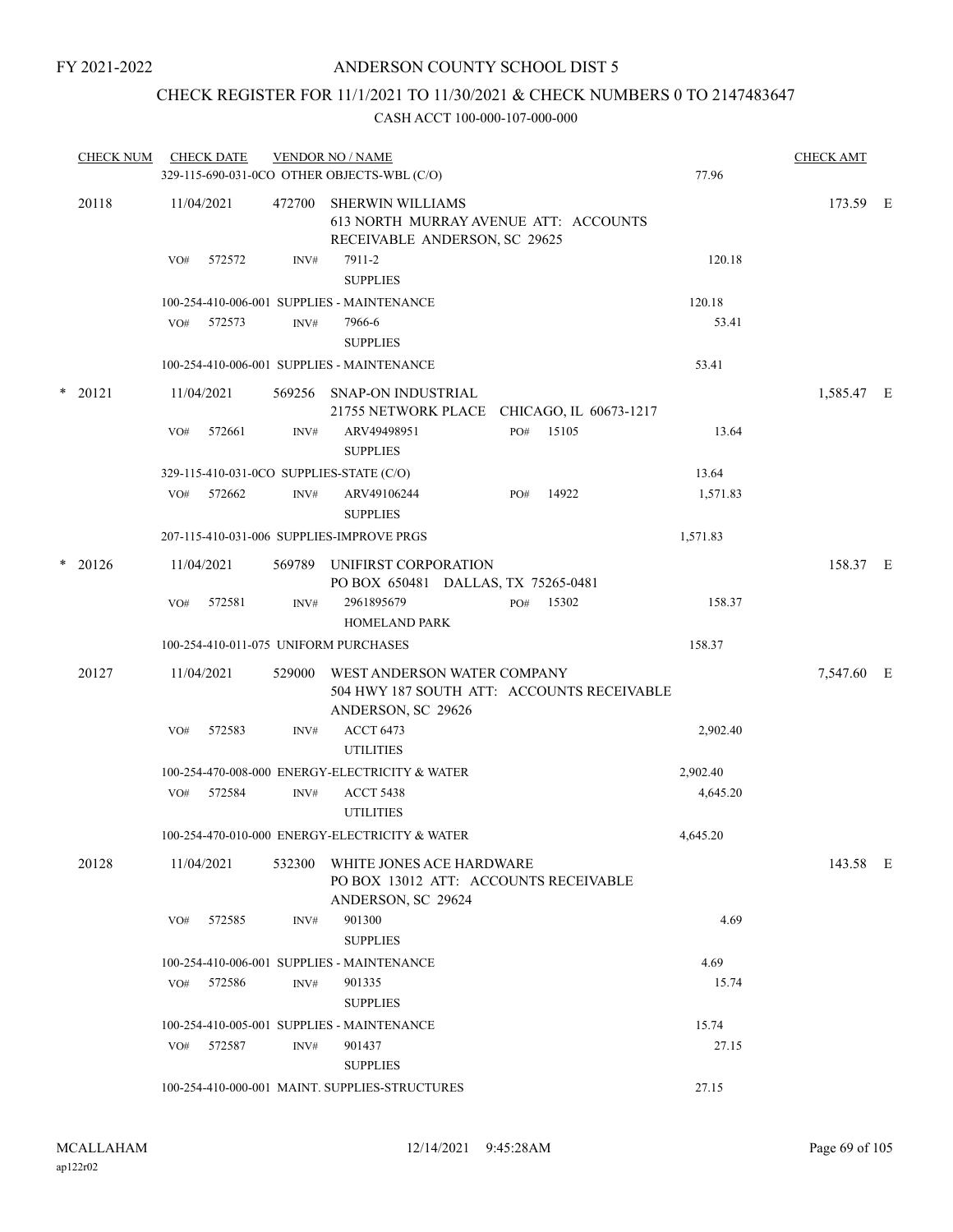FY 2021-2022

# ANDERSON COUNTY SCHOOL DIST 5

## CHECK REGISTER FOR 11/1/2021 TO 11/30/2021 & CHECK NUMBERS 0 TO 2147483647

### CASH ACCT 100-000-107-000-000

| CHECK NUM | CHECK DATE | VENDOR NO / NAME | | CHECK AMT | |
|---|---|---|---|---|---|
| | 329-115-690-031-0CO OTHER OBJECTS-WBL (C/O) | | 77.96 | | |
| 20118 | 11/04/2021 | 472700 SHERWIN WILLIAMS<br>613 NORTH MURRAY AVENUE ATT: ACCOUNTS RECEIVABLE ANDERSON, SC 29625 | | 173.59 | E |
| | VO# 572572 | INV# 7911-2<br>SUPPLIES | 120.18 | | |
| | 100-254-410-006-001 SUPPLIES - MAINTENANCE | | 120.18 | | |
| | VO# 572573 | INV# 7966-6<br>SUPPLIES | 53.41 | | |
| | 100-254-410-006-001 SUPPLIES - MAINTENANCE | | 53.41 | | |
| * 20121 | 11/04/2021 | 569256 SNAP-ON INDUSTRIAL<br>21755 NETWORK PLACE CHICAGO, IL 60673-1217 | | 1,585.47 | E |
| | VO# 572661 | INV# ARV49498951 PO# 15105<br>SUPPLIES | 13.64 | | |
| | 329-115-410-031-0CO SUPPLIES-STATE (C/O) | | 13.64 | | |
| | VO# 572662 | INV# ARV49106244 PO# 14922<br>SUPPLIES | 1,571.83 | | |
| | 207-115-410-031-006 SUPPLIES-IMPROVE PRGS | | 1,571.83 | | |
| * 20126 | 11/04/2021 | 569789 UNIFIRST CORPORATION<br>PO BOX 650481 DALLAS, TX 75265-0481 | | 158.37 | E |
| | VO# 572581 | INV# 2961895679 PO# 15302<br>HOMELAND PARK | 158.37 | | |
| | 100-254-410-011-075 UNIFORM PURCHASES | | 158.37 | | |
| 20127 | 11/04/2021 | 529000 WEST ANDERSON WATER COMPANY<br>504 HWY 187 SOUTH ATT: ACCOUNTS RECEIVABLE ANDERSON, SC 29626 | | 7,547.60 | E |
| | VO# 572583 | INV# ACCT 6473<br>UTILITIES | 2,902.40 | | |
| | 100-254-470-008-000 ENERGY-ELECTRICITY & WATER | | 2,902.40 | | |
| | VO# 572584 | INV# ACCT 5438<br>UTILITIES | 4,645.20 | | |
| | 100-254-470-010-000 ENERGY-ELECTRICITY & WATER | | 4,645.20 | | |
| 20128 | 11/04/2021 | 532300 WHITE JONES ACE HARDWARE<br>PO BOX 13012 ATT: ACCOUNTS RECEIVABLE ANDERSON, SC 29624 | | 143.58 | E |
| | VO# 572585 | INV# 901300<br>SUPPLIES | 4.69 | | |
| | 100-254-410-006-001 SUPPLIES - MAINTENANCE | | 4.69 | | |
| | VO# 572586 | INV# 901335<br>SUPPLIES | 15.74 | | |
| | 100-254-410-005-001 SUPPLIES - MAINTENANCE | | 15.74 | | |
| | VO# 572587 | INV# 901437<br>SUPPLIES | 27.15 | | |
| | 100-254-410-000-001 MAINT. SUPPLIES-STRUCTURES | | 27.15 | | |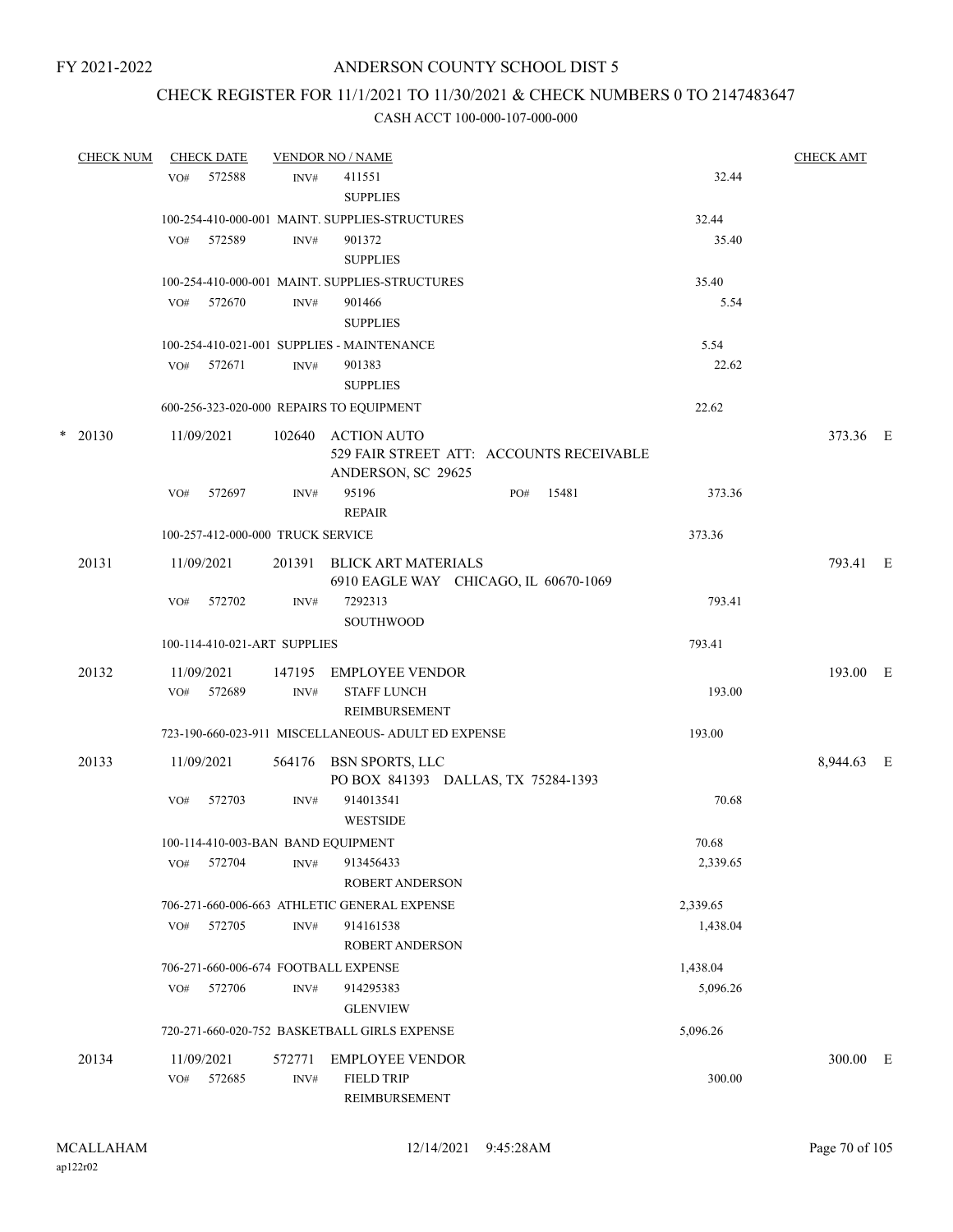FY 2021-2022

# ANDERSON COUNTY SCHOOL DIST 5

## CHECK REGISTER FOR 11/1/2021 TO 11/30/2021 & CHECK NUMBERS 0 TO 2147483647

CASH ACCT 100-000-107-000-000

| CHECK NUM | CHECK DATE | VENDOR NO / NAME | | CHECK AMT | |
|---|---|---|---|---|---|
| | VO# 572588 | INV# 411551 SUPPLIES | 32.44 | | |
| | 100-254-410-000-001 MAINT. SUPPLIES-STRUCTURES | | 32.44 | | |
| | VO# 572589 | INV# 901372 SUPPLIES | 35.40 | | |
| | 100-254-410-000-001 MAINT. SUPPLIES-STRUCTURES | | 35.40 | | |
| | VO# 572670 | INV# 901466 SUPPLIES | 5.54 | | |
| | 100-254-410-021-001 SUPPLIES - MAINTENANCE | | 5.54 | | |
| | VO# 572671 | INV# 901383 SUPPLIES | 22.62 | | |
| | 600-256-323-020-000 REPAIRS TO EQUIPMENT | | 22.62 | | |
| * 20130 | 11/09/2021 | 102640 ACTION AUTO 529 FAIR STREET ATT: ACCOUNTS RECEIVABLE ANDERSON, SC 29625 | | 373.36 | E |
| | VO# 572697 | INV# 95196 REPAIR PO# 15481 | 373.36 | | |
| | 100-257-412-000-000 TRUCK SERVICE | | 373.36 | | |
| 20131 | 11/09/2021 | 201391 BLICK ART MATERIALS 6910 EAGLE WAY CHICAGO, IL 60670-1069 | | 793.41 | E |
| | VO# 572702 | INV# 7292313 SOUTHWOOD | 793.41 | | |
| | 100-114-410-021-ART SUPPLIES | | 793.41 | | |
| 20132 | 11/09/2021 | 147195 EMPLOYEE VENDOR | | 193.00 | E |
| | VO# 572689 | INV# STAFF LUNCH REIMBURSEMENT | 193.00 | | |
| | 723-190-660-023-911 MISCELLANEOUS- ADULT ED EXPENSE | | 193.00 | | |
| 20133 | 11/09/2021 | 564176 BSN SPORTS, LLC PO BOX 841393 DALLAS, TX 75284-1393 | | 8,944.63 | E |
| | VO# 572703 | INV# 914013541 WESTSIDE | 70.68 | | |
| | 100-114-410-003-BAN BAND EQUIPMENT | | 70.68 | | |
| | VO# 572704 | INV# 913456433 ROBERT ANDERSON | 2,339.65 | | |
| | 706-271-660-006-663 ATHLETIC GENERAL EXPENSE | | 2,339.65 | | |
| | VO# 572705 | INV# 914161538 ROBERT ANDERSON | 1,438.04 | | |
| | 706-271-660-006-674 FOOTBALL EXPENSE | | 1,438.04 | | |
| | VO# 572706 | INV# 914295383 GLENVIEW | 5,096.26 | | |
| | 720-271-660-020-752 BASKETBALL GIRLS EXPENSE | | 5,096.26 | | |
| 20134 | 11/09/2021 | 572771 EMPLOYEE VENDOR | | 300.00 | E |
| | VO# 572685 | INV# FIELD TRIP REIMBURSEMENT | 300.00 | | |

MCALLAHAM
ap122r02

12/14/2021 9:45:28AM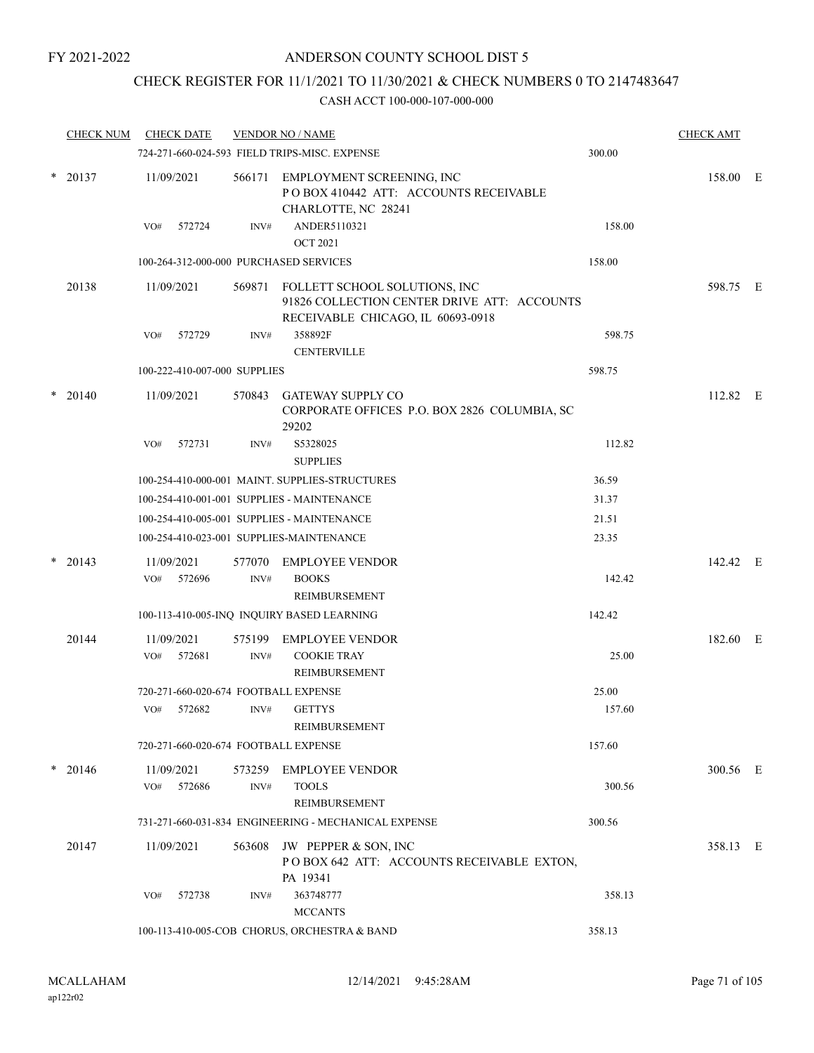FY 2021-2022

# ANDERSON COUNTY SCHOOL DIST 5

## CHECK REGISTER FOR 11/1/2021 TO 11/30/2021 & CHECK NUMBERS 0 TO 2147483647

### CASH ACCT 100-000-107-000-000

| CHECK NUM | CHECK DATE | VENDOR NO / NAME | | CHECK AMT |
|---|---|---|---|---|
| | | 724-271-660-024-593 FIELD TRIPS-MISC. EXPENSE | 300.00 | |
| * 20137 | 11/09/2021 | 566171 EMPLOYMENT SCREENING, INC<br>P O BOX 410442 ATT: ACCOUNTS RECEIVABLE<br>CHARLOTTE, NC 28241 | | 158.00 E |
| | VO# 572724 | INV# ANDER5110321<br>OCT 2021 | 158.00 | |
| | | 100-264-312-000-000 PURCHASED SERVICES | 158.00 | |
| 20138 | 11/09/2021 | 569871 FOLLETT SCHOOL SOLUTIONS, INC<br>91826 COLLECTION CENTER DRIVE ATT: ACCOUNTS RECEIVABLE CHICAGO, IL 60693-0918 | | 598.75 E |
| | VO# 572729 | INV# 358892F<br>CENTERVILLE | 598.75 | |
| | | 100-222-410-007-000 SUPPLIES | 598.75 | |
| * 20140 | 11/09/2021 | 570843 GATEWAY SUPPLY CO<br>CORPORATE OFFICES P.O. BOX 2826 COLUMBIA, SC 29202 | | 112.82 E |
| | VO# 572731 | INV# S5328025<br>SUPPLIES | 112.82 | |
| | | 100-254-410-000-001 MAINT. SUPPLIES-STRUCTURES | 36.59 | |
| | | 100-254-410-001-001 SUPPLIES - MAINTENANCE | 31.37 | |
| | | 100-254-410-005-001 SUPPLIES - MAINTENANCE | 21.51 | |
| | | 100-254-410-023-001 SUPPLIES-MAINTENANCE | 23.35 | |
| * 20143 | 11/09/2021 | 577070 EMPLOYEE VENDOR | | 142.42 E |
| | VO# 572696 | INV# BOOKS<br>REIMBURSEMENT | 142.42 | |
| | | 100-113-410-005-INQ INQUIRY BASED LEARNING | 142.42 | |
| 20144 | 11/09/2021 | 575199 EMPLOYEE VENDOR | | 182.60 E |
| | VO# 572681 | INV# COOKIE TRAY<br>REIMBURSEMENT | 25.00 | |
| | | 720-271-660-020-674 FOOTBALL EXPENSE | 25.00 | |
| | VO# 572682 | INV# GETTYS<br>REIMBURSEMENT | 157.60 | |
| | | 720-271-660-020-674 FOOTBALL EXPENSE | 157.60 | |
| * 20146 | 11/09/2021 | 573259 EMPLOYEE VENDOR | | 300.56 E |
| | VO# 572686 | INV# TOOLS<br>REIMBURSEMENT | 300.56 | |
| | | 731-271-660-031-834 ENGINEERING - MECHANICAL EXPENSE | 300.56 | |
| 20147 | 11/09/2021 | 563608 JW PEPPER & SON, INC<br>P O BOX 642 ATT: ACCOUNTS RECEIVABLE EXTON, PA 19341 | | 358.13 E |
| | VO# 572738 | INV# 363748777<br>MCCANTS | 358.13 | |
| | | 100-113-410-005-COB CHORUS, ORCHESTRA & BAND | 358.13 | |

MCALLAHAM ap122r02 12/14/2021 9:45:28AM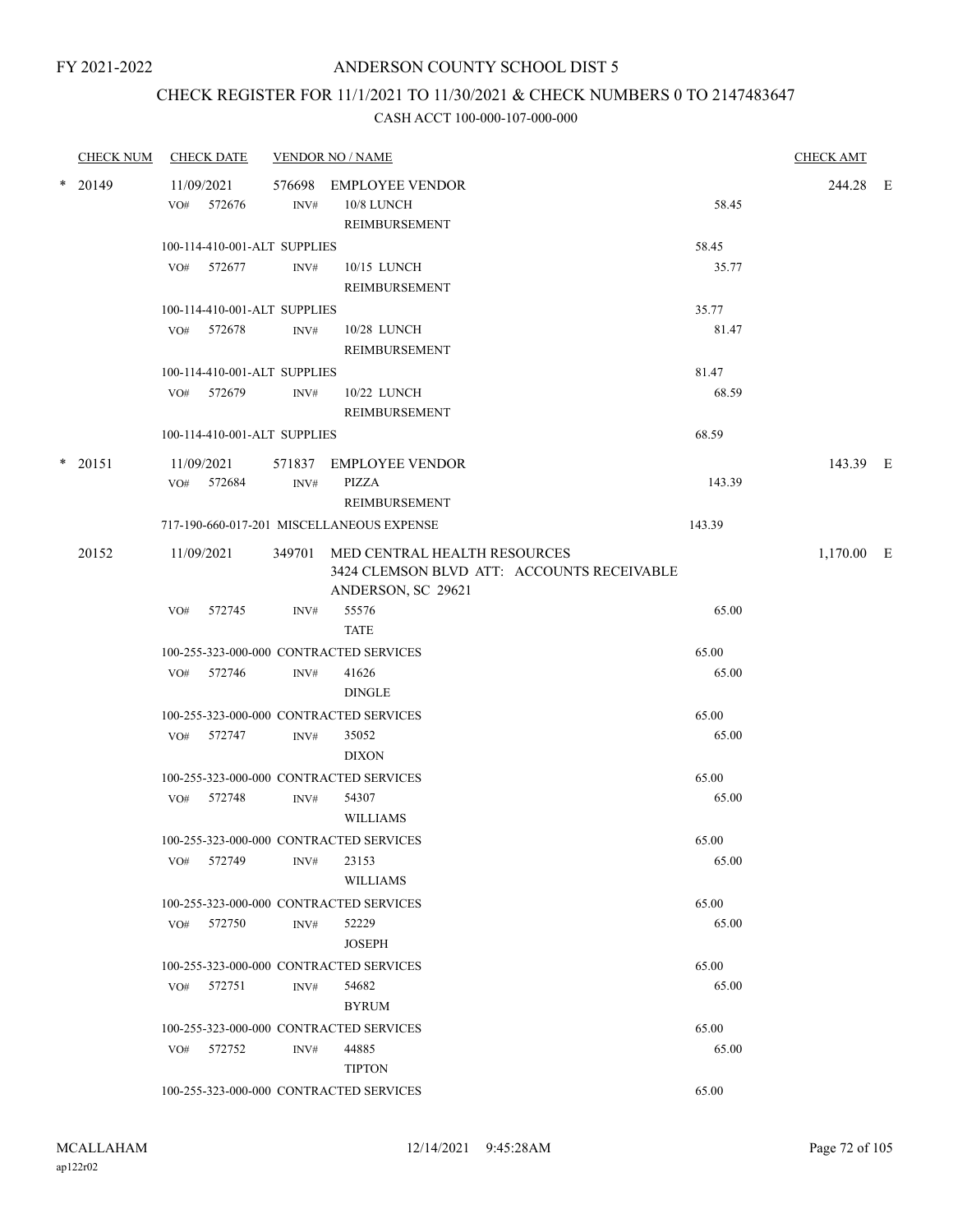FY 2021-2022

# ANDERSON COUNTY SCHOOL DIST 5

## CHECK REGISTER FOR 11/1/2021 TO 11/30/2021 & CHECK NUMBERS 0 TO 2147483647

### CASH ACCT 100-000-107-000-000

| CHECK NUM | CHECK DATE | VENDOR NO / NAME | | CHECK AMT | |
|---|---|---|---|---|---|
| * 20149 | 11/09/2021 | 576698 EMPLOYEE VENDOR | | 244.28 | E |
| | VO# 572676 | INV# 10/8 LUNCH REIMBURSEMENT | 58.45 | | |
| | 100-114-410-001-ALT SUPPLIES | | 58.45 | | |
| | VO# 572677 | INV# 10/15 LUNCH REIMBURSEMENT | 35.77 | | |
| | 100-114-410-001-ALT SUPPLIES | | 35.77 | | |
| | VO# 572678 | INV# 10/28 LUNCH REIMBURSEMENT | 81.47 | | |
| | 100-114-410-001-ALT SUPPLIES | | 81.47 | | |
| | VO# 572679 | INV# 10/22 LUNCH REIMBURSEMENT | 68.59 | | |
| | 100-114-410-001-ALT SUPPLIES | | 68.59 | | |
| * 20151 | 11/09/2021 | 571837 EMPLOYEE VENDOR | | 143.39 | E |
| | VO# 572684 | INV# PIZZA REIMBURSEMENT | 143.39 | | |
| | 717-190-660-017-201 MISCELLANEOUS EXPENSE | | 143.39 | | |
| 20152 | 11/09/2021 | 349701 MED CENTRAL HEALTH RESOURCES<br>3424 CLEMSON BLVD ATT: ACCOUNTS RECEIVABLE<br>ANDERSON, SC 29621 | | 1,170.00 | E |
| | VO# 572745 | INV# 55576 TATE | 65.00 | | |
| | 100-255-323-000-000 CONTRACTED SERVICES | | 65.00 | | |
| | VO# 572746 | INV# 41626 DINGLE | 65.00 | | |
| | 100-255-323-000-000 CONTRACTED SERVICES | | 65.00 | | |
| | VO# 572747 | INV# 35052 DIXON | 65.00 | | |
| | 100-255-323-000-000 CONTRACTED SERVICES | | 65.00 | | |
| | VO# 572748 | INV# 54307 WILLIAMS | 65.00 | | |
| | 100-255-323-000-000 CONTRACTED SERVICES | | 65.00 | | |
| | VO# 572749 | INV# 23153 WILLIAMS | 65.00 | | |
| | 100-255-323-000-000 CONTRACTED SERVICES | | 65.00 | | |
| | VO# 572750 | INV# 52229 JOSEPH | 65.00 | | |
| | 100-255-323-000-000 CONTRACTED SERVICES | | 65.00 | | |
| | VO# 572751 | INV# 54682 BYRUM | 65.00 | | |
| | 100-255-323-000-000 CONTRACTED SERVICES | | 65.00 | | |
| | VO# 572752 | INV# 44885 TIPTON | 65.00 | | |
| | 100-255-323-000-000 CONTRACTED SERVICES | | 65.00 | | |

MCALLAHAM
ap122r02

12/14/2021 9:45:28AM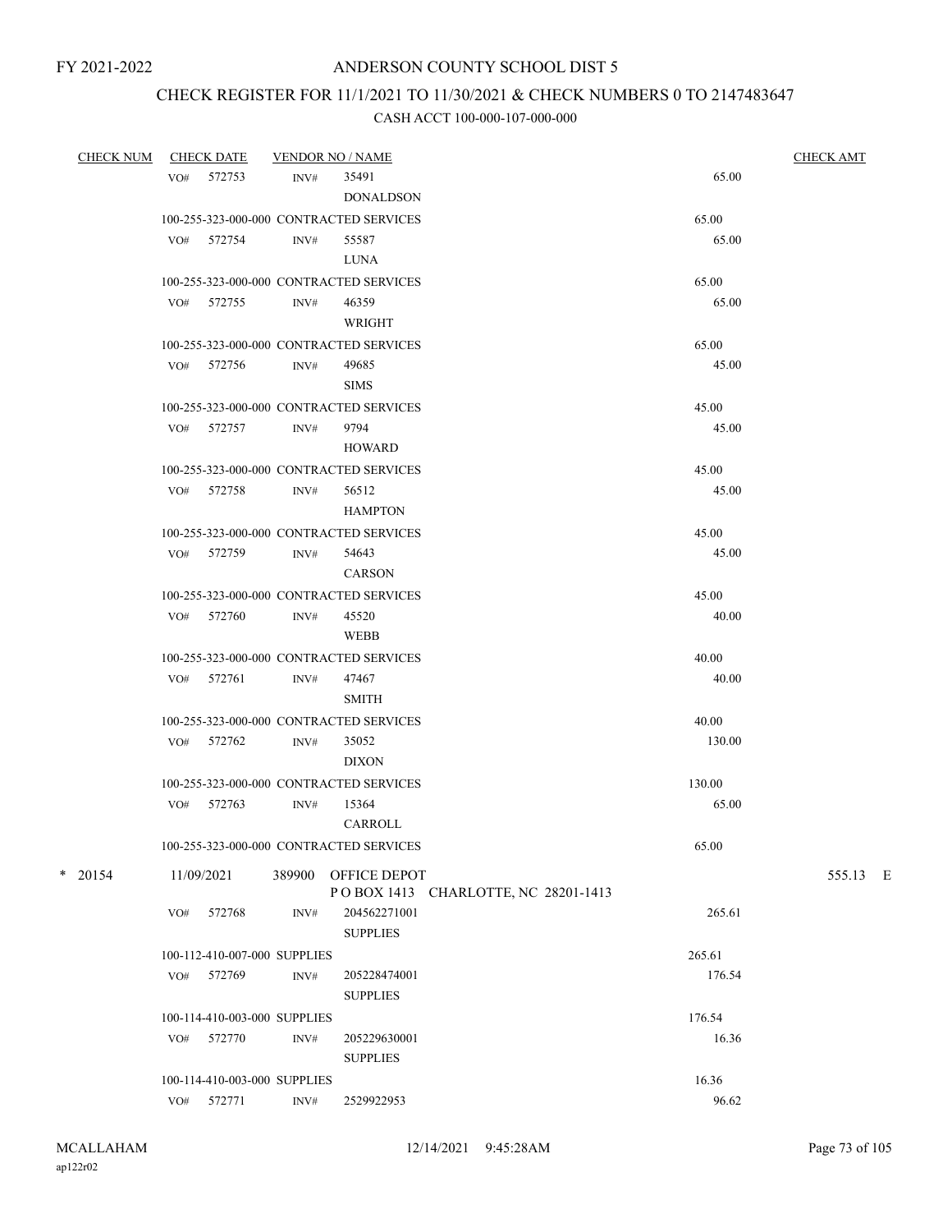FY 2021-2022

# ANDERSON COUNTY SCHOOL DIST 5

## CHECK REGISTER FOR 11/1/2021 TO 11/30/2021 & CHECK NUMBERS 0 TO 2147483647

### CASH ACCT 100-000-107-000-000

| CHECK NUM | CHECK DATE | VENDOR NO / NAME | | CHECK AMT |
|---|---|---|---|---|
| | VO# 572753 | INV# 35491 DONALDSON | 65.00 | |
| | 100-255-323-000-000 CONTRACTED SERVICES | | 65.00 | |
| | VO# 572754 | INV# 55587 LUNA | 65.00 | |
| | 100-255-323-000-000 CONTRACTED SERVICES | | 65.00 | |
| | VO# 572755 | INV# 46359 WRIGHT | 65.00 | |
| | 100-255-323-000-000 CONTRACTED SERVICES | | 65.00 | |
| | VO# 572756 | INV# 49685 SIMS | 45.00 | |
| | 100-255-323-000-000 CONTRACTED SERVICES | | 45.00 | |
| | VO# 572757 | INV# 9794 HOWARD | 45.00 | |
| | 100-255-323-000-000 CONTRACTED SERVICES | | 45.00 | |
| | VO# 572758 | INV# 56512 HAMPTON | 45.00 | |
| | 100-255-323-000-000 CONTRACTED SERVICES | | 45.00 | |
| | VO# 572759 | INV# 54643 CARSON | 45.00 | |
| | 100-255-323-000-000 CONTRACTED SERVICES | | 45.00 | |
| | VO# 572760 | INV# 45520 WEBB | 40.00 | |
| | 100-255-323-000-000 CONTRACTED SERVICES | | 40.00 | |
| | VO# 572761 | INV# 47467 SMITH | 40.00 | |
| | 100-255-323-000-000 CONTRACTED SERVICES | | 40.00 | |
| | VO# 572762 | INV# 35052 DIXON | 130.00 | |
| | 100-255-323-000-000 CONTRACTED SERVICES | | 130.00 | |
| | VO# 572763 | INV# 15364 CARROLL | 65.00 | |
| | 100-255-323-000-000 CONTRACTED SERVICES | | 65.00 | |
| * 20154 | 11/09/2021 | 389900 OFFICE DEPOT P O BOX 1413 CHARLOTTE, NC 28201-1413 | | 555.13 E |
| | VO# 572768 | INV# 204562271001 SUPPLIES | 265.61 | |
| | 100-112-410-007-000 SUPPLIES | | 265.61 | |
| | VO# 572769 | INV# 205228474001 SUPPLIES | 176.54 | |
| | 100-114-410-003-000 SUPPLIES | | 176.54 | |
| | VO# 572770 | INV# 205229630001 SUPPLIES | 16.36 | |
| | 100-114-410-003-000 SUPPLIES | | 16.36 | |
| | VO# 572771 | INV# 2529922953 | 96.62 | |

MCALLAHAM ap122r02 12/14/2021 9:45:28AM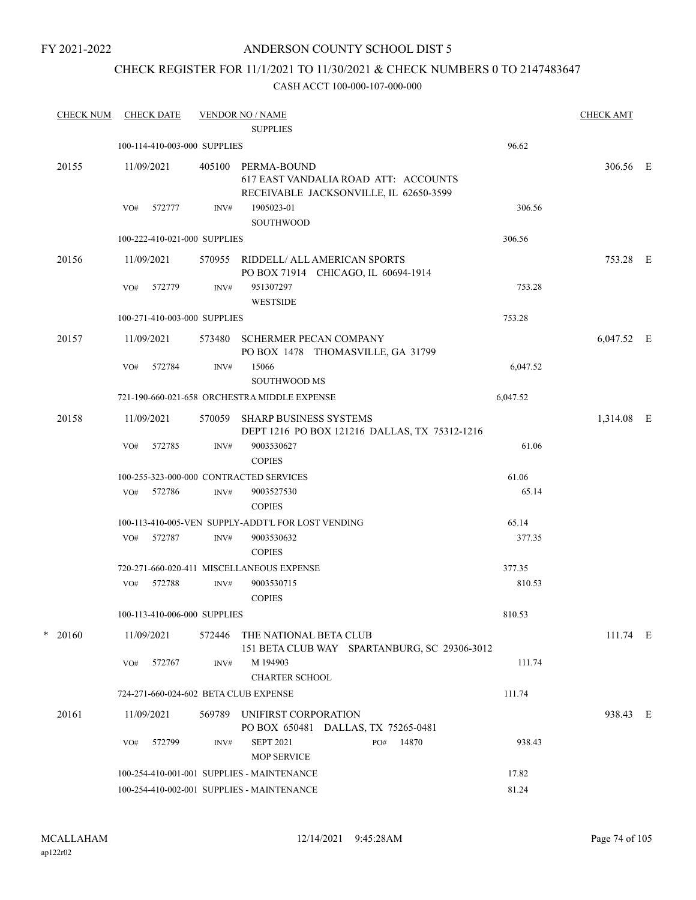FY 2021-2022

ANDERSON COUNTY SCHOOL DIST 5

CHECK REGISTER FOR 11/1/2021 TO 11/30/2021 & CHECK NUMBERS 0 TO 2147483647

CASH ACCT 100-000-107-000-000

| CHECK NUM | CHECK DATE | VENDOR NO / NAME | | CHECK AMT | |
|---|---|---|---|---|---|
| | | SUPPLIES | | | |
| | 100-114-410-003-000 SUPPLIES | | 96.62 | | |
| 20155 | 11/09/2021 | 405100 PERMA-BOUND<br>617 EAST VANDALIA ROAD ATT: ACCOUNTS RECEIVABLE JACKSONVILLE, IL 62650-3599 | | 306.56 | E |
| | VO# 572777 | INV# 1905023-01<br>SOUTHWOOD | 306.56 | | |
| | 100-222-410-021-000 SUPPLIES | | 306.56 | | |
| 20156 | 11/09/2021 | 570955 RIDDELL/ ALL AMERICAN SPORTS<br>PO BOX 71914 CHICAGO, IL 60694-1914 | | 753.28 | E |
| | VO# 572779 | INV# 951307297<br>WESTSIDE | 753.28 | | |
| | 100-271-410-003-000 SUPPLIES | | 753.28 | | |
| 20157 | 11/09/2021 | 573480 SCHERMER PECAN COMPANY<br>PO BOX 1478 THOMASVILLE, GA 31799 | | 6,047.52 | E |
| | VO# 572784 | INV# 15066<br>SOUTHWOOD MS | 6,047.52 | | |
| | 721-190-660-021-658 ORCHESTRA MIDDLE EXPENSE | | 6,047.52 | | |
| 20158 | 11/09/2021 | 570059 SHARP BUSINESS SYSTEMS<br>DEPT 1216 PO BOX 121216 DALLAS, TX 75312-1216 | | 1,314.08 | E |
| | VO# 572785 | INV# 9003530627<br>COPIES | 61.06 | | |
| | 100-255-323-000-000 CONTRACTED SERVICES | | 61.06 | | |
| | VO# 572786 | INV# 9003527530<br>COPIES | 65.14 | | |
| | 100-113-410-005-VEN SUPPLY-ADDT'L FOR LOST VENDING | | 65.14 | | |
| | VO# 572787 | INV# 9003530632<br>COPIES | 377.35 | | |
| | 720-271-660-020-411 MISCELLANEOUS EXPENSE | | 377.35 | | |
| | VO# 572788 | INV# 9003530715<br>COPIES | 810.53 | | |
| | 100-113-410-006-000 SUPPLIES | | 810.53 | | |
| * 20160 | 11/09/2021 | 572446 THE NATIONAL BETA CLUB<br>151 BETA CLUB WAY SPARTANBURG, SC 29306-3012 | | 111.74 | E |
| | VO# 572767 | INV# M 194903<br>CHARTER SCHOOL | 111.74 | | |
| | 724-271-660-024-602 BETA CLUB EXPENSE | | 111.74 | | |
| 20161 | 11/09/2021 | 569789 UNIFIRST CORPORATION<br>PO BOX 650481 DALLAS, TX 75265-0481 | | 938.43 | E |
| | VO# 572799 | INV# SEPT 2021 PO# 14870<br>MOP SERVICE | 938.43 | | |
| | 100-254-410-001-001 SUPPLIES - MAINTENANCE | | 17.82 | | |
| | 100-254-410-002-001 SUPPLIES - MAINTENANCE | | 81.24 | | |

MCALLAHAM
ap122r02

12/14/2021 9:45:28AM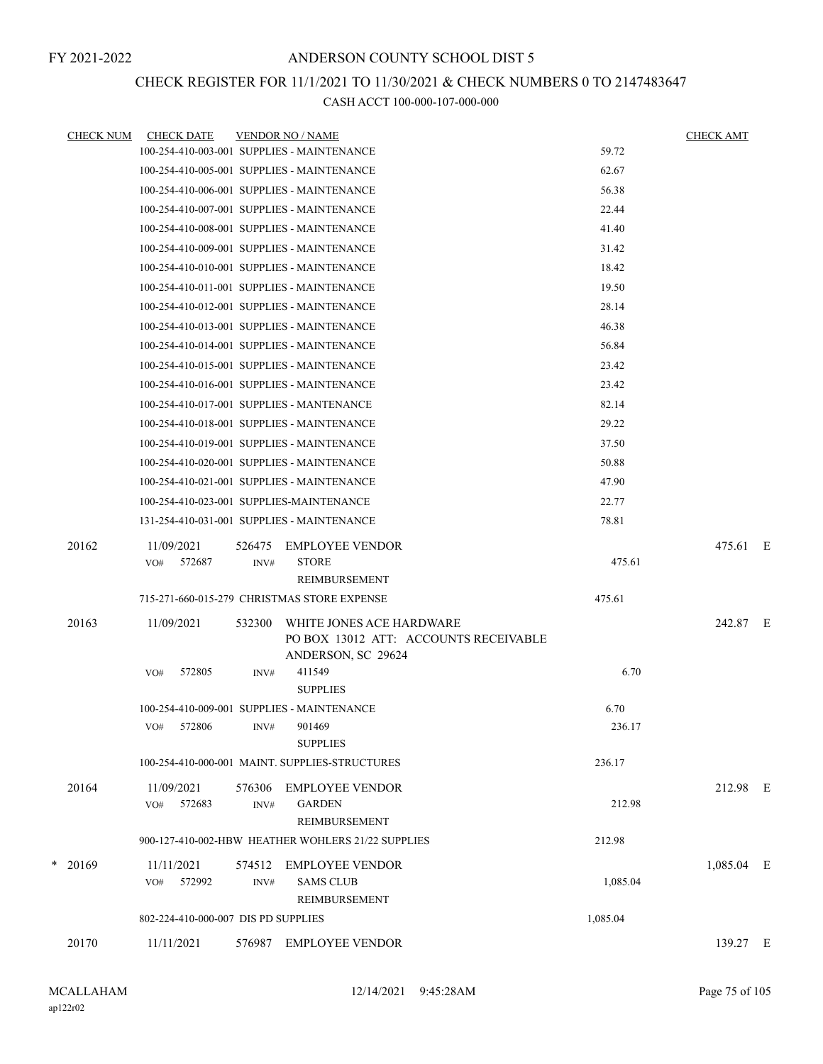FY 2021-2022

# ANDERSON COUNTY SCHOOL DIST 5

## CHECK REGISTER FOR 11/1/2021 TO 11/30/2021 & CHECK NUMBERS 0 TO 2147483647

CASH ACCT 100-000-107-000-000

| CHECK NUM | CHECK DATE | VENDOR NO / NAME | | CHECK AMT | |
|---|---|---|---|---|---|
| | 100-254-410-003-001 SUPPLIES - MAINTENANCE | | 59.72 | | |
| | 100-254-410-005-001 SUPPLIES - MAINTENANCE | | 62.67 | | |
| | 100-254-410-006-001 SUPPLIES - MAINTENANCE | | 56.38 | | |
| | 100-254-410-007-001 SUPPLIES - MAINTENANCE | | 22.44 | | |
| | 100-254-410-008-001 SUPPLIES - MAINTENANCE | | 41.40 | | |
| | 100-254-410-009-001 SUPPLIES - MAINTENANCE | | 31.42 | | |
| | 100-254-410-010-001 SUPPLIES - MAINTENANCE | | 18.42 | | |
| | 100-254-410-011-001 SUPPLIES - MAINTENANCE | | 19.50 | | |
| | 100-254-410-012-001 SUPPLIES - MAINTENANCE | | 28.14 | | |
| | 100-254-410-013-001 SUPPLIES - MAINTENANCE | | 46.38 | | |
| | 100-254-410-014-001 SUPPLIES - MAINTENANCE | | 56.84 | | |
| | 100-254-410-015-001 SUPPLIES - MAINTENANCE | | 23.42 | | |
| | 100-254-410-016-001 SUPPLIES - MAINTENANCE | | 23.42 | | |
| | 100-254-410-017-001 SUPPLIES - MANTENANCE | | 82.14 | | |
| | 100-254-410-018-001 SUPPLIES - MAINTENANCE | | 29.22 | | |
| | 100-254-410-019-001 SUPPLIES - MAINTENANCE | | 37.50 | | |
| | 100-254-410-020-001 SUPPLIES - MAINTENANCE | | 50.88 | | |
| | 100-254-410-021-001 SUPPLIES - MAINTENANCE | | 47.90 | | |
| | 100-254-410-023-001 SUPPLIES-MAINTENANCE | | 22.77 | | |
| | 131-254-410-031-001 SUPPLIES - MAINTENANCE | | 78.81 | | |
| 20162 | 11/09/2021 | 526475 EMPLOYEE VENDOR | | 475.61 | E |
| | VO# 572687 | INV# STORE REIMBURSEMENT | 475.61 | | |
| | 715-271-660-015-279 CHRISTMAS STORE EXPENSE | | 475.61 | | |
| 20163 | 11/09/2021 | 532300 WHITE JONES ACE HARDWARE<br>PO BOX 13012 ATT: ACCOUNTS RECEIVABLE<br>ANDERSON, SC 29624 | | 242.87 | E |
| | VO# 572805 | INV# 411549 SUPPLIES | 6.70 | | |
| | 100-254-410-009-001 SUPPLIES - MAINTENANCE | | 6.70 | | |
| | VO# 572806 | INV# 901469 SUPPLIES | 236.17 | | |
| | 100-254-410-000-001 MAINT. SUPPLIES-STRUCTURES | | 236.17 | | |
| 20164 | 11/09/2021 | 576306 EMPLOYEE VENDOR | | 212.98 | E |
| | VO# 572683 | INV# GARDEN REIMBURSEMENT | 212.98 | | |
| | 900-127-410-002-HBW HEATHER WOHLERS 21/22 SUPPLIES | | 212.98 | | |
| * 20169 | 11/11/2021 | 574512 EMPLOYEE VENDOR | | 1,085.04 | E |
| | VO# 572992 | INV# SAMS CLUB REIMBURSEMENT | 1,085.04 | | |
| | 802-224-410-000-007 DIS PD SUPPLIES | | 1,085.04 | | |
| 20170 | 11/11/2021 | 576987 EMPLOYEE VENDOR | | 139.27 | E |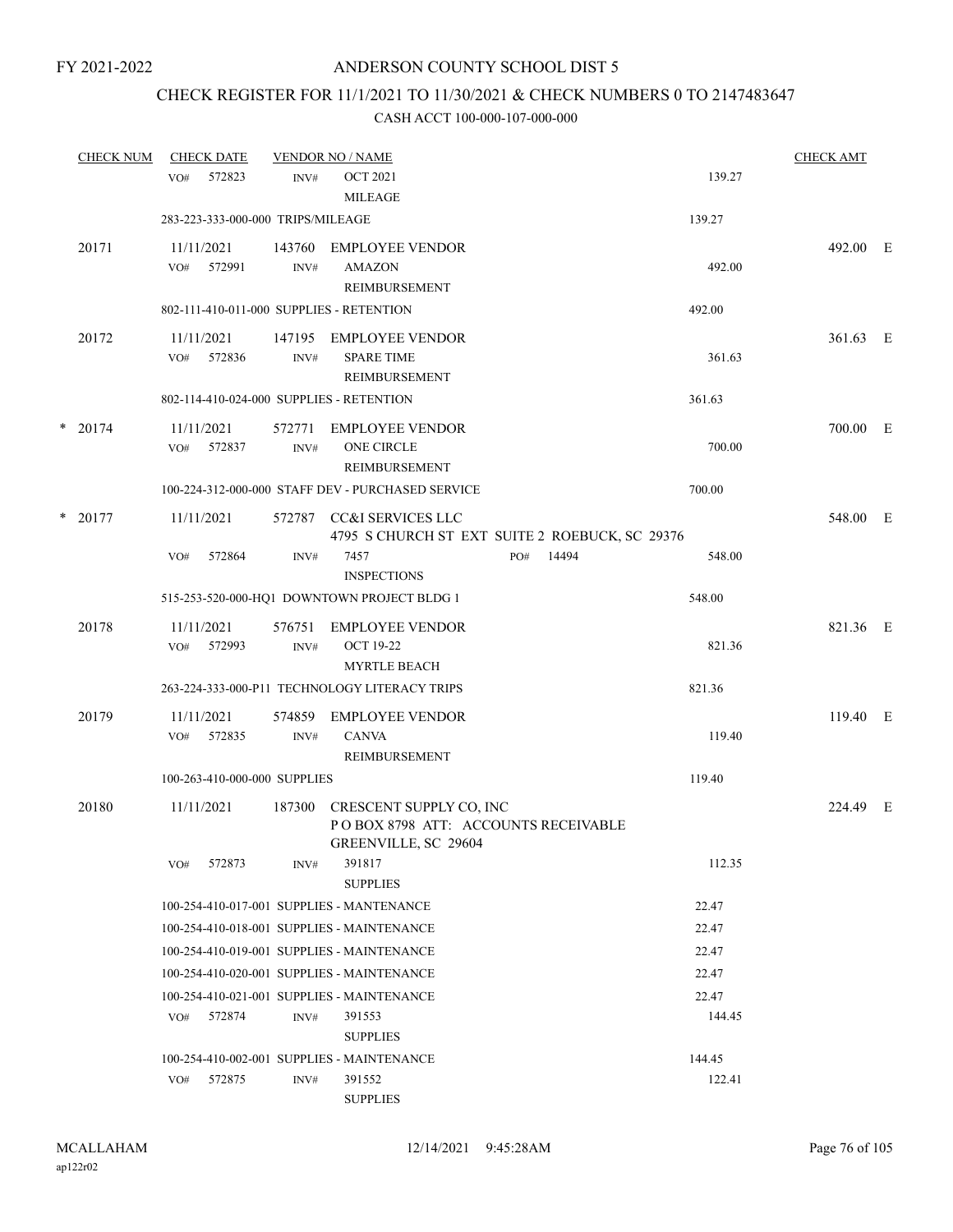FY 2021-2022

# ANDERSON COUNTY SCHOOL DIST 5

## CHECK REGISTER FOR 11/1/2021 TO 11/30/2021 & CHECK NUMBERS 0 TO 2147483647

### CASH ACCT 100-000-107-000-000

| CHECK NUM | CHECK DATE | VENDOR NO / NAME | | CHECK AMT | |
|---|---|---|---|---|---|
| | VO# 572823 | INV# OCT 2021 MILEAGE | 139.27 | | |
| | 283-223-333-000-000 TRIPS/MILEAGE | | 139.27 | | |
| 20171 | 11/11/2021 | 143760 EMPLOYEE VENDOR | | 492.00 | E |
| | VO# 572991 | INV# AMAZON REIMBURSEMENT | 492.00 | | |
| | 802-111-410-011-000 SUPPLIES - RETENTION | | 492.00 | | |
| 20172 | 11/11/2021 | 147195 EMPLOYEE VENDOR | | 361.63 | E |
| | VO# 572836 | INV# SPARE TIME REIMBURSEMENT | 361.63 | | |
| | 802-114-410-024-000 SUPPLIES - RETENTION | | 361.63 | | |
| * 20174 | 11/11/2021 | 572771 EMPLOYEE VENDOR | | 700.00 | E |
| | VO# 572837 | INV# ONE CIRCLE REIMBURSEMENT | 700.00 | | |
| | 100-224-312-000-000 STAFF DEV - PURCHASED SERVICE | | 700.00 | | |
| * 20177 | 11/11/2021 | 572787 CC&I SERVICES LLC 4795 S CHURCH ST EXT SUITE 2 ROEBUCK, SC 29376 | | 548.00 | E |
| | VO# 572864 | INV# 7457 INSPECTIONS PO# 14494 | 548.00 | | |
| | 515-253-520-000-HQ1 DOWNTOWN PROJECT BLDG 1 | | 548.00 | | |
| 20178 | 11/11/2021 | 576751 EMPLOYEE VENDOR | | 821.36 | E |
| | VO# 572993 | INV# OCT 19-22 MYRTLE BEACH | 821.36 | | |
| | 263-224-333-000-P11 TECHNOLOGY LITERACY TRIPS | | 821.36 | | |
| 20179 | 11/11/2021 | 574859 EMPLOYEE VENDOR | | 119.40 | E |
| | VO# 572835 | INV# CANVA REIMBURSEMENT | 119.40 | | |
| | 100-263-410-000-000 SUPPLIES | | 119.40 | | |
| 20180 | 11/11/2021 | 187300 CRESCENT SUPPLY CO, INC P O BOX 8798 ATT: ACCOUNTS RECEIVABLE GREENVILLE, SC 29604 | | 224.49 | E |
| | VO# 572873 | INV# 391817 SUPPLIES | 112.35 | | |
| | 100-254-410-017-001 SUPPLIES - MANTENANCE | | 22.47 | | |
| | 100-254-410-018-001 SUPPLIES - MAINTENANCE | | 22.47 | | |
| | 100-254-410-019-001 SUPPLIES - MAINTENANCE | | 22.47 | | |
| | 100-254-410-020-001 SUPPLIES - MAINTENANCE | | 22.47 | | |
| | 100-254-410-021-001 SUPPLIES - MAINTENANCE | | 22.47 | | |
| | VO# 572874 | INV# 391553 SUPPLIES | 144.45 | | |
| | 100-254-410-002-001 SUPPLIES - MAINTENANCE | | 144.45 | | |
| | VO# 572875 | INV# 391552 SUPPLIES | 122.41 | | |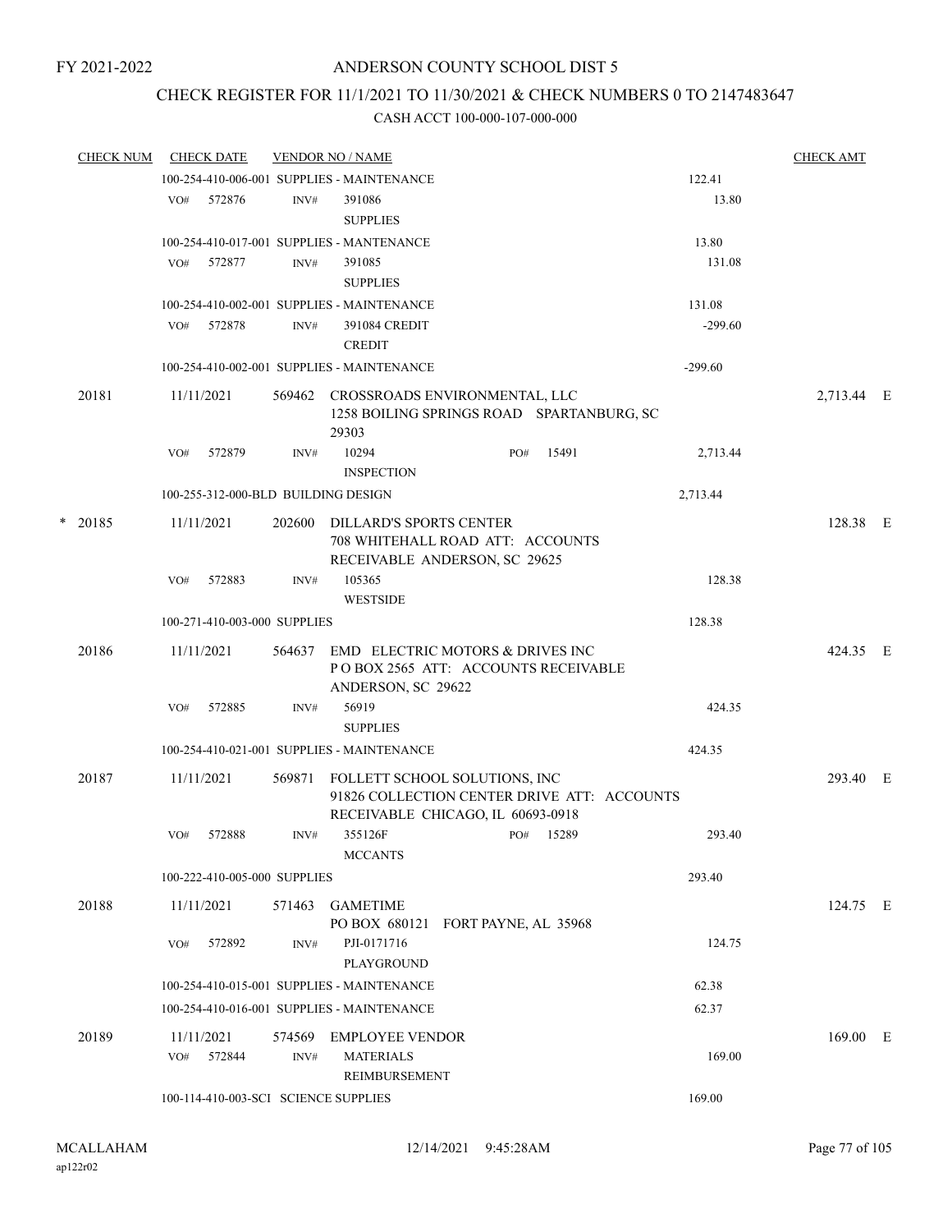FY 2021-2022

# ANDERSON COUNTY SCHOOL DIST 5

## CHECK REGISTER FOR 11/1/2021 TO 11/30/2021 & CHECK NUMBERS 0 TO 2147483647

### CASH ACCT 100-000-107-000-000

| CHECK NUM | CHECK DATE | VENDOR NO / NAME | | CHECK AMT |
|---|---|---|---|---|
| | 100-254-410-006-001 SUPPLIES - MAINTENANCE | | 122.41 | |
| | VO# 572876 | INV# 391086 SUPPLIES | 13.80 | |
| | 100-254-410-017-001 SUPPLIES - MANTENANCE | | 13.80 | |
| | VO# 572877 | INV# 391085 SUPPLIES | 131.08 | |
| | 100-254-410-002-001 SUPPLIES - MAINTENANCE | | 131.08 | |
| | VO# 572878 | INV# 391084 CREDIT CREDIT | -299.60 | |
| | 100-254-410-002-001 SUPPLIES - MAINTENANCE | | -299.60 | |
| 20181 | 11/11/2021 | 569462 CROSSROADS ENVIRONMENTAL, LLC 1258 BOILING SPRINGS ROAD SPARTANBURG, SC 29303 | | 2,713.44 E |
| | VO# 572879 | INV# 10294 INSPECTION PO# 15491 | 2,713.44 | |
| | 100-255-312-000-BLD BUILDING DESIGN | | 2,713.44 | |
| * 20185 | 11/11/2021 | 202600 DILLARD'S SPORTS CENTER 708 WHITEHALL ROAD ATT: ACCOUNTS RECEIVABLE ANDERSON, SC 29625 | | 128.38 E |
| | VO# 572883 | INV# 105365 WESTSIDE | 128.38 | |
| | 100-271-410-003-000 SUPPLIES | | 128.38 | |
| 20186 | 11/11/2021 | 564637 EMD ELECTRIC MOTORS & DRIVES INC P O BOX 2565 ATT: ACCOUNTS RECEIVABLE ANDERSON, SC 29622 | | 424.35 E |
| | VO# 572885 | INV# 56919 SUPPLIES | 424.35 | |
| | 100-254-410-021-001 SUPPLIES - MAINTENANCE | | 424.35 | |
| 20187 | 11/11/2021 | 569871 FOLLETT SCHOOL SOLUTIONS, INC 91826 COLLECTION CENTER DRIVE ATT: ACCOUNTS RECEIVABLE CHICAGO, IL 60693-0918 | | 293.40 E |
| | VO# 572888 | INV# 355126F MCCANTS PO# 15289 | 293.40 | |
| | 100-222-410-005-000 SUPPLIES | | 293.40 | |
| 20188 | 11/11/2021 | 571463 GAMETIME PO BOX 680121 FORT PAYNE, AL 35968 | | 124.75 E |
| | VO# 572892 | INV# PJI-0171716 PLAYGROUND | 124.75 | |
| | 100-254-410-015-001 SUPPLIES - MAINTENANCE | | 62.38 | |
| | 100-254-410-016-001 SUPPLIES - MAINTENANCE | | 62.37 | |
| 20189 | 11/11/2021 | 574569 EMPLOYEE VENDOR | | 169.00 E |
| | VO# 572844 | INV# MATERIALS REIMBURSEMENT | 169.00 | |
| | 100-114-410-003-SCI SCIENCE SUPPLIES | | 169.00 | |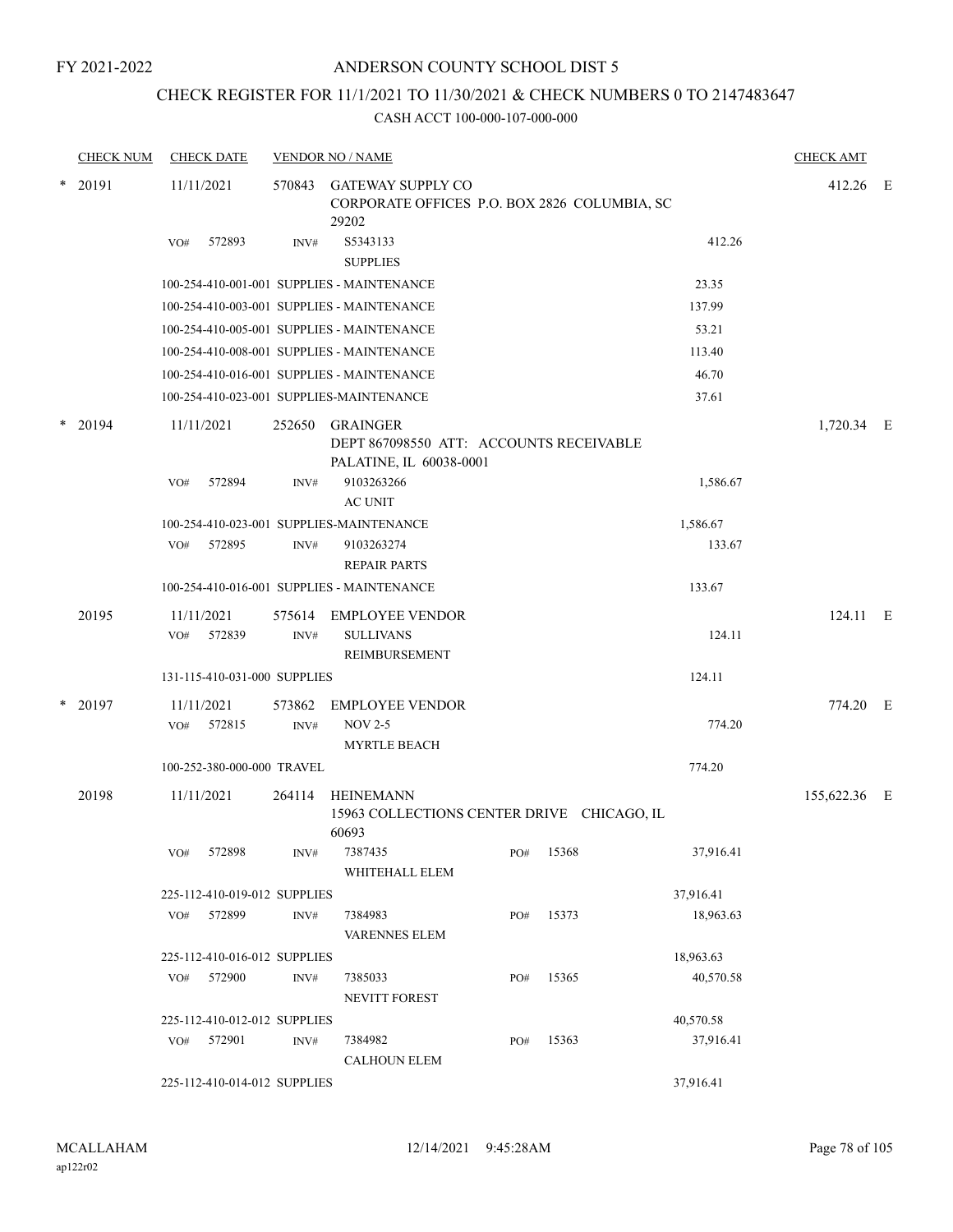FY 2021-2022

# ANDERSON COUNTY SCHOOL DIST 5

## CHECK REGISTER FOR 11/1/2021 TO 11/30/2021 & CHECK NUMBERS 0 TO 2147483647

### CASH ACCT 100-000-107-000-000

| CHECK NUM | CHECK DATE | VENDOR NO / NAME | | | CHECK AMT | |
|---|---|---|---|---|---|---|
| * 20191 | 11/11/2021 | 570843 GATEWAY SUPPLY CO<br>CORPORATE OFFICES P.O. BOX 2826 COLUMBIA, SC 29202 | | | 412.26 | E |
| | VO# 572893 | INV# S5343133<br>SUPPLIES | | 412.26 | | |
| | 100-254-410-001-001 SUPPLIES - MAINTENANCE | | | 23.35 | | |
| | 100-254-410-003-001 SUPPLIES - MAINTENANCE | | | 137.99 | | |
| | 100-254-410-005-001 SUPPLIES - MAINTENANCE | | | 53.21 | | |
| | 100-254-410-008-001 SUPPLIES - MAINTENANCE | | | 113.40 | | |
| | 100-254-410-016-001 SUPPLIES - MAINTENANCE | | | 46.70 | | |
| | 100-254-410-023-001 SUPPLIES-MAINTENANCE | | | 37.61 | | |
| * 20194 | 11/11/2021 | 252650 GRAINGER<br>DEPT 867098550 ATT: ACCOUNTS RECEIVABLE<br>PALATINE, IL 60038-0001 | | | 1,720.34 | E |
| | VO# 572894 | INV# 9103263266<br>AC UNIT | | 1,586.67 | | |
| | 100-254-410-023-001 SUPPLIES-MAINTENANCE | | | 1,586.67 | | |
| | VO# 572895 | INV# 9103263274<br>REPAIR PARTS | | 133.67 | | |
| | 100-254-410-016-001 SUPPLIES - MAINTENANCE | | | 133.67 | | |
| 20195 | 11/11/2021 | 575614 EMPLOYEE VENDOR | | | 124.11 | E |
| | VO# 572839 | INV# SULLIVANS<br>REIMBURSEMENT | | 124.11 | | |
| | 131-115-410-031-000 SUPPLIES | | | 124.11 | | |
| * 20197 | 11/11/2021 | 573862 EMPLOYEE VENDOR | | | 774.20 | E |
| | VO# 572815 | INV# NOV 2-5<br>MYRTLE BEACH | | 774.20 | | |
| | 100-252-380-000-000 TRAVEL | | | 774.20 | | |
| 20198 | 11/11/2021 | 264114 HEINEMANN<br>15963 COLLECTIONS CENTER DRIVE CHICAGO, IL 60693 | | | 155,622.36 | E |
| | VO# 572898 | INV# 7387435<br>WHITEHALL ELEM | PO# 15368 | 37,916.41 | | |
| | 225-112-410-019-012 SUPPLIES | | | 37,916.41 | | |
| | VO# 572899 | INV# 7384983<br>VARENNES ELEM | PO# 15373 | 18,963.63 | | |
| | 225-112-410-016-012 SUPPLIES | | | 18,963.63 | | |
| | VO# 572900 | INV# 7385033<br>NEVITT FOREST | PO# 15365 | 40,570.58 | | |
| | 225-112-410-012-012 SUPPLIES | | | 40,570.58 | | |
| | VO# 572901 | INV# 7384982<br>CALHOUN ELEM | PO# 15363 | 37,916.41 | | |
| | 225-112-410-014-012 SUPPLIES | | | 37,916.41 | | |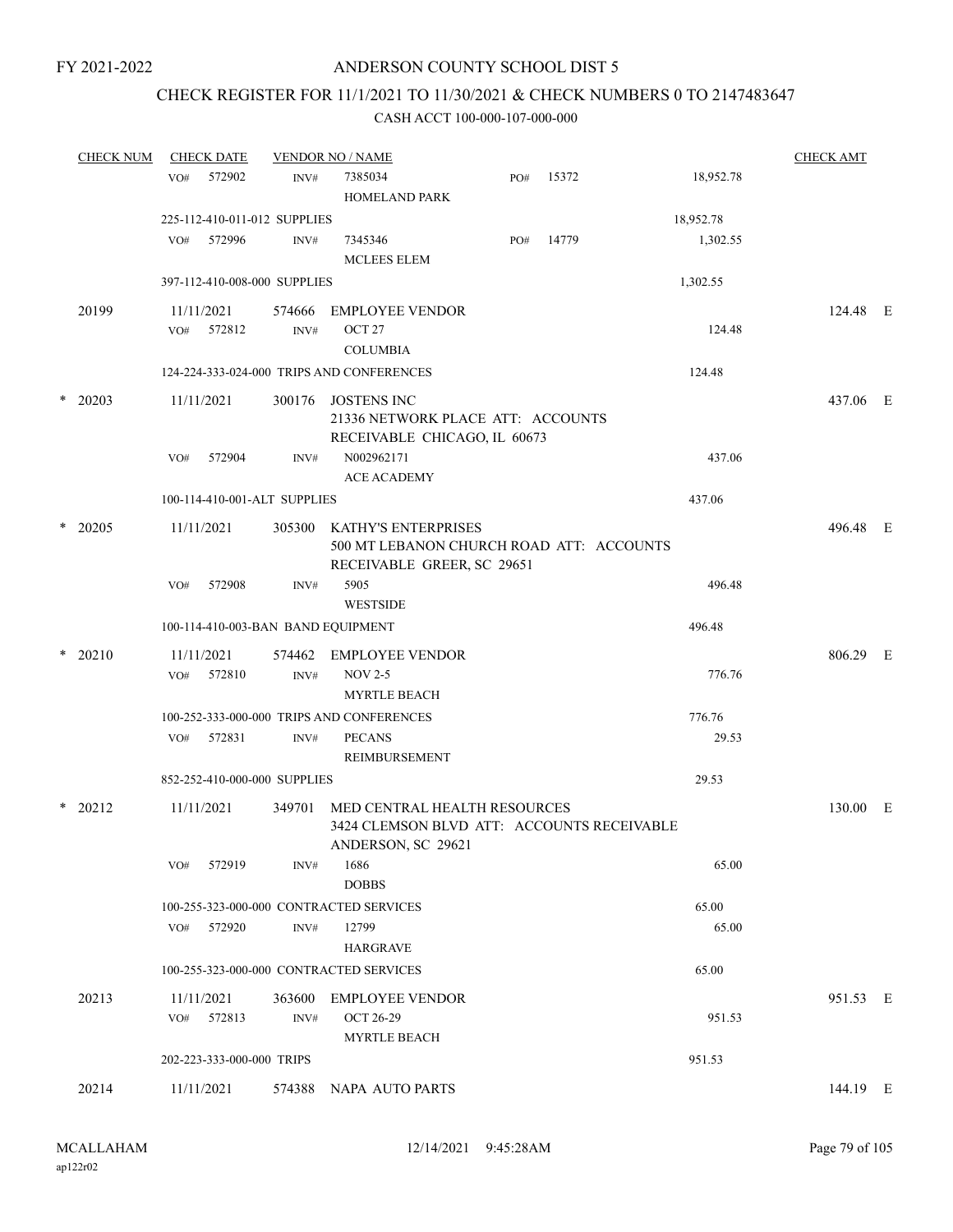FY 2021-2022

# ANDERSON COUNTY SCHOOL DIST 5

## CHECK REGISTER FOR 11/1/2021 TO 11/30/2021 & CHECK NUMBERS 0 TO 2147483647

CASH ACCT 100-000-107-000-000

| CHECK NUM | CHECK DATE | VENDOR NO / NAME | | | CHECK AMT |
|---|---|---|---|---|---|
| | VO# 572902 | INV# 7385034 HOMELAND PARK | PO# 15372 | 18,952.78 | |
| | 225-112-410-011-012 SUPPLIES | | | 18,952.78 | |
| | VO# 572996 | INV# 7345346 MCLEES ELEM | PO# 14779 | 1,302.55 | |
| | 397-112-410-008-000 SUPPLIES | | | 1,302.55 | |
| 20199 | 11/11/2021 | 574666 EMPLOYEE VENDOR | | | 124.48 E |
| | VO# 572812 | INV# OCT 27 COLUMBIA | | 124.48 | |
| | 124-224-333-024-000 TRIPS AND CONFERENCES | | | 124.48 | |
| * 20203 | 11/11/2021 | 300176 JOSTENS INC 21336 NETWORK PLACE ATT: ACCOUNTS RECEIVABLE CHICAGO, IL 60673 | | | 437.06 E |
| | VO# 572904 | INV# N002962171 ACE ACADEMY | | 437.06 | |
| | 100-114-410-001-ALT SUPPLIES | | | 437.06 | |
| * 20205 | 11/11/2021 | 305300 KATHY'S ENTERPRISES 500 MT LEBANON CHURCH ROAD ATT: ACCOUNTS RECEIVABLE GREER, SC 29651 | | | 496.48 E |
| | VO# 572908 | INV# 5905 WESTSIDE | | 496.48 | |
| | 100-114-410-003-BAN BAND EQUIPMENT | | | 496.48 | |
| * 20210 | 11/11/2021 | 574462 EMPLOYEE VENDOR | | | 806.29 E |
| | VO# 572810 | INV# NOV 2-5 MYRTLE BEACH | | 776.76 | |
| | 100-252-333-000-000 TRIPS AND CONFERENCES | | | 776.76 | |
| | VO# 572831 | INV# PECANS REIMBURSEMENT | | 29.53 | |
| | 852-252-410-000-000 SUPPLIES | | | 29.53 | |
| * 20212 | 11/11/2021 | 349701 MED CENTRAL HEALTH RESOURCES 3424 CLEMSON BLVD ATT: ACCOUNTS RECEIVABLE ANDERSON, SC 29621 | | | 130.00 E |
| | VO# 572919 | INV# 1686 DOBBS | | 65.00 | |
| | 100-255-323-000-000 CONTRACTED SERVICES | | | 65.00 | |
| | VO# 572920 | INV# 12799 HARGRAVE | | 65.00 | |
| | 100-255-323-000-000 CONTRACTED SERVICES | | | 65.00 | |
| 20213 | 11/11/2021 | 363600 EMPLOYEE VENDOR | | | 951.53 E |
| | VO# 572813 | INV# OCT 26-29 MYRTLE BEACH | | 951.53 | |
| | 202-223-333-000-000 TRIPS | | | 951.53 | |
| 20214 | 11/11/2021 | 574388 NAPA AUTO PARTS | | | 144.19 E |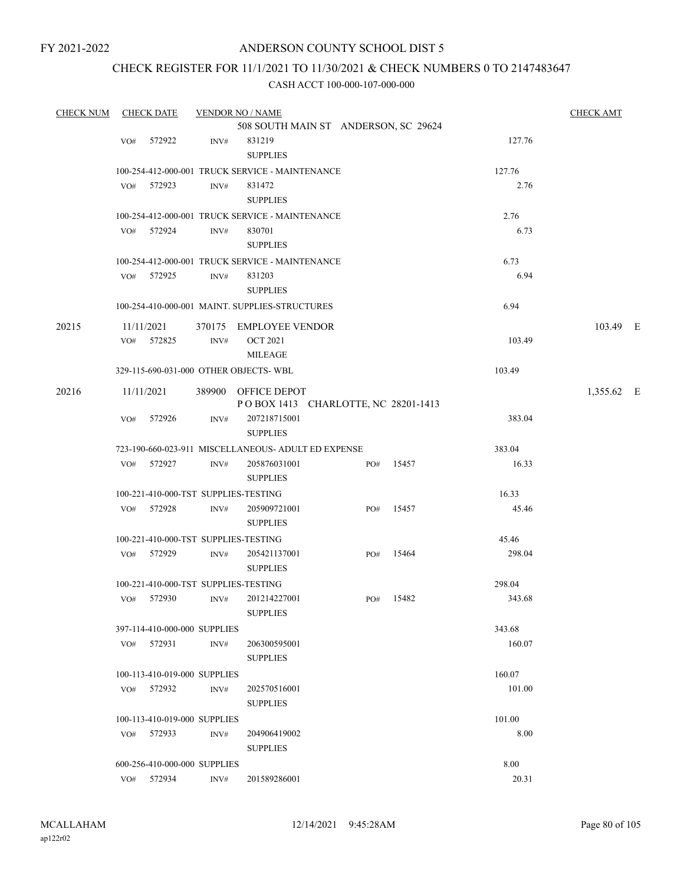FY 2021-2022

# ANDERSON COUNTY SCHOOL DIST 5

## CHECK REGISTER FOR 11/1/2021 TO 11/30/2021 & CHECK NUMBERS 0 TO 2147483647

### CASH ACCT 100-000-107-000-000

| CHECK NUM | CHECK DATE | VENDOR NO / NAME | | | CHECK AMT |
|---|---|---|---|---|---|
| | | 508 SOUTH MAIN ST ANDERSON, SC 29624 | | | |
| | VO# 572922 | INV# 831219 SUPPLIES | | 127.76 | |
| | | 100-254-412-000-001 TRUCK SERVICE - MAINTENANCE | | 127.76 | |
| | VO# 572923 | INV# 831472 SUPPLIES | | 2.76 | |
| | | 100-254-412-000-001 TRUCK SERVICE - MAINTENANCE | | 2.76 | |
| | VO# 572924 | INV# 830701 SUPPLIES | | 6.73 | |
| | | 100-254-412-000-001 TRUCK SERVICE - MAINTENANCE | | 6.73 | |
| | VO# 572925 | INV# 831203 SUPPLIES | | 6.94 | |
| | | 100-254-410-000-001 MAINT. SUPPLIES-STRUCTURES | | 6.94 | |
| 20215 | 11/11/2021 | 370175 EMPLOYEE VENDOR | | | 103.49 E |
| | VO# 572825 | INV# OCT 2021 MILEAGE | | 103.49 | |
| | | 329-115-690-031-000 OTHER OBJECTS- WBL | | 103.49 | |
| 20216 | 11/11/2021 | 389900 OFFICE DEPOT P O BOX 1413 CHARLOTTE, NC 28201-1413 | | | 1,355.62 E |
| | VO# 572926 | INV# 207218715001 SUPPLIES | | 383.04 | |
| | | 723-190-660-023-911 MISCELLANEOUS- ADULT ED EXPENSE | | 383.04 | |
| | VO# 572927 | INV# 205876031001 SUPPLIES | PO# 15457 | 16.33 | |
| | | 100-221-410-000-TST SUPPLIES-TESTING | | 16.33 | |
| | VO# 572928 | INV# 205909721001 SUPPLIES | PO# 15457 | 45.46 | |
| | | 100-221-410-000-TST SUPPLIES-TESTING | | 45.46 | |
| | VO# 572929 | INV# 205421137001 SUPPLIES | PO# 15464 | 298.04 | |
| | | 100-221-410-000-TST SUPPLIES-TESTING | | 298.04 | |
| | VO# 572930 | INV# 201214227001 SUPPLIES | PO# 15482 | 343.68 | |
| | | 397-114-410-000-000 SUPPLIES | | 343.68 | |
| | VO# 572931 | INV# 206300595001 SUPPLIES | | 160.07 | |
| | | 100-113-410-019-000 SUPPLIES | | 160.07 | |
| | VO# 572932 | INV# 202570516001 SUPPLIES | | 101.00 | |
| | | 100-113-410-019-000 SUPPLIES | | 101.00 | |
| | VO# 572933 | INV# 204906419002 SUPPLIES | | 8.00 | |
| | | 600-256-410-000-000 SUPPLIES | | 8.00 | |
| | VO# 572934 | INV# 201589286001 | | 20.31 | |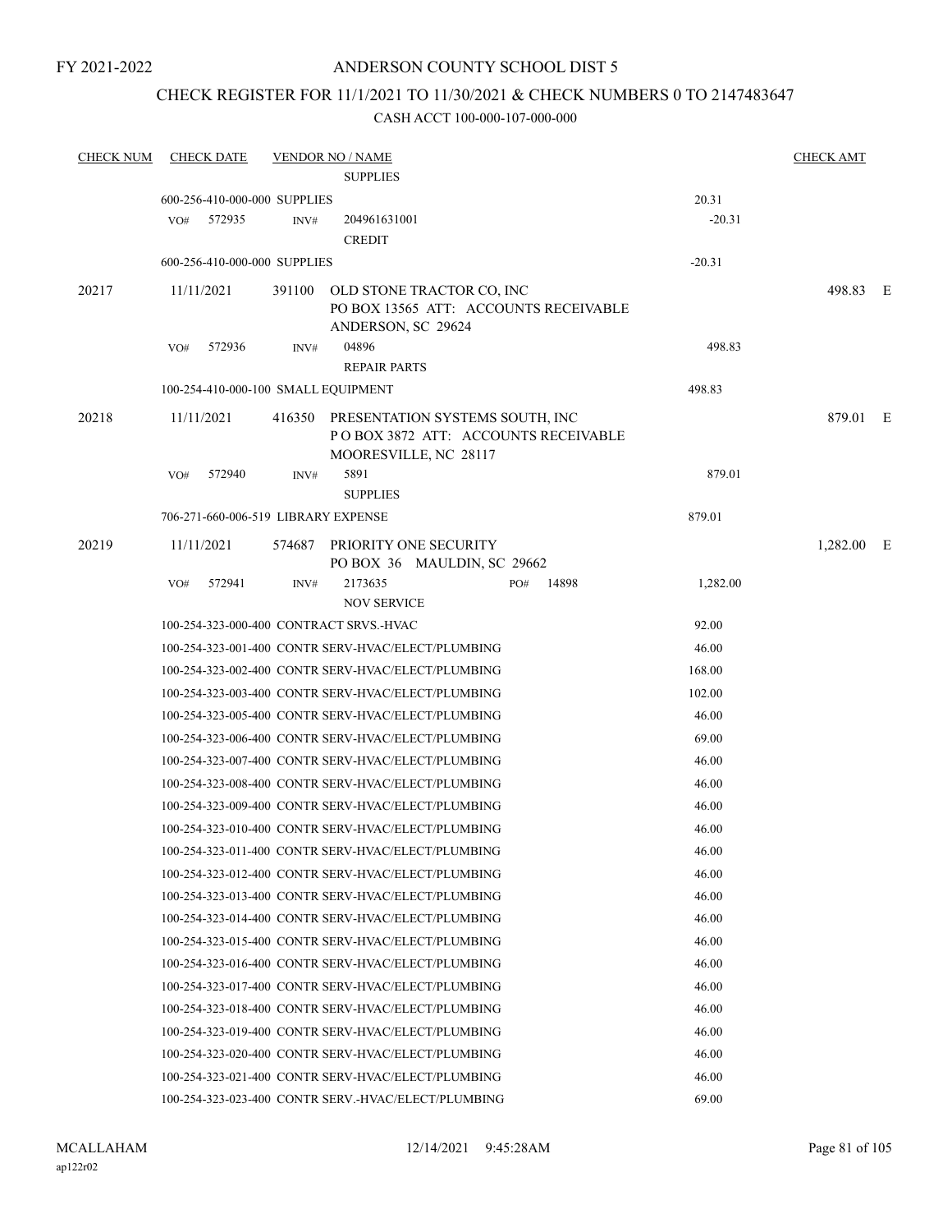FY 2021-2022

# ANDERSON COUNTY SCHOOL DIST 5

## CHECK REGISTER FOR 11/1/2021 TO 11/30/2021 & CHECK NUMBERS 0 TO 2147483647

### CASH ACCT 100-000-107-000-000

| CHECK NUM | CHECK DATE | VENDOR NO / NAME | | CHECK AMT | |
|---|---|---|---|---|---|
| | | SUPPLIES | | | |
| | 600-256-410-000-000 SUPPLIES | | 20.31 | | |
| | VO# 572935 | INV# 204961631001 CREDIT | -20.31 | | |
| | 600-256-410-000-000 SUPPLIES | | -20.31 | | |
| 20217 | 11/11/2021 | 391100 OLD STONE TRACTOR CO, INC PO BOX 13565 ATT: ACCOUNTS RECEIVABLE ANDERSON, SC 29624 | | 498.83 | E |
| | VO# 572936 | INV# 04896 REPAIR PARTS | 498.83 | | |
| | 100-254-410-000-100 SMALL EQUIPMENT | | 498.83 | | |
| 20218 | 11/11/2021 | 416350 PRESENTATION SYSTEMS SOUTH, INC P O BOX 3872 ATT: ACCOUNTS RECEIVABLE MOORESVILLE, NC 28117 | | 879.01 | E |
| | VO# 572940 | INV# 5891 SUPPLIES | 879.01 | | |
| | 706-271-660-006-519 LIBRARY EXPENSE | | 879.01 | | |
| 20219 | 11/11/2021 | 574687 PRIORITY ONE SECURITY PO BOX 36 MAULDIN, SC 29662 | | 1,282.00 | E |
| | VO# 572941 | INV# 2173635 PO# 14898 NOV SERVICE | 1,282.00 | | |
| | 100-254-323-000-400 CONTRACT SRVS.-HVAC | | 92.00 | | |
| | 100-254-323-001-400 CONTR SERV-HVAC/ELECT/PLUMBING | | 46.00 | | |
| | 100-254-323-002-400 CONTR SERV-HVAC/ELECT/PLUMBING | | 168.00 | | |
| | 100-254-323-003-400 CONTR SERV-HVAC/ELECT/PLUMBING | | 102.00 | | |
| | 100-254-323-005-400 CONTR SERV-HVAC/ELECT/PLUMBING | | 46.00 | | |
| | 100-254-323-006-400 CONTR SERV-HVAC/ELECT/PLUMBING | | 69.00 | | |
| | 100-254-323-007-400 CONTR SERV-HVAC/ELECT/PLUMBING | | 46.00 | | |
| | 100-254-323-008-400 CONTR SERV-HVAC/ELECT/PLUMBING | | 46.00 | | |
| | 100-254-323-009-400 CONTR SERV-HVAC/ELECT/PLUMBING | | 46.00 | | |
| | 100-254-323-010-400 CONTR SERV-HVAC/ELECT/PLUMBING | | 46.00 | | |
| | 100-254-323-011-400 CONTR SERV-HVAC/ELECT/PLUMBING | | 46.00 | | |
| | 100-254-323-012-400 CONTR SERV-HVAC/ELECT/PLUMBING | | 46.00 | | |
| | 100-254-323-013-400 CONTR SERV-HVAC/ELECT/PLUMBING | | 46.00 | | |
| | 100-254-323-014-400 CONTR SERV-HVAC/ELECT/PLUMBING | | 46.00 | | |
| | 100-254-323-015-400 CONTR SERV-HVAC/ELECT/PLUMBING | | 46.00 | | |
| | 100-254-323-016-400 CONTR SERV-HVAC/ELECT/PLUMBING | | 46.00 | | |
| | 100-254-323-017-400 CONTR SERV-HVAC/ELECT/PLUMBING | | 46.00 | | |
| | 100-254-323-018-400 CONTR SERV-HVAC/ELECT/PLUMBING | | 46.00 | | |
| | 100-254-323-019-400 CONTR SERV-HVAC/ELECT/PLUMBING | | 46.00 | | |
| | 100-254-323-020-400 CONTR SERV-HVAC/ELECT/PLUMBING | | 46.00 | | |
| | 100-254-323-021-400 CONTR SERV-HVAC/ELECT/PLUMBING | | 46.00 | | |
| | 100-254-323-023-400 CONTR SERV.-HVAC/ELECT/PLUMBING | | 69.00 | | |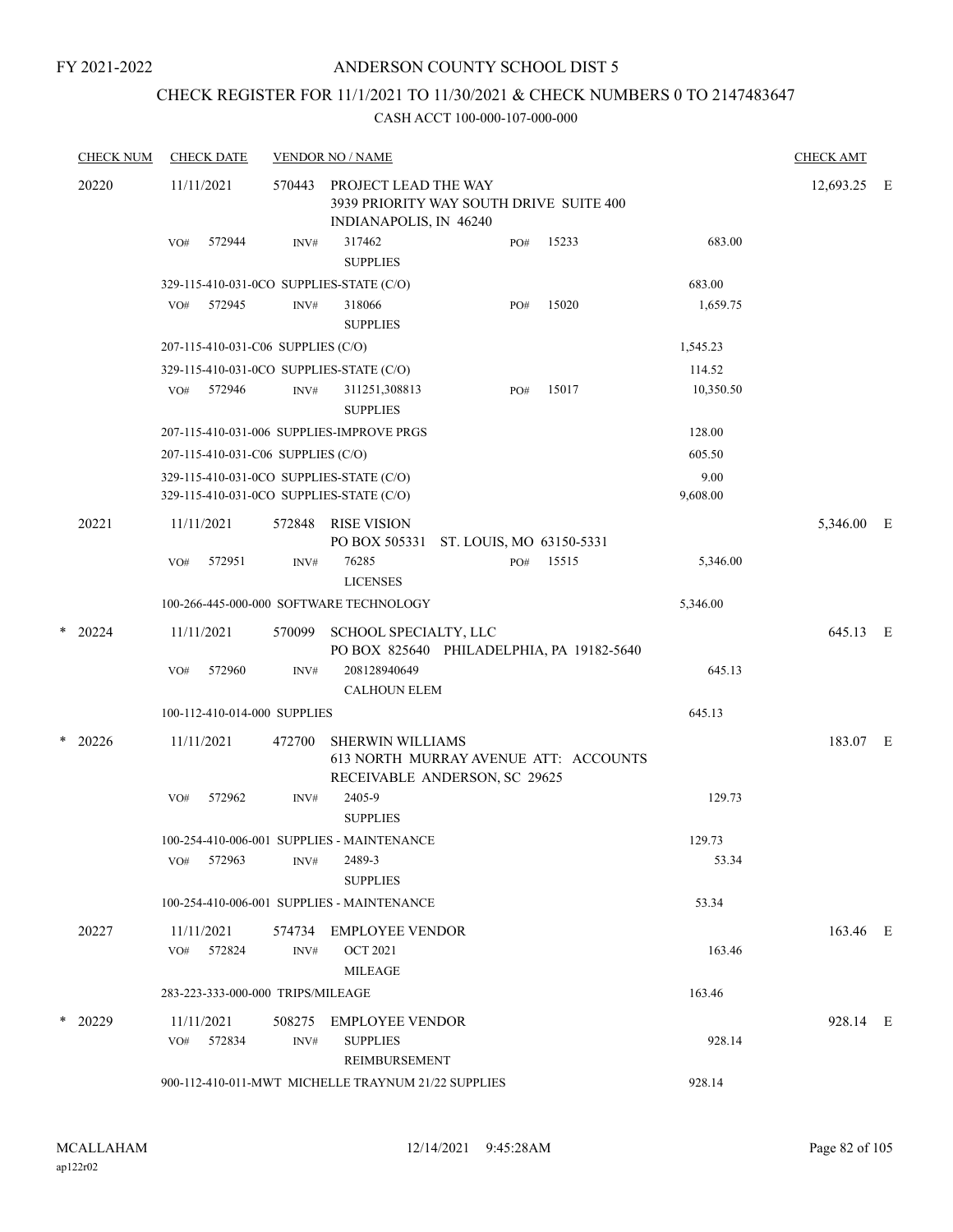FY 2021-2022

# ANDERSON COUNTY SCHOOL DIST 5

## CHECK REGISTER FOR 11/1/2021 TO 11/30/2021 & CHECK NUMBERS 0 TO 2147483647

CASH ACCT 100-000-107-000-000

| CHECK NUM | CHECK DATE | VENDOR NO / NAME | | | CHECK AMT | |
|---|---|---|---|---|---|---|
| 20220 | 11/11/2021 | 570443 PROJECT LEAD THE WAY<br>3939 PRIORITY WAY SOUTH DRIVE SUITE 400<br>INDIANAPOLIS, IN 46240 | | | 12,693.25 | E |
| | VO# 572944 | INV# 317462<br>SUPPLIES | PO# 15233 | 683.00 | | |
| | 329-115-410-031-0CO SUPPLIES-STATE (C/O) | | | 683.00 | | |
| | VO# 572945 | INV# 318066<br>SUPPLIES | PO# 15020 | 1,659.75 | | |
| | 207-115-410-031-C06 SUPPLIES (C/O) | | | 1,545.23 | | |
| | 329-115-410-031-0CO SUPPLIES-STATE (C/O) | | | 114.52 | | |
| | VO# 572946 | INV# 311251,308813<br>SUPPLIES | PO# 15017 | 10,350.50 | | |
| | 207-115-410-031-006 SUPPLIES-IMPROVE PRGS | | | 128.00 | | |
| | 207-115-410-031-C06 SUPPLIES (C/O) | | | 605.50 | | |
| | 329-115-410-031-0CO SUPPLIES-STATE (C/O) | | | 9.00 | | |
| | 329-115-410-031-0CO SUPPLIES-STATE (C/O) | | | 9,608.00 | | |
| 20221 | 11/11/2021 | 572848 RISE VISION<br>PO BOX 505331 ST. LOUIS, MO 63150-5331 | | | 5,346.00 | E |
| | VO# 572951 | INV# 76285<br>LICENSES | PO# 15515 | 5,346.00 | | |
| | 100-266-445-000-000 SOFTWARE TECHNOLOGY | | | 5,346.00 | | |
| * 20224 | 11/11/2021 | 570099 SCHOOL SPECIALTY, LLC<br>PO BOX 825640 PHILADELPHIA, PA 19182-5640 | | | 645.13 | E |
| | VO# 572960 | INV# 208128940649<br>CALHOUN ELEM | | 645.13 | | |
| | 100-112-410-014-000 SUPPLIES | | | 645.13 | | |
| * 20226 | 11/11/2021 | 472700 SHERWIN WILLIAMS<br>613 NORTH MURRAY AVENUE ATT: ACCOUNTS<br>RECEIVABLE ANDERSON, SC 29625 | | | 183.07 | E |
| | VO# 572962 | INV# 2405-9<br>SUPPLIES | | 129.73 | | |
| | 100-254-410-006-001 SUPPLIES - MAINTENANCE | | | 129.73 | | |
| | VO# 572963 | INV# 2489-3<br>SUPPLIES | | 53.34 | | |
| | 100-254-410-006-001 SUPPLIES - MAINTENANCE | | | 53.34 | | |
| 20227 | 11/11/2021 | 574734 EMPLOYEE VENDOR | | | 163.46 | E |
| | VO# 572824 | INV# OCT 2021<br>MILEAGE | | 163.46 | | |
| | 283-223-333-000-000 TRIPS/MILEAGE | | | 163.46 | | |
| * 20229 | 11/11/2021 | 508275 EMPLOYEE VENDOR | | | 928.14 | E |
| | VO# 572834 | INV# SUPPLIES<br>REIMBURSEMENT | | 928.14 | | |
| | 900-112-410-011-MWT MICHELLE TRAYNUM 21/22 SUPPLIES | | | 928.14 | | |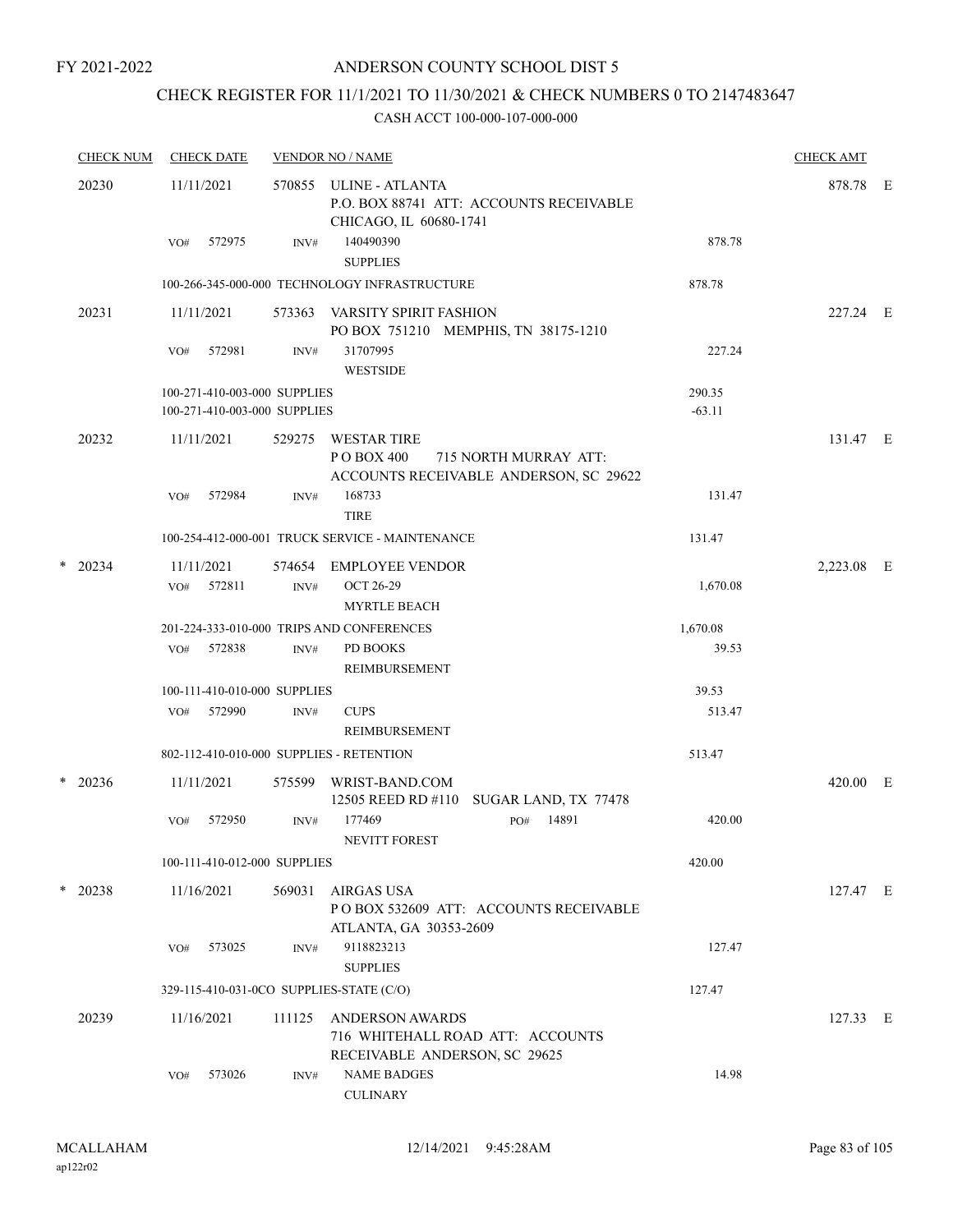FY 2021-2022

# ANDERSON COUNTY SCHOOL DIST 5

## CHECK REGISTER FOR 11/1/2021 TO 11/30/2021 & CHECK NUMBERS 0 TO 2147483647

### CASH ACCT 100-000-107-000-000

| CHECK NUM | CHECK DATE | VENDOR NO / NAME | | CHECK AMT | |
|---|---|---|---|---|---|
| 20230 | 11/11/2021 | 570855 ULINE - ATLANTA<br>P.O. BOX 88741 ATT: ACCOUNTS RECEIVABLE<br>CHICAGO, IL 60680-1741 | | 878.78 | E |
| | VO# 572975 | INV# 140490390<br>SUPPLIES | 878.78 | | |
| | | 100-266-345-000-000 TECHNOLOGY INFRASTRUCTURE | 878.78 | | |
| 20231 | 11/11/2021 | 573363 VARSITY SPIRIT FASHION<br>PO BOX 751210 MEMPHIS, TN 38175-1210 | | 227.24 | E |
| | VO# 572981 | INV# 31707995<br>WESTSIDE | 227.24 | | |
| | | 100-271-410-003-000 SUPPLIES | 290.35 | | |
| | | 100-271-410-003-000 SUPPLIES | -63.11 | | |
| 20232 | 11/11/2021 | 529275 WESTAR TIRE<br>P O BOX 400 715 NORTH MURRAY ATT:<br>ACCOUNTS RECEIVABLE ANDERSON, SC 29622 | | 131.47 | E |
| | VO# 572984 | INV# 168733<br>TIRE | 131.47 | | |
| | | 100-254-412-000-001 TRUCK SERVICE - MAINTENANCE | 131.47 | | |
| * 20234 | 11/11/2021 | 574654 EMPLOYEE VENDOR | | 2,223.08 | E |
| | VO# 572811 | INV# OCT 26-29<br>MYRTLE BEACH | 1,670.08 | | |
| | | 201-224-333-010-000 TRIPS AND CONFERENCES | 1,670.08 | | |
| | VO# 572838 | INV# PD BOOKS<br>REIMBURSEMENT | 39.53 | | |
| | | 100-111-410-010-000 SUPPLIES | 39.53 | | |
| | VO# 572990 | INV# CUPS<br>REIMBURSEMENT | 513.47 | | |
| | | 802-112-410-010-000 SUPPLIES - RETENTION | 513.47 | | |
| * 20236 | 11/11/2021 | 575599 WRIST-BAND.COM<br>12505 REED RD #110 SUGAR LAND, TX 77478 | | 420.00 | E |
| | VO# 572950 | INV# 177469 PO# 14891<br>NEVITT FOREST | 420.00 | | |
| | | 100-111-410-012-000 SUPPLIES | 420.00 | | |
| * 20238 | 11/16/2021 | 569031 AIRGAS USA<br>P O BOX 532609 ATT: ACCOUNTS RECEIVABLE<br>ATLANTA, GA 30353-2609 | | 127.47 | E |
| | VO# 573025 | INV# 9118823213<br>SUPPLIES | 127.47 | | |
| | | 329-115-410-031-0CO SUPPLIES-STATE (C/O) | 127.47 | | |
| 20239 | 11/16/2021 | 111125 ANDERSON AWARDS<br>716 WHITEHALL ROAD ATT: ACCOUNTS<br>RECEIVABLE ANDERSON, SC 29625 | | 127.33 | E |
| | VO# 573026 | INV# NAME BADGES<br>CULINARY | 14.98 | | |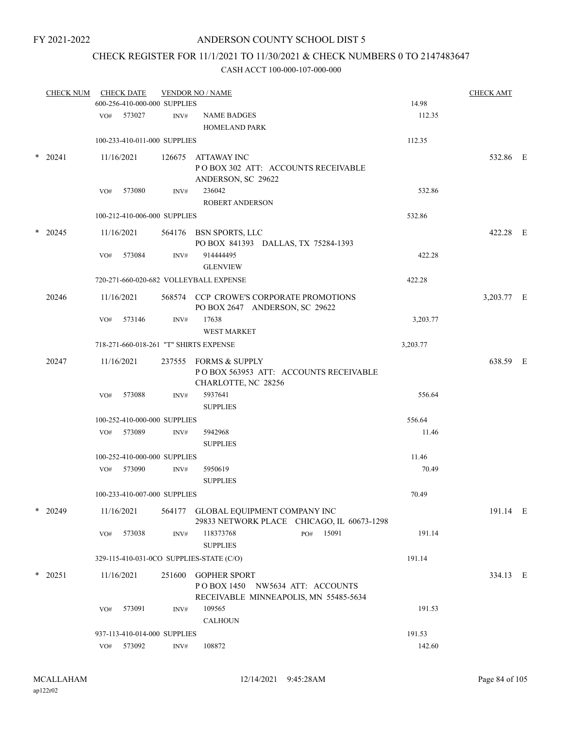FY 2021-2022

ANDERSON COUNTY SCHOOL DIST 5

CHECK REGISTER FOR 11/1/2021 TO 11/30/2021 & CHECK NUMBERS 0 TO 2147483647

CASH ACCT 100-000-107-000-000

| CHECK NUM | CHECK DATE | VENDOR NO / NAME | | CHECK AMT |
|---|---|---|---|---|
| | 600-256-410-000-000 SUPPLIES | | 14.98 | |
| | VO# 573027 | INV# NAME BADGES HOMELAND PARK | 112.35 | |
| | 100-233-410-011-000 SUPPLIES | | 112.35 | |
| * 20241 | 11/16/2021 | 126675 ATTAWAY INC P O BOX 302 ATT: ACCOUNTS RECEIVABLE ANDERSON, SC 29622 | | 532.86 E |
| | VO# 573080 | INV# 236042 ROBERT ANDERSON | 532.86 | |
| | 100-212-410-006-000 SUPPLIES | | 532.86 | |
| * 20245 | 11/16/2021 | 564176 BSN SPORTS, LLC PO BOX 841393 DALLAS, TX 75284-1393 | | 422.28 E |
| | VO# 573084 | INV# 914444495 GLENVIEW | 422.28 | |
| | 720-271-660-020-682 VOLLEYBALL EXPENSE | | 422.28 | |
| 20246 | 11/16/2021 | 568574 CCP CROWE'S CORPORATE PROMOTIONS PO BOX 2647 ANDERSON, SC 29622 | | 3,203.77 E |
| | VO# 573146 | INV# 17638 WEST MARKET | 3,203.77 | |
| | 718-271-660-018-261 "T" SHIRTS EXPENSE | | 3,203.77 | |
| 20247 | 11/16/2021 | 237555 FORMS & SUPPLY P O BOX 563953 ATT: ACCOUNTS RECEIVABLE CHARLOTTE, NC 28256 | | 638.59 E |
| | VO# 573088 | INV# 5937641 SUPPLIES | 556.64 | |
| | 100-252-410-000-000 SUPPLIES | | 556.64 | |
| | VO# 573089 | INV# 5942968 SUPPLIES | 11.46 | |
| | 100-252-410-000-000 SUPPLIES | | 11.46 | |
| | VO# 573090 | INV# 5950619 SUPPLIES | 70.49 | |
| | 100-233-410-007-000 SUPPLIES | | 70.49 | |
| * 20249 | 11/16/2021 | 564177 GLOBAL EQUIPMENT COMPANY INC 29833 NETWORK PLACE CHICAGO, IL 60673-1298 | | 191.14 E |
| | VO# 573038 | INV# 118373768 PO# 15091 SUPPLIES | 191.14 | |
| | 329-115-410-031-0CO SUPPLIES-STATE (C/O) | | 191.14 | |
| * 20251 | 11/16/2021 | 251600 GOPHER SPORT P O BOX 1450 NW5634 ATT: ACCOUNTS RECEIVABLE MINNEAPOLIS, MN 55485-5634 | | 334.13 E |
| | VO# 573091 | INV# 109565 CALHOUN | 191.53 | |
| | 937-113-410-014-000 SUPPLIES | | 191.53 | |
| | VO# 573092 | INV# 108872 | 142.60 | |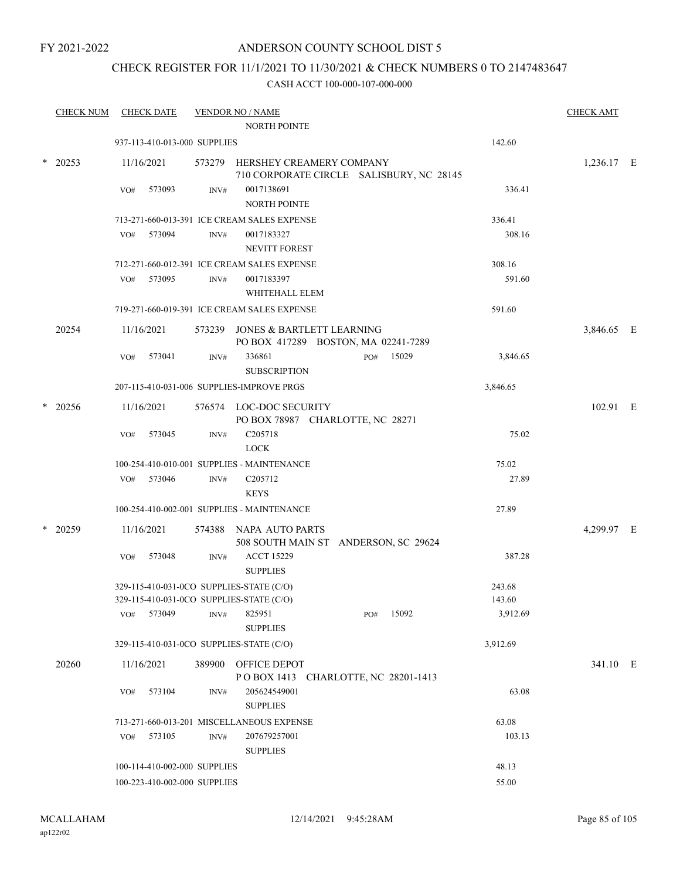FY 2021-2022

# ANDERSON COUNTY SCHOOL DIST 5

## CHECK REGISTER FOR 11/1/2021 TO 11/30/2021 & CHECK NUMBERS 0 TO 2147483647

### CASH ACCT 100-000-107-000-000

| CHECK NUM | CHECK DATE | VENDOR NO / NAME | | CHECK AMT |
|---|---|---|---|---|
| | | NORTH POINTE | | |
| | 937-113-410-013-000 SUPPLIES | | 142.60 | |
| * 20253 | 11/16/2021 | 573279 HERSHEY CREAMERY COMPANY<br>710 CORPORATE CIRCLE SALISBURY, NC 28145 | | 1,236.17 E |
| | VO# 573093 | INV# 0017138691<br>NORTH POINTE | 336.41 | |
| | 713-271-660-013-391 ICE CREAM SALES EXPENSE | | 336.41 | |
| | VO# 573094 | INV# 0017183327<br>NEVITT FOREST | 308.16 | |
| | 712-271-660-012-391 ICE CREAM SALES EXPENSE | | 308.16 | |
| | VO# 573095 | INV# 0017183397<br>WHITEHALL ELEM | 591.60 | |
| | 719-271-660-019-391 ICE CREAM SALES EXPENSE | | 591.60 | |
| 20254 | 11/16/2021 | 573239 JONES & BARTLETT LEARNING<br>PO BOX 417289 BOSTON, MA 02241-7289 | | 3,846.65 E |
| | VO# 573041 | INV# 336861 PO# 15029<br>SUBSCRIPTION | 3,846.65 | |
| | 207-115-410-031-006 SUPPLIES-IMPROVE PRGS | | 3,846.65 | |
| * 20256 | 11/16/2021 | 576574 LOC-DOC SECURITY<br>PO BOX 78987 CHARLOTTE, NC 28271 | | 102.91 E |
| | VO# 573045 | INV# C205718<br>LOCK | 75.02 | |
| | 100-254-410-010-001 SUPPLIES - MAINTENANCE | | 75.02 | |
| | VO# 573046 | INV# C205712<br>KEYS | 27.89 | |
| | 100-254-410-002-001 SUPPLIES - MAINTENANCE | | 27.89 | |
| * 20259 | 11/16/2021 | 574388 NAPA AUTO PARTS<br>508 SOUTH MAIN ST ANDERSON, SC 29624 | | 4,299.97 E |
| | VO# 573048 | INV# ACCT 15229<br>SUPPLIES | 387.28 | |
| | 329-115-410-031-0CO SUPPLIES-STATE (C/O) | | 243.68 | |
| | 329-115-410-031-0CO SUPPLIES-STATE (C/O) | | 143.60 | |
| | VO# 573049 | INV# 825951 PO# 15092<br>SUPPLIES | 3,912.69 | |
| | 329-115-410-031-0CO SUPPLIES-STATE (C/O) | | 3,912.69 | |
| 20260 | 11/16/2021 | 389900 OFFICE DEPOT<br>P O BOX 1413 CHARLOTTE, NC 28201-1413 | | 341.10 E |
| | VO# 573104 | INV# 205624549001<br>SUPPLIES | 63.08 | |
| | 713-271-660-013-201 MISCELLANEOUS EXPENSE | | 63.08 | |
| | VO# 573105 | INV# 207679257001<br>SUPPLIES | 103.13 | |
| | 100-114-410-002-000 SUPPLIES | | 48.13 | |
| | 100-223-410-002-000 SUPPLIES | | 55.00 | |

MCALLAHAM
ap122r02

12/14/2021 9:45:28AM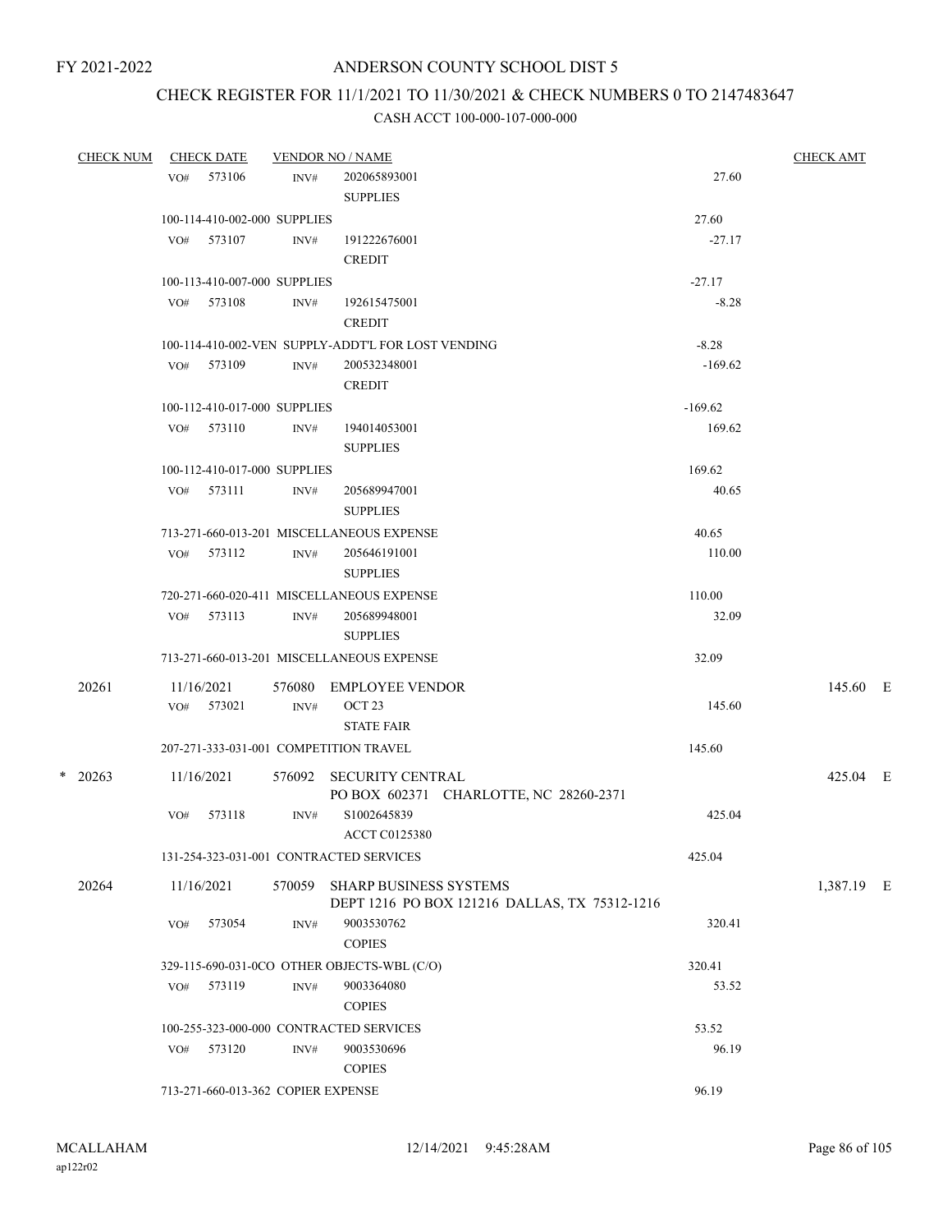# ANDERSON COUNTY SCHOOL DIST 5

FY 2021-2022

## CHECK REGISTER FOR 11/1/2021 TO 11/30/2021 & CHECK NUMBERS 0 TO 2147483647

### CASH ACCT 100-000-107-000-000

| CHECK NUM | CHECK DATE | VENDOR NO / NAME | | CHECK AMT |
|---|---|---|---|---|
| | VO# 573106 | INV# 202065893001 SUPPLIES | 27.60 | |
| | 100-114-410-002-000 SUPPLIES | | 27.60 | |
| | VO# 573107 | INV# 191222676001 CREDIT | -27.17 | |
| | 100-113-410-007-000 SUPPLIES | | -27.17 | |
| | VO# 573108 | INV# 192615475001 CREDIT | -8.28 | |
| | 100-114-410-002-VEN SUPPLY-ADDT'L FOR LOST VENDING | | -8.28 | |
| | VO# 573109 | INV# 200532348001 CREDIT | -169.62 | |
| | 100-112-410-017-000 SUPPLIES | | -169.62 | |
| | VO# 573110 | INV# 194014053001 SUPPLIES | 169.62 | |
| | 100-112-410-017-000 SUPPLIES | | 169.62 | |
| | VO# 573111 | INV# 205689947001 SUPPLIES | 40.65 | |
| | 713-271-660-013-201 MISCELLANEOUS EXPENSE | | 40.65 | |
| | VO# 573112 | INV# 205646191001 SUPPLIES | 110.00 | |
| | 720-271-660-020-411 MISCELLANEOUS EXPENSE | | 110.00 | |
| | VO# 573113 | INV# 205689948001 SUPPLIES | 32.09 | |
| | 713-271-660-013-201 MISCELLANEOUS EXPENSE | | 32.09 | |
| 20261 | 11/16/2021 | 576080 EMPLOYEE VENDOR | | 145.60 E |
| | VO# 573021 | INV# OCT 23 STATE FAIR | 145.60 | |
| | 207-271-333-031-001 COMPETITION TRAVEL | | 145.60 | |
| * 20263 | 11/16/2021 | 576092 SECURITY CENTRAL PO BOX 602371 CHARLOTTE, NC 28260-2371 | | 425.04 E |
| | VO# 573118 | INV# S1002645839 ACCT C0125380 | 425.04 | |
| | 131-254-323-031-001 CONTRACTED SERVICES | | 425.04 | |
| 20264 | 11/16/2021 | 570059 SHARP BUSINESS SYSTEMS DEPT 1216 PO BOX 121216 DALLAS, TX 75312-1216 | | 1,387.19 E |
| | VO# 573054 | INV# 9003530762 COPIES | 320.41 | |
| | 329-115-690-031-0CO OTHER OBJECTS-WBL (C/O) | | 320.41 | |
| | VO# 573119 | INV# 9003364080 COPIES | 53.52 | |
| | 100-255-323-000-000 CONTRACTED SERVICES | | 53.52 | |
| | VO# 573120 | INV# 9003530696 COPIES | 96.19 | |
| | 713-271-660-013-362 COPIER EXPENSE | | 96.19 | |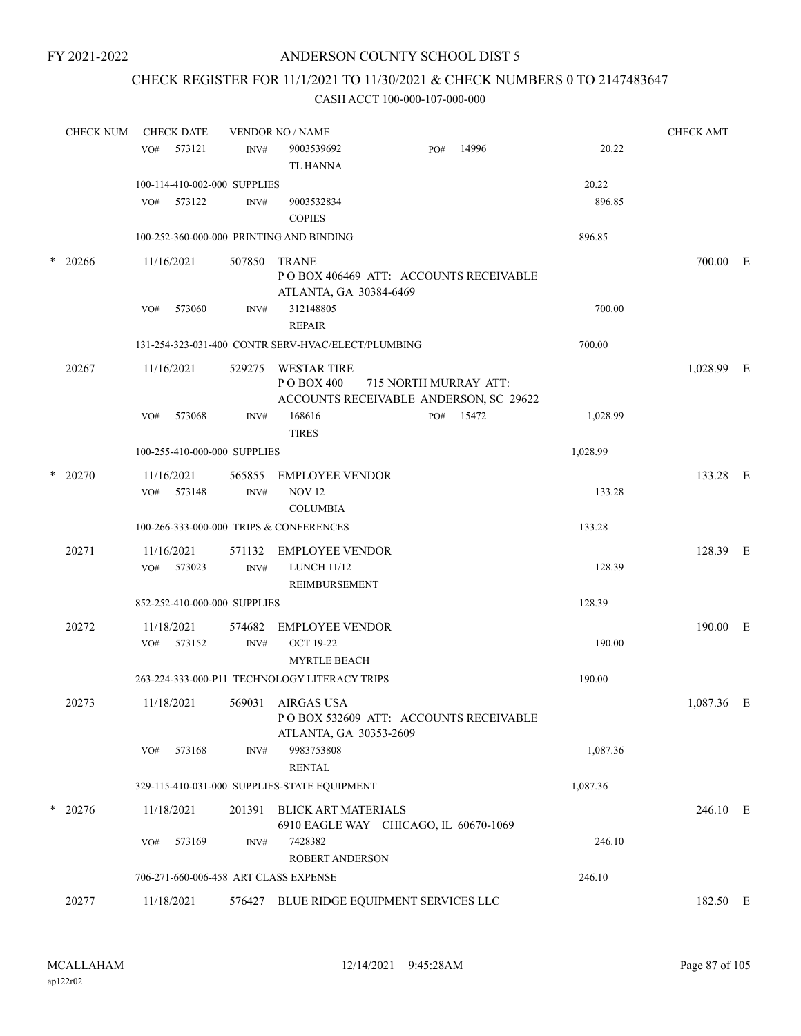FY 2021-2022

# ANDERSON COUNTY SCHOOL DIST 5

## CHECK REGISTER FOR 11/1/2021 TO 11/30/2021 & CHECK NUMBERS 0 TO 2147483647

CASH ACCT 100-000-107-000-000

| CHECK NUM | CHECK DATE | VENDOR NO / NAME | | | CHECK AMT |
|---|---|---|---|---|---|
| | VO# 573121 | INV# 9003539692 TL HANNA | PO# 14996 | 20.22 | |
| | 100-114-410-002-000 SUPPLIES | | | 20.22 | |
| | VO# 573122 | INV# 9003532834 COPIES | | 896.85 | |
| | 100-252-360-000-000 PRINTING AND BINDING | | | 896.85 | |
| * 20266 | 11/16/2021 | 507850 TRANE P O BOX 406469 ATT: ACCOUNTS RECEIVABLE ATLANTA, GA 30384-6469 | | | 700.00 E |
| | VO# 573060 | INV# 312148805 REPAIR | | 700.00 | |
| | 131-254-323-031-400 CONTR SERV-HVAC/ELECT/PLUMBING | | | 700.00 | |
| 20267 | 11/16/2021 | 529275 WESTAR TIRE P O BOX 400 715 NORTH MURRAY ATT: ACCOUNTS RECEIVABLE ANDERSON, SC 29622 | | | 1,028.99 E |
| | VO# 573068 | INV# 168616 TIRES | PO# 15472 | 1,028.99 | |
| | 100-255-410-000-000 SUPPLIES | | | 1,028.99 | |
| * 20270 | 11/16/2021 | 565855 EMPLOYEE VENDOR | | | 133.28 E |
| | VO# 573148 | INV# NOV 12 COLUMBIA | | 133.28 | |
| | 100-266-333-000-000 TRIPS & CONFERENCES | | | 133.28 | |
| 20271 | 11/16/2021 | 571132 EMPLOYEE VENDOR | | | 128.39 E |
| | VO# 573023 | INV# LUNCH 11/12 REIMBURSEMENT | | 128.39 | |
| | 852-252-410-000-000 SUPPLIES | | | 128.39 | |
| 20272 | 11/18/2021 | 574682 EMPLOYEE VENDOR | | | 190.00 E |
| | VO# 573152 | INV# OCT 19-22 MYRTLE BEACH | | 190.00 | |
| | 263-224-333-000-P11 TECHNOLOGY LITERACY TRIPS | | | 190.00 | |
| 20273 | 11/18/2021 | 569031 AIRGAS USA P O BOX 532609 ATT: ACCOUNTS RECEIVABLE ATLANTA, GA 30353-2609 | | | 1,087.36 E |
| | VO# 573168 | INV# 9983753808 RENTAL | | 1,087.36 | |
| | 329-115-410-031-000 SUPPLIES-STATE EQUIPMENT | | | 1,087.36 | |
| * 20276 | 11/18/2021 | 201391 BLICK ART MATERIALS 6910 EAGLE WAY CHICAGO, IL 60670-1069 | | | 246.10 E |
| | VO# 573169 | INV# 7428382 ROBERT ANDERSON | | 246.10 | |
| | 706-271-660-006-458 ART CLASS EXPENSE | | | 246.10 | |
| 20277 | 11/18/2021 | 576427 BLUE RIDGE EQUIPMENT SERVICES LLC | | | 182.50 E |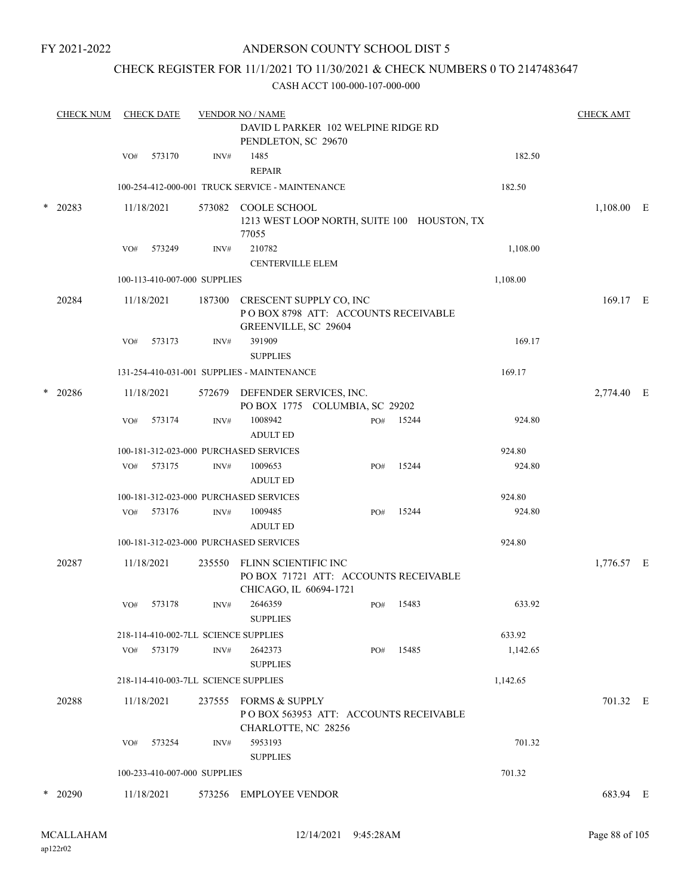FY 2021-2022

# ANDERSON COUNTY SCHOOL DIST 5

## CHECK REGISTER FOR 11/1/2021 TO 11/30/2021 & CHECK NUMBERS 0 TO 2147483647

### CASH ACCT 100-000-107-000-000

| CHECK NUM | CHECK DATE | VENDOR NO / NAME | | | CHECK AMT | |
|---|---|---|---|---|---|---|
| | | DAVID L PARKER 102 WELPINE RIDGE RD PENDLETON, SC 29670 | | | | |
| | VO# 573170 | INV# 1485 REPAIR | | 182.50 | | |
| | 100-254-412-000-001 TRUCK SERVICE - MAINTENANCE | | | 182.50 | | |
| * 20283 | 11/18/2021 | 573082 COOLE SCHOOL 1213 WEST LOOP NORTH, SUITE 100 HOUSTON, TX 77055 | | | 1,108.00 | E |
| | VO# 573249 | INV# 210782 CENTERVILLE ELEM | | 1,108.00 | | |
| | 100-113-410-007-000 SUPPLIES | | | 1,108.00 | | |
| 20284 | 11/18/2021 | 187300 CRESCENT SUPPLY CO, INC P O BOX 8798 ATT: ACCOUNTS RECEIVABLE GREENVILLE, SC 29604 | | | 169.17 | E |
| | VO# 573173 | INV# 391909 SUPPLIES | | 169.17 | | |
| | 131-254-410-031-001 SUPPLIES - MAINTENANCE | | | 169.17 | | |
| * 20286 | 11/18/2021 | 572679 DEFENDER SERVICES, INC. PO BOX 1775 COLUMBIA, SC 29202 | | | 2,774.40 | E |
| | VO# 573174 | INV# 1008942 ADULT ED | PO# 15244 | 924.80 | | |
| | 100-181-312-023-000 PURCHASED SERVICES | | | 924.80 | | |
| | VO# 573175 | INV# 1009653 ADULT ED | PO# 15244 | 924.80 | | |
| | 100-181-312-023-000 PURCHASED SERVICES | | | 924.80 | | |
| | VO# 573176 | INV# 1009485 ADULT ED | PO# 15244 | 924.80 | | |
| | 100-181-312-023-000 PURCHASED SERVICES | | | 924.80 | | |
| 20287 | 11/18/2021 | 235550 FLINN SCIENTIFIC INC PO BOX 71721 ATT: ACCOUNTS RECEIVABLE CHICAGO, IL 60694-1721 | | | 1,776.57 | E |
| | VO# 573178 | INV# 2646359 SUPPLIES | PO# 15483 | 633.92 | | |
| | 218-114-410-002-7LL SCIENCE SUPPLIES | | | 633.92 | | |
| | VO# 573179 | INV# 2642373 SUPPLIES | PO# 15485 | 1,142.65 | | |
| | 218-114-410-003-7LL SCIENCE SUPPLIES | | | 1,142.65 | | |
| 20288 | 11/18/2021 | 237555 FORMS & SUPPLY P O BOX 563953 ATT: ACCOUNTS RECEIVABLE CHARLOTTE, NC 28256 | | | 701.32 | E |
| | VO# 573254 | INV# 5953193 SUPPLIES | | 701.32 | | |
| | 100-233-410-007-000 SUPPLIES | | | 701.32 | | |
| * 20290 | 11/18/2021 | 573256 EMPLOYEE VENDOR | | | 683.94 | E |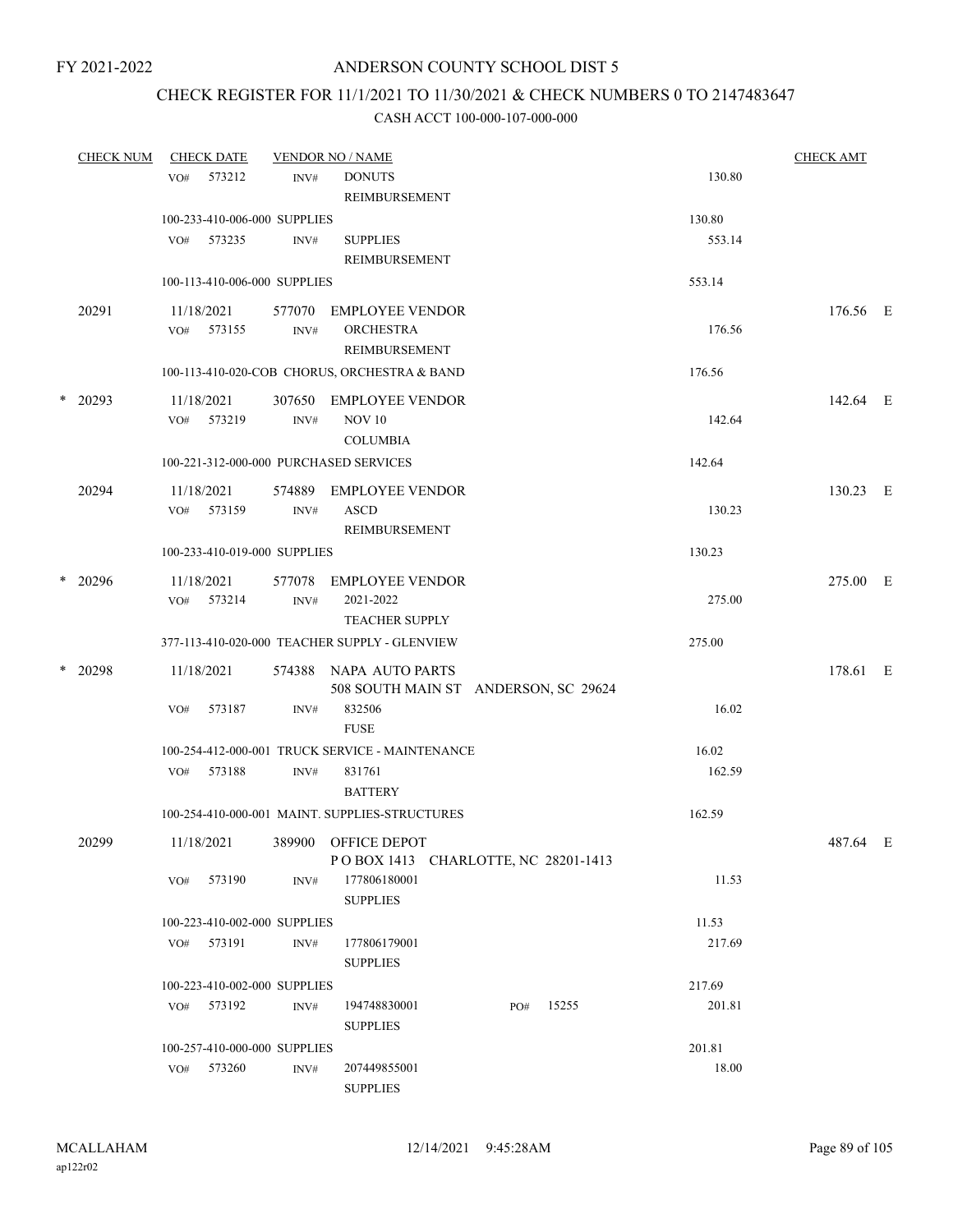FY 2021-2022

# ANDERSON COUNTY SCHOOL DIST 5

## CHECK REGISTER FOR 11/1/2021 TO 11/30/2021 & CHECK NUMBERS 0 TO 2147483647

CASH ACCT 100-000-107-000-000

| CHECK NUM | CHECK DATE | VENDOR NO / NAME | | CHECK AMT |
|---|---|---|---|---|
| | VO# 573212 | INV# DONUTS REIMBURSEMENT | 130.80 | |
| | 100-233-410-006-000 SUPPLIES | | 130.80 | |
| | VO# 573235 | INV# SUPPLIES REIMBURSEMENT | 553.14 | |
| | 100-113-410-006-000 SUPPLIES | | 553.14 | |
| 20291 | 11/18/2021 | 577070 EMPLOYEE VENDOR | | 176.56 E |
| | VO# 573155 | INV# ORCHESTRA REIMBURSEMENT | 176.56 | |
| | 100-113-410-020-COB CHORUS, ORCHESTRA & BAND | | 176.56 | |
| * 20293 | 11/18/2021 | 307650 EMPLOYEE VENDOR | | 142.64 E |
| | VO# 573219 | INV# NOV 10 COLUMBIA | 142.64 | |
| | 100-221-312-000-000 PURCHASED SERVICES | | 142.64 | |
| 20294 | 11/18/2021 | 574889 EMPLOYEE VENDOR | | 130.23 E |
| | VO# 573159 | INV# ASCD REIMBURSEMENT | 130.23 | |
| | 100-233-410-019-000 SUPPLIES | | 130.23 | |
| * 20296 | 11/18/2021 | 577078 EMPLOYEE VENDOR | | 275.00 E |
| | VO# 573214 | INV# 2021-2022 TEACHER SUPPLY | 275.00 | |
| | 377-113-410-020-000 TEACHER SUPPLY - GLENVIEW | | 275.00 | |
| * 20298 | 11/18/2021 | 574388 NAPA AUTO PARTS 508 SOUTH MAIN ST ANDERSON, SC 29624 | | 178.61 E |
| | VO# 573187 | INV# 832506 FUSE | 16.02 | |
| | 100-254-412-000-001 TRUCK SERVICE - MAINTENANCE | | 16.02 | |
| | VO# 573188 | INV# 831761 BATTERY | 162.59 | |
| | 100-254-410-000-001 MAINT. SUPPLIES-STRUCTURES | | 162.59 | |
| 20299 | 11/18/2021 | 389900 OFFICE DEPOT P O BOX 1413 CHARLOTTE, NC 28201-1413 | | 487.64 E |
| | VO# 573190 | INV# 177806180001 SUPPLIES | 11.53 | |
| | 100-223-410-002-000 SUPPLIES | | 11.53 | |
| | VO# 573191 | INV# 177806179001 SUPPLIES | 217.69 | |
| | 100-223-410-002-000 SUPPLIES | | 217.69 | |
| | VO# 573192 | INV# 194748830001 PO# 15255 SUPPLIES | 201.81 | |
| | 100-257-410-000-000 SUPPLIES | | 201.81 | |
| | VO# 573260 | INV# 207449855001 SUPPLIES | 18.00 | |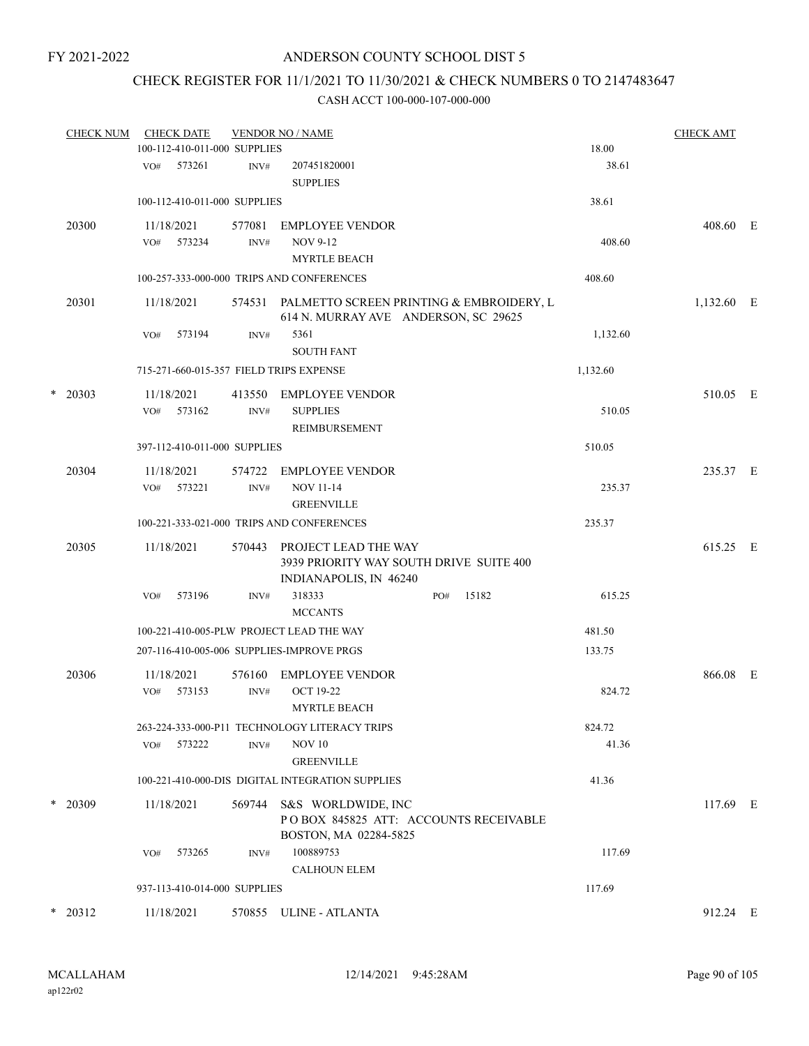FY 2021-2022

# ANDERSON COUNTY SCHOOL DIST 5

## CHECK REGISTER FOR 11/1/2021 TO 11/30/2021 & CHECK NUMBERS 0 TO 2147483647

### CASH ACCT 100-000-107-000-000

| CHECK NUM | CHECK DATE | VENDOR NO / NAME | | CHECK AMT |
|---|---|---|---|---|
| | 100-112-410-011-000 SUPPLIES | | 18.00 | |
| | VO# 573261 | INV# 207451820001 SUPPLIES | 38.61 | |
| | 100-112-410-011-000 SUPPLIES | | 38.61 | |
| 20300 | 11/18/2021 | 577081 EMPLOYEE VENDOR | | 408.60 E |
| | VO# 573234 | INV# NOV 9-12 MYRTLE BEACH | 408.60 | |
| | 100-257-333-000-000 TRIPS AND CONFERENCES | | 408.60 | |
| 20301 | 11/18/2021 | 574531 PALMETTO SCREEN PRINTING & EMBROIDERY, L 614 N. MURRAY AVE ANDERSON, SC 29625 | | 1,132.60 E |
| | VO# 573194 | INV# 5361 SOUTH FANT | 1,132.60 | |
| | 715-271-660-015-357 FIELD TRIPS EXPENSE | | 1,132.60 | |
| * 20303 | 11/18/2021 | 413550 EMPLOYEE VENDOR | | 510.05 E |
| | VO# 573162 | INV# SUPPLIES REIMBURSEMENT | 510.05 | |
| | 397-112-410-011-000 SUPPLIES | | 510.05 | |
| 20304 | 11/18/2021 | 574722 EMPLOYEE VENDOR | | 235.37 E |
| | VO# 573221 | INV# NOV 11-14 GREENVILLE | 235.37 | |
| | 100-221-333-021-000 TRIPS AND CONFERENCES | | 235.37 | |
| 20305 | 11/18/2021 | 570443 PROJECT LEAD THE WAY 3939 PRIORITY WAY SOUTH DRIVE SUITE 400 INDIANAPOLIS, IN 46240 | | 615.25 E |
| | VO# 573196 | INV# 318333 MCCANTS PO# 15182 | 615.25 | |
| | 100-221-410-005-PLW PROJECT LEAD THE WAY | | 481.50 | |
| | 207-116-410-005-006 SUPPLIES-IMPROVE PRGS | | 133.75 | |
| 20306 | 11/18/2021 | 576160 EMPLOYEE VENDOR | | 866.08 E |
| | VO# 573153 | INV# OCT 19-22 MYRTLE BEACH | 824.72 | |
| | 263-224-333-000-P11 TECHNOLOGY LITERACY TRIPS | | 824.72 | |
| | VO# 573222 | INV# NOV 10 GREENVILLE | 41.36 | |
| | 100-221-410-000-DIS DIGITAL INTEGRATION SUPPLIES | | 41.36 | |
| * 20309 | 11/18/2021 | 569744 S&S WORLDWIDE, INC P O BOX 845825 ATT: ACCOUNTS RECEIVABLE BOSTON, MA 02284-5825 | | 117.69 E |
| | VO# 573265 | INV# 100889753 CALHOUN ELEM | 117.69 | |
| | 937-113-410-014-000 SUPPLIES | | 117.69 | |
| * 20312 | 11/18/2021 | 570855 ULINE - ATLANTA | | 912.24 E |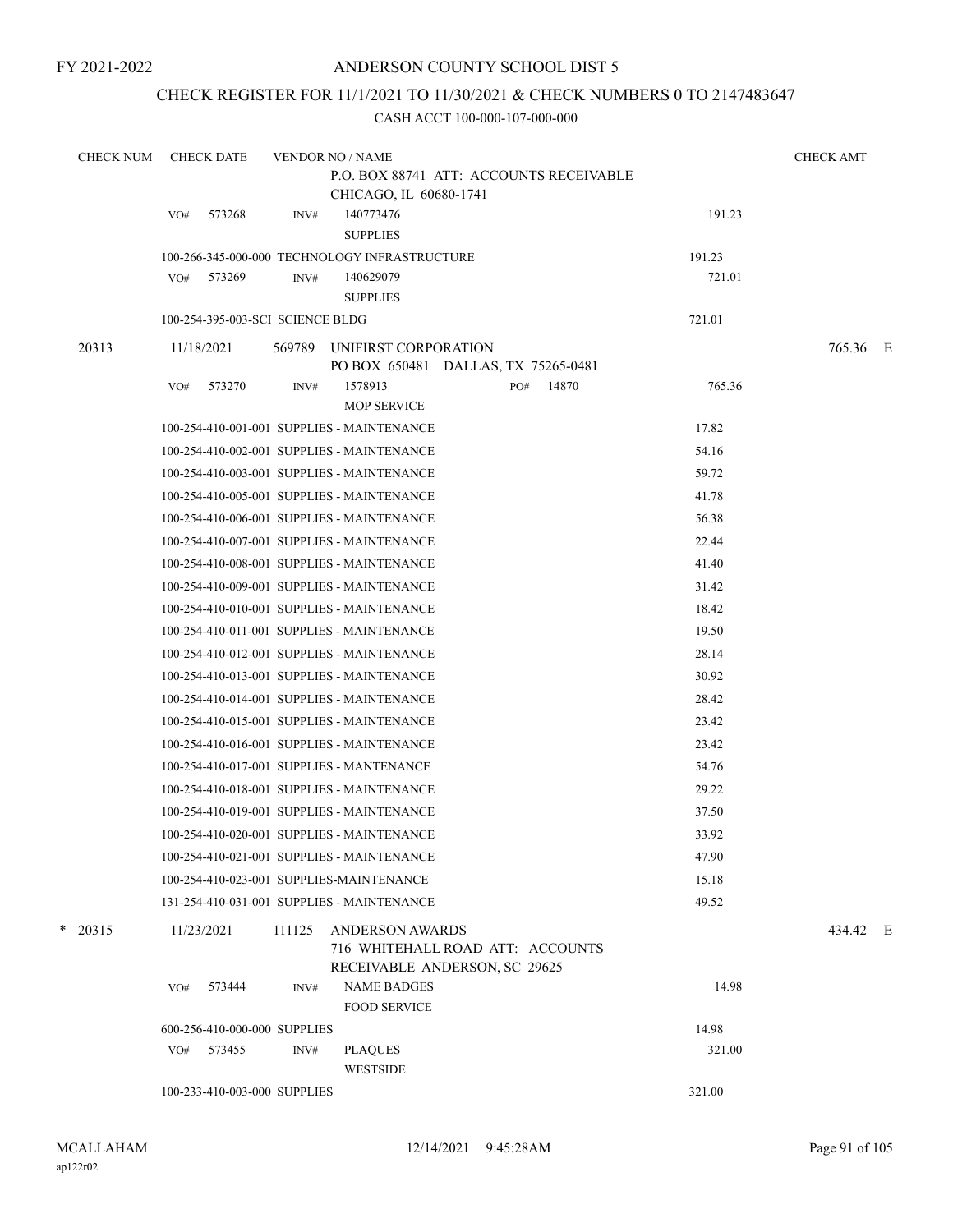FY 2021-2022

# ANDERSON COUNTY SCHOOL DIST 5

## CHECK REGISTER FOR 11/1/2021 TO 11/30/2021 & CHECK NUMBERS 0 TO 2147483647

CASH ACCT 100-000-107-000-000

| CHECK NUM | CHECK DATE | VENDOR NO / NAME | | CHECK AMT |
|---|---|---|---|---|
| | | P.O. BOX 88741 ATT: ACCOUNTS RECEIVABLE CHICAGO, IL 60680-1741 | | |
| | VO# 573268 | INV# 140773476 SUPPLIES | 191.23 | |
| | 100-266-345-000-000 TECHNOLOGY INFRASTRUCTURE | | 191.23 | |
| | VO# 573269 | INV# 140629079 SUPPLIES | 721.01 | |
| | 100-254-395-003-SCI SCIENCE BLDG | | 721.01 | |
| 20313 | 11/18/2021 | 569789 UNIFIRST CORPORATION PO BOX 650481 DALLAS, TX 75265-0481 | | 765.36 E |
| | VO# 573270 | INV# 1578913 PO# 14870 MOP SERVICE | 765.36 | |
| | 100-254-410-001-001 SUPPLIES - MAINTENANCE | | 17.82 | |
| | 100-254-410-002-001 SUPPLIES - MAINTENANCE | | 54.16 | |
| | 100-254-410-003-001 SUPPLIES - MAINTENANCE | | 59.72 | |
| | 100-254-410-005-001 SUPPLIES - MAINTENANCE | | 41.78 | |
| | 100-254-410-006-001 SUPPLIES - MAINTENANCE | | 56.38 | |
| | 100-254-410-007-001 SUPPLIES - MAINTENANCE | | 22.44 | |
| | 100-254-410-008-001 SUPPLIES - MAINTENANCE | | 41.40 | |
| | 100-254-410-009-001 SUPPLIES - MAINTENANCE | | 31.42 | |
| | 100-254-410-010-001 SUPPLIES - MAINTENANCE | | 18.42 | |
| | 100-254-410-011-001 SUPPLIES - MAINTENANCE | | 19.50 | |
| | 100-254-410-012-001 SUPPLIES - MAINTENANCE | | 28.14 | |
| | 100-254-410-013-001 SUPPLIES - MAINTENANCE | | 30.92 | |
| | 100-254-410-014-001 SUPPLIES - MAINTENANCE | | 28.42 | |
| | 100-254-410-015-001 SUPPLIES - MAINTENANCE | | 23.42 | |
| | 100-254-410-016-001 SUPPLIES - MAINTENANCE | | 23.42 | |
| | 100-254-410-017-001 SUPPLIES - MANTENANCE | | 54.76 | |
| | 100-254-410-018-001 SUPPLIES - MAINTENANCE | | 29.22 | |
| | 100-254-410-019-001 SUPPLIES - MAINTENANCE | | 37.50 | |
| | 100-254-410-020-001 SUPPLIES - MAINTENANCE | | 33.92 | |
| | 100-254-410-021-001 SUPPLIES - MAINTENANCE | | 47.90 | |
| | 100-254-410-023-001 SUPPLIES-MAINTENANCE | | 15.18 | |
| | 131-254-410-031-001 SUPPLIES - MAINTENANCE | | 49.52 | |
| * 20315 | 11/23/2021 | 111125 ANDERSON AWARDS 716 WHITEHALL ROAD ATT: ACCOUNTS RECEIVABLE ANDERSON, SC 29625 | | 434.42 E |
| | VO# 573444 | INV# NAME BADGES FOOD SERVICE | 14.98 | |
| | 600-256-410-000-000 SUPPLIES | | 14.98 | |
| | VO# 573455 | INV# PLAQUES WESTSIDE | 321.00 | |
| | 100-233-410-003-000 SUPPLIES | | 321.00 | |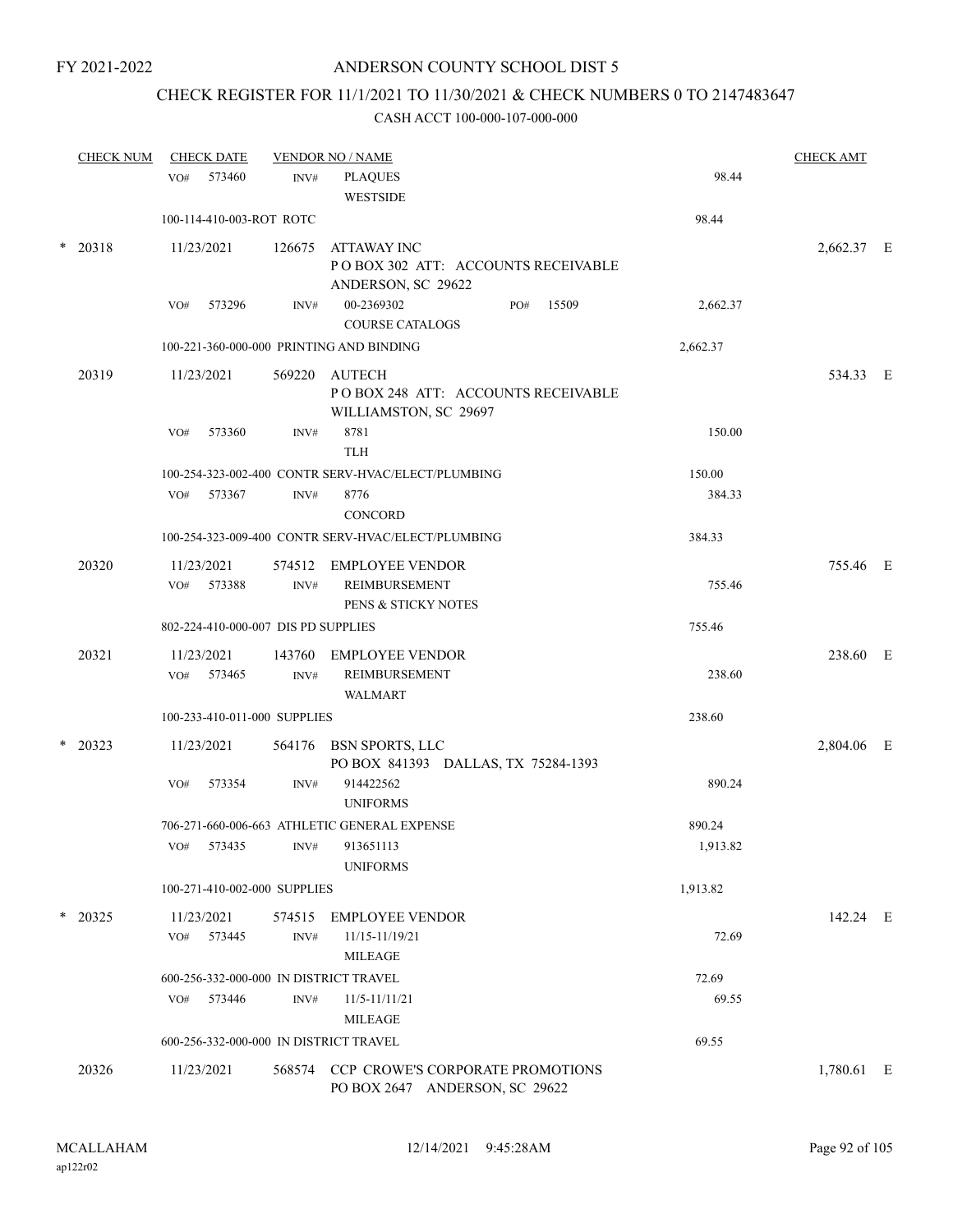FY 2021-2022

ANDERSON COUNTY SCHOOL DIST 5

CHECK REGISTER FOR 11/1/2021 TO 11/30/2021 & CHECK NUMBERS 0 TO 2147483647

CASH ACCT 100-000-107-000-000

| CHECK NUM | CHECK DATE | VENDOR NO / NAME | | CHECK AMT |
|---|---|---|---|---|
| | VO# 573460 | INV# PLAQUES WESTSIDE | 98.44 | |
| | 100-114-410-003-ROT ROTC | | 98.44 | |
| * 20318 | 11/23/2021 | 126675 ATTAWAY INC P O BOX 302 ATT: ACCOUNTS RECEIVABLE ANDERSON, SC 29622 | | 2,662.37 E |
| | VO# 573296 | INV# 00-2369302 PO# 15509 COURSE CATALOGS | 2,662.37 | |
| | 100-221-360-000-000 PRINTING AND BINDING | | 2,662.37 | |
| 20319 | 11/23/2021 | 569220 AUTECH P O BOX 248 ATT: ACCOUNTS RECEIVABLE WILLIAMSTON, SC 29697 | | 534.33 E |
| | VO# 573360 | INV# 8781 TLH | 150.00 | |
| | 100-254-323-002-400 CONTR SERV-HVAC/ELECT/PLUMBING | | 150.00 | |
| | VO# 573367 | INV# 8776 CONCORD | 384.33 | |
| | 100-254-323-009-400 CONTR SERV-HVAC/ELECT/PLUMBING | | 384.33 | |
| 20320 | 11/23/2021 | 574512 EMPLOYEE VENDOR | | 755.46 E |
| | VO# 573388 | INV# REIMBURSEMENT PENS & STICKY NOTES | 755.46 | |
| | 802-224-410-000-007 DIS PD SUPPLIES | | 755.46 | |
| 20321 | 11/23/2021 | 143760 EMPLOYEE VENDOR | | 238.60 E |
| | VO# 573465 | INV# REIMBURSEMENT WALMART | 238.60 | |
| | 100-233-410-011-000 SUPPLIES | | 238.60 | |
| * 20323 | 11/23/2021 | 564176 BSN SPORTS, LLC PO BOX 841393 DALLAS, TX 75284-1393 | | 2,804.06 E |
| | VO# 573354 | INV# 914422562 UNIFORMS | 890.24 | |
| | 706-271-660-006-663 ATHLETIC GENERAL EXPENSE | | 890.24 | |
| | VO# 573435 | INV# 913651113 UNIFORMS | 1,913.82 | |
| | 100-271-410-002-000 SUPPLIES | | 1,913.82 | |
| * 20325 | 11/23/2021 | 574515 EMPLOYEE VENDOR | | 142.24 E |
| | VO# 573445 | INV# 11/15-11/19/21 MILEAGE | 72.69 | |
| | 600-256-332-000-000 IN DISTRICT TRAVEL | | 72.69 | |
| | VO# 573446 | INV# 11/5-11/11/21 MILEAGE | 69.55 | |
| | 600-256-332-000-000 IN DISTRICT TRAVEL | | 69.55 | |
| 20326 | 11/23/2021 | 568574 CCP CROWE'S CORPORATE PROMOTIONS PO BOX 2647 ANDERSON, SC 29622 | | 1,780.61 E |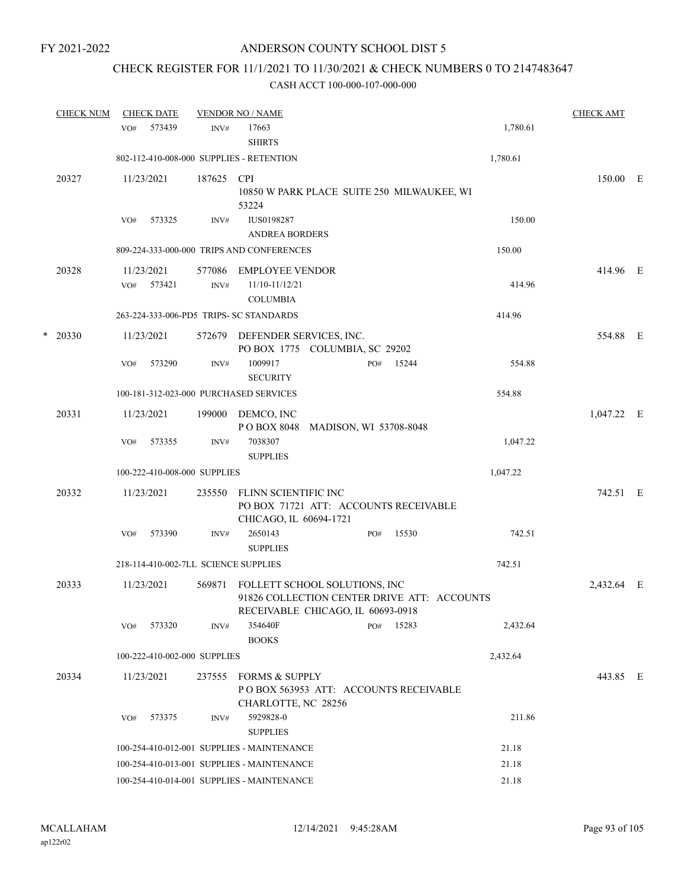FY 2021-2022

## ANDERSON COUNTY SCHOOL DIST 5

### CHECK REGISTER FOR 11/1/2021 TO 11/30/2021 & CHECK NUMBERS 0 TO 2147483647

CASH ACCT 100-000-107-000-000

| CHECK NUM | CHECK DATE | VENDOR NO / NAME | | CHECK AMT | |
|---|---|---|---|---|---|
| | VO# 573439 | INV# 17663 SHIRTS | 1,780.61 | | |
| | 802-112-410-008-000 SUPPLIES - RETENTION | | 1,780.61 | | |
| 20327 | 11/23/2021 | 187625 CPI 10850 W PARK PLACE SUITE 250 MILWAUKEE, WI 53224 | | 150.00 | E |
| | VO# 573325 | INV# IUS0198287 ANDREA BORDERS | 150.00 | | |
| | 809-224-333-000-000 TRIPS AND CONFERENCES | | 150.00 | | |
| 20328 | 11/23/2021 | 577086 EMPLOYEE VENDOR | | 414.96 | E |
| | VO# 573421 | INV# 11/10-11/12/21 COLUMBIA | 414.96 | | |
| | 263-224-333-006-PD5 TRIPS- SC STANDARDS | | 414.96 | | |
| * 20330 | 11/23/2021 | 572679 DEFENDER SERVICES, INC. PO BOX 1775 COLUMBIA, SC 29202 | | 554.88 | E |
| | VO# 573290 | INV# 1009917 PO# 15244 SECURITY | 554.88 | | |
| | 100-181-312-023-000 PURCHASED SERVICES | | 554.88 | | |
| 20331 | 11/23/2021 | 199000 DEMCO, INC P O BOX 8048 MADISON, WI 53708-8048 | | 1,047.22 | E |
| | VO# 573355 | INV# 7038307 SUPPLIES | 1,047.22 | | |
| | 100-222-410-008-000 SUPPLIES | | 1,047.22 | | |
| 20332 | 11/23/2021 | 235550 FLINN SCIENTIFIC INC PO BOX 71721 ATT: ACCOUNTS RECEIVABLE CHICAGO, IL 60694-1721 | | 742.51 | E |
| | VO# 573390 | INV# 2650143 PO# 15530 SUPPLIES | 742.51 | | |
| | 218-114-410-002-7LL SCIENCE SUPPLIES | | 742.51 | | |
| 20333 | 11/23/2021 | 569871 FOLLETT SCHOOL SOLUTIONS, INC 91826 COLLECTION CENTER DRIVE ATT: ACCOUNTS RECEIVABLE CHICAGO, IL 60693-0918 | | 2,432.64 | E |
| | VO# 573320 | INV# 354640F PO# 15283 BOOKS | 2,432.64 | | |
| | 100-222-410-002-000 SUPPLIES | | 2,432.64 | | |
| 20334 | 11/23/2021 | 237555 FORMS & SUPPLY P O BOX 563953 ATT: ACCOUNTS RECEIVABLE CHARLOTTE, NC 28256 | | 443.85 | E |
| | VO# 573375 | INV# 5929828-0 SUPPLIES | 211.86 | | |
| | 100-254-410-012-001 SUPPLIES - MAINTENANCE | | 21.18 | | |
| | 100-254-410-013-001 SUPPLIES - MAINTENANCE | | 21.18 | | |
| | 100-254-410-014-001 SUPPLIES - MAINTENANCE | | 21.18 | | |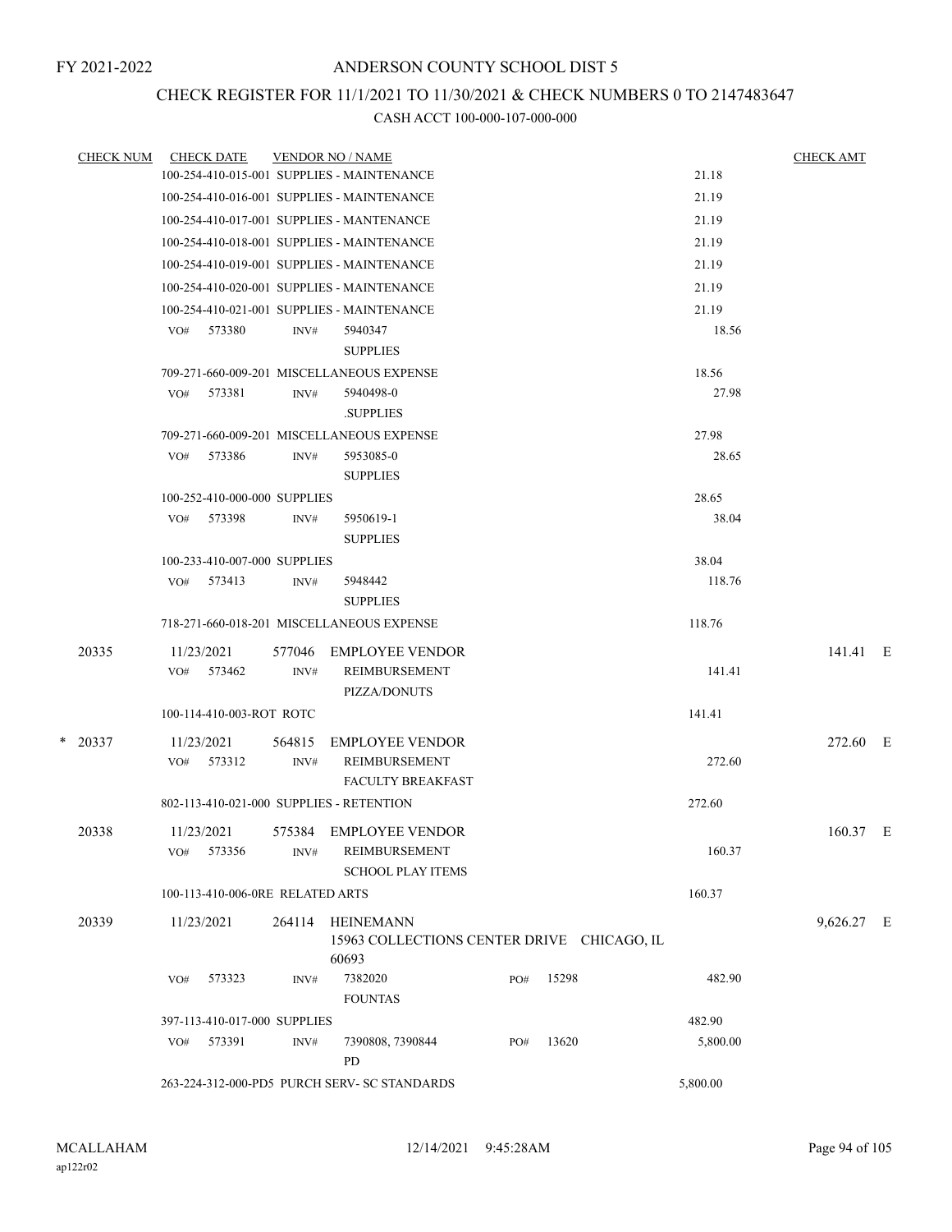FY 2021-2022

# ANDERSON COUNTY SCHOOL DIST 5

## CHECK REGISTER FOR 11/1/2021 TO 11/30/2021 & CHECK NUMBERS 0 TO 2147483647

CASH ACCT 100-000-107-000-000

| CHECK NUM | CHECK DATE | VENDOR NO / NAME | | | CHECK AMT |
|---|---|---|---|---|---|
| | 100-254-410-015-001 SUPPLIES - MAINTENANCE | | | 21.18 | |
| | 100-254-410-016-001 SUPPLIES - MAINTENANCE | | | 21.19 | |
| | 100-254-410-017-001 SUPPLIES - MANTENANCE | | | 21.19 | |
| | 100-254-410-018-001 SUPPLIES - MAINTENANCE | | | 21.19 | |
| | 100-254-410-019-001 SUPPLIES - MAINTENANCE | | | 21.19 | |
| | 100-254-410-020-001 SUPPLIES - MAINTENANCE | | | 21.19 | |
| | 100-254-410-021-001 SUPPLIES - MAINTENANCE | | | 21.19 | |
| | VO# 573380 | INV# 5940347 SUPPLIES | | 18.56 | |
| | 709-271-660-009-201 MISCELLANEOUS EXPENSE | | | 18.56 | |
| | VO# 573381 | INV# 5940498-0 .SUPPLIES | | 27.98 | |
| | 709-271-660-009-201 MISCELLANEOUS EXPENSE | | | 27.98 | |
| | VO# 573386 | INV# 5953085-0 SUPPLIES | | 28.65 | |
| | 100-252-410-000-000 SUPPLIES | | | 28.65 | |
| | VO# 573398 | INV# 5950619-1 SUPPLIES | | 38.04 | |
| | 100-233-410-007-000 SUPPLIES | | | 38.04 | |
| | VO# 573413 | INV# 5948442 SUPPLIES | | 118.76 | |
| | 718-271-660-018-201 MISCELLANEOUS EXPENSE | | | 118.76 | |
| 20335 | 11/23/2021 | 577046 EMPLOYEE VENDOR | | | 141.41 E |
| | VO# 573462 | INV# REIMBURSEMENT PIZZA/DONUTS | | 141.41 | |
| | 100-114-410-003-ROT ROTC | | | 141.41 | |
| * 20337 | 11/23/2021 | 564815 EMPLOYEE VENDOR | | | 272.60 E |
| | VO# 573312 | INV# REIMBURSEMENT FACULTY BREAKFAST | | 272.60 | |
| | 802-113-410-021-000 SUPPLIES - RETENTION | | | 272.60 | |
| 20338 | 11/23/2021 | 575384 EMPLOYEE VENDOR | | | 160.37 E |
| | VO# 573356 | INV# REIMBURSEMENT SCHOOL PLAY ITEMS | | 160.37 | |
| | 100-113-410-006-0RE RELATED ARTS | | | 160.37 | |
| 20339 | 11/23/2021 | 264114 HEINEMANN 15963 COLLECTIONS CENTER DRIVE CHICAGO, IL 60693 | | | 9,626.27 E |
| | VO# 573323 | INV# 7382020 FOUNTAS | PO# 15298 | 482.90 | |
| | 397-113-410-017-000 SUPPLIES | | | 482.90 | |
| | VO# 573391 | INV# 7390808, 7390844 PD | PO# 13620 | 5,800.00 | |
| | 263-224-312-000-PD5 PURCH SERV- SC STANDARDS | | | 5,800.00 | |

MCALLAHAM
ap122r02

12/14/2021 9:45:28AM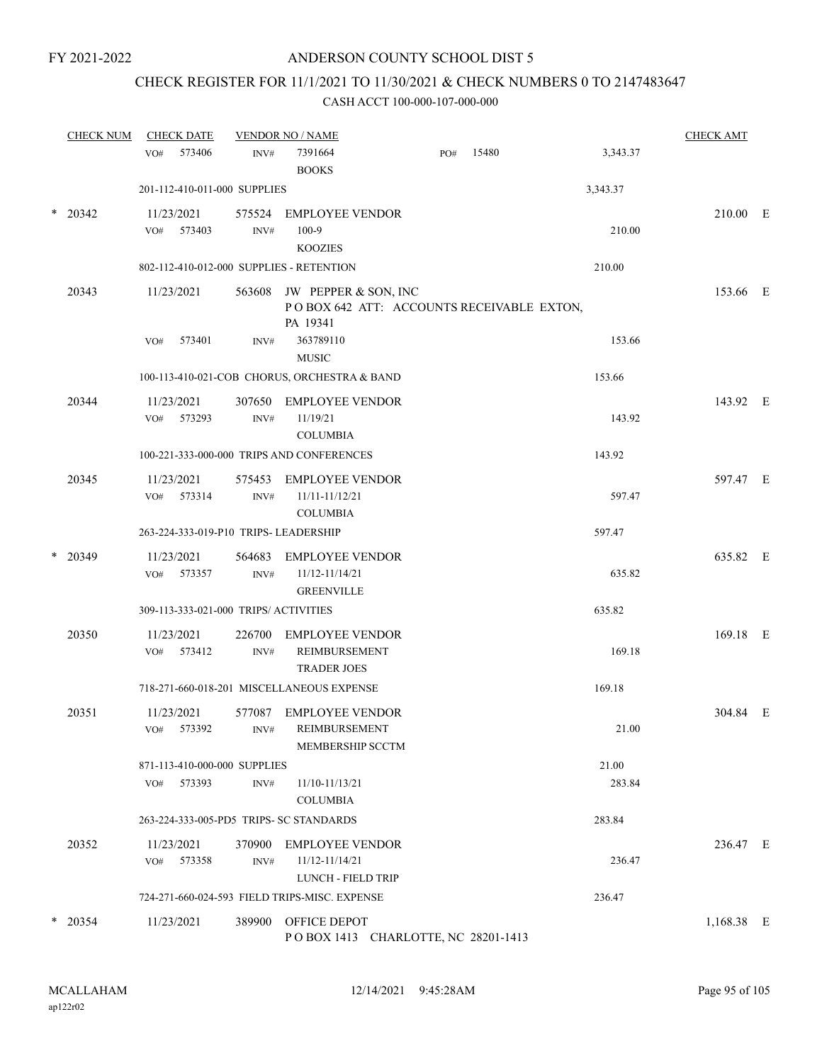FY 2021-2022

# ANDERSON COUNTY SCHOOL DIST 5

## CHECK REGISTER FOR 11/1/2021 TO 11/30/2021 & CHECK NUMBERS 0 TO 2147483647

### CASH ACCT 100-000-107-000-000

| CHECK NUM | CHECK DATE | VENDOR NO / NAME | | | CHECK AMT | |
|---|---|---|---|---|---|---|
| | VO# 573406 | INV# 7391664 BOOKS | PO# 15480 | 3,343.37 | | |
| | 201-112-410-011-000 SUPPLIES | | | 3,343.37 | | |
| * 20342 | 11/23/2021 | 575524 EMPLOYEE VENDOR | | | 210.00 | E |
| | VO# 573403 | INV# 100-9 KOOZIES | | 210.00 | | |
| | 802-112-410-012-000 SUPPLIES - RETENTION | | | 210.00 | | |
| 20343 | 11/23/2021 | 563608 JW PEPPER & SON, INC P O BOX 642 ATT: ACCOUNTS RECEIVABLE EXTON, PA 19341 | | | 153.66 | E |
| | VO# 573401 | INV# 363789110 MUSIC | | 153.66 | | |
| | 100-113-410-021-COB CHORUS, ORCHESTRA & BAND | | | 153.66 | | |
| 20344 | 11/23/2021 | 307650 EMPLOYEE VENDOR | | | 143.92 | E |
| | VO# 573293 | INV# 11/19/21 COLUMBIA | | 143.92 | | |
| | 100-221-333-000-000 TRIPS AND CONFERENCES | | | 143.92 | | |
| 20345 | 11/23/2021 | 575453 EMPLOYEE VENDOR | | | 597.47 | E |
| | VO# 573314 | INV# 11/11-11/12/21 COLUMBIA | | 597.47 | | |
| | 263-224-333-019-P10 TRIPS- LEADERSHIP | | | 597.47 | | |
| * 20349 | 11/23/2021 | 564683 EMPLOYEE VENDOR | | | 635.82 | E |
| | VO# 573357 | INV# 11/12-11/14/21 GREENVILLE | | 635.82 | | |
| | 309-113-333-021-000 TRIPS/ ACTIVITIES | | | 635.82 | | |
| 20350 | 11/23/2021 | 226700 EMPLOYEE VENDOR | | | 169.18 | E |
| | VO# 573412 | INV# REIMBURSEMENT TRADER JOES | | 169.18 | | |
| | 718-271-660-018-201 MISCELLANEOUS EXPENSE | | | 169.18 | | |
| 20351 | 11/23/2021 | 577087 EMPLOYEE VENDOR | | | 304.84 | E |
| | VO# 573392 | INV# REIMBURSEMENT MEMBERSHIP SCCTM | | 21.00 | | |
| | 871-113-410-000-000 SUPPLIES | | | 21.00 | | |
| | VO# 573393 | INV# 11/10-11/13/21 COLUMBIA | | 283.84 | | |
| | 263-224-333-005-PD5 TRIPS- SC STANDARDS | | | 283.84 | | |
| 20352 | 11/23/2021 | 370900 EMPLOYEE VENDOR | | | 236.47 | E |
| | VO# 573358 | INV# 11/12-11/14/21 LUNCH - FIELD TRIP | | 236.47 | | |
| | 724-271-660-024-593 FIELD TRIPS-MISC. EXPENSE | | | 236.47 | | |
| * 20354 | 11/23/2021 | 389900 OFFICE DEPOT P O BOX 1413 CHARLOTTE, NC 28201-1413 | | | 1,168.38 | E |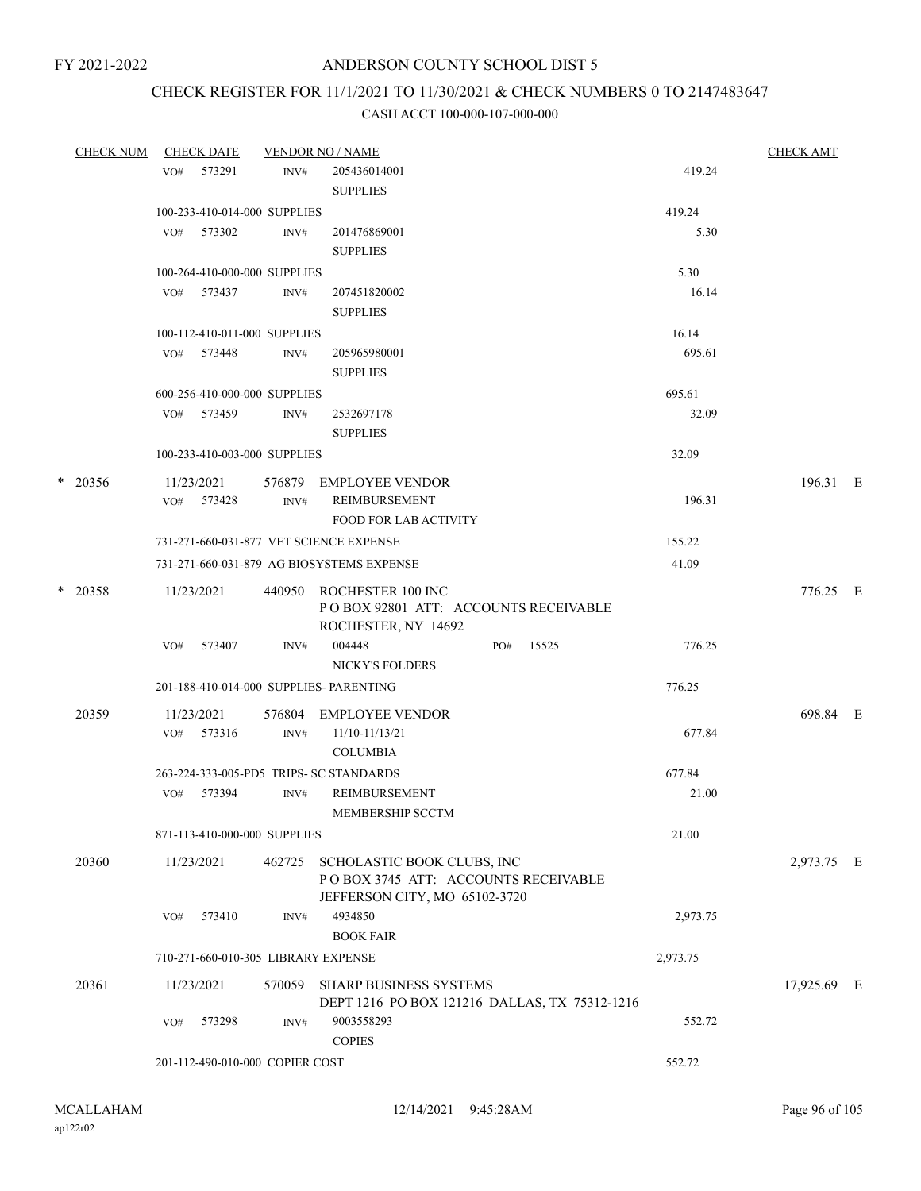FY 2021-2022

# ANDERSON COUNTY SCHOOL DIST 5

## CHECK REGISTER FOR 11/1/2021 TO 11/30/2021 & CHECK NUMBERS 0 TO 2147483647

### CASH ACCT 100-000-107-000-000

| CHECK NUM | CHECK DATE | VENDOR NO / NAME | | CHECK AMT |
|---|---|---|---|---|
| | VO# 573291 | INV# 205436014001 SUPPLIES | 419.24 | |
| | 100-233-410-014-000 SUPPLIES | | 419.24 | |
| | VO# 573302 | INV# 201476869001 SUPPLIES | 5.30 | |
| | 100-264-410-000-000 SUPPLIES | | 5.30 | |
| | VO# 573437 | INV# 207451820002 SUPPLIES | 16.14 | |
| | 100-112-410-011-000 SUPPLIES | | 16.14 | |
| | VO# 573448 | INV# 205965980001 SUPPLIES | 695.61 | |
| | 600-256-410-000-000 SUPPLIES | | 695.61 | |
| | VO# 573459 | INV# 2532697178 SUPPLIES | 32.09 | |
| | 100-233-410-003-000 SUPPLIES | | 32.09 | |
| * 20356 | 11/23/2021 | 576879 EMPLOYEE VENDOR | | 196.31 E |
| | VO# 573428 | INV# REIMBURSEMENT FOOD FOR LAB ACTIVITY | 196.31 | |
| | 731-271-660-031-877 VET SCIENCE EXPENSE | | 155.22 | |
| | 731-271-660-031-879 AG BIOSYSTEMS EXPENSE | | 41.09 | |
| * 20358 | 11/23/2021 | 440950 ROCHESTER 100 INC P O BOX 92801 ATT: ACCOUNTS RECEIVABLE ROCHESTER, NY 14692 | | 776.25 E |
| | VO# 573407 | INV# 004448 PO# 15525 NICKY'S FOLDERS | 776.25 | |
| | 201-188-410-014-000 SUPPLIES- PARENTING | | 776.25 | |
| 20359 | 11/23/2021 | 576804 EMPLOYEE VENDOR | | 698.84 E |
| | VO# 573316 | INV# 11/10-11/13/21 COLUMBIA | 677.84 | |
| | 263-224-333-005-PD5 TRIPS- SC STANDARDS | | 677.84 | |
| | VO# 573394 | INV# REIMBURSEMENT MEMBERSHIP SCCTM | 21.00 | |
| | 871-113-410-000-000 SUPPLIES | | 21.00 | |
| 20360 | 11/23/2021 | 462725 SCHOLASTIC BOOK CLUBS, INC P O BOX 3745 ATT: ACCOUNTS RECEIVABLE JEFFERSON CITY, MO 65102-3720 | | 2,973.75 E |
| | VO# 573410 | INV# 4934850 BOOK FAIR | 2,973.75 | |
| | 710-271-660-010-305 LIBRARY EXPENSE | | 2,973.75 | |
| 20361 | 11/23/2021 | 570059 SHARP BUSINESS SYSTEMS DEPT 1216 PO BOX 121216 DALLAS, TX 75312-1216 | | 17,925.69 E |
| | VO# 573298 | INV# 9003558293 COPIES | 552.72 | |
| | 201-112-490-010-000 COPIER COST | | 552.72 | |

MCALLAHAM
ap122r02

12/14/2021 9:45:28AM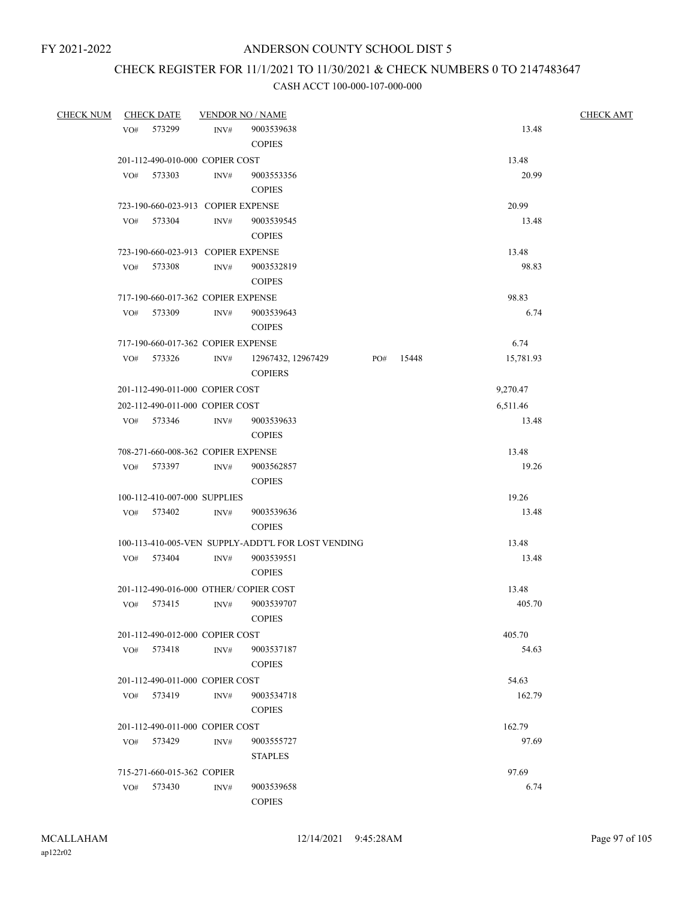FY 2021-2022

# ANDERSON COUNTY SCHOOL DIST 5

## CHECK REGISTER FOR 11/1/2021 TO 11/30/2021 & CHECK NUMBERS 0 TO 2147483647

### CASH ACCT 100-000-107-000-000

| CHECK NUM | CHECK DATE | VENDOR NO / NAME | | | CHECK AMT |
|---|---|---|---|---|---|
| | VO# 573299 | INV# 9003539638 COPIES | | 13.48 | |
| | 201-112-490-010-000 COPIER COST | | | 13.48 | |
| | VO# 573303 | INV# 9003553356 COPIES | | 20.99 | |
| | 723-190-660-023-913 COPIER EXPENSE | | | 20.99 | |
| | VO# 573304 | INV# 9003539545 COPIES | | 13.48 | |
| | 723-190-660-023-913 COPIER EXPENSE | | | 13.48 | |
| | VO# 573308 | INV# 9003532819 COIPES | | 98.83 | |
| | 717-190-660-017-362 COPIER EXPENSE | | | 98.83 | |
| | VO# 573309 | INV# 9003539643 COIPES | | 6.74 | |
| | 717-190-660-017-362 COPIER EXPENSE | | | 6.74 | |
| | VO# 573326 | INV# 12967432, 12967429 COPIERS | PO# 15448 | 15,781.93 | |
| | 201-112-490-011-000 COPIER COST | | | 9,270.47 | |
| | 202-112-490-011-000 COPIER COST | | | 6,511.46 | |
| | VO# 573346 | INV# 9003539633 COPIES | | 13.48 | |
| | 708-271-660-008-362 COPIER EXPENSE | | | 13.48 | |
| | VO# 573397 | INV# 9003562857 COPIES | | 19.26 | |
| | 100-112-410-007-000 SUPPLIES | | | 19.26 | |
| | VO# 573402 | INV# 9003539636 COPIES | | 13.48 | |
| | 100-113-410-005-VEN SUPPLY-ADDT'L FOR LOST VENDING | | | 13.48 | |
| | VO# 573404 | INV# 9003539551 COPIES | | 13.48 | |
| | 201-112-490-016-000 OTHER/ COPIER COST | | | 13.48 | |
| | VO# 573415 | INV# 9003539707 COPIES | | 405.70 | |
| | 201-112-490-012-000 COPIER COST | | | 405.70 | |
| | VO# 573418 | INV# 9003537187 COPIES | | 54.63 | |
| | 201-112-490-011-000 COPIER COST | | | 54.63 | |
| | VO# 573419 | INV# 9003534718 COPIES | | 162.79 | |
| | 201-112-490-011-000 COPIER COST | | | 162.79 | |
| | VO# 573429 | INV# 9003555727 STAPLES | | 97.69 | |
| | 715-271-660-015-362 COPIER | | | 97.69 | |
| | VO# 573430 | INV# 9003539658 COPIES | | 6.74 | |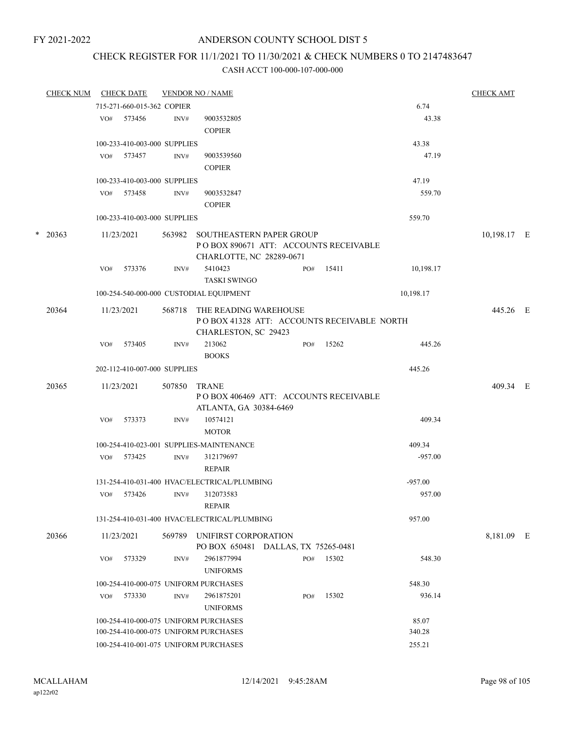FY 2021-2022

# ANDERSON COUNTY SCHOOL DIST 5

## CHECK REGISTER FOR 11/1/2021 TO 11/30/2021 & CHECK NUMBERS 0 TO 2147483647

CASH ACCT 100-000-107-000-000

| CHECK NUM | CHECK DATE | VENDOR NO / NAME | | | CHECK AMT |
|---|---|---|---|---|---|
| | 715-271-660-015-362 COPIER | | | 6.74 | |
| | VO# 573456 | INV# | 9003532805 COPIER | 43.38 | |
| | 100-233-410-003-000 SUPPLIES | | | 43.38 | |
| | VO# 573457 | INV# | 9003539560 COPIER | 47.19 | |
| | 100-233-410-003-000 SUPPLIES | | | 47.19 | |
| | VO# 573458 | INV# | 9003532847 COPIER | 559.70 | |
| | 100-233-410-003-000 SUPPLIES | | | 559.70 | |
| * 20363 | 11/23/2021 | 563982 | SOUTHEASTERN PAPER GROUP<br>P O BOX 890671 ATT: ACCOUNTS RECEIVABLE<br>CHARLOTTE, NC 28289-0671 | | 10,198.17 E |
| | VO# 573376 | INV# | 5410423 TASKI SWINGO PO# 15411 | 10,198.17 | |
| | 100-254-540-000-000 CUSTODIAL EQUIPMENT | | | 10,198.17 | |
| 20364 | 11/23/2021 | 568718 | THE READING WAREHOUSE<br>P O BOX 41328 ATT: ACCOUNTS RECEIVABLE NORTH<br>CHARLESTON, SC 29423 | | 445.26 E |
| | VO# 573405 | INV# | 213062 BOOKS PO# 15262 | 445.26 | |
| | 202-112-410-007-000 SUPPLIES | | | 445.26 | |
| 20365 | 11/23/2021 | 507850 | TRANE<br>P O BOX 406469 ATT: ACCOUNTS RECEIVABLE<br>ATLANTA, GA 30384-6469 | | 409.34 E |
| | VO# 573373 | INV# | 10574121 MOTOR | 409.34 | |
| | 100-254-410-023-001 SUPPLIES-MAINTENANCE | | | 409.34 | |
| | VO# 573425 | INV# | 312179697 REPAIR | -957.00 | |
| | 131-254-410-031-400 HVAC/ELECTRICAL/PLUMBING | | | -957.00 | |
| | VO# 573426 | INV# | 312073583 REPAIR | 957.00 | |
| | 131-254-410-031-400 HVAC/ELECTRICAL/PLUMBING | | | 957.00 | |
| 20366 | 11/23/2021 | 569789 | UNIFIRST CORPORATION<br>PO BOX 650481 DALLAS, TX 75265-0481 | | 8,181.09 E |
| | VO# 573329 | INV# | 2961877994 UNIFORMS PO# 15302 | 548.30 | |
| | 100-254-410-000-075 UNIFORM PURCHASES | | | 548.30 | |
| | VO# 573330 | INV# | 2961875201 UNIFORMS PO# 15302 | 936.14 | |
| | 100-254-410-000-075 UNIFORM PURCHASES | | | 85.07 | |
| | 100-254-410-000-075 UNIFORM PURCHASES | | | 340.28 | |
| | 100-254-410-001-075 UNIFORM PURCHASES | | | 255.21 | |

MCALLAHAM
ap122r02

12/14/2021 9:45:28AM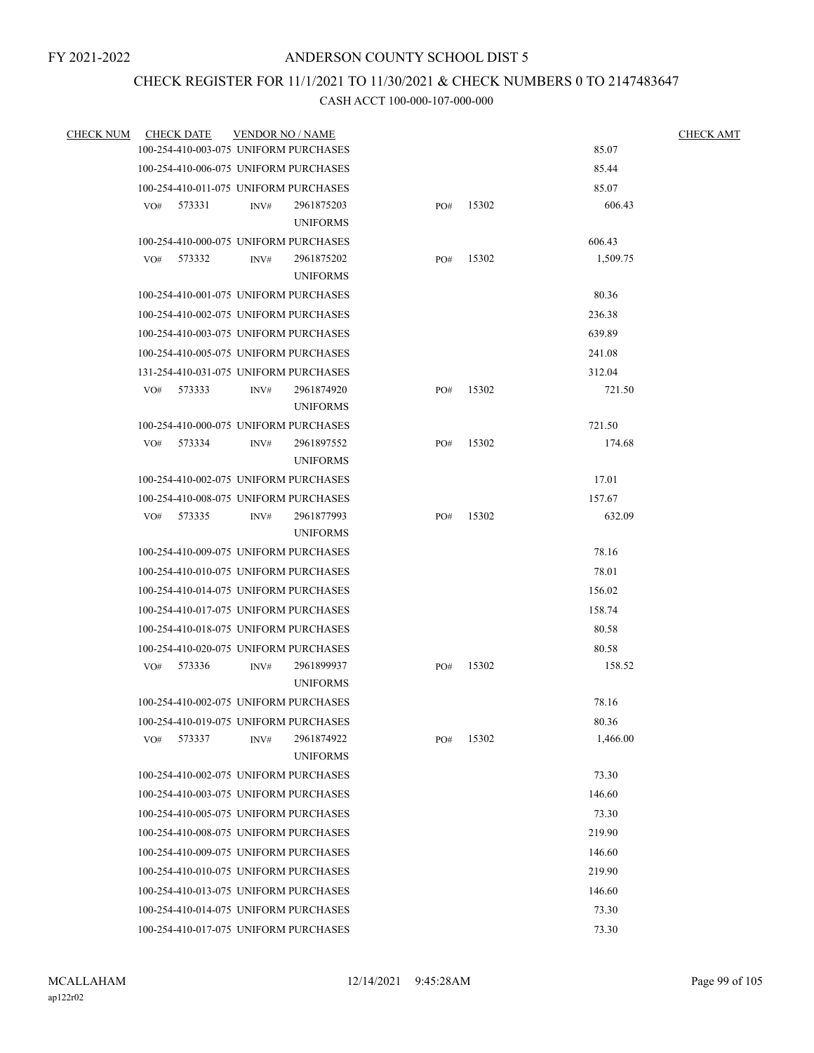FY 2021-2022

# ANDERSON COUNTY SCHOOL DIST 5

## CHECK REGISTER FOR 11/1/2021 TO 11/30/2021 & CHECK NUMBERS 0 TO 2147483647

### CASH ACCT 100-000-107-000-000

| CHECK NUM | CHECK DATE | VENDOR NO / NAME | | | | CHECK AMT |
|---|---|---|---|---|---|---|
| | 100-254-410-003-075 UNIFORM PURCHASES | | | | 85.07 | |
| | 100-254-410-006-075 UNIFORM PURCHASES | | | | 85.44 | |
| | 100-254-410-011-075 UNIFORM PURCHASES | | | | 85.07 | |
| | VO# 573331 | INV# 2961875203 UNIFORMS | PO# | 15302 | 606.43 | |
| | 100-254-410-000-075 UNIFORM PURCHASES | | | | 606.43 | |
| | VO# 573332 | INV# 2961875202 UNIFORMS | PO# | 15302 | 1,509.75 | |
| | 100-254-410-001-075 UNIFORM PURCHASES | | | | 80.36 | |
| | 100-254-410-002-075 UNIFORM PURCHASES | | | | 236.38 | |
| | 100-254-410-003-075 UNIFORM PURCHASES | | | | 639.89 | |
| | 100-254-410-005-075 UNIFORM PURCHASES | | | | 241.08 | |
| | 131-254-410-031-075 UNIFORM PURCHASES | | | | 312.04 | |
| | VO# 573333 | INV# 2961874920 UNIFORMS | PO# | 15302 | 721.50 | |
| | 100-254-410-000-075 UNIFORM PURCHASES | | | | 721.50 | |
| | VO# 573334 | INV# 2961897552 UNIFORMS | PO# | 15302 | 174.68 | |
| | 100-254-410-002-075 UNIFORM PURCHASES | | | | 17.01 | |
| | 100-254-410-008-075 UNIFORM PURCHASES | | | | 157.67 | |
| | VO# 573335 | INV# 2961877993 UNIFORMS | PO# | 15302 | 632.09 | |
| | 100-254-410-009-075 UNIFORM PURCHASES | | | | 78.16 | |
| | 100-254-410-010-075 UNIFORM PURCHASES | | | | 78.01 | |
| | 100-254-410-014-075 UNIFORM PURCHASES | | | | 156.02 | |
| | 100-254-410-017-075 UNIFORM PURCHASES | | | | 158.74 | |
| | 100-254-410-018-075 UNIFORM PURCHASES | | | | 80.58 | |
| | 100-254-410-020-075 UNIFORM PURCHASES | | | | 80.58 | |
| | VO# 573336 | INV# 2961899937 UNIFORMS | PO# | 15302 | 158.52 | |
| | 100-254-410-002-075 UNIFORM PURCHASES | | | | 78.16 | |
| | 100-254-410-019-075 UNIFORM PURCHASES | | | | 80.36 | |
| | VO# 573337 | INV# 2961874922 UNIFORMS | PO# | 15302 | 1,466.00 | |
| | 100-254-410-002-075 UNIFORM PURCHASES | | | | 73.30 | |
| | 100-254-410-003-075 UNIFORM PURCHASES | | | | 146.60 | |
| | 100-254-410-005-075 UNIFORM PURCHASES | | | | 73.30 | |
| | 100-254-410-008-075 UNIFORM PURCHASES | | | | 219.90 | |
| | 100-254-410-009-075 UNIFORM PURCHASES | | | | 146.60 | |
| | 100-254-410-010-075 UNIFORM PURCHASES | | | | 219.90 | |
| | 100-254-410-013-075 UNIFORM PURCHASES | | | | 146.60 | |
| | 100-254-410-014-075 UNIFORM PURCHASES | | | | 73.30 | |
| | 100-254-410-017-075 UNIFORM PURCHASES | | | | 73.30 | |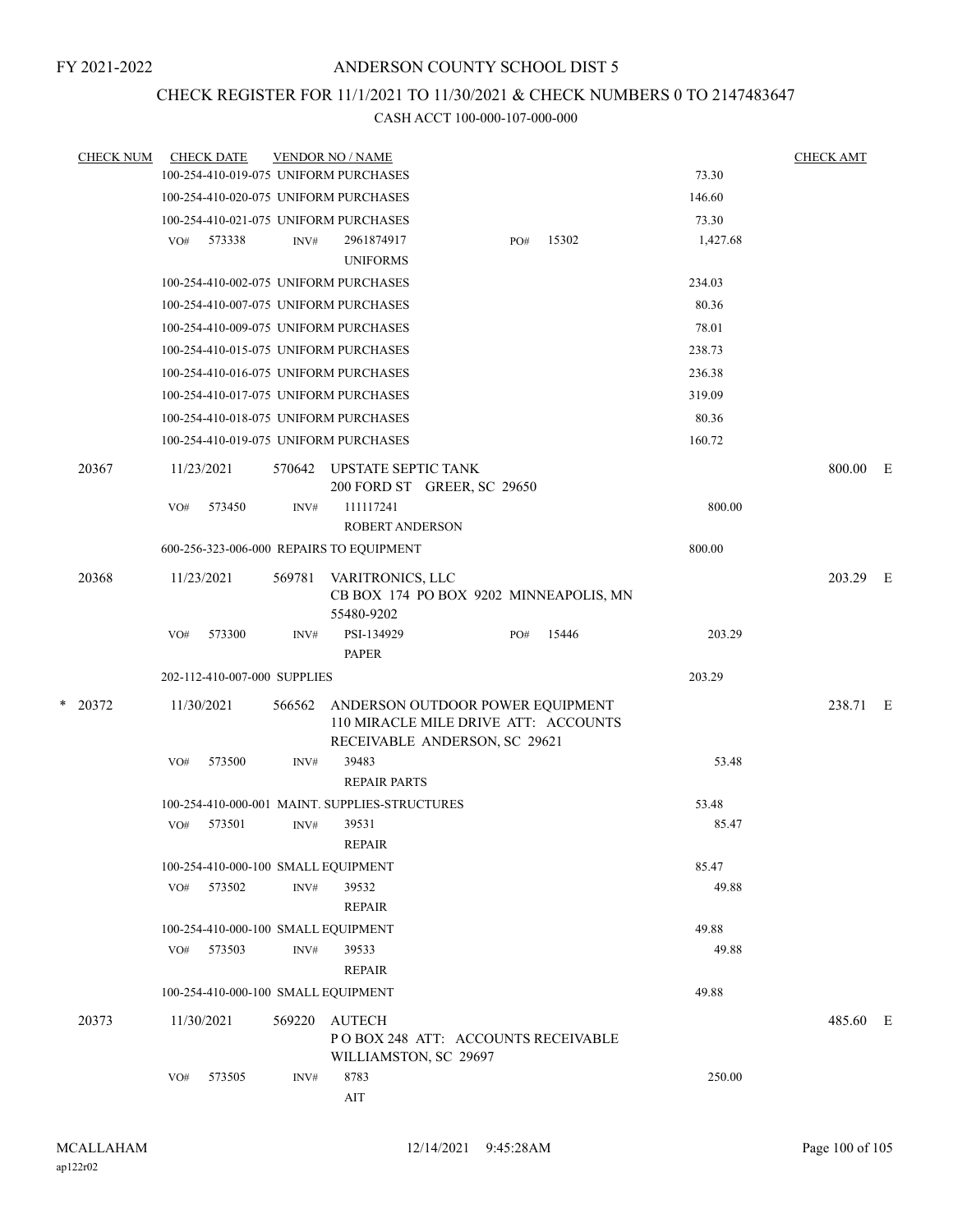FY 2021-2022

ANDERSON COUNTY SCHOOL DIST 5

CHECK REGISTER FOR 11/1/2021 TO 11/30/2021 & CHECK NUMBERS 0 TO 2147483647

CASH ACCT 100-000-107-000-000

| CHECK NUM | CHECK DATE | VENDOR NO / NAME | | CHECK AMT | |
|---|---|---|---|---|---|
| | 100-254-410-019-075 UNIFORM PURCHASES | | 73.30 | | |
| | 100-254-410-020-075 UNIFORM PURCHASES | | 146.60 | | |
| | 100-254-410-021-075 UNIFORM PURCHASES | | 73.30 | | |
| | VO# 573338 | INV# 2961874917 UNIFORMS PO# 15302 | 1,427.68 | | |
| | 100-254-410-002-075 UNIFORM PURCHASES | | 234.03 | | |
| | 100-254-410-007-075 UNIFORM PURCHASES | | 80.36 | | |
| | 100-254-410-009-075 UNIFORM PURCHASES | | 78.01 | | |
| | 100-254-410-015-075 UNIFORM PURCHASES | | 238.73 | | |
| | 100-254-410-016-075 UNIFORM PURCHASES | | 236.38 | | |
| | 100-254-410-017-075 UNIFORM PURCHASES | | 319.09 | | |
| | 100-254-410-018-075 UNIFORM PURCHASES | | 80.36 | | |
| | 100-254-410-019-075 UNIFORM PURCHASES | | 160.72 | | |
| 20367 | 11/23/2021 | 570642 UPSTATE SEPTIC TANK 200 FORD ST GREER, SC 29650 | | 800.00 | E |
| | VO# 573450 | INV# 111117241 ROBERT ANDERSON | 800.00 | | |
| | 600-256-323-006-000 REPAIRS TO EQUIPMENT | | 800.00 | | |
| 20368 | 11/23/2021 | 569781 VARITRONICS, LLC CB BOX 174 PO BOX 9202 MINNEAPOLIS, MN 55480-9202 | | 203.29 | E |
| | VO# 573300 | INV# PSI-134929 PAPER PO# 15446 | 203.29 | | |
| | 202-112-410-007-000 SUPPLIES | | 203.29 | | |
| * 20372 | 11/30/2021 | 566562 ANDERSON OUTDOOR POWER EQUIPMENT 110 MIRACLE MILE DRIVE ATT: ACCOUNTS RECEIVABLE ANDERSON, SC 29621 | | 238.71 | E |
| | VO# 573500 | INV# 39483 REPAIR PARTS | 53.48 | | |
| | 100-254-410-000-001 MAINT. SUPPLIES-STRUCTURES | | 53.48 | | |
| | VO# 573501 | INV# 39531 REPAIR | 85.47 | | |
| | 100-254-410-000-100 SMALL EQUIPMENT | | 85.47 | | |
| | VO# 573502 | INV# 39532 REPAIR | 49.88 | | |
| | 100-254-410-000-100 SMALL EQUIPMENT | | 49.88 | | |
| | VO# 573503 | INV# 39533 REPAIR | 49.88 | | |
| | 100-254-410-000-100 SMALL EQUIPMENT | | 49.88 | | |
| 20373 | 11/30/2021 | 569220 AUTECH P O BOX 248 ATT: ACCOUNTS RECEIVABLE WILLIAMSTON, SC 29697 | | 485.60 | E |
| | VO# 573505 | INV# 8783 AIT | 250.00 | | |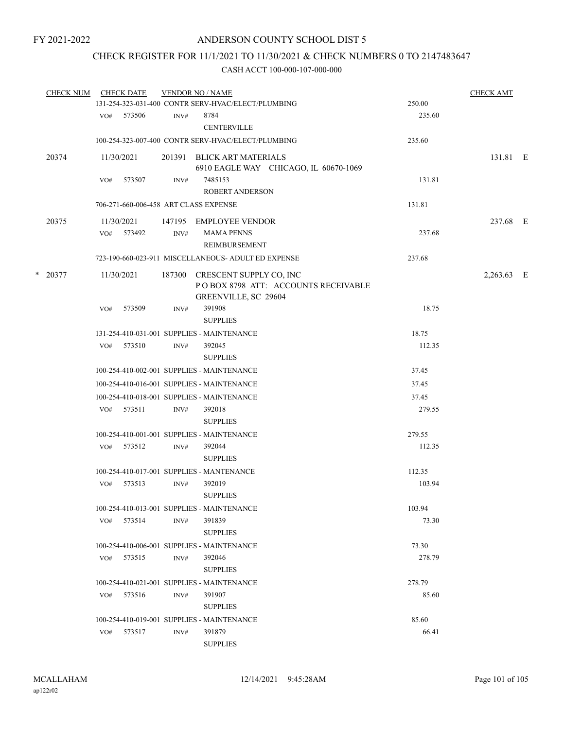FY 2021-2022

# ANDERSON COUNTY SCHOOL DIST 5

## CHECK REGISTER FOR 11/1/2021 TO 11/30/2021 & CHECK NUMBERS 0 TO 2147483647

### CASH ACCT 100-000-107-000-000

| CHECK NUM | CHECK DATE | VENDOR NO / NAME | | CHECK AMT |
|---|---|---|---|---|
| | 131-254-323-031-400 CONTR SERV-HVAC/ELECT/PLUMBING | | 250.00 | |
| | VO# 573506 | INV# 8784 CENTERVILLE | 235.60 | |
| | 100-254-323-007-400 CONTR SERV-HVAC/ELECT/PLUMBING | | 235.60 | |
| 20374 | 11/30/2021 | 201391 BLICK ART MATERIALS 6910 EAGLE WAY CHICAGO, IL 60670-1069 | | 131.81 E |
| | VO# 573507 | INV# 7485153 ROBERT ANDERSON | 131.81 | |
| | 706-271-660-006-458 ART CLASS EXPENSE | | 131.81 | |
| 20375 | 11/30/2021 | 147195 EMPLOYEE VENDOR | | 237.68 E |
| | VO# 573492 | INV# MAMA PENNS REIMBURSEMENT | 237.68 | |
| | 723-190-660-023-911 MISCELLANEOUS- ADULT ED EXPENSE | | 237.68 | |
| * 20377 | 11/30/2021 | 187300 CRESCENT SUPPLY CO, INC P O BOX 8798 ATT: ACCOUNTS RECEIVABLE GREENVILLE, SC 29604 | | 2,263.63 E |
| | VO# 573509 | INV# 391908 SUPPLIES | 18.75 | |
| | 131-254-410-031-001 SUPPLIES - MAINTENANCE | | 18.75 | |
| | VO# 573510 | INV# 392045 SUPPLIES | 112.35 | |
| | 100-254-410-002-001 SUPPLIES - MAINTENANCE | | 37.45 | |
| | 100-254-410-016-001 SUPPLIES - MAINTENANCE | | 37.45 | |
| | 100-254-410-018-001 SUPPLIES - MAINTENANCE | | 37.45 | |
| | VO# 573511 | INV# 392018 SUPPLIES | 279.55 | |
| | 100-254-410-001-001 SUPPLIES - MAINTENANCE | | 279.55 | |
| | VO# 573512 | INV# 392044 SUPPLIES | 112.35 | |
| | 100-254-410-017-001 SUPPLIES - MANTENANCE | | 112.35 | |
| | VO# 573513 | INV# 392019 SUPPLIES | 103.94 | |
| | 100-254-410-013-001 SUPPLIES - MAINTENANCE | | 103.94 | |
| | VO# 573514 | INV# 391839 SUPPLIES | 73.30 | |
| | 100-254-410-006-001 SUPPLIES - MAINTENANCE | | 73.30 | |
| | VO# 573515 | INV# 392046 SUPPLIES | 278.79 | |
| | 100-254-410-021-001 SUPPLIES - MAINTENANCE | | 278.79 | |
| | VO# 573516 | INV# 391907 SUPPLIES | 85.60 | |
| | 100-254-410-019-001 SUPPLIES - MAINTENANCE | | 85.60 | |
| | VO# 573517 | INV# 391879 SUPPLIES | 66.41 | |

MCALLAHAM
ap122r02

12/14/2021 9:45:28AM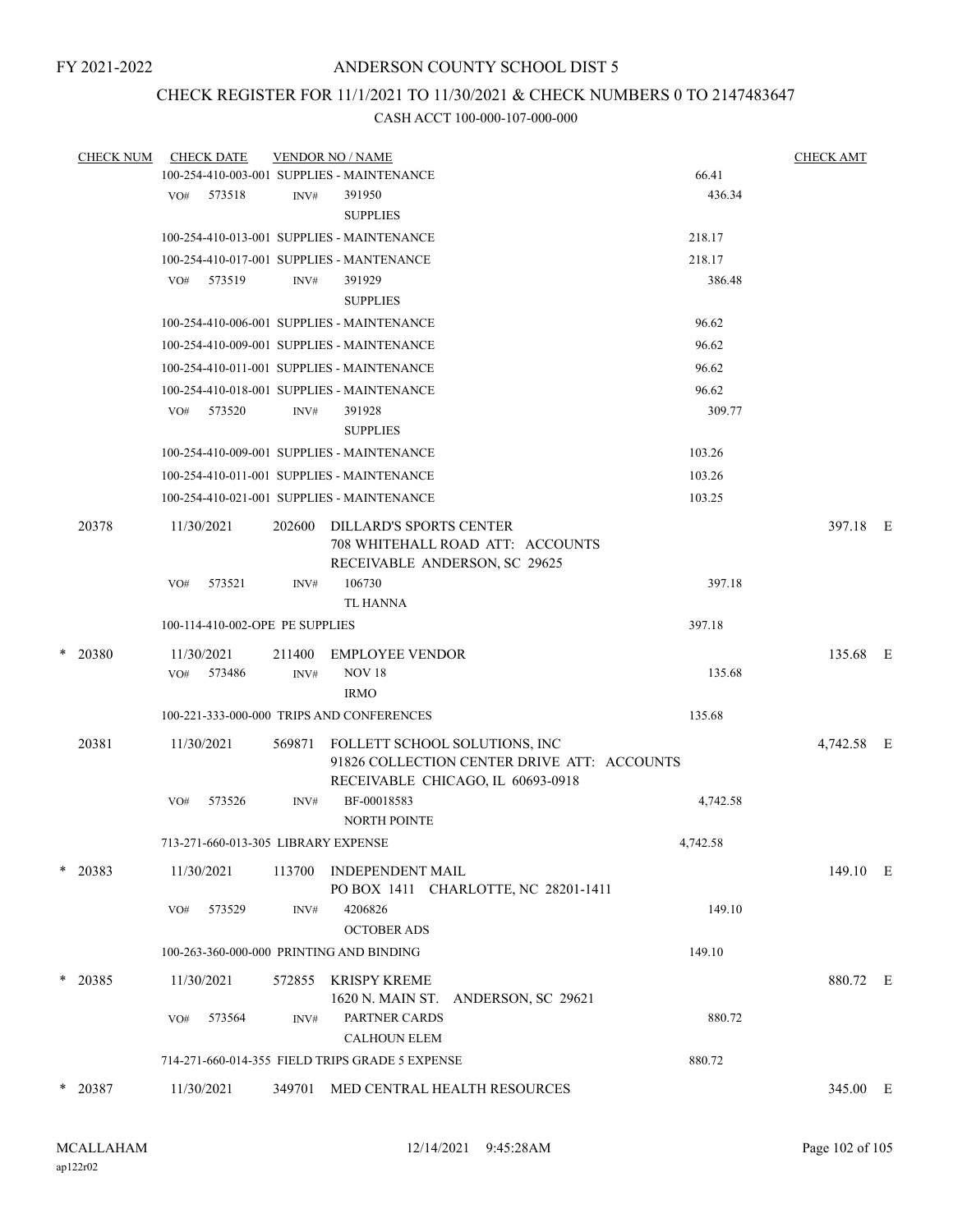# ANDERSON COUNTY SCHOOL DIST 5

## CHECK REGISTER FOR 11/1/2021 TO 11/30/2021 & CHECK NUMBERS 0 TO 2147483647

CASH ACCT 100-000-107-000-000

| CHECK NUM | CHECK DATE | VENDOR NO / NAME | | CHECK AMT |
|---|---|---|---|---|
| | 100-254-410-003-001 SUPPLIES - MAINTENANCE | | 66.41 | |
| | VO# 573518 INV# 391950 | SUPPLIES | 436.34 | |
| | 100-254-410-013-001 SUPPLIES - MAINTENANCE | | 218.17 | |
| | 100-254-410-017-001 SUPPLIES - MANTENANCE | | 218.17 | |
| | VO# 573519 INV# 391929 | SUPPLIES | 386.48 | |
| | 100-254-410-006-001 SUPPLIES - MAINTENANCE | | 96.62 | |
| | 100-254-410-009-001 SUPPLIES - MAINTENANCE | | 96.62 | |
| | 100-254-410-011-001 SUPPLIES - MAINTENANCE | | 96.62 | |
| | 100-254-410-018-001 SUPPLIES - MAINTENANCE | | 96.62 | |
| | VO# 573520 INV# 391928 | SUPPLIES | 309.77 | |
| | 100-254-410-009-001 SUPPLIES - MAINTENANCE | | 103.26 | |
| | 100-254-410-011-001 SUPPLIES - MAINTENANCE | | 103.26 | |
| | 100-254-410-021-001 SUPPLIES - MAINTENANCE | | 103.25 | |
| 20378 | 11/30/2021 | 202600 DILLARD'S SPORTS CENTER 708 WHITEHALL ROAD ATT: ACCOUNTS RECEIVABLE ANDERSON, SC 29625 | | 397.18 E |
| | VO# 573521 INV# 106730 | TL HANNA | 397.18 | |
| | 100-114-410-002-OPE PE SUPPLIES | | 397.18 | |
| * 20380 | 11/30/2021 | 211400 EMPLOYEE VENDOR | | 135.68 E |
| | VO# 573486 INV# NOV 18 | IRMO | 135.68 | |
| | 100-221-333-000-000 TRIPS AND CONFERENCES | | 135.68 | |
| 20381 | 11/30/2021 | 569871 FOLLETT SCHOOL SOLUTIONS, INC 91826 COLLECTION CENTER DRIVE ATT: ACCOUNTS RECEIVABLE CHICAGO, IL 60693-0918 | | 4,742.58 E |
| | VO# 573526 INV# BF-00018583 | NORTH POINTE | 4,742.58 | |
| | 713-271-660-013-305 LIBRARY EXPENSE | | 4,742.58 | |
| * 20383 | 11/30/2021 | 113700 INDEPENDENT MAIL PO BOX 1411 CHARLOTTE, NC 28201-1411 | | 149.10 E |
| | VO# 573529 INV# 4206826 | OCTOBER ADS | 149.10 | |
| | 100-263-360-000-000 PRINTING AND BINDING | | 149.10 | |
| * 20385 | 11/30/2021 | 572855 KRISPY KREME 1620 N. MAIN ST. ANDERSON, SC 29621 | | 880.72 E |
| | VO# 573564 INV# PARTNER CARDS | CALHOUN ELEM | 880.72 | |
| | 714-271-660-014-355 FIELD TRIPS GRADE 5 EXPENSE | | 880.72 | |
| * 20387 | 11/30/2021 | 349701 MED CENTRAL HEALTH RESOURCES | | 345.00 E |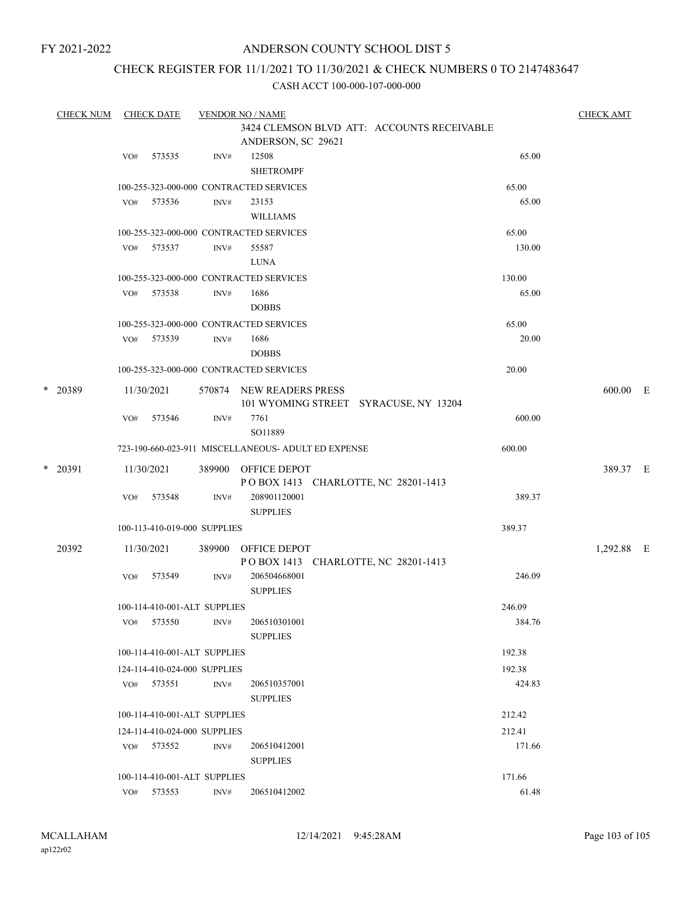FY 2021-2022

# ANDERSON COUNTY SCHOOL DIST 5

## CHECK REGISTER FOR 11/1/2021 TO 11/30/2021 & CHECK NUMBERS 0 TO 2147483647

CASH ACCT 100-000-107-000-000

| CHECK NUM | CHECK DATE | VENDOR NO / NAME | | CHECK AMT |
|---|---|---|---|---|
| | | 3424 CLEMSON BLVD ATT: ACCOUNTS RECEIVABLE ANDERSON, SC 29621 | | |
| | VO# 573535 | INV# 12508 SHETROMPF | 65.00 | |
| | 100-255-323-000-000 CONTRACTED SERVICES | | 65.00 | |
| | VO# 573536 | INV# 23153 WILLIAMS | 65.00 | |
| | 100-255-323-000-000 CONTRACTED SERVICES | | 65.00 | |
| | VO# 573537 | INV# 55587 LUNA | 130.00 | |
| | 100-255-323-000-000 CONTRACTED SERVICES | | 130.00 | |
| | VO# 573538 | INV# 1686 DOBBS | 65.00 | |
| | 100-255-323-000-000 CONTRACTED SERVICES | | 65.00 | |
| | VO# 573539 | INV# 1686 DOBBS | 20.00 | |
| | 100-255-323-000-000 CONTRACTED SERVICES | | 20.00 | |
| * 20389 | 11/30/2021 | 570874 NEW READERS PRESS 101 WYOMING STREET SYRACUSE, NY 13204 | | 600.00 E |
| | VO# 573546 | INV# 7761 SO11889 | 600.00 | |
| | 723-190-660-023-911 MISCELLANEOUS- ADULT ED EXPENSE | | 600.00 | |
| * 20391 | 11/30/2021 | 389900 OFFICE DEPOT P O BOX 1413 CHARLOTTE, NC 28201-1413 | | 389.37 E |
| | VO# 573548 | INV# 208901120001 SUPPLIES | 389.37 | |
| | 100-113-410-019-000 SUPPLIES | | 389.37 | |
| 20392 | 11/30/2021 | 389900 OFFICE DEPOT P O BOX 1413 CHARLOTTE, NC 28201-1413 | | 1,292.88 E |
| | VO# 573549 | INV# 206504668001 SUPPLIES | 246.09 | |
| | 100-114-410-001-ALT SUPPLIES | | 246.09 | |
| | VO# 573550 | INV# 206510301001 SUPPLIES | 384.76 | |
| | 100-114-410-001-ALT SUPPLIES | | 192.38 | |
| | 124-114-410-024-000 SUPPLIES | | 192.38 | |
| | VO# 573551 | INV# 206510357001 SUPPLIES | 424.83 | |
| | 100-114-410-001-ALT SUPPLIES | | 212.42 | |
| | 124-114-410-024-000 SUPPLIES | | 212.41 | |
| | VO# 573552 | INV# 206510412001 SUPPLIES | 171.66 | |
| | 100-114-410-001-ALT SUPPLIES | | 171.66 | |
| | VO# 573553 | INV# 206510412002 | 61.48 | |

MCALLAHAM ap122r02 12/14/2021 9:45:28AM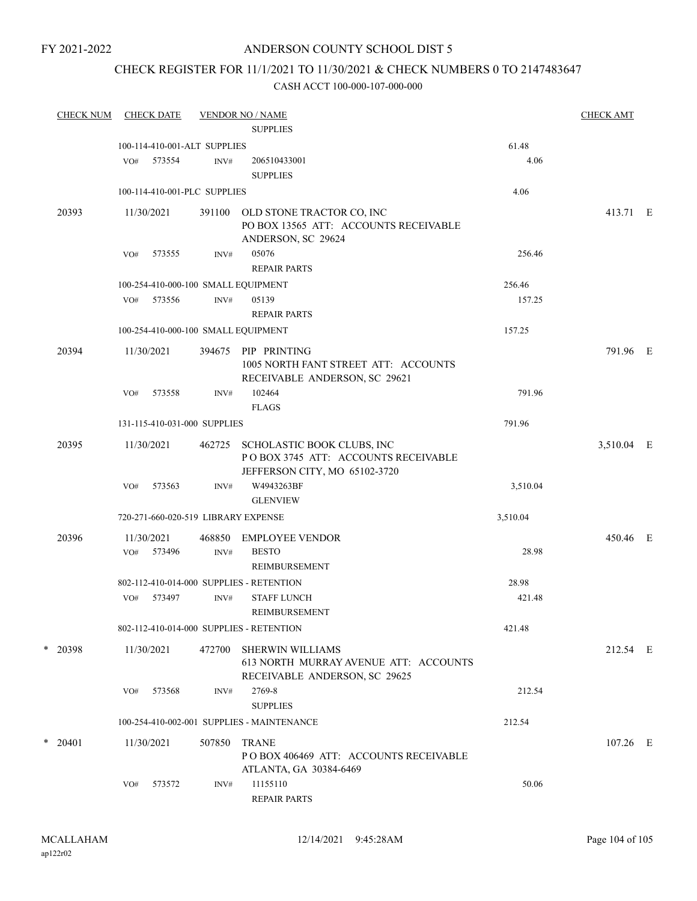FY 2021-2022

# ANDERSON COUNTY SCHOOL DIST 5

## CHECK REGISTER FOR 11/1/2021 TO 11/30/2021 & CHECK NUMBERS 0 TO 2147483647

### CASH ACCT 100-000-107-000-000

| CHECK NUM | CHECK DATE | VENDOR NO / NAME | | | CHECK AMT |
|---|---|---|---|---|---|
| | | | SUPPLIES | | |
| | 100-114-410-001-ALT SUPPLIES | | | 61.48 | |
| | VO# 573554 | INV# | 206510433001<br>SUPPLIES | 4.06 | |
| | 100-114-410-001-PLC SUPPLIES | | | 4.06 | |
| 20393 | 11/30/2021 | 391100 | OLD STONE TRACTOR CO, INC<br>PO BOX 13565 ATT: ACCOUNTS RECEIVABLE<br>ANDERSON, SC 29624 | | 413.71 E |
| | VO# 573555 | INV# | 05076<br>REPAIR PARTS | 256.46 | |
| | 100-254-410-000-100 SMALL EQUIPMENT | | | 256.46 | |
| | VO# 573556 | INV# | 05139<br>REPAIR PARTS | 157.25 | |
| | 100-254-410-000-100 SMALL EQUIPMENT | | | 157.25 | |
| 20394 | 11/30/2021 | 394675 | PIP PRINTING<br>1005 NORTH FANT STREET ATT: ACCOUNTS<br>RECEIVABLE ANDERSON, SC 29621 | | 791.96 E |
| | VO# 573558 | INV# | 102464<br>FLAGS | 791.96 | |
| | 131-115-410-031-000 SUPPLIES | | | 791.96 | |
| 20395 | 11/30/2021 | 462725 | SCHOLASTIC BOOK CLUBS, INC<br>P O BOX 3745 ATT: ACCOUNTS RECEIVABLE<br>JEFFERSON CITY, MO 65102-3720 | | 3,510.04 E |
| | VO# 573563 | INV# | W4943263BF<br>GLENVIEW | 3,510.04 | |
| | 720-271-660-020-519 LIBRARY EXPENSE | | | 3,510.04 | |
| 20396 | 11/30/2021 | 468850 | EMPLOYEE VENDOR | | 450.46 E |
| | VO# 573496 | INV# | BESTO<br>REIMBURSEMENT | 28.98 | |
| | 802-112-410-014-000 SUPPLIES - RETENTION | | | 28.98 | |
| | VO# 573497 | INV# | STAFF LUNCH<br>REIMBURSEMENT | 421.48 | |
| | 802-112-410-014-000 SUPPLIES - RETENTION | | | 421.48 | |
| * 20398 | 11/30/2021 | 472700 | SHERWIN WILLIAMS<br>613 NORTH MURRAY AVENUE ATT: ACCOUNTS<br>RECEIVABLE ANDERSON, SC 29625 | | 212.54 E |
| | VO# 573568 | INV# | 2769-8<br>SUPPLIES | 212.54 | |
| | 100-254-410-002-001 SUPPLIES - MAINTENANCE | | | 212.54 | |
| * 20401 | 11/30/2021 | 507850 | TRANE<br>P O BOX 406469 ATT: ACCOUNTS RECEIVABLE<br>ATLANTA, GA 30384-6469 | | 107.26 E |
| | VO# 573572 | INV# | 11155110<br>REPAIR PARTS | 50.06 | |

MCALLAHAM
ap122r02

12/14/2021 9:45:28AM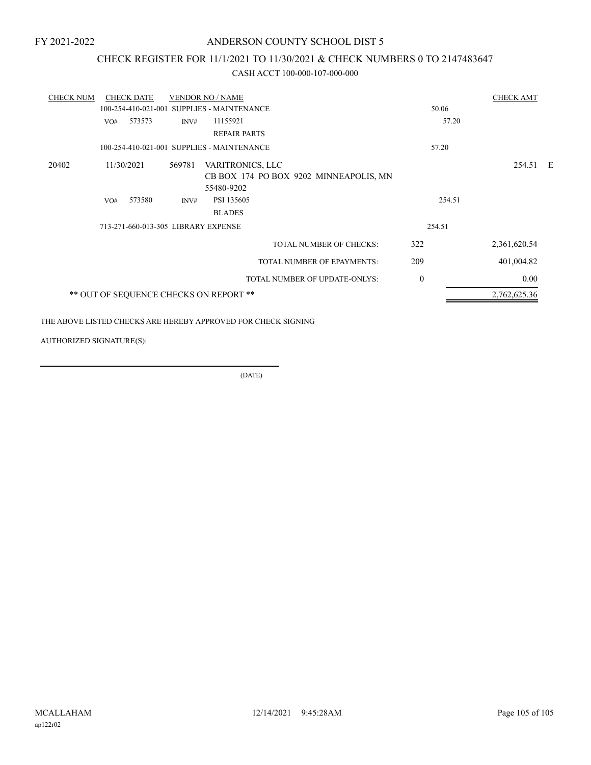# ANDERSON COUNTY SCHOOL DIST 5

## CHECK REGISTER FOR 11/1/2021 TO 11/30/2021 & CHECK NUMBERS 0 TO 2147483647

### CASH ACCT 100-000-107-000-000

| CHECK NUM | CHECK DATE | | VENDOR NO / NAME | | | CHECK AMT | |
|---|---|---|---|---|---|---|---|
| | 100-254-410-021-001 SUPPLIES - MAINTENANCE | | | 50.06 | | | |
| | VO# 573573 | INV# | 11155921 | | 57.20 | | |
| | | | REPAIR PARTS | | | | |
| | 100-254-410-021-001 SUPPLIES - MAINTENANCE | | | 57.20 | | | |
| 20402 | 11/30/2021 | 569781 | VARITRONICS, LLC<br>CB BOX 174 PO BOX 9202 MINNEAPOLIS, MN 55480-9202 | | | 254.51 | E |
| | VO# 573580 | INV# | PSI 135605 | | 254.51 | | |
| | | | BLADES | | | | |
| | 713-271-660-013-305 LIBRARY EXPENSE | | | 254.51 | | | |

| | | |
|---|---|---|
| TOTAL NUMBER OF CHECKS: | 322 | 2,361,620.54 |
| TOTAL NUMBER OF EPAYMENTS: | 209 | 401,004.82 |
| TOTAL NUMBER OF UPDATE-ONLYS: | 0 | 0.00 |
| ** OUT OF SEQUENCE CHECKS ON REPORT ** | | 2,762,625.36 |

THE ABOVE LISTED CHECKS ARE HEREBY APPROVED FOR CHECK SIGNING

AUTHORIZED SIGNATURE(S):

_______________________________________

(DATE)